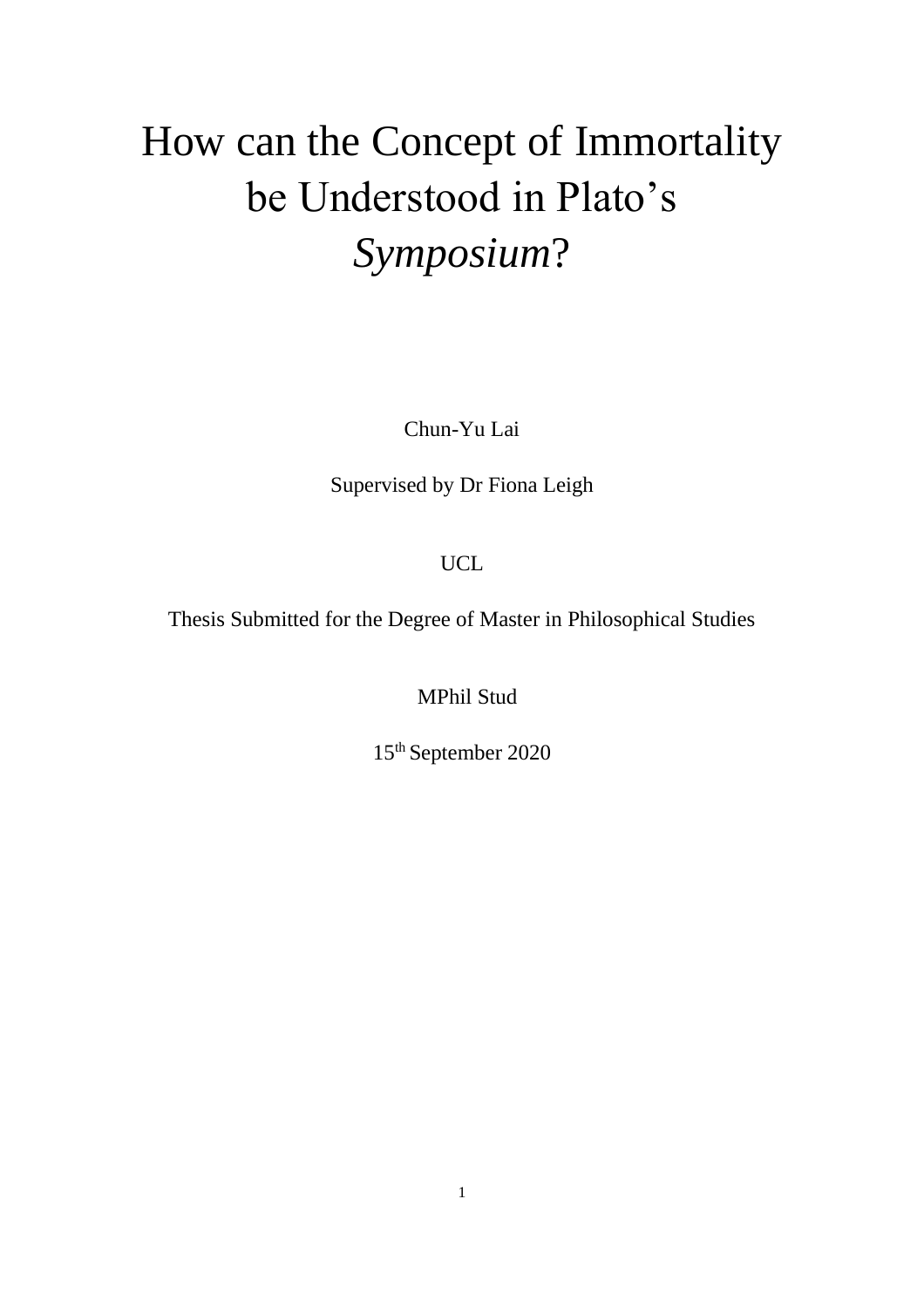# How can the Concept of Immortality be Understood in Plato's *Symposium*?

Chun-Yu Lai

Supervised by Dr Fiona Leigh

UCL

Thesis Submitted for the Degree of Master in Philosophical Studies

MPhil Stud

15th September 2020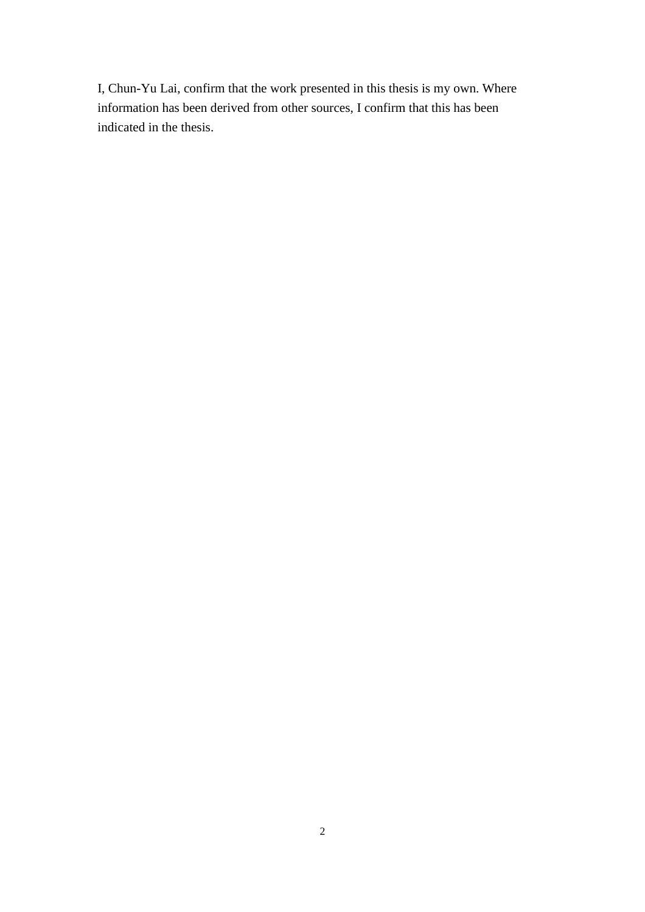I, Chun-Yu Lai, confirm that the work presented in this thesis is my own. Where information has been derived from other sources, I confirm that this has been indicated in the thesis.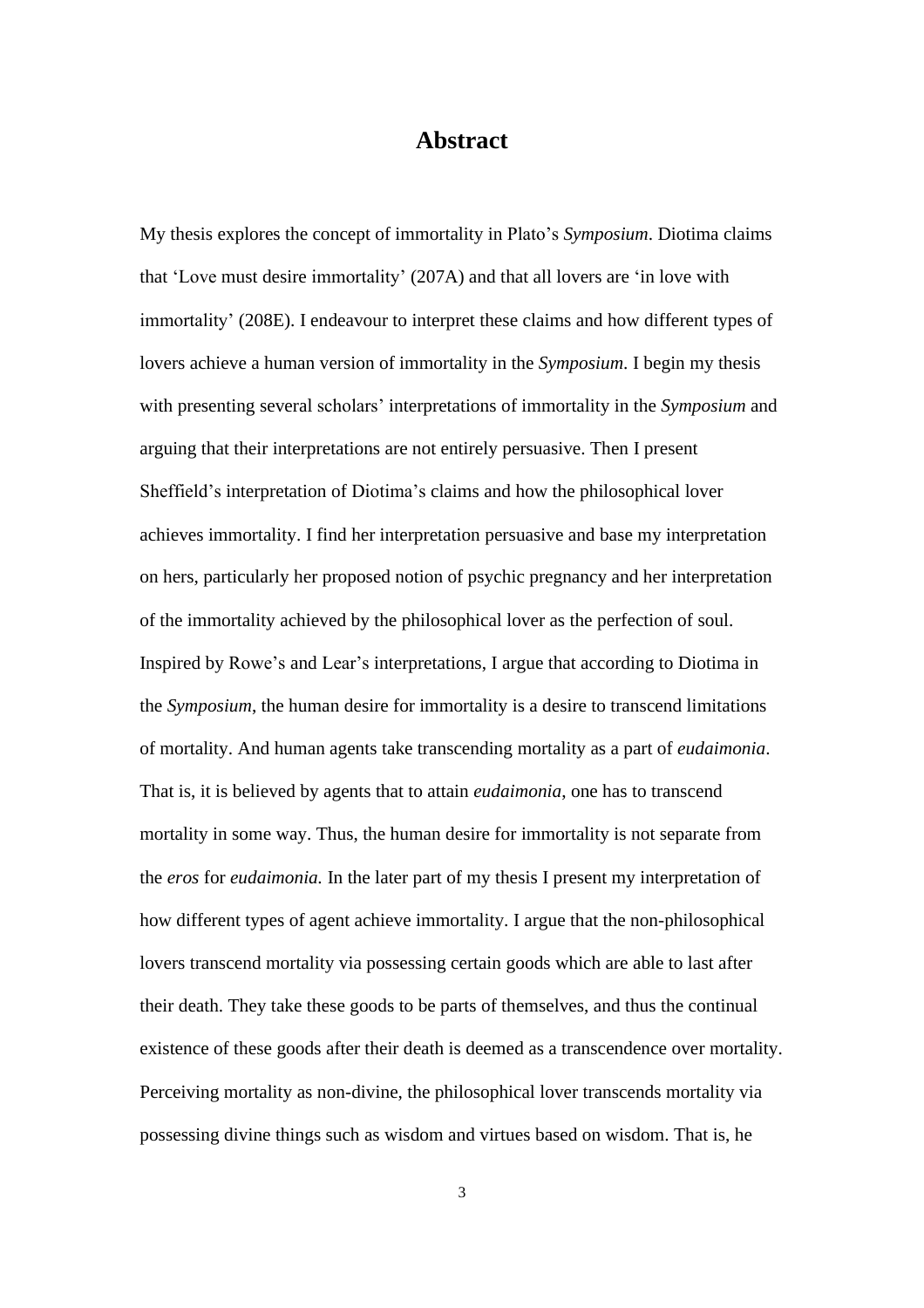# Abstract

My thesis explores the concept of immortality in Plato's *Symposium*. Diotima claims that 'Love must desire immortality' (207A) and that all lovers are 'in love with immortality' (208E). I endeavour to interpret these claims and how different types of lovers achieve a human version of immortality in the *Symposium*. I begin my thesis with presenting several scholars' interpretations of immortality in the *Symposium* and arguing that their interpretations are not entirely persuasive. Then I present Sheffield's interpretation of Diotima's claims and how the philosophical lover achieves immortality. I find her interpretation persuasive and base my interpretation on hers, particularly her proposed notion of psychic pregnancy and her interpretation of the immortality achieved by the philosophical lover as the perfection of soul. Inspired by Rowe's and Lear's interpretations, I argue that according to Diotima in the *Symposium*, the human desire for immortality is a desire to transcend limitations of mortality. And human agents take transcending mortality as a part of *eudaimonia*. That is, it is believed by agents that to attain *eudaimonia*, one has to transcend mortality in some way. Thus, the human desire for immortality is not separate from the *eros* for *eudaimonia.* In the later part of my thesis I present my interpretation of how different types of agent achieve immortality. I argue that the non-philosophical lovers transcend mortality via possessing certain goods which are able to last after their death. They take these goods to be parts of themselves, and thus the continual existence of these goods after their death is deemed as a transcendence over mortality. Perceiving mortality as non-divine, the philosophical lover transcends mortality via possessing divine things such as wisdom and virtues based on wisdom. That is, he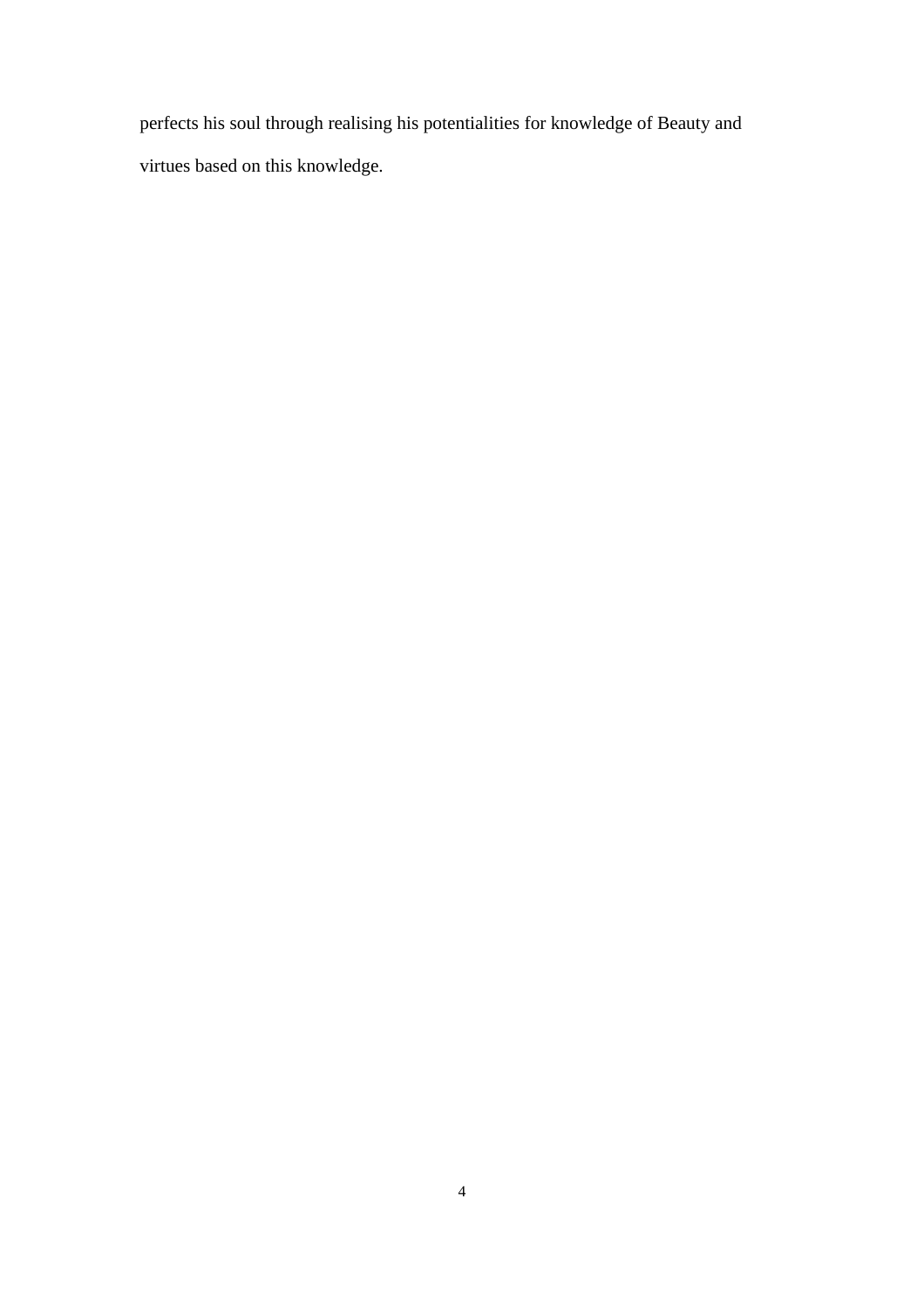perfects his soul through realising his potentialities for knowledge of Beauty and virtues based on this knowledge.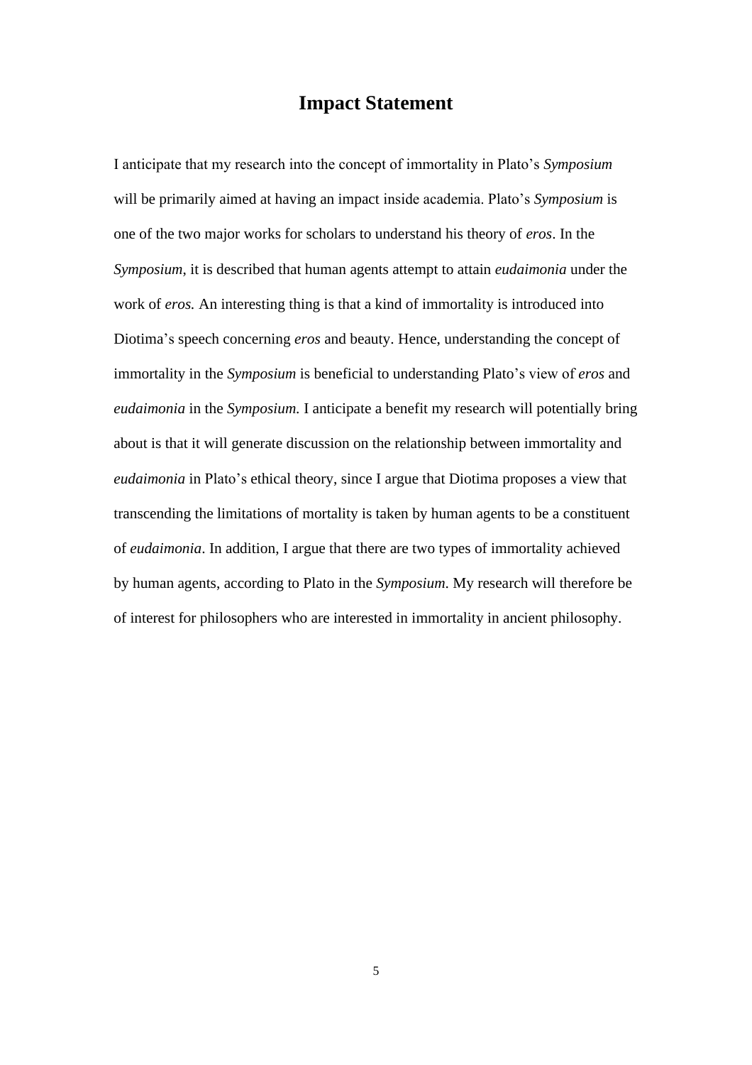# Impact Statement

I anticipate that my research into the concept of immortality in Plato's *Symposium* will be primarily aimed at having an impact inside academia. Plato's *Symposium* is one of the two major works for scholars to understand his theory of *eros*. In the *Symposium*, it is described that human agents attempt to attain *eudaimonia* under the work of *eros.* An interesting thing is that a kind of immortality is introduced into Diotima's speech concerning *eros* and beauty. Hence, understanding the concept of immortality in the *Symposium* is beneficial to understanding Plato's view of *eros* and *eudaimonia* in the *Symposium.* I anticipate a benefit my research will potentially bring about is that it will generate discussion on the relationship between immortality and *eudaimonia* in Plato's ethical theory, since I argue that Diotima proposes a view that transcending the limitations of mortality is taken by human agents to be a constituent of *eudaimonia*. In addition, I argue that there are two types of immortality achieved by human agents, according to Plato in the *Symposium.* My research will therefore be of interest for philosophers who are interested in immortality in ancient philosophy.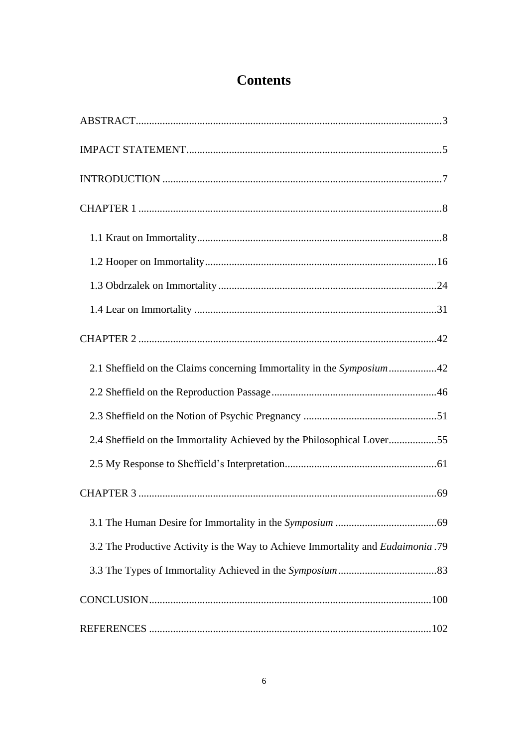# Contents

ABSTRACT....................................................................................................................3

IMPACT STATEMENT...............................................................................................5

INTRODUCTION ........................................................................................................7

CHAPTER 1 .................................................................................................................8

- 1.1 Kraut on Immortality...........................................................................................8
- 1.2 Hooper on Immortality.......................................................................................16
- 1.3 Obdrzalek on Immortality .................................................................................24
- 1.4 Lear on Immortality ..........................................................................................31

CHAPTER 2 ...............................................................................................................42

- 2.1 Sheffield on the Claims concerning Immortality in the *Symposium*..................42
- 2.2 Sheffield on the Reproduction Passage.............................................................46
- 2.3 Sheffield on the Notion of Psychic Pregnancy .................................................51
- 2.4 Sheffield on the Immortality Achieved by the Philosophical Lover..................55
- 2.5 My Response to Sheffield's Interpretation........................................................61

CHAPTER 3 ...............................................................................................................69

- 3.1 The Human Desire for Immortality in the *Symposium* ......................................69
- 3.2 The Productive Activity is the Way to Achieve Immortality and *Eudaimonia* .79
- 3.3 The Types of Immortality Achieved in the *Symposium*.....................................83

CONCLUSION.........................................................................................................100

REFERENCES .........................................................................................................102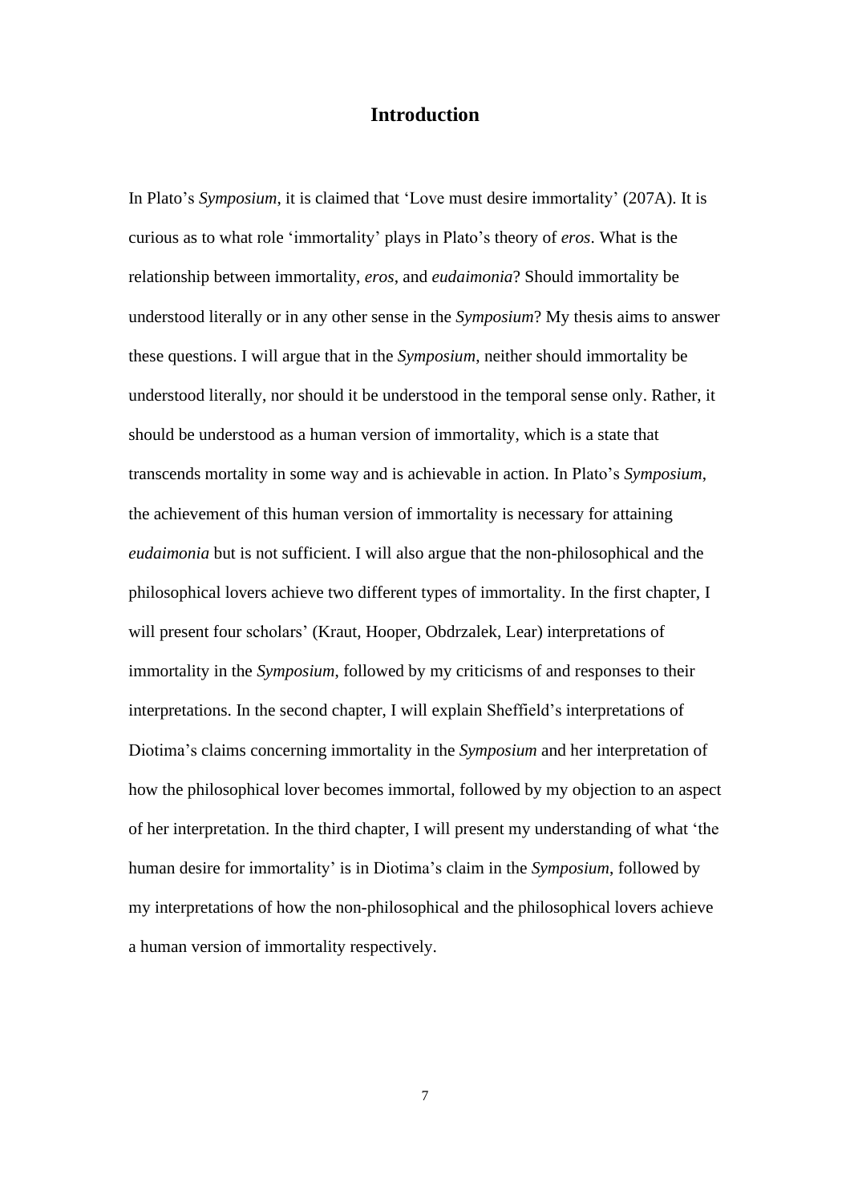# Introduction

In Plato's *Symposium*, it is claimed that 'Love must desire immortality' (207A). It is curious as to what role 'immortality' plays in Plato's theory of *eros*. What is the relationship between immortality, *eros*, and *eudaimonia*? Should immortality be understood literally or in any other sense in the *Symposium*? My thesis aims to answer these questions. I will argue that in the *Symposium*, neither should immortality be understood literally, nor should it be understood in the temporal sense only. Rather, it should be understood as a human version of immortality, which is a state that transcends mortality in some way and is achievable in action. In Plato's *Symposium*, the achievement of this human version of immortality is necessary for attaining *eudaimonia* but is not sufficient. I will also argue that the non-philosophical and the philosophical lovers achieve two different types of immortality. In the first chapter, I will present four scholars' (Kraut, Hooper, Obdrzalek, Lear) interpretations of immortality in the *Symposium*, followed by my criticisms of and responses to their interpretations. In the second chapter, I will explain Sheffield's interpretations of Diotima's claims concerning immortality in the *Symposium* and her interpretation of how the philosophical lover becomes immortal, followed by my objection to an aspect of her interpretation. In the third chapter, I will present my understanding of what 'the human desire for immortality' is in Diotima's claim in the *Symposium*, followed by my interpretations of how the non-philosophical and the philosophical lovers achieve a human version of immortality respectively.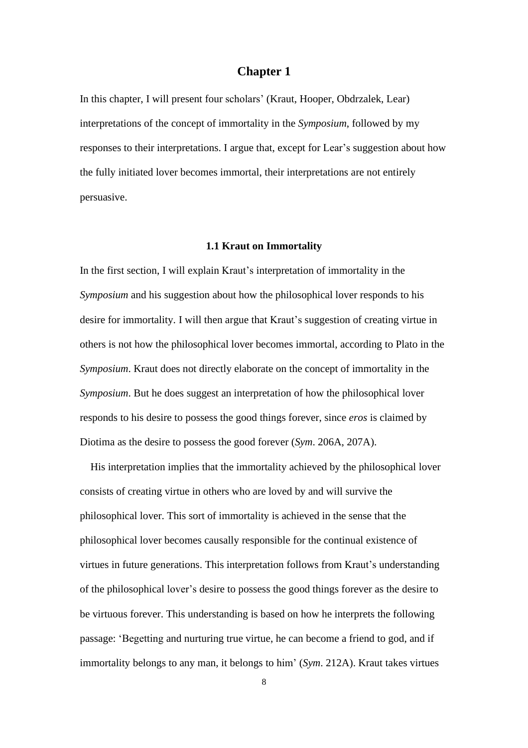# Chapter 1

In this chapter, I will present four scholars' (Kraut, Hooper, Obdrzalek, Lear) interpretations of the concept of immortality in the *Symposium*, followed by my responses to their interpretations. I argue that, except for Lear's suggestion about how the fully initiated lover becomes immortal, their interpretations are not entirely persuasive.

## 1.1 Kraut on Immortality

In the first section, I will explain Kraut's interpretation of immortality in the *Symposium* and his suggestion about how the philosophical lover responds to his desire for immortality. I will then argue that Kraut's suggestion of creating virtue in others is not how the philosophical lover becomes immortal, according to Plato in the *Symposium*. Kraut does not directly elaborate on the concept of immortality in the *Symposium*. But he does suggest an interpretation of how the philosophical lover responds to his desire to possess the good things forever, since *eros* is claimed by Diotima as the desire to possess the good forever (*Sym*. 206A, 207A).

His interpretation implies that the immortality achieved by the philosophical lover consists of creating virtue in others who are loved by and will survive the philosophical lover. This sort of immortality is achieved in the sense that the philosophical lover becomes causally responsible for the continual existence of virtues in future generations. This interpretation follows from Kraut's understanding of the philosophical lover's desire to possess the good things forever as the desire to be virtuous forever. This understanding is based on how he interprets the following passage: 'Begetting and nurturing true virtue, he can become a friend to god, and if immortality belongs to any man, it belongs to him' (*Sym*. 212A). Kraut takes virtues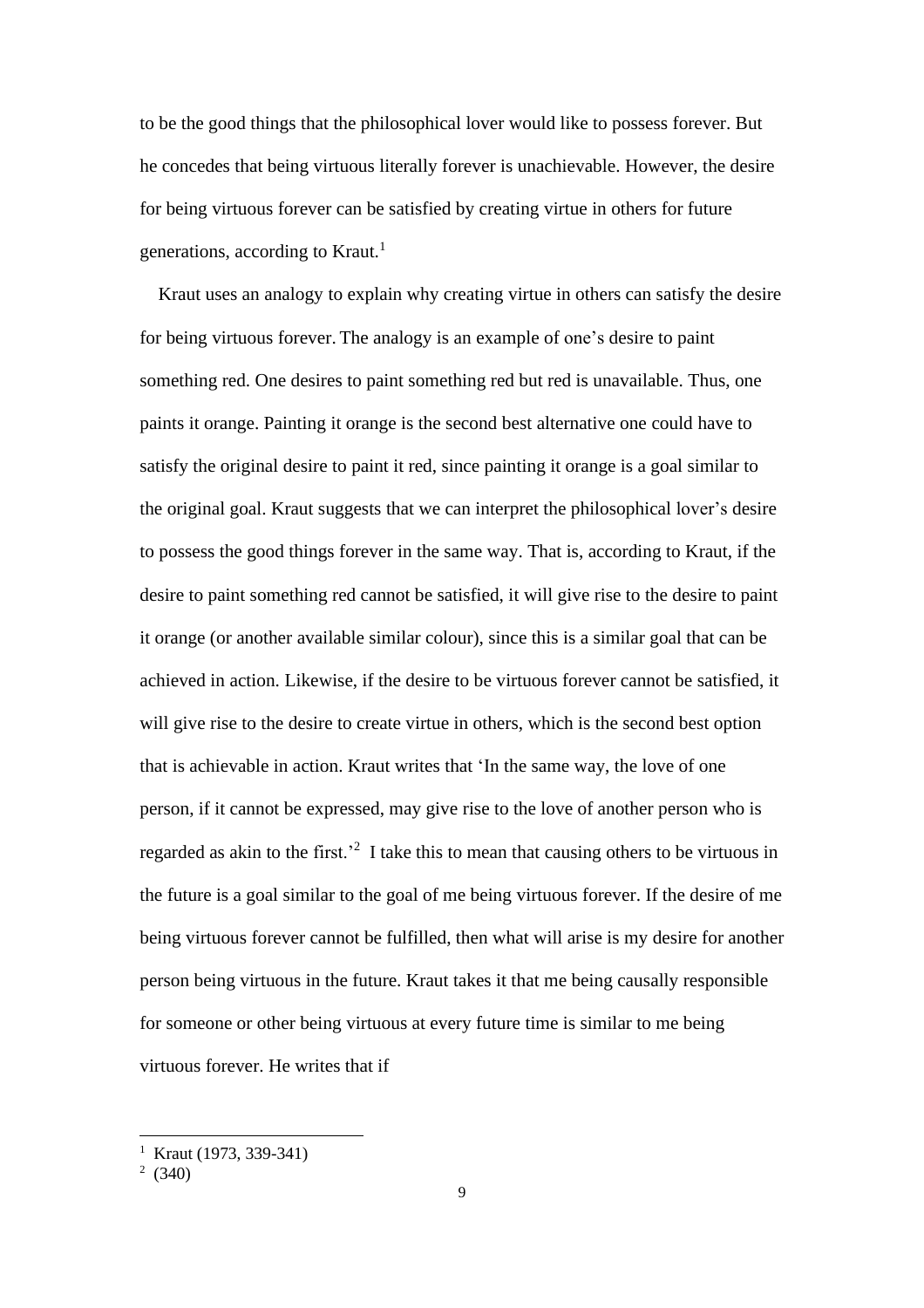to be the good things that the philosophical lover would like to possess forever. But he concedes that being virtuous literally forever is unachievable. However, the desire for being virtuous forever can be satisfied by creating virtue in others for future generations, according to Kraut.[1]

Kraut uses an analogy to explain why creating virtue in others can satisfy the desire for being virtuous forever. The analogy is an example of one's desire to paint something red. One desires to paint something red but red is unavailable. Thus, one paints it orange. Painting it orange is the second best alternative one could have to satisfy the original desire to paint it red, since painting it orange is a goal similar to the original goal. Kraut suggests that we can interpret the philosophical lover's desire to possess the good things forever in the same way. That is, according to Kraut, if the desire to paint something red cannot be satisfied, it will give rise to the desire to paint it orange (or another available similar colour), since this is a similar goal that can be achieved in action. Likewise, if the desire to be virtuous forever cannot be satisfied, it will give rise to the desire to create virtue in others, which is the second best option that is achievable in action. Kraut writes that 'In the same way, the love of one person, if it cannot be expressed, may give rise to the love of another person who is regarded as akin to the first.'[2] I take this to mean that causing others to be virtuous in the future is a goal similar to the goal of me being virtuous forever. If the desire of me being virtuous forever cannot be fulfilled, then what will arise is my desire for another person being virtuous in the future. Kraut takes it that me being causally responsible for someone or other being virtuous at every future time is similar to me being virtuous forever. He writes that if

[1] Kraut (1973, 339-341)

[2] (340)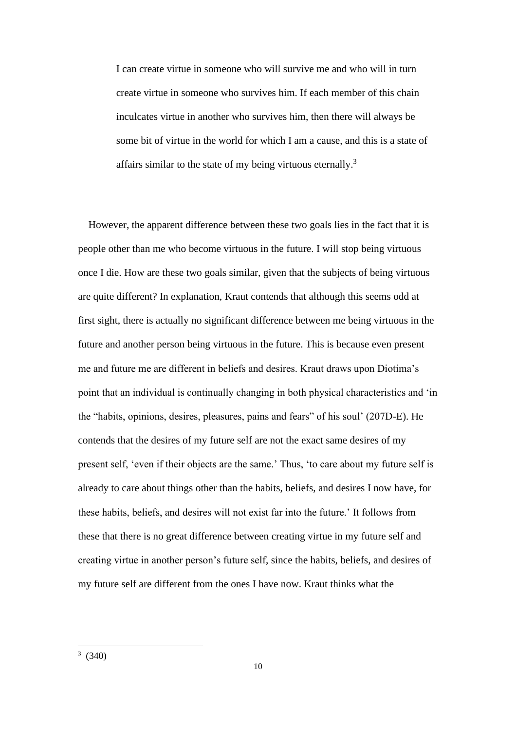> I can create virtue in someone who will survive me and who will in turn create virtue in someone who survives him. If each member of this chain inculcates virtue in another who survives him, then there will always be some bit of virtue in the world for which I am a cause, and this is a state of affairs similar to the state of my being virtuous eternally.[3]

However, the apparent difference between these two goals lies in the fact that it is people other than me who become virtuous in the future. I will stop being virtuous once I die. How are these two goals similar, given that the subjects of being virtuous are quite different? In explanation, Kraut contends that although this seems odd at first sight, there is actually no significant difference between me being virtuous in the future and another person being virtuous in the future. This is because even present me and future me are different in beliefs and desires. Kraut draws upon Diotima's point that an individual is continually changing in both physical characteristics and 'in the "habits, opinions, desires, pleasures, pains and fears" of his soul' (207D-E). He contends that the desires of my future self are not the exact same desires of my present self, 'even if their objects are the same.' Thus, 'to care about my future self is already to care about things other than the habits, beliefs, and desires I now have, for these habits, beliefs, and desires will not exist far into the future.' It follows from these that there is no great difference between creating virtue in my future self and creating virtue in another person's future self, since the habits, beliefs, and desires of my future self are different from the ones I have now. Kraut thinks what the

---

[3] (340)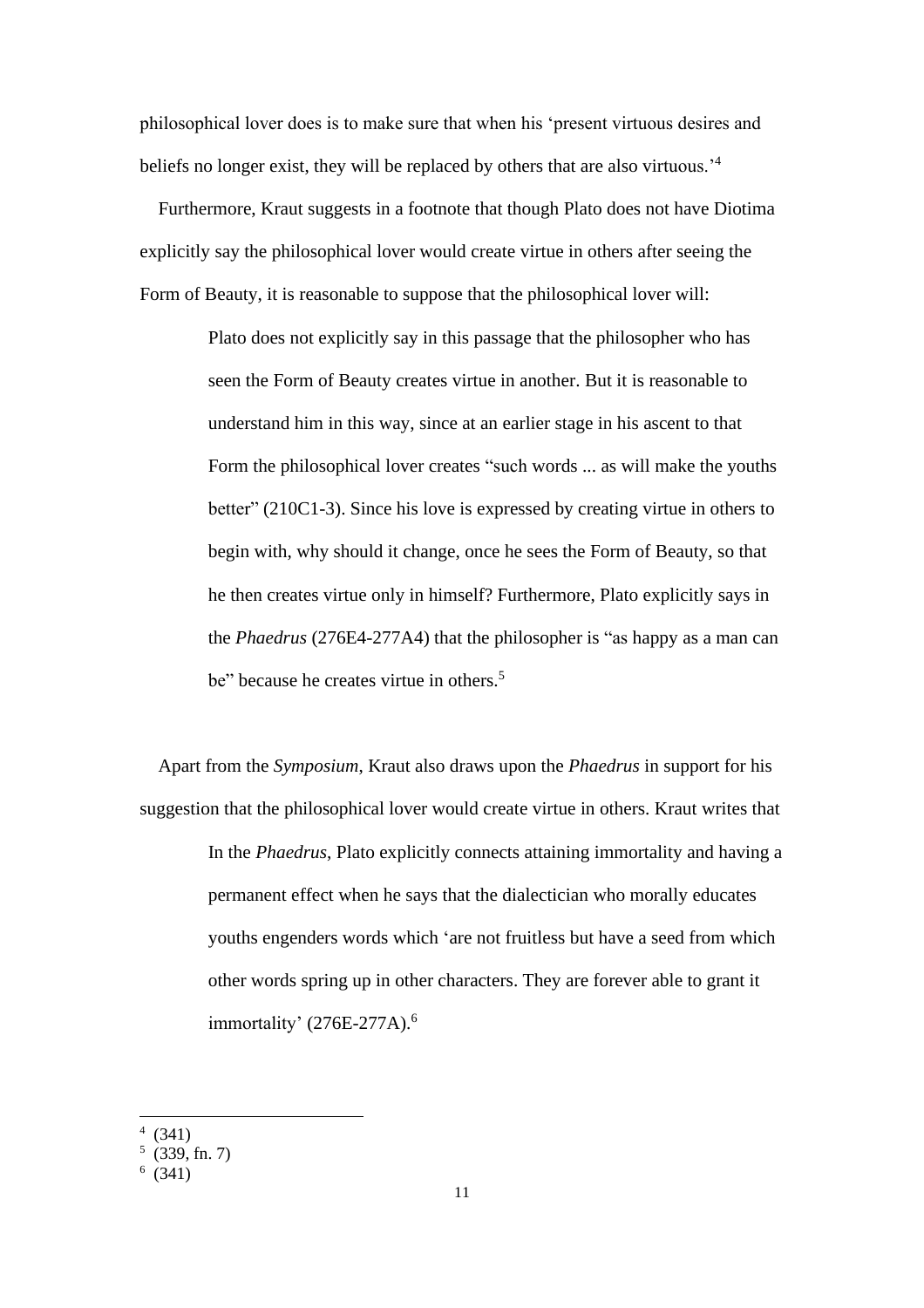philosophical lover does is to make sure that when his 'present virtuous desires and beliefs no longer exist, they will be replaced by others that are also virtuous.'[4]

Furthermore, Kraut suggests in a footnote that though Plato does not have Diotima explicitly say the philosophical lover would create virtue in others after seeing the Form of Beauty, it is reasonable to suppose that the philosophical lover will:

> Plato does not explicitly say in this passage that the philosopher who has seen the Form of Beauty creates virtue in another. But it is reasonable to understand him in this way, since at an earlier stage in his ascent to that Form the philosophical lover creates "such words ... as will make the youths better" (210C1-3). Since his love is expressed by creating virtue in others to begin with, why should it change, once he sees the Form of Beauty, so that he then creates virtue only in himself? Furthermore, Plato explicitly says in the *Phaedrus* (276E4-277A4) that the philosopher is "as happy as a man can be" because he creates virtue in others.[5]

Apart from the *Symposium*, Kraut also draws upon the *Phaedrus* in support for his suggestion that the philosophical lover would create virtue in others. Kraut writes that

> In the *Phaedrus*, Plato explicitly connects attaining immortality and having a permanent effect when he says that the dialectician who morally educates youths engenders words which 'are not fruitless but have a seed from which other words spring up in other characters. They are forever able to grant it immortality' (276E-277A).[6]

---

[4] (341)

[5] (339, fn. 7)

[6] (341)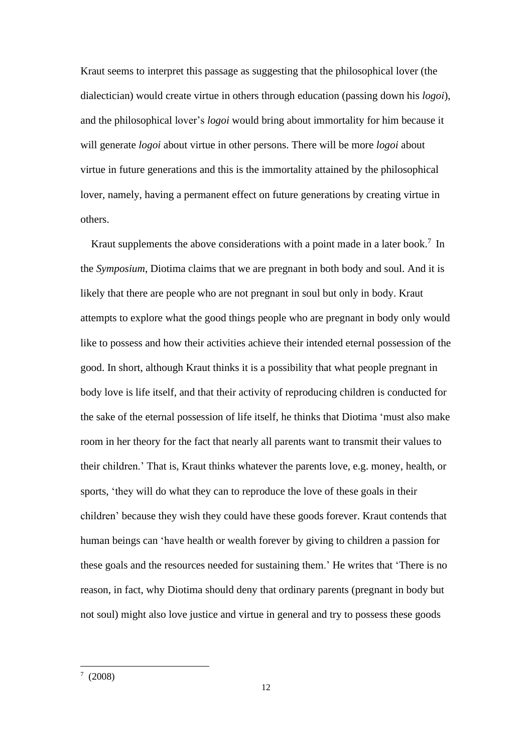Kraut seems to interpret this passage as suggesting that the philosophical lover (the dialectician) would create virtue in others through education (passing down his *logoi*), and the philosophical lover's *logoi* would bring about immortality for him because it will generate *logoi* about virtue in other persons. There will be more *logoi* about virtue in future generations and this is the immortality attained by the philosophical lover, namely, having a permanent effect on future generations by creating virtue in others.

Kraut supplements the above considerations with a point made in a later book.[7] In the *Symposium*, Diotima claims that we are pregnant in both body and soul. And it is likely that there are people who are not pregnant in soul but only in body. Kraut attempts to explore what the good things people who are pregnant in body only would like to possess and how their activities achieve their intended eternal possession of the good. In short, although Kraut thinks it is a possibility that what people pregnant in body love is life itself, and that their activity of reproducing children is conducted for the sake of the eternal possession of life itself, he thinks that Diotima 'must also make room in her theory for the fact that nearly all parents want to transmit their values to their children.' That is, Kraut thinks whatever the parents love, e.g. money, health, or sports, 'they will do what they can to reproduce the love of these goals in their children' because they wish they could have these goods forever. Kraut contends that human beings can 'have health or wealth forever by giving to children a passion for these goals and the resources needed for sustaining them.' He writes that 'There is no reason, in fact, why Diotima should deny that ordinary parents (pregnant in body but not soul) might also love justice and virtue in general and try to possess these goods

[7] (2008)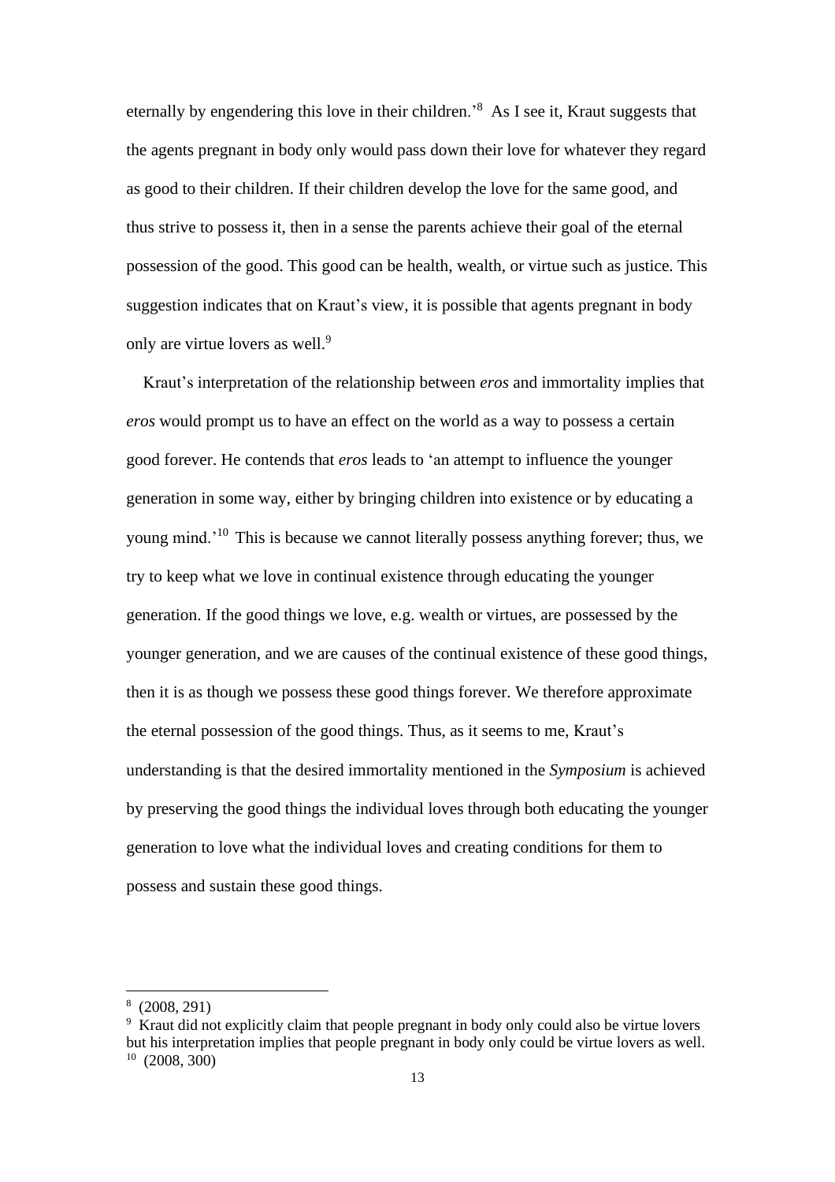eternally by engendering this love in their children.'[8] As I see it, Kraut suggests that the agents pregnant in body only would pass down their love for whatever they regard as good to their children. If their children develop the love for the same good, and thus strive to possess it, then in a sense the parents achieve their goal of the eternal possession of the good. This good can be health, wealth, or virtue such as justice. This suggestion indicates that on Kraut's view, it is possible that agents pregnant in body only are virtue lovers as well.[9]

Kraut's interpretation of the relationship between *eros* and immortality implies that *eros* would prompt us to have an effect on the world as a way to possess a certain good forever. He contends that *eros* leads to 'an attempt to influence the younger generation in some way, either by bringing children into existence or by educating a young mind.'[10] This is because we cannot literally possess anything forever; thus, we try to keep what we love in continual existence through educating the younger generation. If the good things we love, e.g. wealth or virtues, are possessed by the younger generation, and we are causes of the continual existence of these good things, then it is as though we possess these good things forever. We therefore approximate the eternal possession of the good things. Thus, as it seems to me, Kraut's understanding is that the desired immortality mentioned in the *Symposium* is achieved by preserving the good things the individual loves through both educating the younger generation to love what the individual loves and creating conditions for them to possess and sustain these good things.

---

[8] (2008, 291)

[9] Kraut did not explicitly claim that people pregnant in body only could also be virtue lovers but his interpretation implies that people pregnant in body only could be virtue lovers as well.

[10] (2008, 300)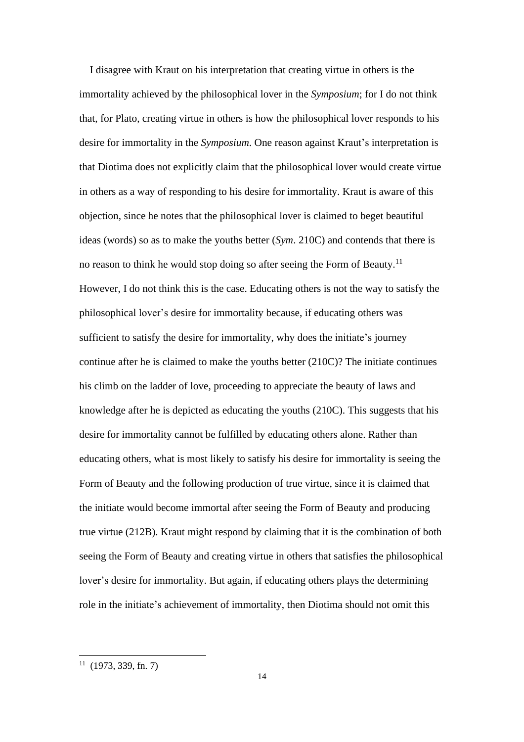I disagree with Kraut on his interpretation that creating virtue in others is the immortality achieved by the philosophical lover in the *Symposium*; for I do not think that, for Plato, creating virtue in others is how the philosophical lover responds to his desire for immortality in the *Symposium*. One reason against Kraut's interpretation is that Diotima does not explicitly claim that the philosophical lover would create virtue in others as a way of responding to his desire for immortality. Kraut is aware of this objection, since he notes that the philosophical lover is claimed to beget beautiful ideas (words) so as to make the youths better (*Sym*. 210C) and contends that there is no reason to think he would stop doing so after seeing the Form of Beauty.[11] However, I do not think this is the case. Educating others is not the way to satisfy the philosophical lover's desire for immortality because, if educating others was sufficient to satisfy the desire for immortality, why does the initiate's journey continue after he is claimed to make the youths better (210C)? The initiate continues his climb on the ladder of love, proceeding to appreciate the beauty of laws and knowledge after he is depicted as educating the youths (210C). This suggests that his desire for immortality cannot be fulfilled by educating others alone. Rather than educating others, what is most likely to satisfy his desire for immortality is seeing the Form of Beauty and the following production of true virtue, since it is claimed that the initiate would become immortal after seeing the Form of Beauty and producing true virtue (212B). Kraut might respond by claiming that it is the combination of both seeing the Form of Beauty and creating virtue in others that satisfies the philosophical lover's desire for immortality. But again, if educating others plays the determining role in the initiate's achievement of immortality, then Diotima should not omit this

---

[11] (1973, 339, fn. 7)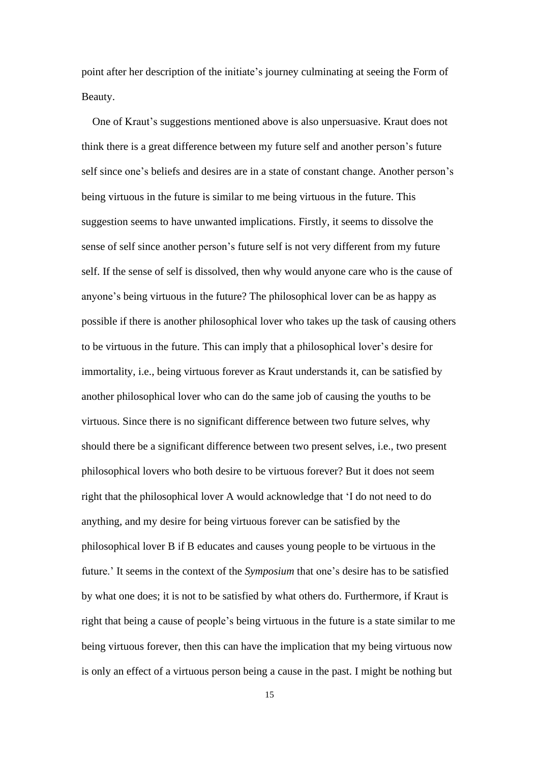point after her description of the initiate's journey culminating at seeing the Form of Beauty.

One of Kraut's suggestions mentioned above is also unpersuasive. Kraut does not think there is a great difference between my future self and another person's future self since one's beliefs and desires are in a state of constant change. Another person's being virtuous in the future is similar to me being virtuous in the future. This suggestion seems to have unwanted implications. Firstly, it seems to dissolve the sense of self since another person's future self is not very different from my future self. If the sense of self is dissolved, then why would anyone care who is the cause of anyone's being virtuous in the future? The philosophical lover can be as happy as possible if there is another philosophical lover who takes up the task of causing others to be virtuous in the future. This can imply that a philosophical lover's desire for immortality, i.e., being virtuous forever as Kraut understands it, can be satisfied by another philosophical lover who can do the same job of causing the youths to be virtuous. Since there is no significant difference between two future selves, why should there be a significant difference between two present selves, i.e., two present philosophical lovers who both desire to be virtuous forever? But it does not seem right that the philosophical lover A would acknowledge that 'I do not need to do anything, and my desire for being virtuous forever can be satisfied by the philosophical lover B if B educates and causes young people to be virtuous in the future.' It seems in the context of the *Symposium* that one's desire has to be satisfied by what one does; it is not to be satisfied by what others do. Furthermore, if Kraut is right that being a cause of people's being virtuous in the future is a state similar to me being virtuous forever, then this can have the implication that my being virtuous now is only an effect of a virtuous person being a cause in the past. I might be nothing but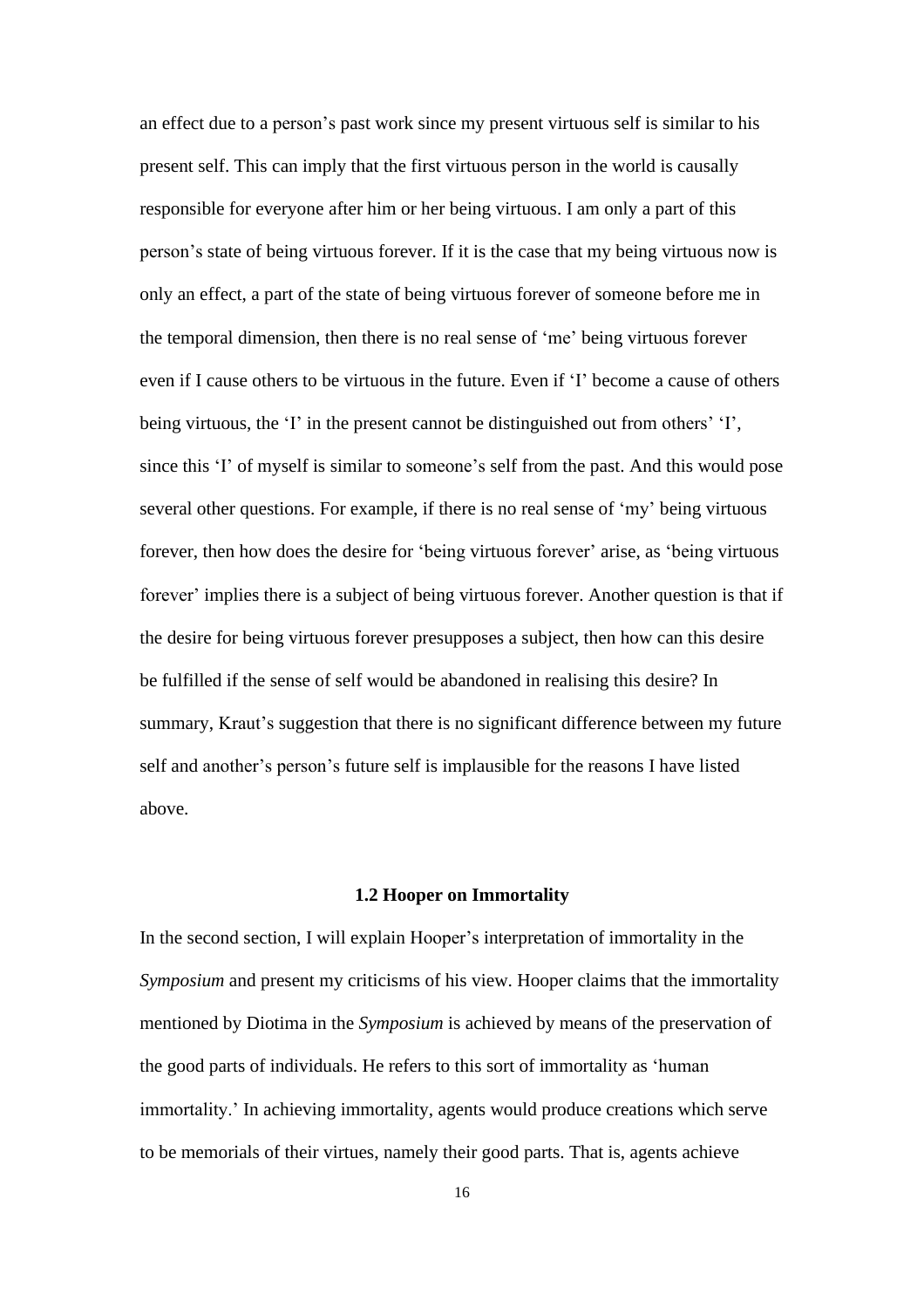an effect due to a person's past work since my present virtuous self is similar to his present self. This can imply that the first virtuous person in the world is causally responsible for everyone after him or her being virtuous. I am only a part of this person's state of being virtuous forever. If it is the case that my being virtuous now is only an effect, a part of the state of being virtuous forever of someone before me in the temporal dimension, then there is no real sense of 'me' being virtuous forever even if I cause others to be virtuous in the future. Even if 'I' become a cause of others being virtuous, the 'I' in the present cannot be distinguished out from others' 'I', since this 'I' of myself is similar to someone's self from the past. And this would pose several other questions. For example, if there is no real sense of 'my' being virtuous forever, then how does the desire for 'being virtuous forever' arise, as 'being virtuous forever' implies there is a subject of being virtuous forever. Another question is that if the desire for being virtuous forever presupposes a subject, then how can this desire be fulfilled if the sense of self would be abandoned in realising this desire? In summary, Kraut's suggestion that there is no significant difference between my future self and another's person's future self is implausible for the reasons I have listed above.

### 1.2 Hooper on Immortality

In the second section, I will explain Hooper's interpretation of immortality in the *Symposium* and present my criticisms of his view. Hooper claims that the immortality mentioned by Diotima in the *Symposium* is achieved by means of the preservation of the good parts of individuals. He refers to this sort of immortality as 'human immortality.' In achieving immortality, agents would produce creations which serve to be memorials of their virtues, namely their good parts. That is, agents achieve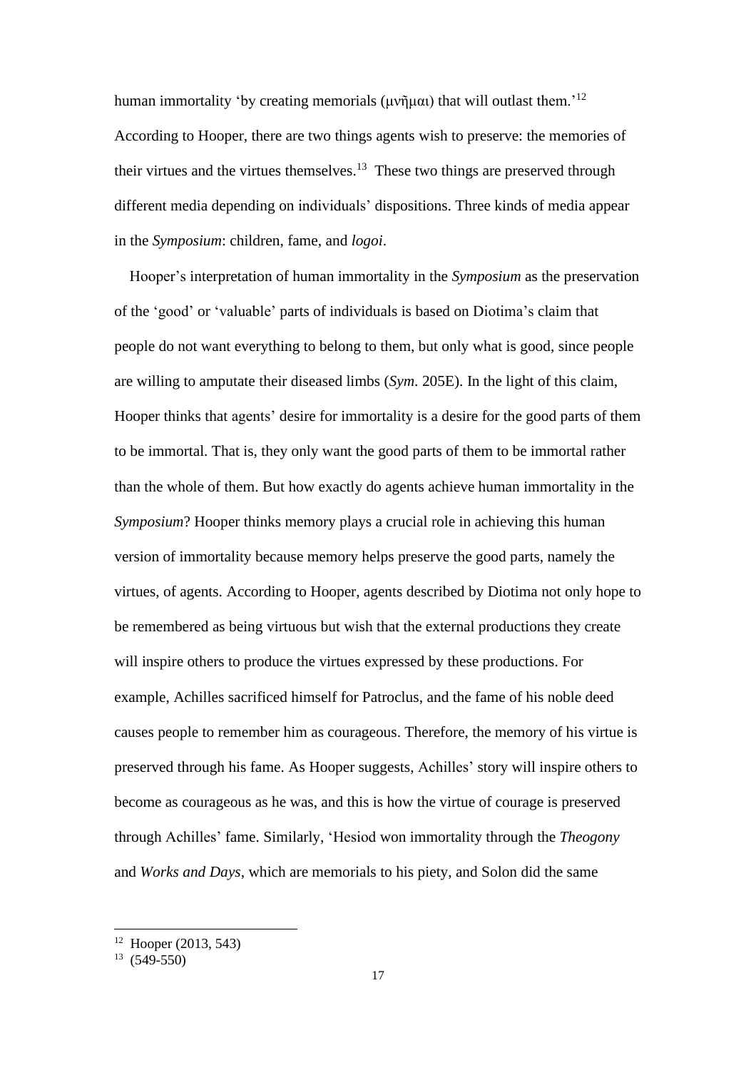human immortality 'by creating memorials (μνῆμαι) that will outlast them.'[12] According to Hooper, there are two things agents wish to preserve: the memories of their virtues and the virtues themselves.[13] These two things are preserved through different media depending on individuals' dispositions. Three kinds of media appear in the *Symposium*: children, fame, and *logoi*.

Hooper's interpretation of human immortality in the *Symposium* as the preservation of the 'good' or 'valuable' parts of individuals is based on Diotima's claim that people do not want everything to belong to them, but only what is good, since people are willing to amputate their diseased limbs (*Sym*. 205E). In the light of this claim, Hooper thinks that agents' desire for immortality is a desire for the good parts of them to be immortal. That is, they only want the good parts of them to be immortal rather than the whole of them. But how exactly do agents achieve human immortality in the *Symposium*? Hooper thinks memory plays a crucial role in achieving this human version of immortality because memory helps preserve the good parts, namely the virtues, of agents. According to Hooper, agents described by Diotima not only hope to be remembered as being virtuous but wish that the external productions they create will inspire others to produce the virtues expressed by these productions. For example, Achilles sacrificed himself for Patroclus, and the fame of his noble deed causes people to remember him as courageous. Therefore, the memory of his virtue is preserved through his fame. As Hooper suggests, Achilles' story will inspire others to become as courageous as he was, and this is how the virtue of courage is preserved through Achilles' fame. Similarly, 'Hesiod won immortality through the *Theogony* and *Works and Days*, which are memorials to his piety, and Solon did the same

---

[12] Hooper (2013, 543)

[13] (549-550)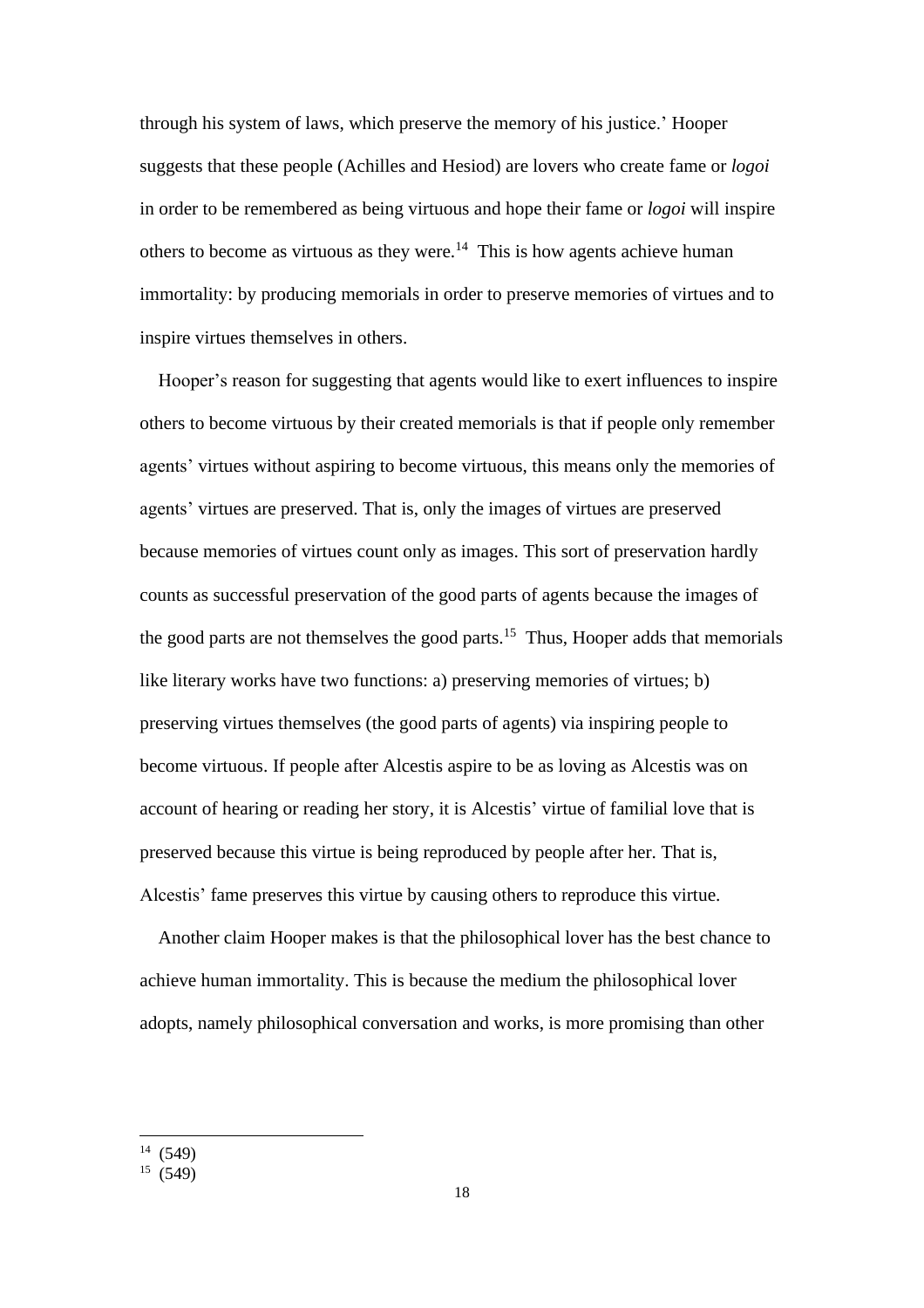through his system of laws, which preserve the memory of his justice.' Hooper suggests that these people (Achilles and Hesiod) are lovers who create fame or *logoi* in order to be remembered as being virtuous and hope their fame or *logoi* will inspire others to become as virtuous as they were.[14] This is how agents achieve human immortality: by producing memorials in order to preserve memories of virtues and to inspire virtues themselves in others.

Hooper's reason for suggesting that agents would like to exert influences to inspire others to become virtuous by their created memorials is that if people only remember agents' virtues without aspiring to become virtuous, this means only the memories of agents' virtues are preserved. That is, only the images of virtues are preserved because memories of virtues count only as images. This sort of preservation hardly counts as successful preservation of the good parts of agents because the images of the good parts are not themselves the good parts.[15] Thus, Hooper adds that memorials like literary works have two functions: a) preserving memories of virtues; b) preserving virtues themselves (the good parts of agents) via inspiring people to become virtuous. If people after Alcestis aspire to be as loving as Alcestis was on account of hearing or reading her story, it is Alcestis' virtue of familial love that is preserved because this virtue is being reproduced by people after her. That is, Alcestis' fame preserves this virtue by causing others to reproduce this virtue.

Another claim Hooper makes is that the philosophical lover has the best chance to achieve human immortality. This is because the medium the philosophical lover adopts, namely philosophical conversation and works, is more promising than other

[14] (549)

[15] (549)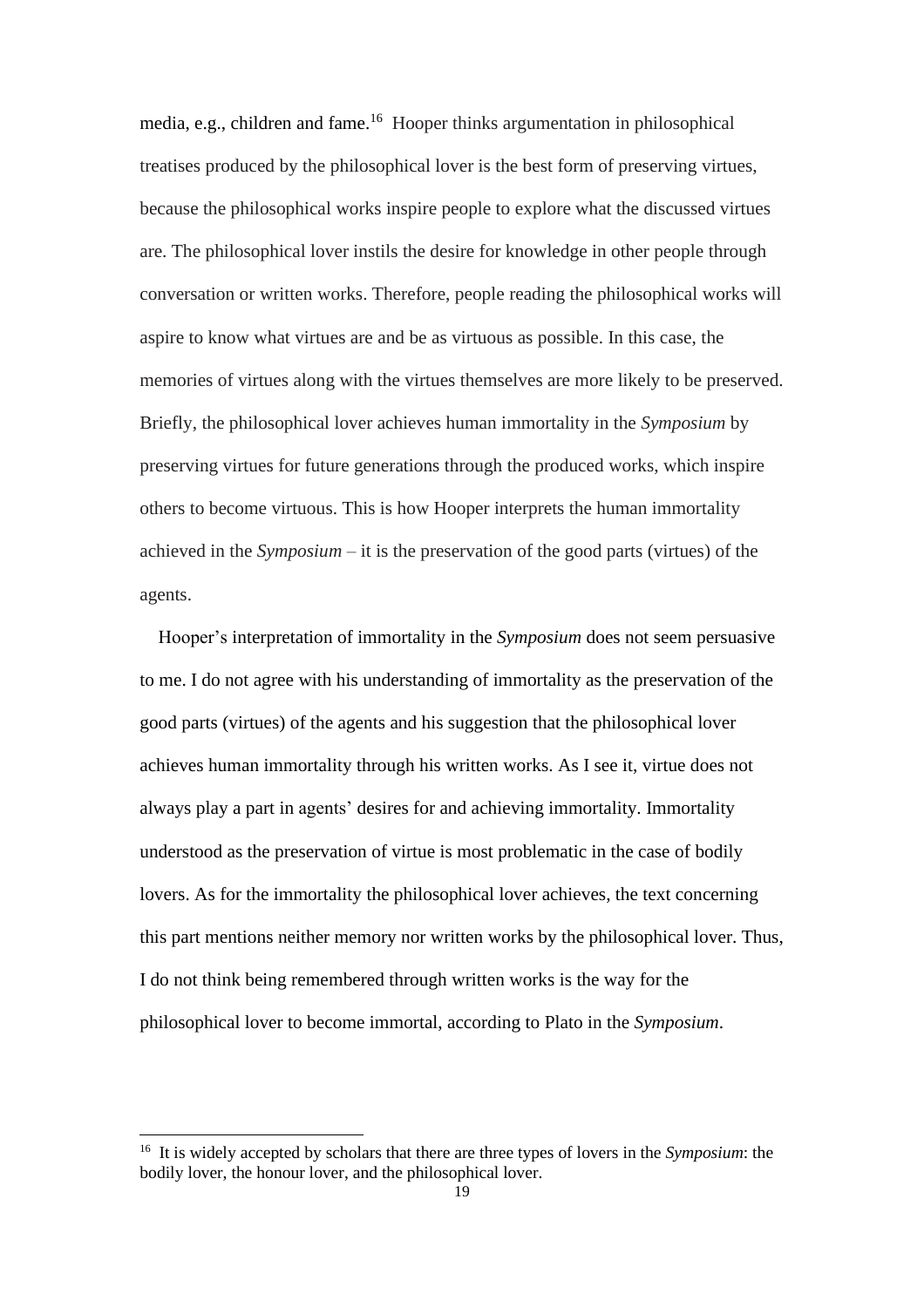media, e.g., children and fame.[16] Hooper thinks argumentation in philosophical treatises produced by the philosophical lover is the best form of preserving virtues, because the philosophical works inspire people to explore what the discussed virtues are. The philosophical lover instils the desire for knowledge in other people through conversation or written works. Therefore, people reading the philosophical works will aspire to know what virtues are and be as virtuous as possible. In this case, the memories of virtues along with the virtues themselves are more likely to be preserved. Briefly, the philosophical lover achieves human immortality in the *Symposium* by preserving virtues for future generations through the produced works, which inspire others to become virtuous. This is how Hooper interprets the human immortality achieved in the *Symposium* – it is the preservation of the good parts (virtues) of the agents.

Hooper's interpretation of immortality in the *Symposium* does not seem persuasive to me. I do not agree with his understanding of immortality as the preservation of the good parts (virtues) of the agents and his suggestion that the philosophical lover achieves human immortality through his written works. As I see it, virtue does not always play a part in agents' desires for and achieving immortality. Immortality understood as the preservation of virtue is most problematic in the case of bodily lovers. As for the immortality the philosophical lover achieves, the text concerning this part mentions neither memory nor written works by the philosophical lover. Thus, I do not think being remembered through written works is the way for the philosophical lover to become immortal, according to Plato in the *Symposium*.

[16] It is widely accepted by scholars that there are three types of lovers in the *Symposium*: the bodily lover, the honour lover, and the philosophical lover.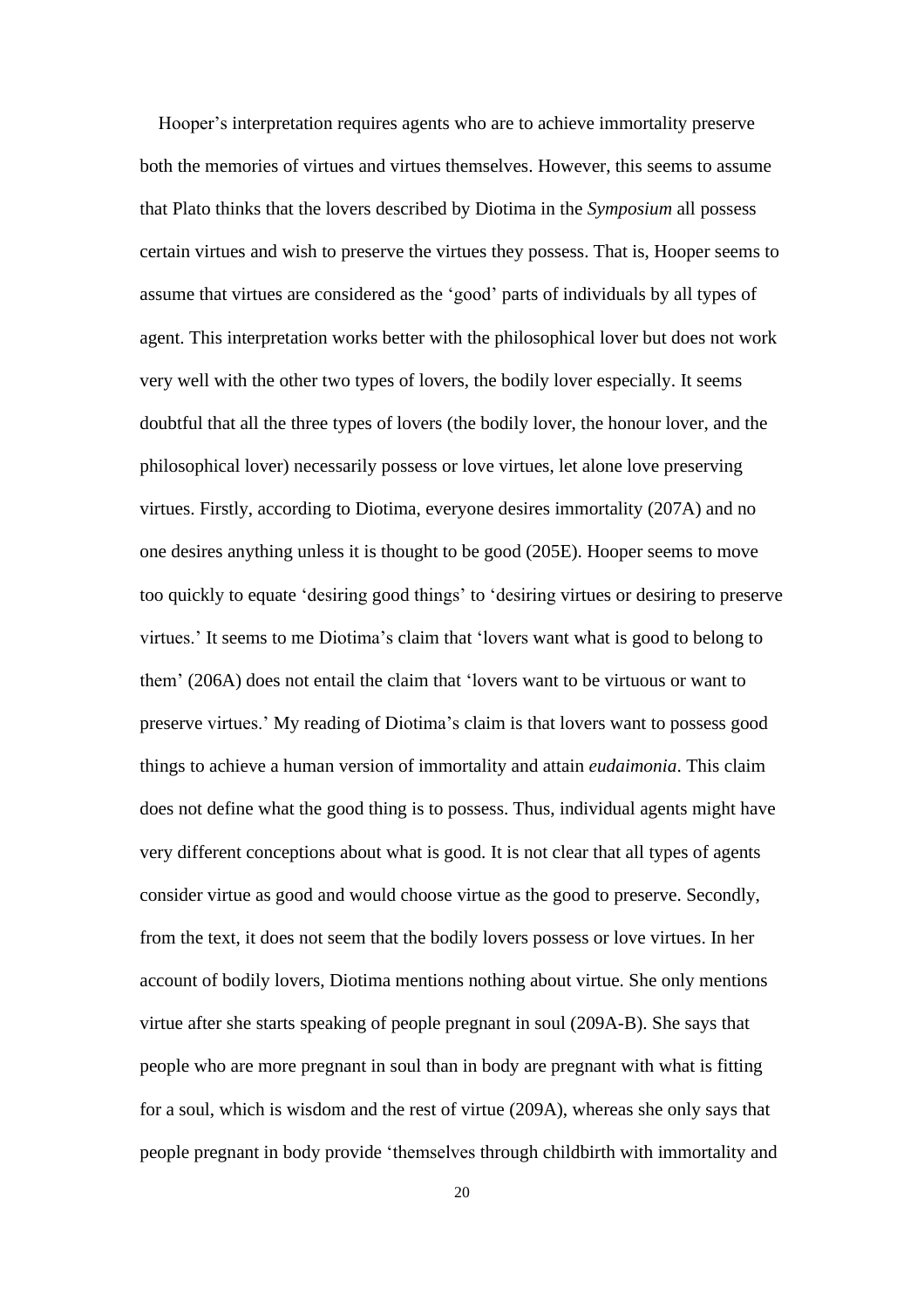Hooper's interpretation requires agents who are to achieve immortality preserve both the memories of virtues and virtues themselves. However, this seems to assume that Plato thinks that the lovers described by Diotima in the *Symposium* all possess certain virtues and wish to preserve the virtues they possess. That is, Hooper seems to assume that virtues are considered as the 'good' parts of individuals by all types of agent. This interpretation works better with the philosophical lover but does not work very well with the other two types of lovers, the bodily lover especially. It seems doubtful that all the three types of lovers (the bodily lover, the honour lover, and the philosophical lover) necessarily possess or love virtues, let alone love preserving virtues. Firstly, according to Diotima, everyone desires immortality (207A) and no one desires anything unless it is thought to be good (205E). Hooper seems to move too quickly to equate 'desiring good things' to 'desiring virtues or desiring to preserve virtues.' It seems to me Diotima's claim that 'lovers want what is good to belong to them' (206A) does not entail the claim that 'lovers want to be virtuous or want to preserve virtues.' My reading of Diotima's claim is that lovers want to possess good things to achieve a human version of immortality and attain *eudaimonia*. This claim does not define what the good thing is to possess. Thus, individual agents might have very different conceptions about what is good. It is not clear that all types of agents consider virtue as good and would choose virtue as the good to preserve. Secondly, from the text, it does not seem that the bodily lovers possess or love virtues. In her account of bodily lovers, Diotima mentions nothing about virtue. She only mentions virtue after she starts speaking of people pregnant in soul (209A-B). She says that people who are more pregnant in soul than in body are pregnant with what is fitting for a soul, which is wisdom and the rest of virtue (209A), whereas she only says that people pregnant in body provide 'themselves through childbirth with immortality and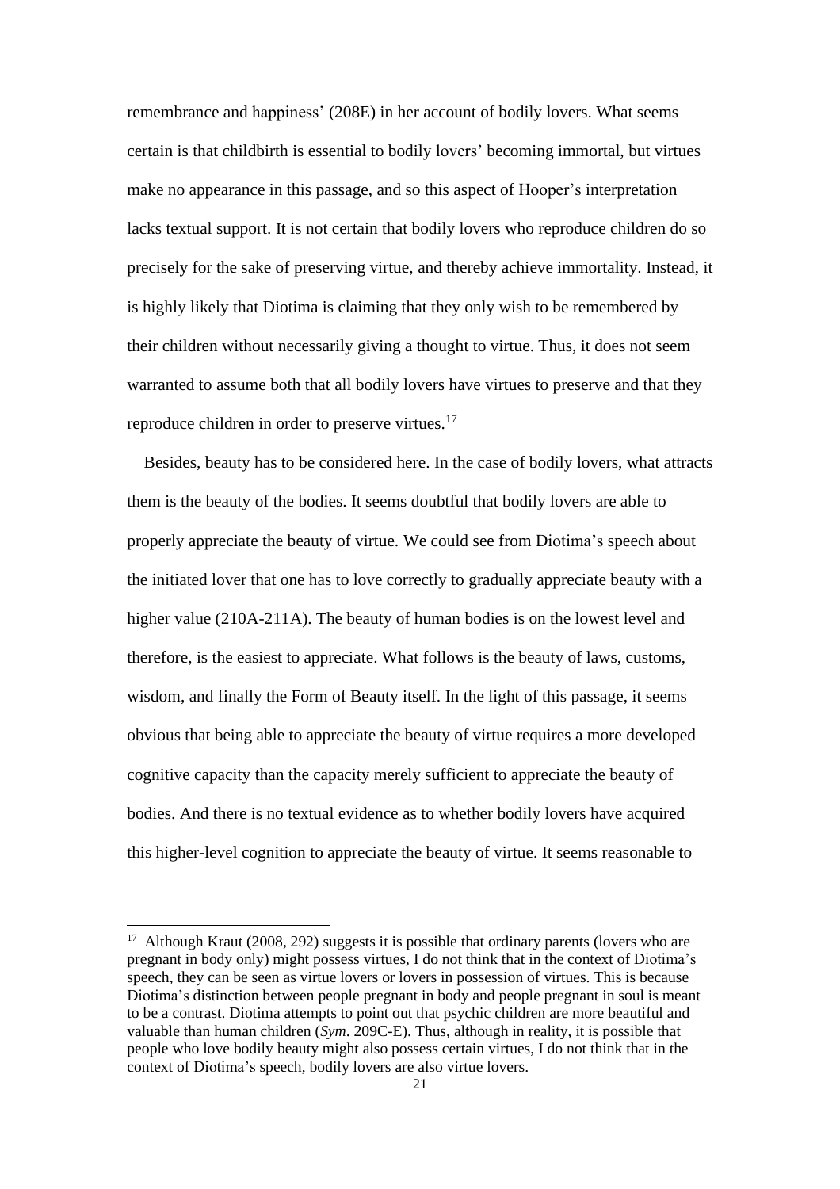remembrance and happiness' (208E) in her account of bodily lovers. What seems certain is that childbirth is essential to bodily lovers' becoming immortal, but virtues make no appearance in this passage, and so this aspect of Hooper's interpretation lacks textual support. It is not certain that bodily lovers who reproduce children do so precisely for the sake of preserving virtue, and thereby achieve immortality. Instead, it is highly likely that Diotima is claiming that they only wish to be remembered by their children without necessarily giving a thought to virtue. Thus, it does not seem warranted to assume both that all bodily lovers have virtues to preserve and that they reproduce children in order to preserve virtues.[17]

Besides, beauty has to be considered here. In the case of bodily lovers, what attracts them is the beauty of the bodies. It seems doubtful that bodily lovers are able to properly appreciate the beauty of virtue. We could see from Diotima's speech about the initiated lover that one has to love correctly to gradually appreciate beauty with a higher value (210A-211A). The beauty of human bodies is on the lowest level and therefore, is the easiest to appreciate. What follows is the beauty of laws, customs, wisdom, and finally the Form of Beauty itself. In the light of this passage, it seems obvious that being able to appreciate the beauty of virtue requires a more developed cognitive capacity than the capacity merely sufficient to appreciate the beauty of bodies. And there is no textual evidence as to whether bodily lovers have acquired this higher-level cognition to appreciate the beauty of virtue. It seems reasonable to

---

[17] Although Kraut (2008, 292) suggests it is possible that ordinary parents (lovers who are pregnant in body only) might possess virtues, I do not think that in the context of Diotima's speech, they can be seen as virtue lovers or lovers in possession of virtues. This is because Diotima's distinction between people pregnant in body and people pregnant in soul is meant to be a contrast. Diotima attempts to point out that psychic children are more beautiful and valuable than human children (*Sym*. 209C-E). Thus, although in reality, it is possible that people who love bodily beauty might also possess certain virtues, I do not think that in the context of Diotima's speech, bodily lovers are also virtue lovers.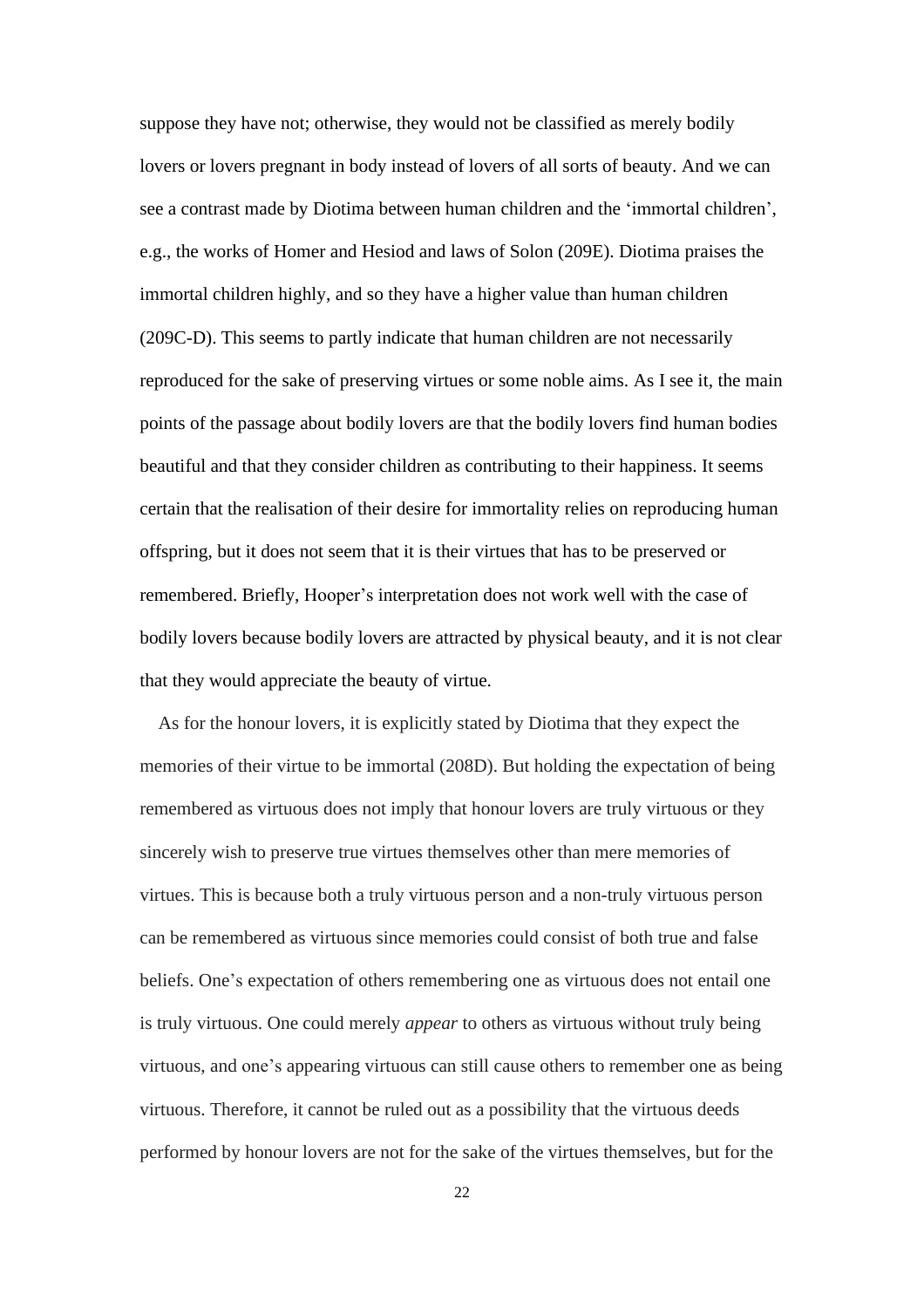suppose they have not; otherwise, they would not be classified as merely bodily lovers or lovers pregnant in body instead of lovers of all sorts of beauty. And we can see a contrast made by Diotima between human children and the 'immortal children', e.g., the works of Homer and Hesiod and laws of Solon (209E). Diotima praises the immortal children highly, and so they have a higher value than human children (209C-D). This seems to partly indicate that human children are not necessarily reproduced for the sake of preserving virtues or some noble aims. As I see it, the main points of the passage about bodily lovers are that the bodily lovers find human bodies beautiful and that they consider children as contributing to their happiness. It seems certain that the realisation of their desire for immortality relies on reproducing human offspring, but it does not seem that it is their virtues that has to be preserved or remembered. Briefly, Hooper's interpretation does not work well with the case of bodily lovers because bodily lovers are attracted by physical beauty, and it is not clear that they would appreciate the beauty of virtue.

As for the honour lovers, it is explicitly stated by Diotima that they expect the memories of their virtue to be immortal (208D). But holding the expectation of being remembered as virtuous does not imply that honour lovers are truly virtuous or they sincerely wish to preserve true virtues themselves other than mere memories of virtues. This is because both a truly virtuous person and a non-truly virtuous person can be remembered as virtuous since memories could consist of both true and false beliefs. One's expectation of others remembering one as virtuous does not entail one is truly virtuous. One could merely *appear* to others as virtuous without truly being virtuous, and one's appearing virtuous can still cause others to remember one as being virtuous. Therefore, it cannot be ruled out as a possibility that the virtuous deeds performed by honour lovers are not for the sake of the virtues themselves, but for the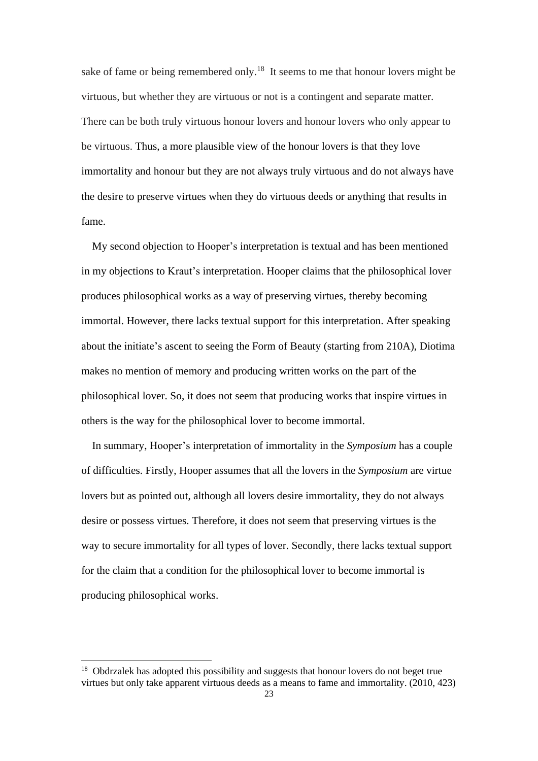sake of fame or being remembered only.[18] It seems to me that honour lovers might be virtuous, but whether they are virtuous or not is a contingent and separate matter. There can be both truly virtuous honour lovers and honour lovers who only appear to be virtuous. Thus, a more plausible view of the honour lovers is that they love immortality and honour but they are not always truly virtuous and do not always have the desire to preserve virtues when they do virtuous deeds or anything that results in fame.

My second objection to Hooper's interpretation is textual and has been mentioned in my objections to Kraut's interpretation. Hooper claims that the philosophical lover produces philosophical works as a way of preserving virtues, thereby becoming immortal. However, there lacks textual support for this interpretation. After speaking about the initiate's ascent to seeing the Form of Beauty (starting from 210A), Diotima makes no mention of memory and producing written works on the part of the philosophical lover. So, it does not seem that producing works that inspire virtues in others is the way for the philosophical lover to become immortal.

In summary, Hooper's interpretation of immortality in the *Symposium* has a couple of difficulties. Firstly, Hooper assumes that all the lovers in the *Symposium* are virtue lovers but as pointed out, although all lovers desire immortality, they do not always desire or possess virtues. Therefore, it does not seem that preserving virtues is the way to secure immortality for all types of lover. Secondly, there lacks textual support for the claim that a condition for the philosophical lover to become immortal is producing philosophical works.

---

[18] Obdrzalek has adopted this possibility and suggests that honour lovers do not beget true virtues but only take apparent virtuous deeds as a means to fame and immortality. (2010, 423)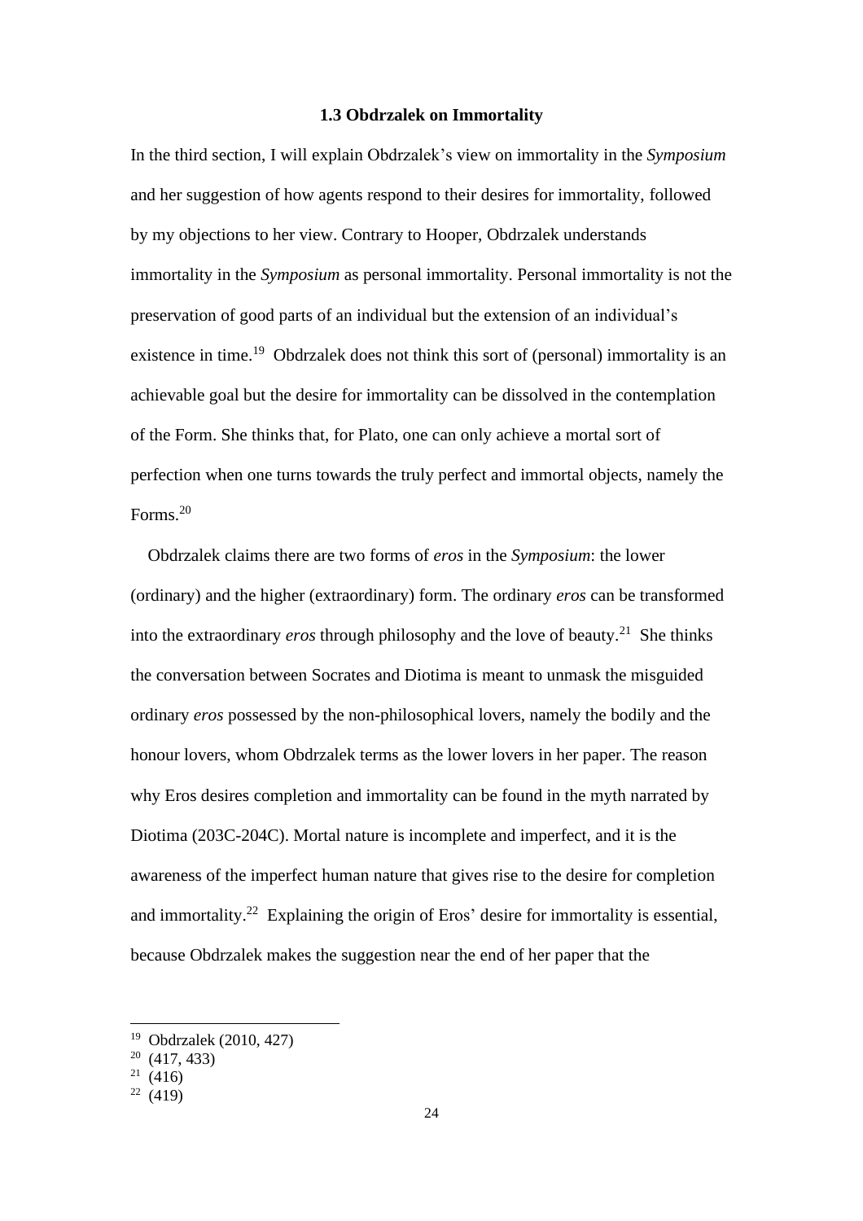### 1.3 Obdrzalek on Immortality

In the third section, I will explain Obdrzalek's view on immortality in the *Symposium* and her suggestion of how agents respond to their desires for immortality, followed by my objections to her view. Contrary to Hooper, Obdrzalek understands immortality in the *Symposium* as personal immortality. Personal immortality is not the preservation of good parts of an individual but the extension of an individual's existence in time.[19] Obdrzalek does not think this sort of (personal) immortality is an achievable goal but the desire for immortality can be dissolved in the contemplation of the Form. She thinks that, for Plato, one can only achieve a mortal sort of perfection when one turns towards the truly perfect and immortal objects, namely the Forms.[20]

Obdrzalek claims there are two forms of *eros* in the *Symposium*: the lower (ordinary) and the higher (extraordinary) form. The ordinary *eros* can be transformed into the extraordinary *eros* through philosophy and the love of beauty.[21] She thinks the conversation between Socrates and Diotima is meant to unmask the misguided ordinary *eros* possessed by the non-philosophical lovers, namely the bodily and the honour lovers, whom Obdrzalek terms as the lower lovers in her paper. The reason why Eros desires completion and immortality can be found in the myth narrated by Diotima (203C-204C). Mortal nature is incomplete and imperfect, and it is the awareness of the imperfect human nature that gives rise to the desire for completion and immortality.[22] Explaining the origin of Eros' desire for immortality is essential, because Obdrzalek makes the suggestion near the end of her paper that the

---

[19] Obdrzalek (2010, 427)

[20] (417, 433)

[21] (416)

[22] (419)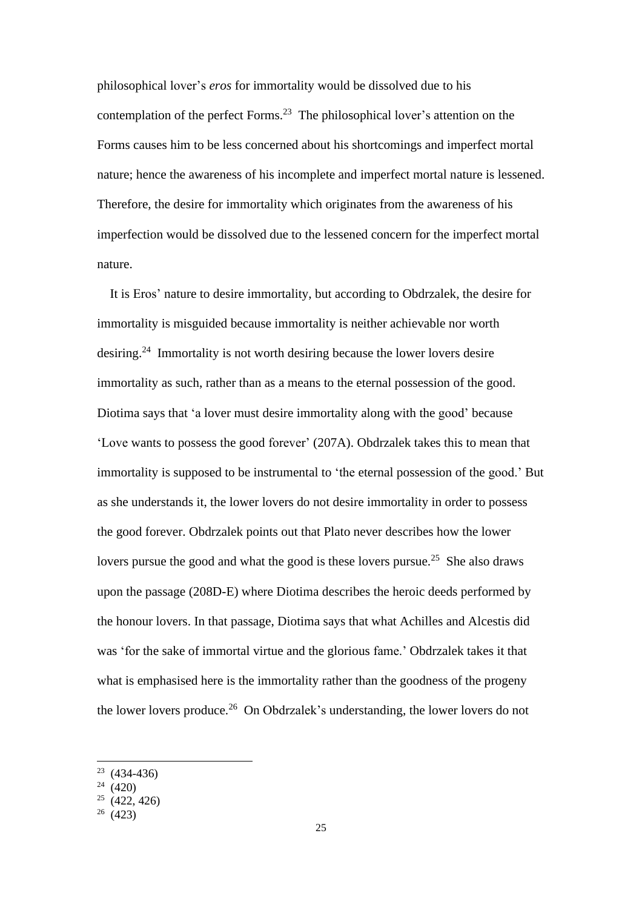philosophical lover's *eros* for immortality would be dissolved due to his contemplation of the perfect Forms.[23] The philosophical lover's attention on the Forms causes him to be less concerned about his shortcomings and imperfect mortal nature; hence the awareness of his incomplete and imperfect mortal nature is lessened. Therefore, the desire for immortality which originates from the awareness of his imperfection would be dissolved due to the lessened concern for the imperfect mortal nature.

It is Eros' nature to desire immortality, but according to Obdrzalek, the desire for immortality is misguided because immortality is neither achievable nor worth desiring.[24] Immortality is not worth desiring because the lower lovers desire immortality as such, rather than as a means to the eternal possession of the good. Diotima says that 'a lover must desire immortality along with the good' because 'Love wants to possess the good forever' (207A). Obdrzalek takes this to mean that immortality is supposed to be instrumental to 'the eternal possession of the good.' But as she understands it, the lower lovers do not desire immortality in order to possess the good forever. Obdrzalek points out that Plato never describes how the lower lovers pursue the good and what the good is these lovers pursue.[25] She also draws upon the passage (208D-E) where Diotima describes the heroic deeds performed by the honour lovers. In that passage, Diotima says that what Achilles and Alcestis did was 'for the sake of immortal virtue and the glorious fame.' Obdrzalek takes it that what is emphasised here is the immortality rather than the goodness of the progeny the lower lovers produce.[26] On Obdrzalek's understanding, the lower lovers do not

[23] (434-436)
[24] (420)
[25] (422, 426)
[26] (423)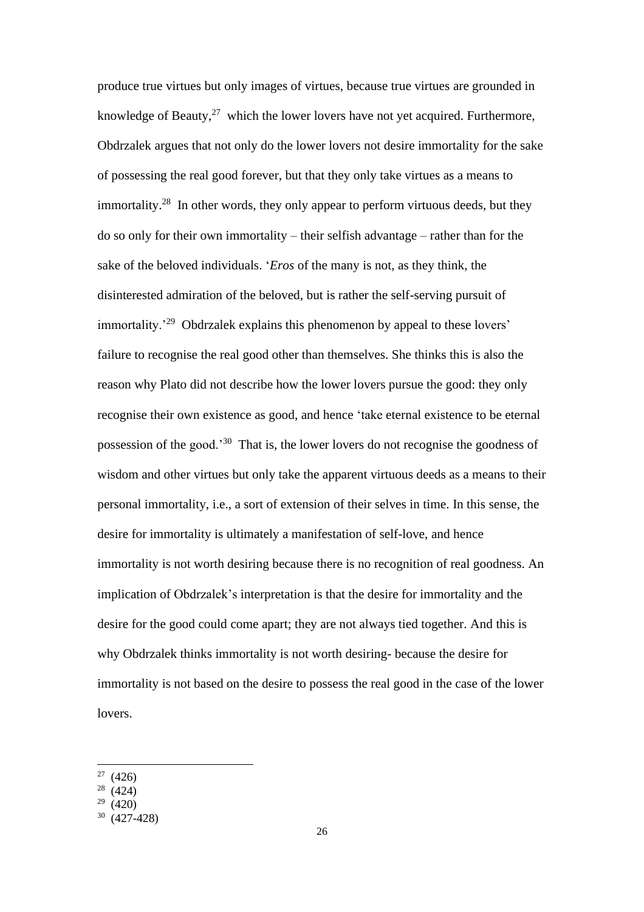produce true virtues but only images of virtues, because true virtues are grounded in knowledge of Beauty,[27] which the lower lovers have not yet acquired. Furthermore, Obdrzalek argues that not only do the lower lovers not desire immortality for the sake of possessing the real good forever, but that they only take virtues as a means to immortality.[28] In other words, they only appear to perform virtuous deeds, but they do so only for their own immortality – their selfish advantage – rather than for the sake of the beloved individuals. '*Eros* of the many is not, as they think, the disinterested admiration of the beloved, but is rather the self-serving pursuit of immortality.'[29] Obdrzalek explains this phenomenon by appeal to these lovers' failure to recognise the real good other than themselves. She thinks this is also the reason why Plato did not describe how the lower lovers pursue the good: they only recognise their own existence as good, and hence 'take eternal existence to be eternal possession of the good.'[30] That is, the lower lovers do not recognise the goodness of wisdom and other virtues but only take the apparent virtuous deeds as a means to their personal immortality, i.e., a sort of extension of their selves in time. In this sense, the desire for immortality is ultimately a manifestation of self-love, and hence immortality is not worth desiring because there is no recognition of real goodness. An implication of Obdrzalek's interpretation is that the desire for immortality and the desire for the good could come apart; they are not always tied together. And this is why Obdrzalek thinks immortality is not worth desiring- because the desire for immortality is not based on the desire to possess the real good in the case of the lower lovers.

[27] (426)

[28] (424)

[29] (420)

[30] (427-428)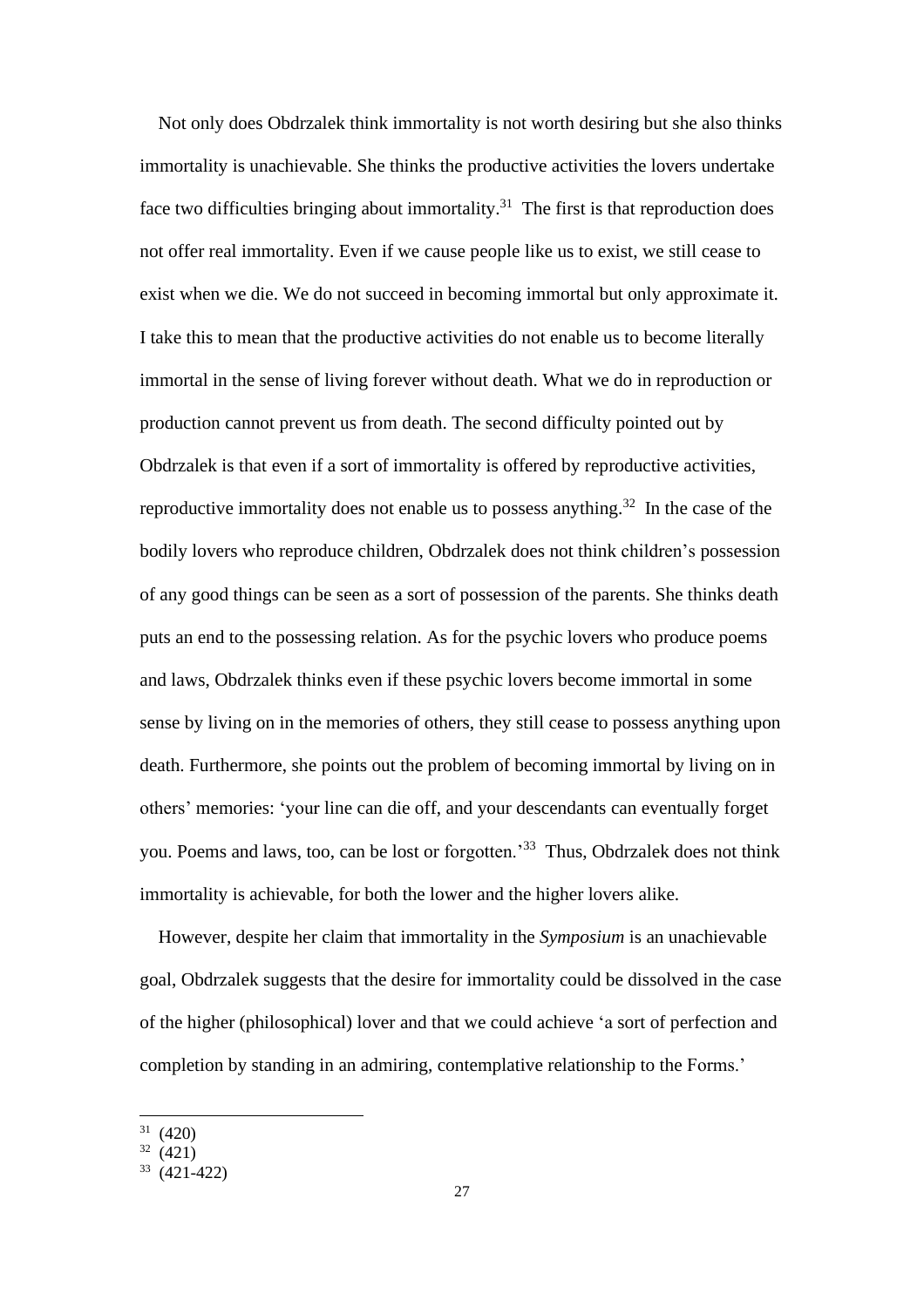Not only does Obdrzalek think immortality is not worth desiring but she also thinks immortality is unachievable. She thinks the productive activities the lovers undertake face two difficulties bringing about immortality.[31] The first is that reproduction does not offer real immortality. Even if we cause people like us to exist, we still cease to exist when we die. We do not succeed in becoming immortal but only approximate it. I take this to mean that the productive activities do not enable us to become literally immortal in the sense of living forever without death. What we do in reproduction or production cannot prevent us from death. The second difficulty pointed out by Obdrzalek is that even if a sort of immortality is offered by reproductive activities, reproductive immortality does not enable us to possess anything.[32] In the case of the bodily lovers who reproduce children, Obdrzalek does not think children's possession of any good things can be seen as a sort of possession of the parents. She thinks death puts an end to the possessing relation. As for the psychic lovers who produce poems and laws, Obdrzalek thinks even if these psychic lovers become immortal in some sense by living on in the memories of others, they still cease to possess anything upon death. Furthermore, she points out the problem of becoming immortal by living on in others' memories: 'your line can die off, and your descendants can eventually forget you. Poems and laws, too, can be lost or forgotten.'[33] Thus, Obdrzalek does not think immortality is achievable, for both the lower and the higher lovers alike.

However, despite her claim that immortality in the *Symposium* is an unachievable goal, Obdrzalek suggests that the desire for immortality could be dissolved in the case of the higher (philosophical) lover and that we could achieve 'a sort of perfection and completion by standing in an admiring, contemplative relationship to the Forms.'

[31] (420)

[32] (421)

[33] (421-422)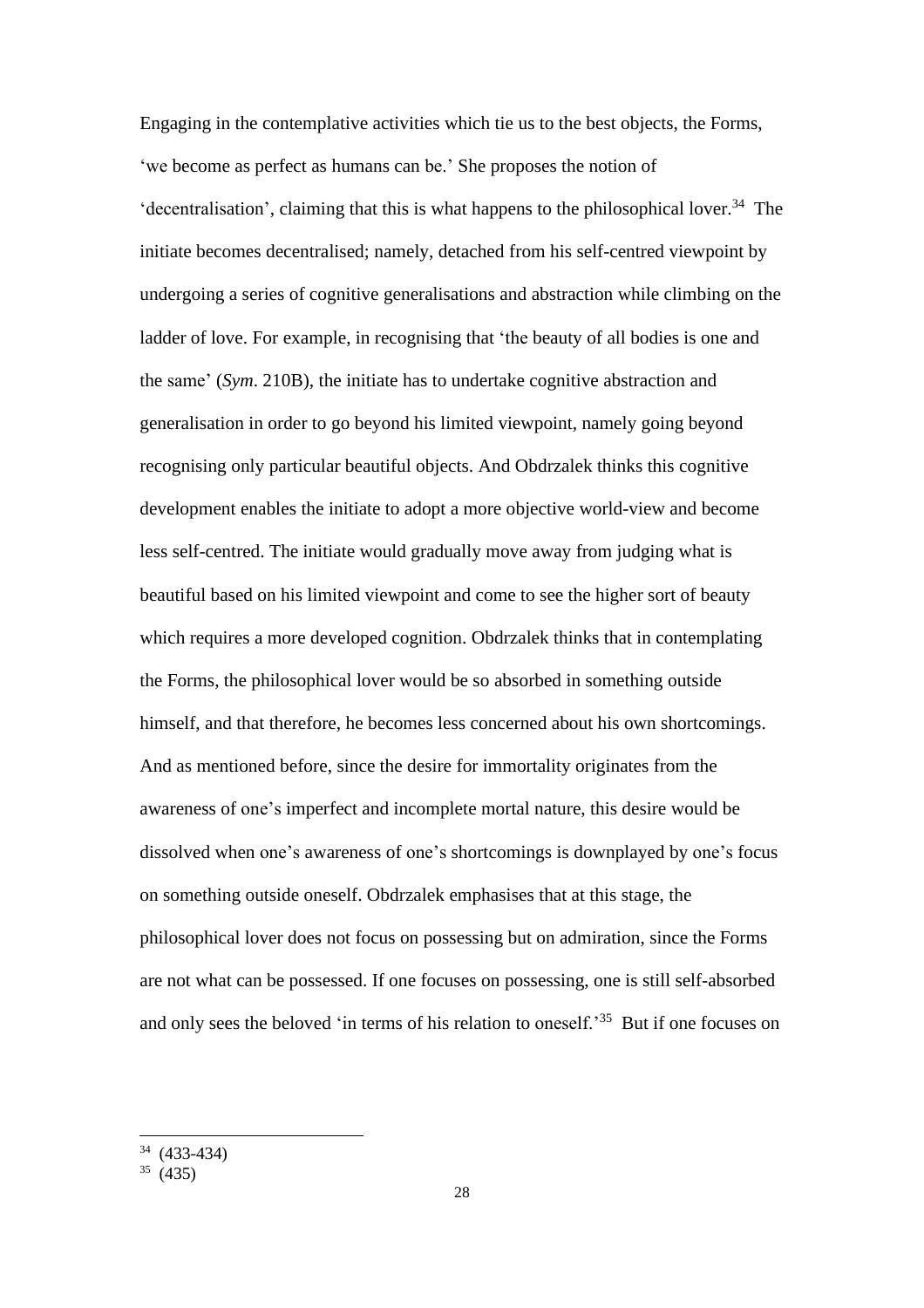Engaging in the contemplative activities which tie us to the best objects, the Forms, 'we become as perfect as humans can be.' She proposes the notion of 'decentralisation', claiming that this is what happens to the philosophical lover.[34] The initiate becomes decentralised; namely, detached from his self-centred viewpoint by undergoing a series of cognitive generalisations and abstraction while climbing on the ladder of love. For example, in recognising that 'the beauty of all bodies is one and the same' (*Sym*. 210B), the initiate has to undertake cognitive abstraction and generalisation in order to go beyond his limited viewpoint, namely going beyond recognising only particular beautiful objects. And Obdrzalek thinks this cognitive development enables the initiate to adopt a more objective world-view and become less self-centred. The initiate would gradually move away from judging what is beautiful based on his limited viewpoint and come to see the higher sort of beauty which requires a more developed cognition. Obdrzalek thinks that in contemplating the Forms, the philosophical lover would be so absorbed in something outside himself, and that therefore, he becomes less concerned about his own shortcomings. And as mentioned before, since the desire for immortality originates from the awareness of one's imperfect and incomplete mortal nature, this desire would be dissolved when one's awareness of one's shortcomings is downplayed by one's focus on something outside oneself. Obdrzalek emphasises that at this stage, the philosophical lover does not focus on possessing but on admiration, since the Forms are not what can be possessed. If one focuses on possessing, one is still self-absorbed and only sees the beloved 'in terms of his relation to oneself.'[35] But if one focuses on

[34] (433-434)

[35] (435)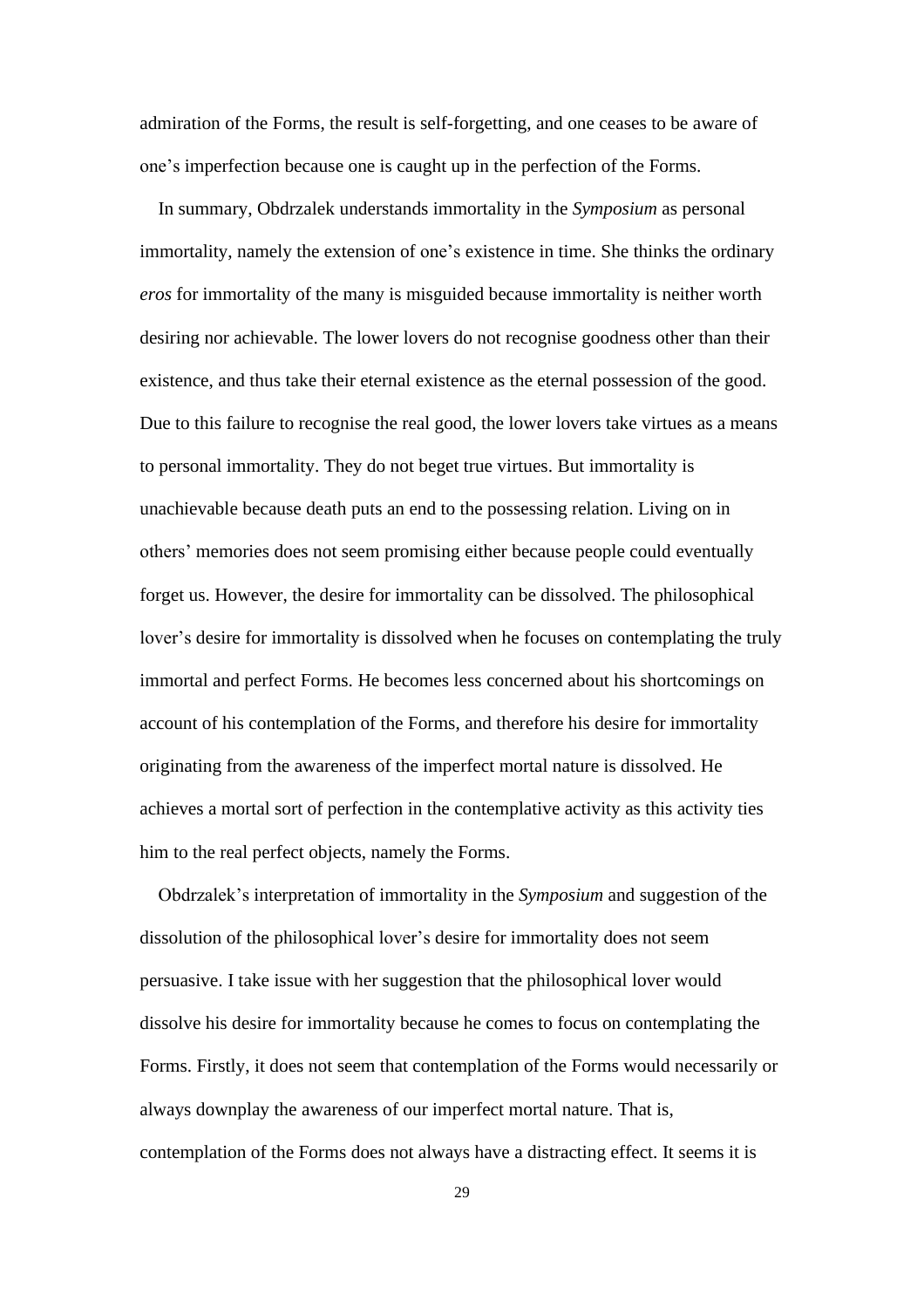admiration of the Forms, the result is self-forgetting, and one ceases to be aware of one's imperfection because one is caught up in the perfection of the Forms.

In summary, Obdrzalek understands immortality in the *Symposium* as personal immortality, namely the extension of one's existence in time. She thinks the ordinary *eros* for immortality of the many is misguided because immortality is neither worth desiring nor achievable. The lower lovers do not recognise goodness other than their existence, and thus take their eternal existence as the eternal possession of the good. Due to this failure to recognise the real good, the lower lovers take virtues as a means to personal immortality. They do not beget true virtues. But immortality is unachievable because death puts an end to the possessing relation. Living on in others' memories does not seem promising either because people could eventually forget us. However, the desire for immortality can be dissolved. The philosophical lover's desire for immortality is dissolved when he focuses on contemplating the truly immortal and perfect Forms. He becomes less concerned about his shortcomings on account of his contemplation of the Forms, and therefore his desire for immortality originating from the awareness of the imperfect mortal nature is dissolved. He achieves a mortal sort of perfection in the contemplative activity as this activity ties him to the real perfect objects, namely the Forms.

Obdrzalek's interpretation of immortality in the *Symposium* and suggestion of the dissolution of the philosophical lover's desire for immortality does not seem persuasive. I take issue with her suggestion that the philosophical lover would dissolve his desire for immortality because he comes to focus on contemplating the Forms. Firstly, it does not seem that contemplation of the Forms would necessarily or always downplay the awareness of our imperfect mortal nature. That is, contemplation of the Forms does not always have a distracting effect. It seems it is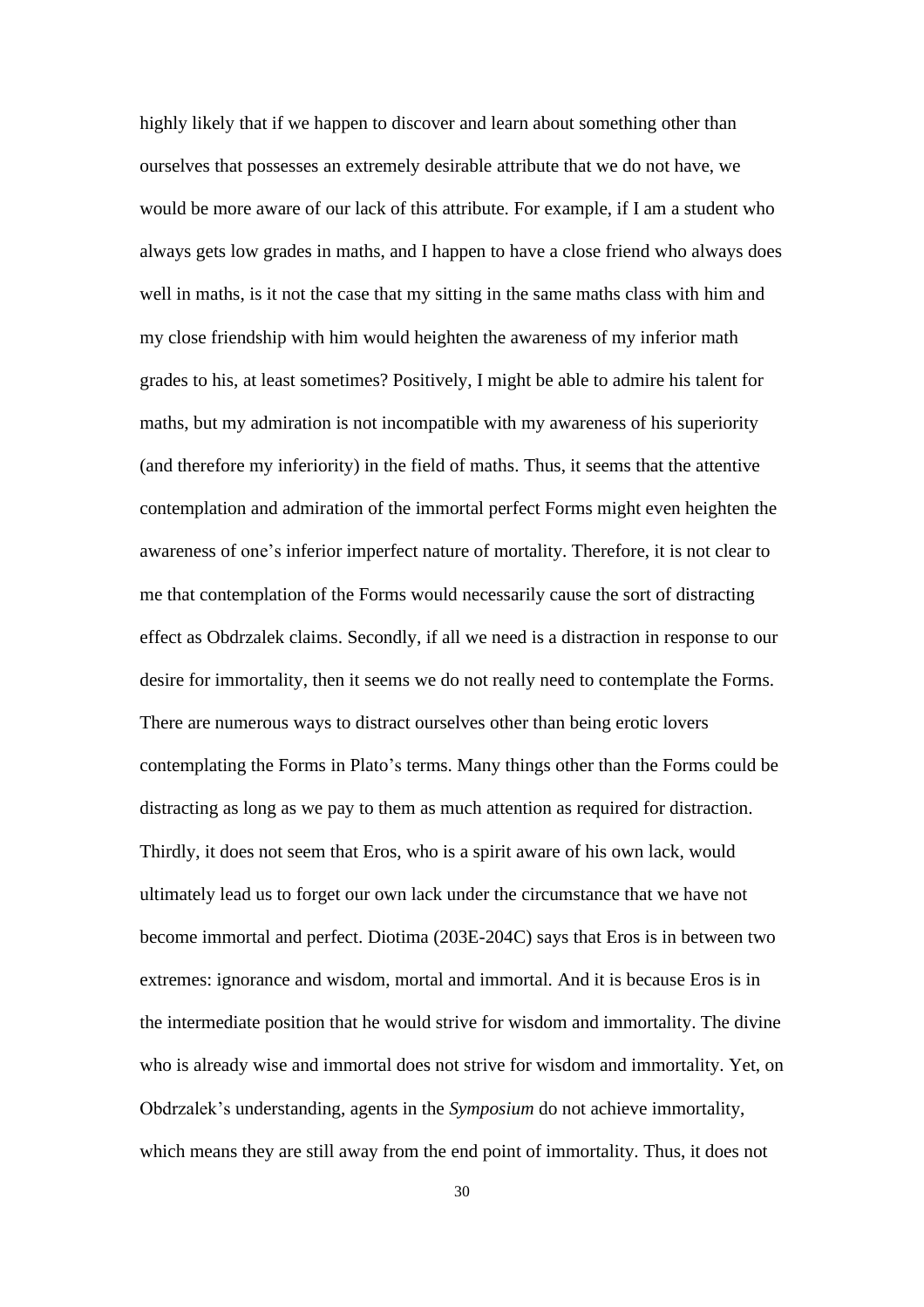highly likely that if we happen to discover and learn about something other than ourselves that possesses an extremely desirable attribute that we do not have, we would be more aware of our lack of this attribute. For example, if I am a student who always gets low grades in maths, and I happen to have a close friend who always does well in maths, is it not the case that my sitting in the same maths class with him and my close friendship with him would heighten the awareness of my inferior math grades to his, at least sometimes? Positively, I might be able to admire his talent for maths, but my admiration is not incompatible with my awareness of his superiority (and therefore my inferiority) in the field of maths. Thus, it seems that the attentive contemplation and admiration of the immortal perfect Forms might even heighten the awareness of one's inferior imperfect nature of mortality. Therefore, it is not clear to me that contemplation of the Forms would necessarily cause the sort of distracting effect as Obdrzalek claims. Secondly, if all we need is a distraction in response to our desire for immortality, then it seems we do not really need to contemplate the Forms. There are numerous ways to distract ourselves other than being erotic lovers contemplating the Forms in Plato's terms. Many things other than the Forms could be distracting as long as we pay to them as much attention as required for distraction. Thirdly, it does not seem that Eros, who is a spirit aware of his own lack, would ultimately lead us to forget our own lack under the circumstance that we have not become immortal and perfect. Diotima (203E-204C) says that Eros is in between two extremes: ignorance and wisdom, mortal and immortal. And it is because Eros is in the intermediate position that he would strive for wisdom and immortality. The divine who is already wise and immortal does not strive for wisdom and immortality. Yet, on Obdrzalek's understanding, agents in the *Symposium* do not achieve immortality, which means they are still away from the end point of immortality. Thus, it does not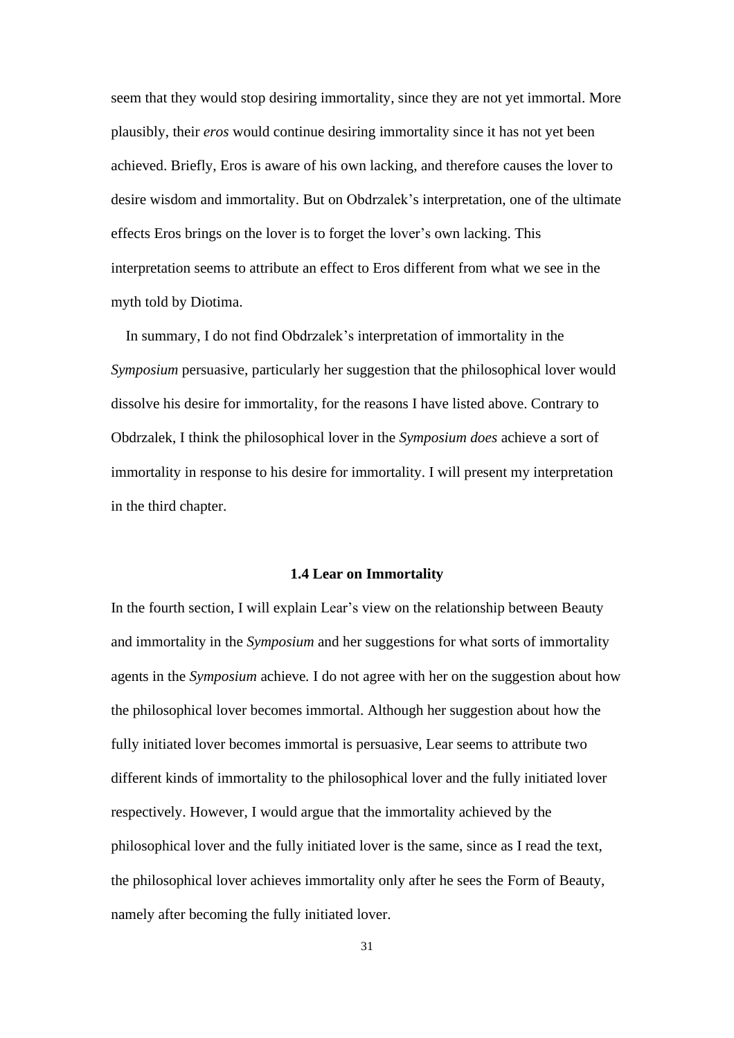seem that they would stop desiring immortality, since they are not yet immortal. More plausibly, their *eros* would continue desiring immortality since it has not yet been achieved. Briefly, Eros is aware of his own lacking, and therefore causes the lover to desire wisdom and immortality. But on Obdrzalek's interpretation, one of the ultimate effects Eros brings on the lover is to forget the lover's own lacking. This interpretation seems to attribute an effect to Eros different from what we see in the myth told by Diotima.

In summary, I do not find Obdrzalek's interpretation of immortality in the *Symposium* persuasive, particularly her suggestion that the philosophical lover would dissolve his desire for immortality, for the reasons I have listed above. Contrary to Obdrzalek, I think the philosophical lover in the *Symposium does* achieve a sort of immortality in response to his desire for immortality. I will present my interpretation in the third chapter.

### 1.4 Lear on Immortality

In the fourth section, I will explain Lear's view on the relationship between Beauty and immortality in the *Symposium* and her suggestions for what sorts of immortality agents in the *Symposium* achieve. I do not agree with her on the suggestion about how the philosophical lover becomes immortal. Although her suggestion about how the fully initiated lover becomes immortal is persuasive, Lear seems to attribute two different kinds of immortality to the philosophical lover and the fully initiated lover respectively. However, I would argue that the immortality achieved by the philosophical lover and the fully initiated lover is the same, since as I read the text, the philosophical lover achieves immortality only after he sees the Form of Beauty, namely after becoming the fully initiated lover.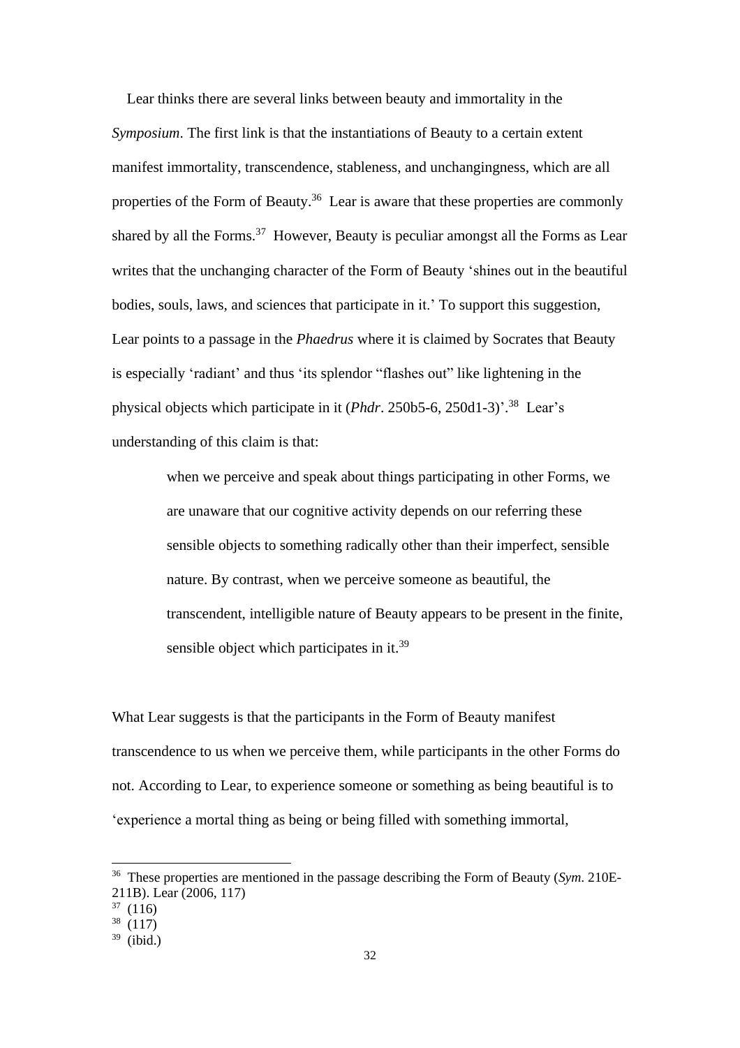Lear thinks there are several links between beauty and immortality in the *Symposium*. The first link is that the instantiations of Beauty to a certain extent manifest immortality, transcendence, stableness, and unchangingness, which are all properties of the Form of Beauty.[36] Lear is aware that these properties are commonly shared by all the Forms.[37] However, Beauty is peculiar amongst all the Forms as Lear writes that the unchanging character of the Form of Beauty 'shines out in the beautiful bodies, souls, laws, and sciences that participate in it.' To support this suggestion, Lear points to a passage in the *Phaedrus* where it is claimed by Socrates that Beauty is especially 'radiant' and thus 'its splendor "flashes out" like lightening in the physical objects which participate in it (*Phdr*. 250b5-6, 250d1-3)'.[38] Lear's understanding of this claim is that:

> when we perceive and speak about things participating in other Forms, we are unaware that our cognitive activity depends on our referring these sensible objects to something radically other than their imperfect, sensible nature. By contrast, when we perceive someone as beautiful, the transcendent, intelligible nature of Beauty appears to be present in the finite, sensible object which participates in it.[39]

What Lear suggests is that the participants in the Form of Beauty manifest transcendence to us when we perceive them, while participants in the other Forms do not. According to Lear, to experience someone or something as being beautiful is to 'experience a mortal thing as being or being filled with something immortal,

---

[36] These properties are mentioned in the passage describing the Form of Beauty (*Sym*. 210E-211B). Lear (2006, 117)

[37] (116)

[38] (117)

[39] (ibid.)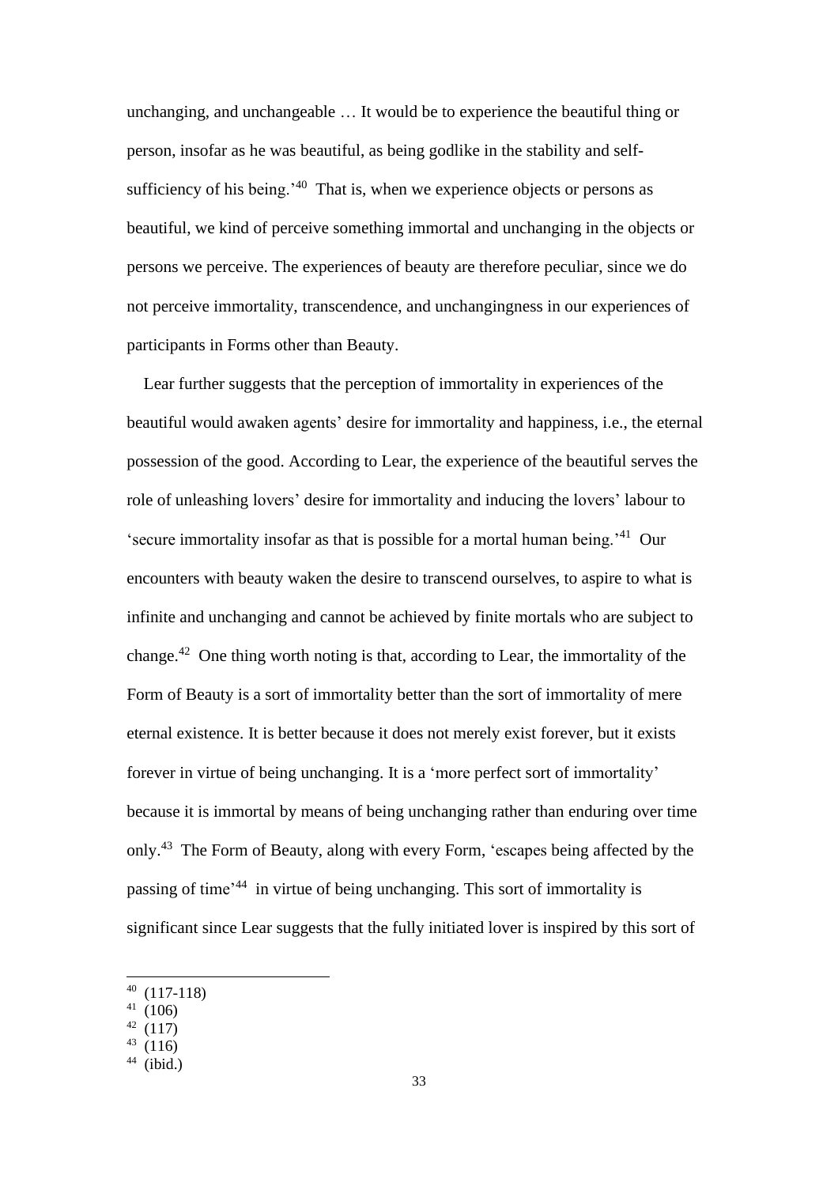unchanging, and unchangeable … It would be to experience the beautiful thing or person, insofar as he was beautiful, as being godlike in the stability and self-sufficiency of his being.'[40] That is, when we experience objects or persons as beautiful, we kind of perceive something immortal and unchanging in the objects or persons we perceive. The experiences of beauty are therefore peculiar, since we do not perceive immortality, transcendence, and unchangingness in our experiences of participants in Forms other than Beauty.

Lear further suggests that the perception of immortality in experiences of the beautiful would awaken agents' desire for immortality and happiness, i.e., the eternal possession of the good. According to Lear, the experience of the beautiful serves the role of unleashing lovers' desire for immortality and inducing the lovers' labour to 'secure immortality insofar as that is possible for a mortal human being.'[41] Our encounters with beauty waken the desire to transcend ourselves, to aspire to what is infinite and unchanging and cannot be achieved by finite mortals who are subject to change.[42] One thing worth noting is that, according to Lear, the immortality of the Form of Beauty is a sort of immortality better than the sort of immortality of mere eternal existence. It is better because it does not merely exist forever, but it exists forever in virtue of being unchanging. It is a 'more perfect sort of immortality' because it is immortal by means of being unchanging rather than enduring over time only.[43] The Form of Beauty, along with every Form, 'escapes being affected by the passing of time'[44] in virtue of being unchanging. This sort of immortality is significant since Lear suggests that the fully initiated lover is inspired by this sort of

[40] (117-118)

[41] (106)

[42] (117)

[43] (116)

[44] (ibid.)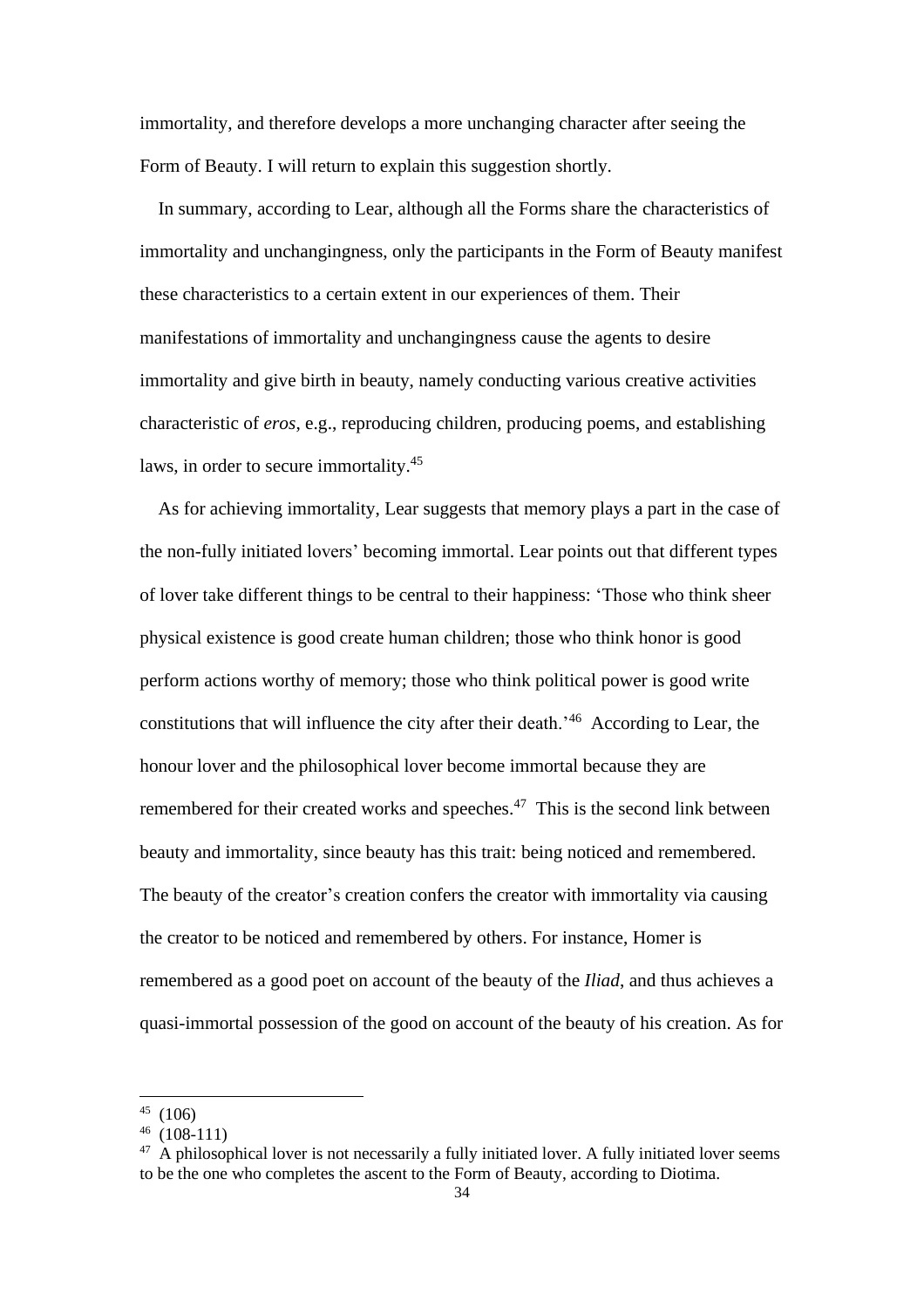immortality, and therefore develops a more unchanging character after seeing the Form of Beauty. I will return to explain this suggestion shortly.

In summary, according to Lear, although all the Forms share the characteristics of immortality and unchangingness, only the participants in the Form of Beauty manifest these characteristics to a certain extent in our experiences of them. Their manifestations of immortality and unchangingness cause the agents to desire immortality and give birth in beauty, namely conducting various creative activities characteristic of *eros*, e.g., reproducing children, producing poems, and establishing laws, in order to secure immortality.[45]

As for achieving immortality, Lear suggests that memory plays a part in the case of the non-fully initiated lovers' becoming immortal. Lear points out that different types of lover take different things to be central to their happiness: 'Those who think sheer physical existence is good create human children; those who think honor is good perform actions worthy of memory; those who think political power is good write constitutions that will influence the city after their death.'[46] According to Lear, the honour lover and the philosophical lover become immortal because they are remembered for their created works and speeches.[47] This is the second link between beauty and immortality, since beauty has this trait: being noticed and remembered. The beauty of the creator's creation confers the creator with immortality via causing the creator to be noticed and remembered by others. For instance, Homer is remembered as a good poet on account of the beauty of the *Iliad*, and thus achieves a quasi-immortal possession of the good on account of the beauty of his creation. As for

---

[45] (106)

[46] (108-111)

[47] A philosophical lover is not necessarily a fully initiated lover. A fully initiated lover seems to be the one who completes the ascent to the Form of Beauty, according to Diotima.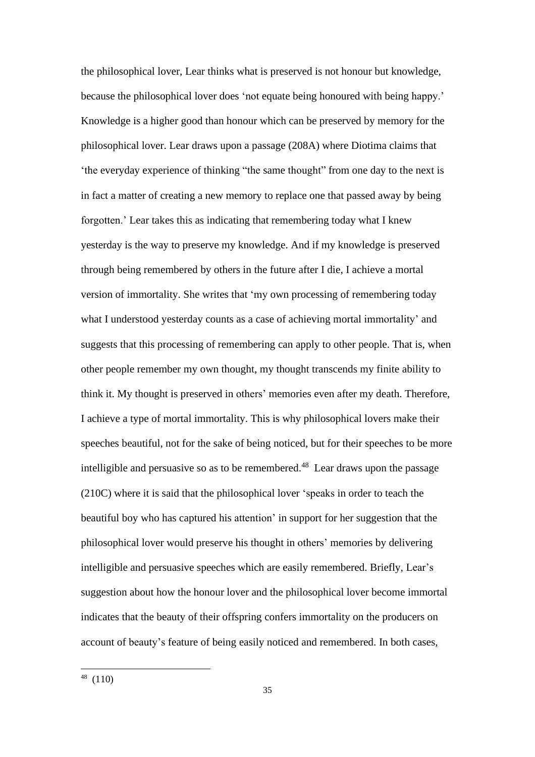the philosophical lover, Lear thinks what is preserved is not honour but knowledge, because the philosophical lover does 'not equate being honoured with being happy.' Knowledge is a higher good than honour which can be preserved by memory for the philosophical lover. Lear draws upon a passage (208A) where Diotima claims that 'the everyday experience of thinking "the same thought" from one day to the next is in fact a matter of creating a new memory to replace one that passed away by being forgotten.' Lear takes this as indicating that remembering today what I knew yesterday is the way to preserve my knowledge. And if my knowledge is preserved through being remembered by others in the future after I die, I achieve a mortal version of immortality. She writes that 'my own processing of remembering today what I understood yesterday counts as a case of achieving mortal immortality' and suggests that this processing of remembering can apply to other people. That is, when other people remember my own thought, my thought transcends my finite ability to think it. My thought is preserved in others' memories even after my death. Therefore, I achieve a type of mortal immortality. This is why philosophical lovers make their speeches beautiful, not for the sake of being noticed, but for their speeches to be more intelligible and persuasive so as to be remembered.[48] Lear draws upon the passage (210C) where it is said that the philosophical lover 'speaks in order to teach the beautiful boy who has captured his attention' in support for her suggestion that the philosophical lover would preserve his thought in others' memories by delivering intelligible and persuasive speeches which are easily remembered. Briefly, Lear's suggestion about how the honour lover and the philosophical lover become immortal indicates that the beauty of their offspring confers immortality on the producers on account of beauty's feature of being easily noticed and remembered. In both cases,

---

[48] (110)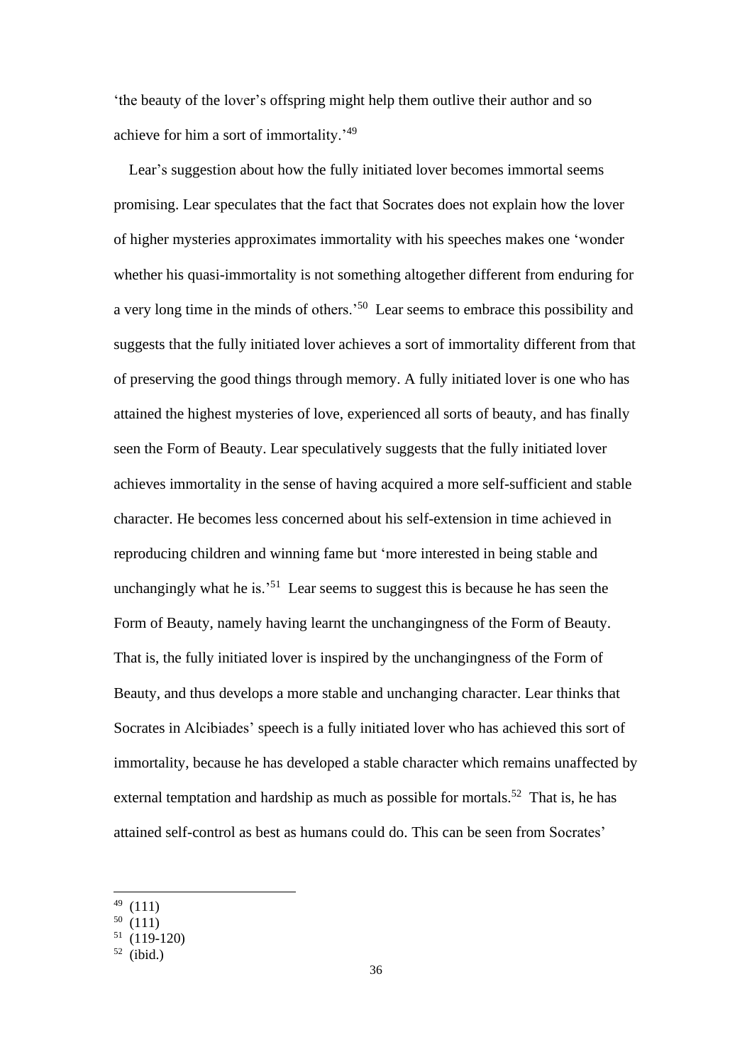'the beauty of the lover's offspring might help them outlive their author and so achieve for him a sort of immortality.'[49]

Lear's suggestion about how the fully initiated lover becomes immortal seems promising. Lear speculates that the fact that Socrates does not explain how the lover of higher mysteries approximates immortality with his speeches makes one 'wonder whether his quasi-immortality is not something altogether different from enduring for a very long time in the minds of others.'[50] Lear seems to embrace this possibility and suggests that the fully initiated lover achieves a sort of immortality different from that of preserving the good things through memory. A fully initiated lover is one who has attained the highest mysteries of love, experienced all sorts of beauty, and has finally seen the Form of Beauty. Lear speculatively suggests that the fully initiated lover achieves immortality in the sense of having acquired a more self-sufficient and stable character. He becomes less concerned about his self-extension in time achieved in reproducing children and winning fame but 'more interested in being stable and unchangingly what he is.'[51] Lear seems to suggest this is because he has seen the Form of Beauty, namely having learnt the unchangingness of the Form of Beauty. That is, the fully initiated lover is inspired by the unchangingness of the Form of Beauty, and thus develops a more stable and unchanging character. Lear thinks that Socrates in Alcibiades' speech is a fully initiated lover who has achieved this sort of immortality, because he has developed a stable character which remains unaffected by external temptation and hardship as much as possible for mortals.[52] That is, he has attained self-control as best as humans could do. This can be seen from Socrates'

---

[49] (111)

[50] (111)

[51] (119-120)

[52] (ibid.)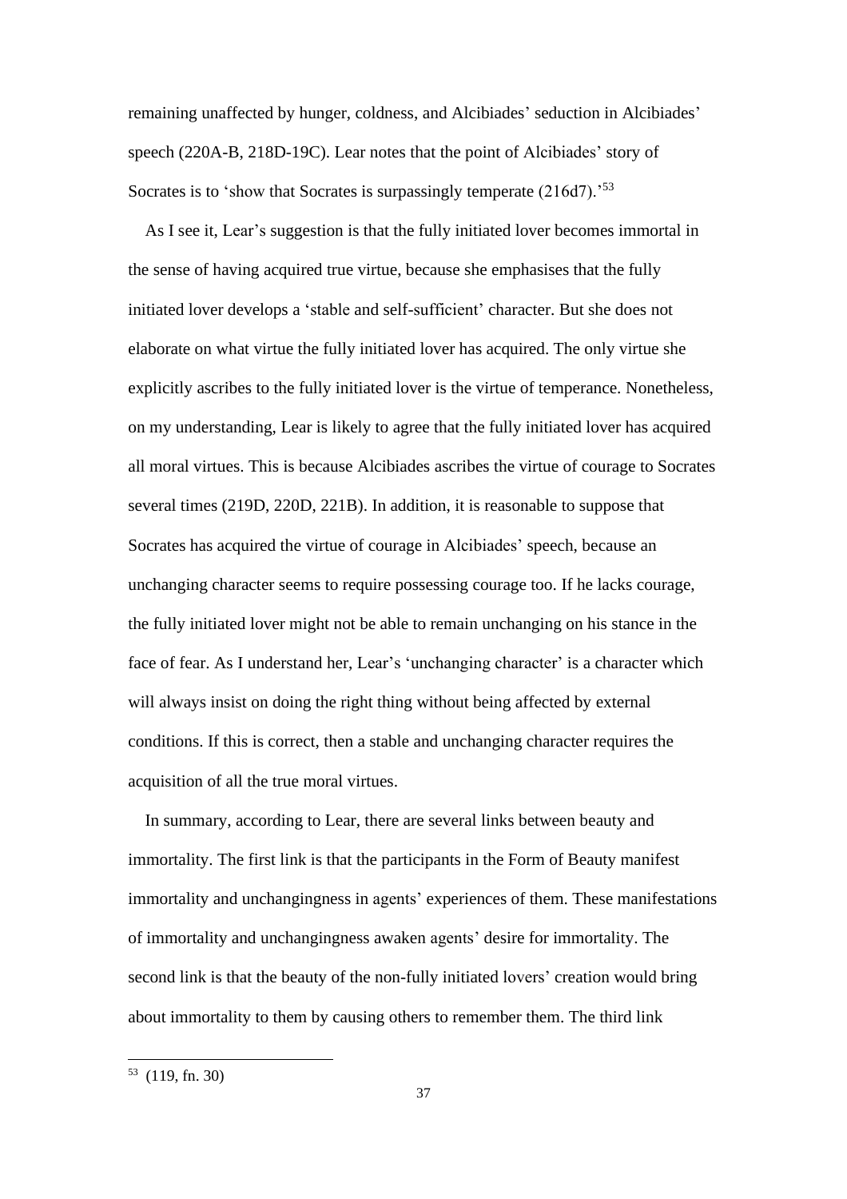remaining unaffected by hunger, coldness, and Alcibiades' seduction in Alcibiades' speech (220A-B, 218D-19C). Lear notes that the point of Alcibiades' story of Socrates is to 'show that Socrates is surpassingly temperate (216d7).'[53]

As I see it, Lear's suggestion is that the fully initiated lover becomes immortal in the sense of having acquired true virtue, because she emphasises that the fully initiated lover develops a 'stable and self-sufficient' character. But she does not elaborate on what virtue the fully initiated lover has acquired. The only virtue she explicitly ascribes to the fully initiated lover is the virtue of temperance. Nonetheless, on my understanding, Lear is likely to agree that the fully initiated lover has acquired all moral virtues. This is because Alcibiades ascribes the virtue of courage to Socrates several times (219D, 220D, 221B). In addition, it is reasonable to suppose that Socrates has acquired the virtue of courage in Alcibiades' speech, because an unchanging character seems to require possessing courage too. If he lacks courage, the fully initiated lover might not be able to remain unchanging on his stance in the face of fear. As I understand her, Lear's 'unchanging character' is a character which will always insist on doing the right thing without being affected by external conditions. If this is correct, then a stable and unchanging character requires the acquisition of all the true moral virtues.

In summary, according to Lear, there are several links between beauty and immortality. The first link is that the participants in the Form of Beauty manifest immortality and unchangingness in agents' experiences of them. These manifestations of immortality and unchangingness awaken agents' desire for immortality. The second link is that the beauty of the non-fully initiated lovers' creation would bring about immortality to them by causing others to remember them. The third link

[53] (119, fn. 30)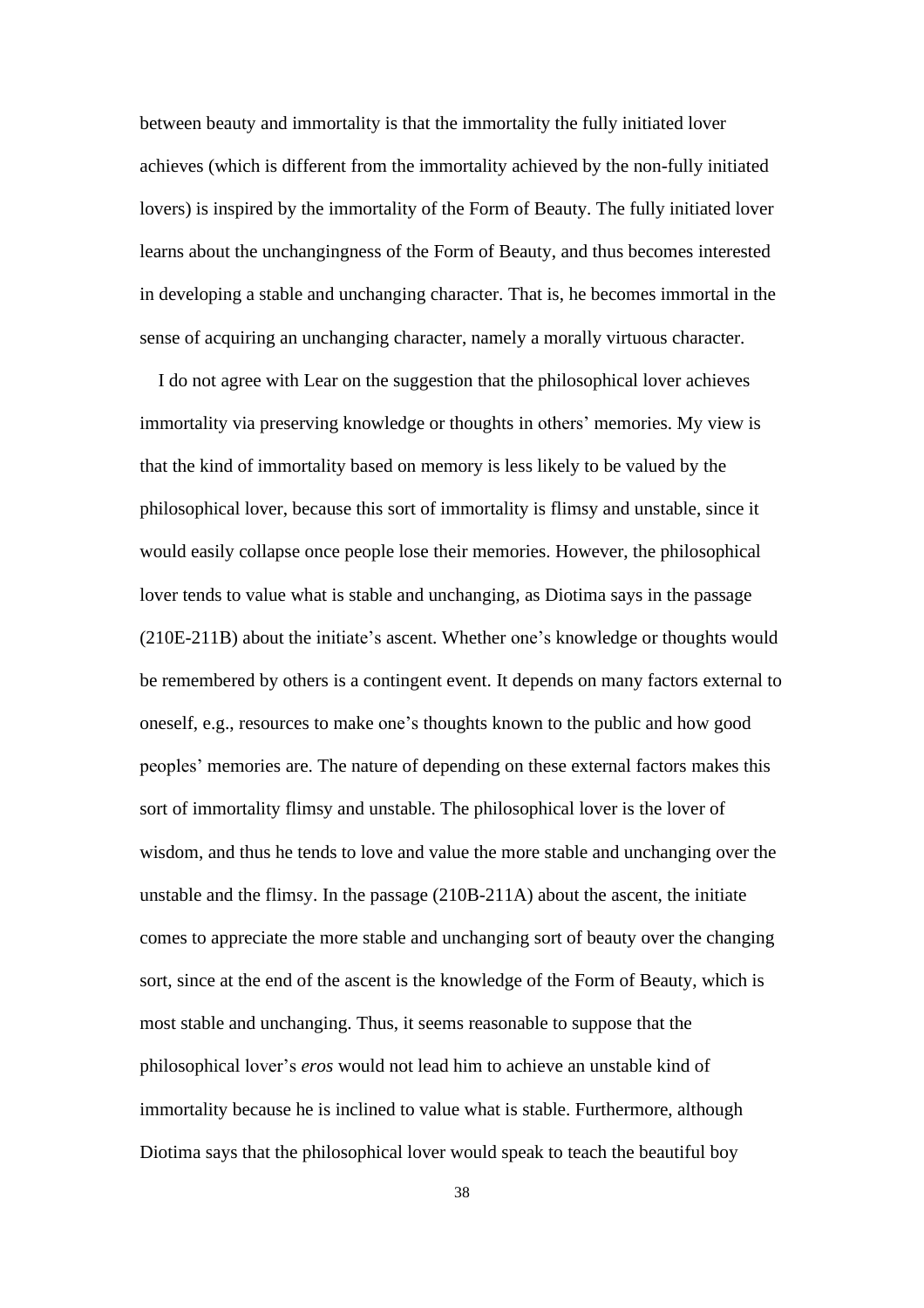between beauty and immortality is that the immortality the fully initiated lover achieves (which is different from the immortality achieved by the non-fully initiated lovers) is inspired by the immortality of the Form of Beauty. The fully initiated lover learns about the unchangingness of the Form of Beauty, and thus becomes interested in developing a stable and unchanging character. That is, he becomes immortal in the sense of acquiring an unchanging character, namely a morally virtuous character.

I do not agree with Lear on the suggestion that the philosophical lover achieves immortality via preserving knowledge or thoughts in others' memories. My view is that the kind of immortality based on memory is less likely to be valued by the philosophical lover, because this sort of immortality is flimsy and unstable, since it would easily collapse once people lose their memories. However, the philosophical lover tends to value what is stable and unchanging, as Diotima says in the passage (210E-211B) about the initiate's ascent. Whether one's knowledge or thoughts would be remembered by others is a contingent event. It depends on many factors external to oneself, e.g., resources to make one's thoughts known to the public and how good peoples' memories are. The nature of depending on these external factors makes this sort of immortality flimsy and unstable. The philosophical lover is the lover of wisdom, and thus he tends to love and value the more stable and unchanging over the unstable and the flimsy. In the passage (210B-211A) about the ascent, the initiate comes to appreciate the more stable and unchanging sort of beauty over the changing sort, since at the end of the ascent is the knowledge of the Form of Beauty, which is most stable and unchanging. Thus, it seems reasonable to suppose that the philosophical lover's *eros* would not lead him to achieve an unstable kind of immortality because he is inclined to value what is stable. Furthermore, although Diotima says that the philosophical lover would speak to teach the beautiful boy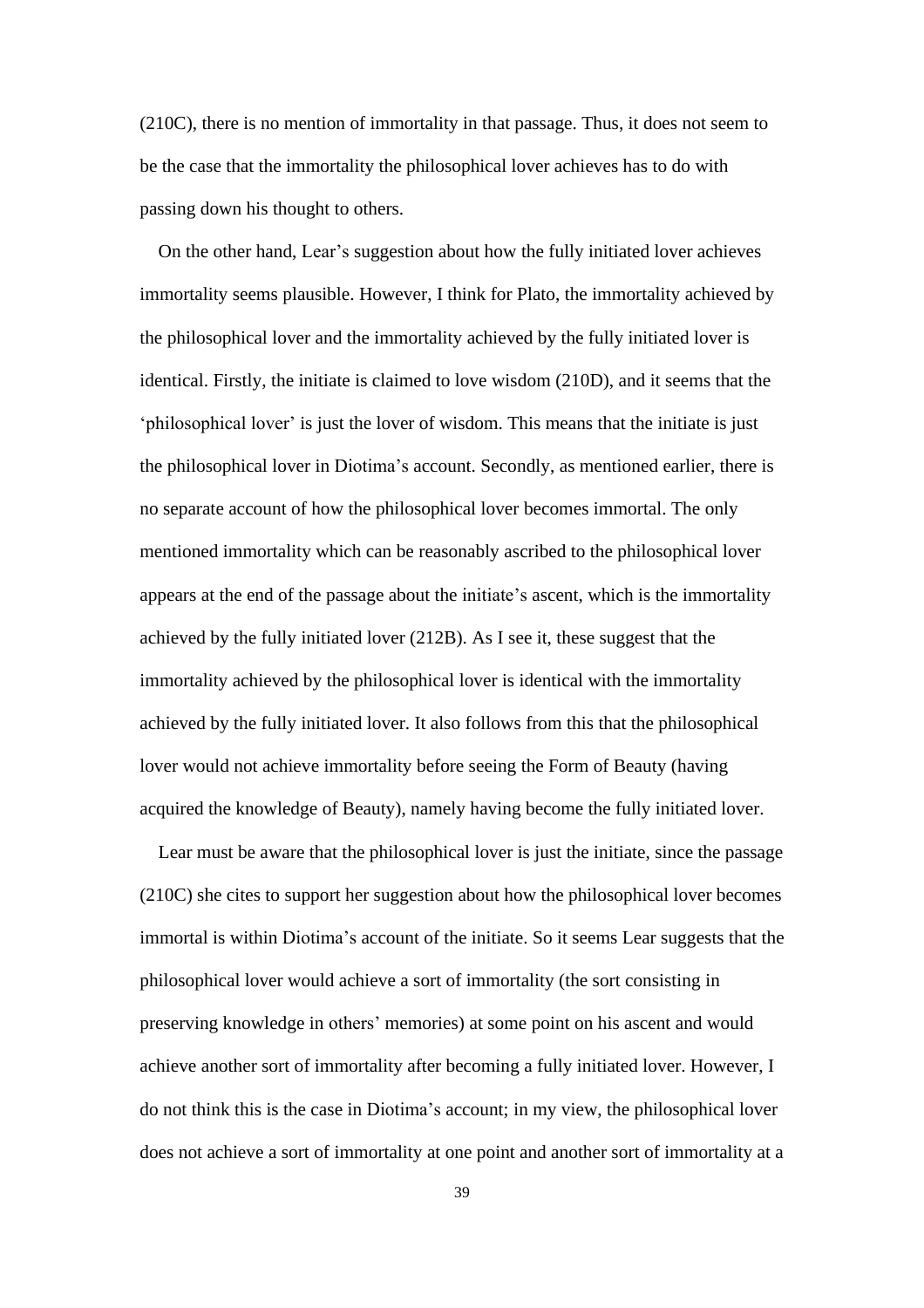(210C), there is no mention of immortality in that passage. Thus, it does not seem to be the case that the immortality the philosophical lover achieves has to do with passing down his thought to others.

On the other hand, Lear's suggestion about how the fully initiated lover achieves immortality seems plausible. However, I think for Plato, the immortality achieved by the philosophical lover and the immortality achieved by the fully initiated lover is identical. Firstly, the initiate is claimed to love wisdom (210D), and it seems that the 'philosophical lover' is just the lover of wisdom. This means that the initiate is just the philosophical lover in Diotima's account. Secondly, as mentioned earlier, there is no separate account of how the philosophical lover becomes immortal. The only mentioned immortality which can be reasonably ascribed to the philosophical lover appears at the end of the passage about the initiate's ascent, which is the immortality achieved by the fully initiated lover (212B). As I see it, these suggest that the immortality achieved by the philosophical lover is identical with the immortality achieved by the fully initiated lover. It also follows from this that the philosophical lover would not achieve immortality before seeing the Form of Beauty (having acquired the knowledge of Beauty), namely having become the fully initiated lover.

Lear must be aware that the philosophical lover is just the initiate, since the passage (210C) she cites to support her suggestion about how the philosophical lover becomes immortal is within Diotima's account of the initiate. So it seems Lear suggests that the philosophical lover would achieve a sort of immortality (the sort consisting in preserving knowledge in others' memories) at some point on his ascent and would achieve another sort of immortality after becoming a fully initiated lover. However, I do not think this is the case in Diotima's account; in my view, the philosophical lover does not achieve a sort of immortality at one point and another sort of immortality at a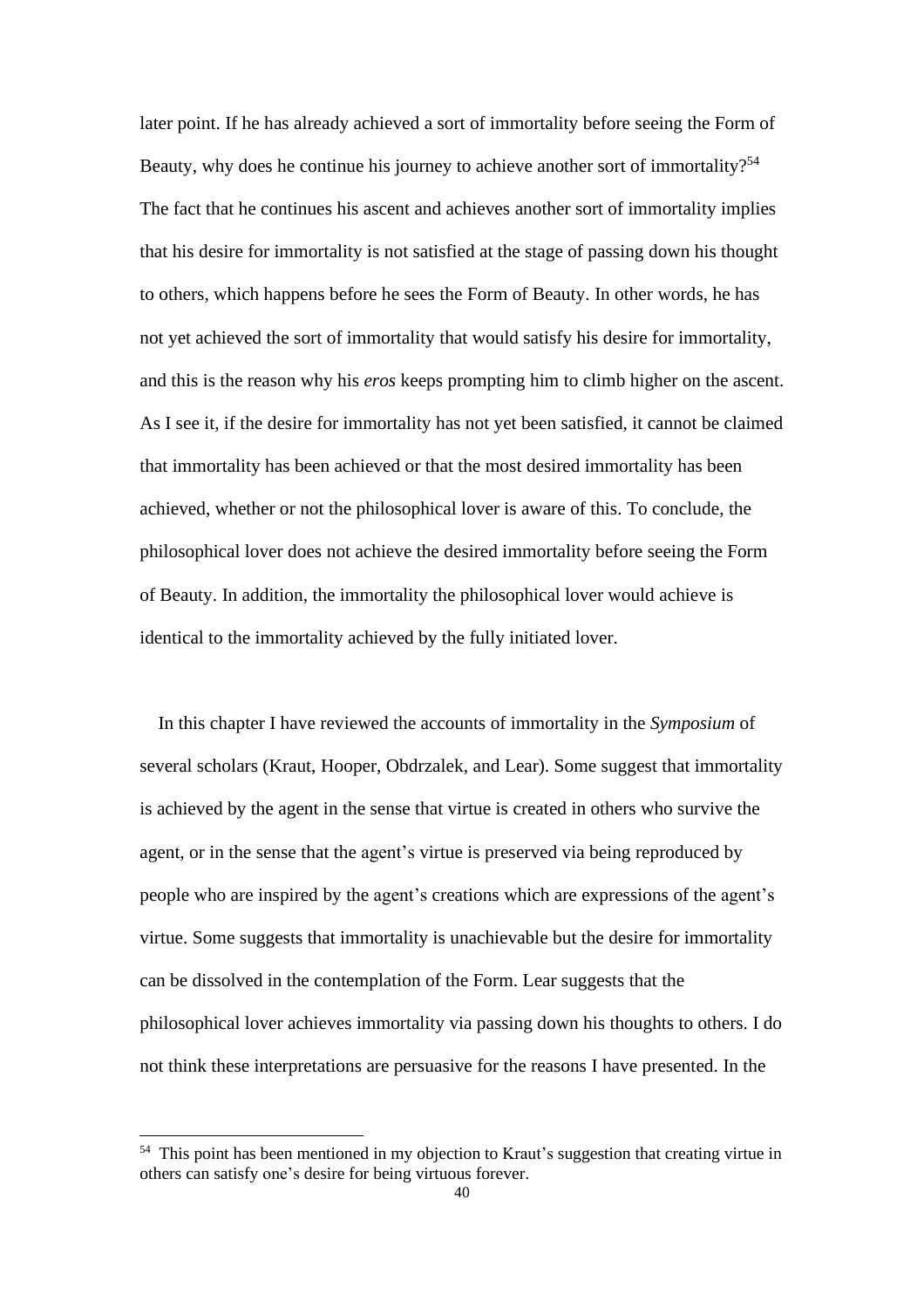later point. If he has already achieved a sort of immortality before seeing the Form of Beauty, why does he continue his journey to achieve another sort of immortality?[54] The fact that he continues his ascent and achieves another sort of immortality implies that his desire for immortality is not satisfied at the stage of passing down his thought to others, which happens before he sees the Form of Beauty. In other words, he has not yet achieved the sort of immortality that would satisfy his desire for immortality, and this is the reason why his *eros* keeps prompting him to climb higher on the ascent. As I see it, if the desire for immortality has not yet been satisfied, it cannot be claimed that immortality has been achieved or that the most desired immortality has been achieved, whether or not the philosophical lover is aware of this. To conclude, the philosophical lover does not achieve the desired immortality before seeing the Form of Beauty. In addition, the immortality the philosophical lover would achieve is identical to the immortality achieved by the fully initiated lover.

In this chapter I have reviewed the accounts of immortality in the *Symposium* of several scholars (Kraut, Hooper, Obdrzalek, and Lear). Some suggest that immortality is achieved by the agent in the sense that virtue is created in others who survive the agent, or in the sense that the agent's virtue is preserved via being reproduced by people who are inspired by the agent's creations which are expressions of the agent's virtue. Some suggests that immortality is unachievable but the desire for immortality can be dissolved in the contemplation of the Form. Lear suggests that the philosophical lover achieves immortality via passing down his thoughts to others. I do not think these interpretations are persuasive for the reasons I have presented. In the

[54] This point has been mentioned in my objection to Kraut's suggestion that creating virtue in others can satisfy one's desire for being virtuous forever.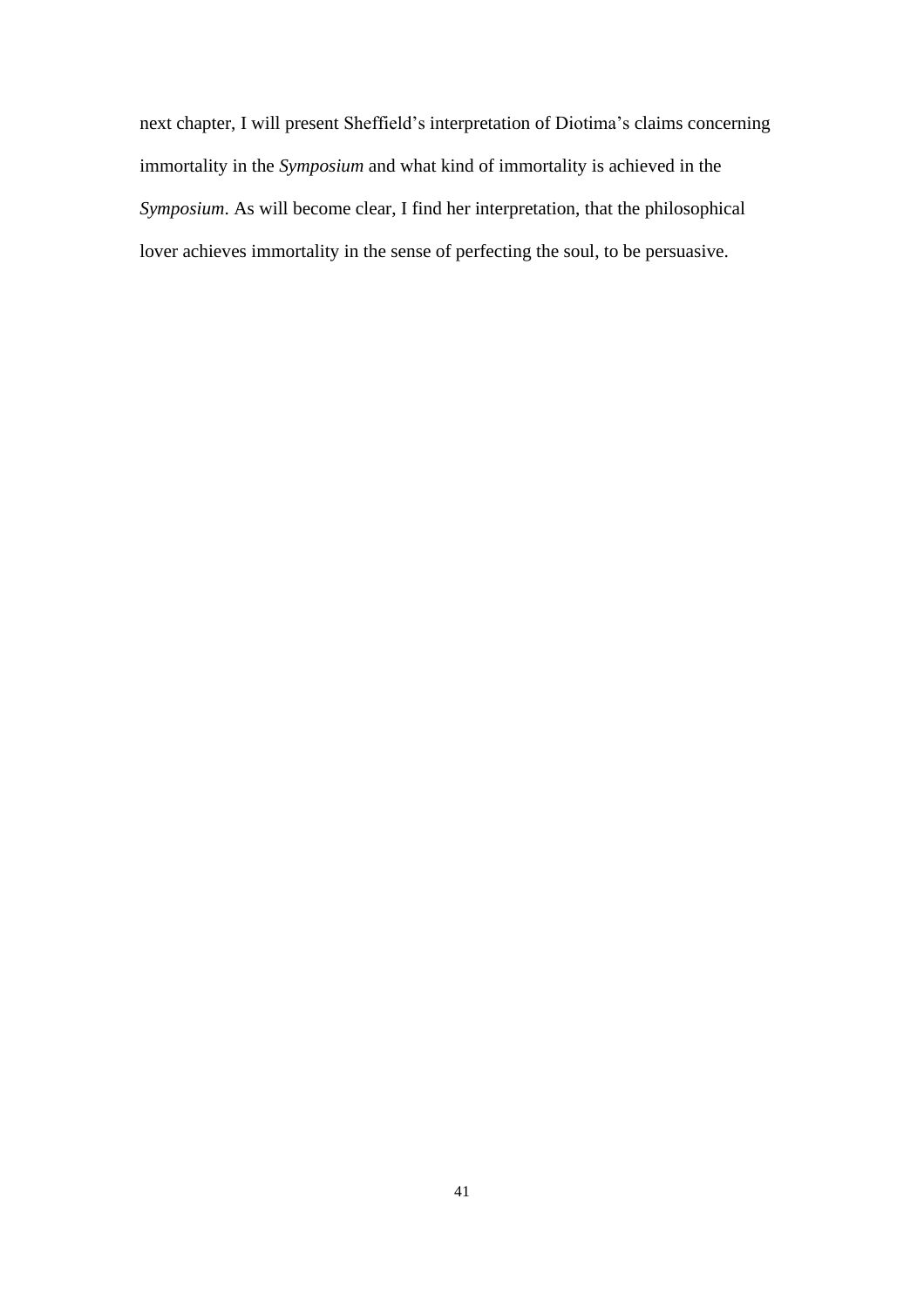next chapter, I will present Sheffield's interpretation of Diotima's claims concerning immortality in the *Symposium* and what kind of immortality is achieved in the *Symposium*. As will become clear, I find her interpretation, that the philosophical lover achieves immortality in the sense of perfecting the soul, to be persuasive.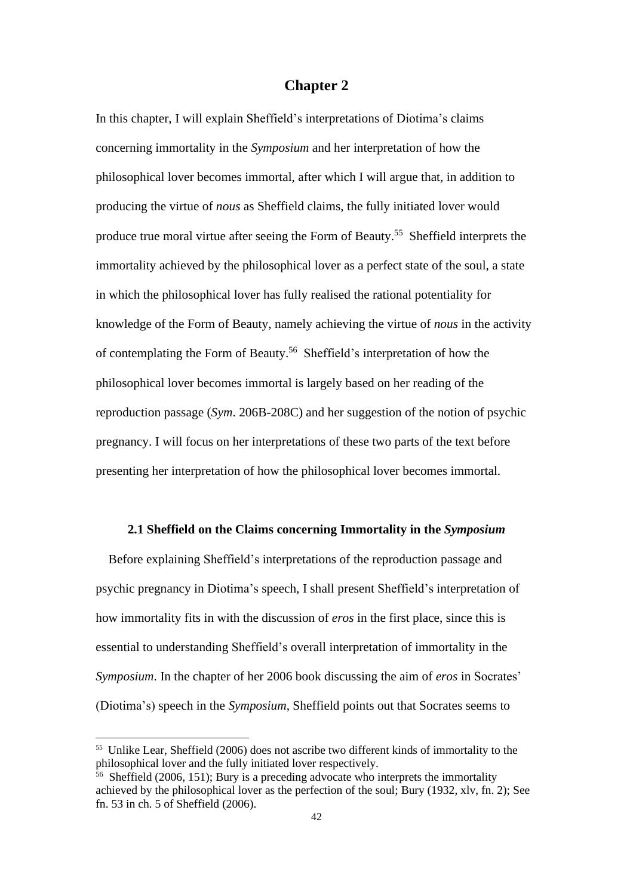# Chapter 2

In this chapter, I will explain Sheffield's interpretations of Diotima's claims concerning immortality in the *Symposium* and her interpretation of how the philosophical lover becomes immortal, after which I will argue that, in addition to producing the virtue of *nous* as Sheffield claims, the fully initiated lover would produce true moral virtue after seeing the Form of Beauty.[55] Sheffield interprets the immortality achieved by the philosophical lover as a perfect state of the soul, a state in which the philosophical lover has fully realised the rational potentiality for knowledge of the Form of Beauty, namely achieving the virtue of *nous* in the activity of contemplating the Form of Beauty.[56] Sheffield's interpretation of how the philosophical lover becomes immortal is largely based on her reading of the reproduction passage (*Sym*. 206B-208C) and her suggestion of the notion of psychic pregnancy. I will focus on her interpretations of these two parts of the text before presenting her interpretation of how the philosophical lover becomes immortal.

### 2.1 Sheffield on the Claims concerning Immortality in the *Symposium*

Before explaining Sheffield's interpretations of the reproduction passage and psychic pregnancy in Diotima's speech, I shall present Sheffield's interpretation of how immortality fits in with the discussion of *eros* in the first place, since this is essential to understanding Sheffield's overall interpretation of immortality in the *Symposium*. In the chapter of her 2006 book discussing the aim of *eros* in Socrates' (Diotima's) speech in the *Symposium*, Sheffield points out that Socrates seems to

---

[55] Unlike Lear, Sheffield (2006) does not ascribe two different kinds of immortality to the philosophical lover and the fully initiated lover respectively.

[56] Sheffield (2006, 151); Bury is a preceding advocate who interprets the immortality achieved by the philosophical lover as the perfection of the soul; Bury (1932, xlv, fn. 2); See fn. 53 in ch. 5 of Sheffield (2006).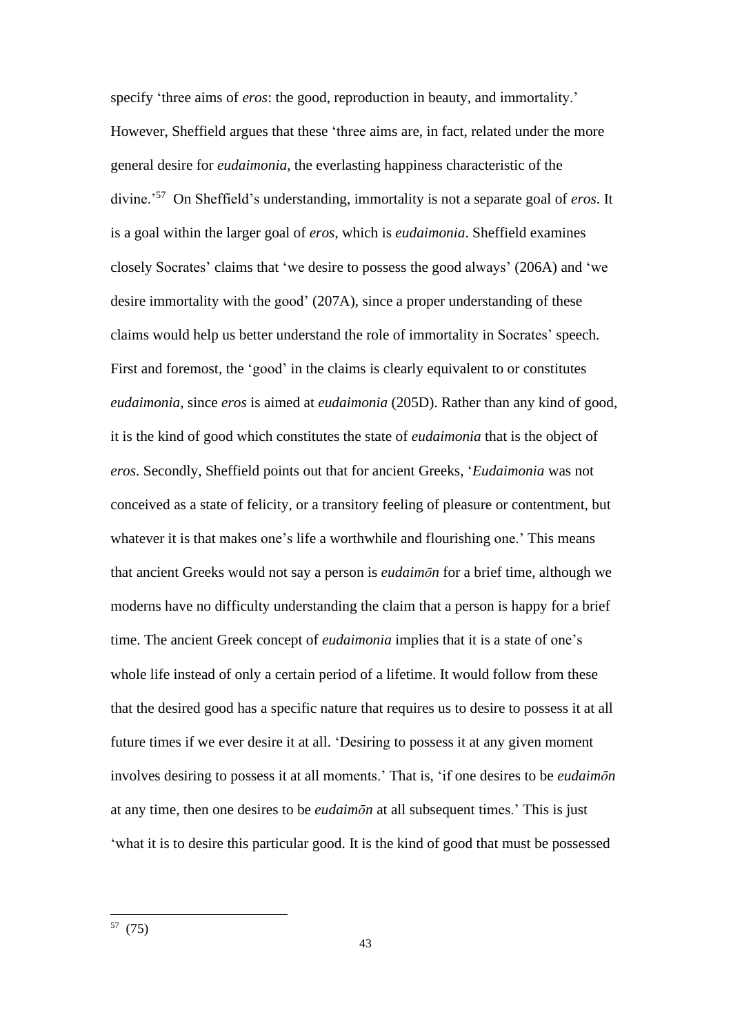specify 'three aims of *eros*: the good, reproduction in beauty, and immortality.' However, Sheffield argues that these 'three aims are, in fact, related under the more general desire for *eudaimonia*, the everlasting happiness characteristic of the divine.'[57] On Sheffield's understanding, immortality is not a separate goal of *eros*. It is a goal within the larger goal of *eros*, which is *eudaimonia*. Sheffield examines closely Socrates' claims that 'we desire to possess the good always' (206A) and 'we desire immortality with the good' (207A), since a proper understanding of these claims would help us better understand the role of immortality in Socrates' speech. First and foremost, the 'good' in the claims is clearly equivalent to or constitutes *eudaimonia*, since *eros* is aimed at *eudaimonia* (205D). Rather than any kind of good, it is the kind of good which constitutes the state of *eudaimonia* that is the object of *eros*. Secondly, Sheffield points out that for ancient Greeks, '*Eudaimonia* was not conceived as a state of felicity, or a transitory feeling of pleasure or contentment, but whatever it is that makes one's life a worthwhile and flourishing one.' This means that ancient Greeks would not say a person is *eudaimōn* for a brief time, although we moderns have no difficulty understanding the claim that a person is happy for a brief time. The ancient Greek concept of *eudaimonia* implies that it is a state of one's whole life instead of only a certain period of a lifetime. It would follow from these that the desired good has a specific nature that requires us to desire to possess it at all future times if we ever desire it at all. 'Desiring to possess it at any given moment involves desiring to possess it at all moments.' That is, 'if one desires to be *eudaimōn* at any time, then one desires to be *eudaimōn* at all subsequent times.' This is just 'what it is to desire this particular good. It is the kind of good that must be possessed

[57] (75)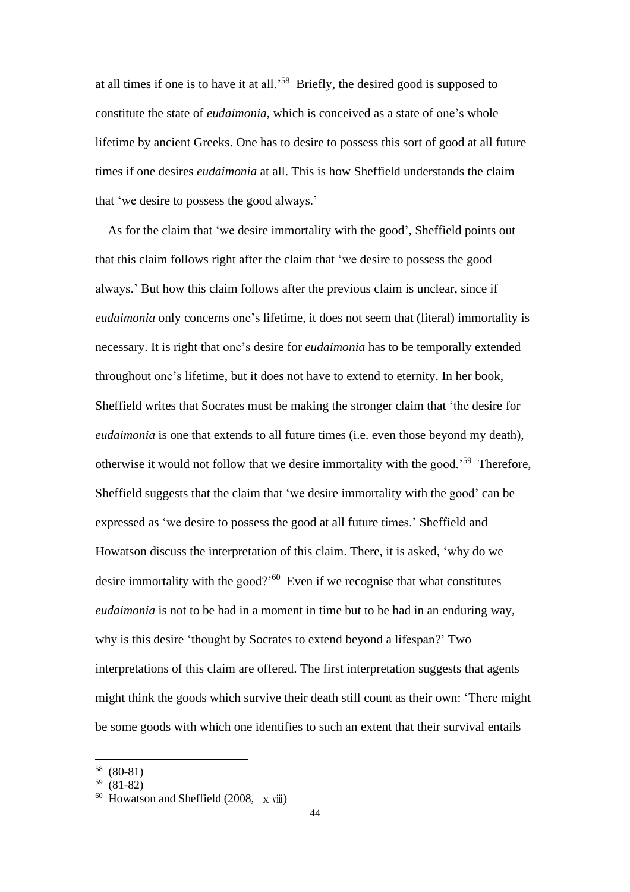at all times if one is to have it at all.'[58] Briefly, the desired good is supposed to constitute the state of *eudaimonia*, which is conceived as a state of one's whole lifetime by ancient Greeks. One has to desire to possess this sort of good at all future times if one desires *eudaimonia* at all. This is how Sheffield understands the claim that 'we desire to possess the good always.'

As for the claim that 'we desire immortality with the good', Sheffield points out that this claim follows right after the claim that 'we desire to possess the good always.' But how this claim follows after the previous claim is unclear, since if *eudaimonia* only concerns one's lifetime, it does not seem that (literal) immortality is necessary. It is right that one's desire for *eudaimonia* has to be temporally extended throughout one's lifetime, but it does not have to extend to eternity. In her book, Sheffield writes that Socrates must be making the stronger claim that 'the desire for *eudaimonia* is one that extends to all future times (i.e. even those beyond my death), otherwise it would not follow that we desire immortality with the good.'[59] Therefore, Sheffield suggests that the claim that 'we desire immortality with the good' can be expressed as 'we desire to possess the good at all future times.' Sheffield and Howatson discuss the interpretation of this claim. There, it is asked, 'why do we desire immortality with the good?'[60] Even if we recognise that what constitutes *eudaimonia* is not to be had in a moment in time but to be had in an enduring way, why is this desire 'thought by Socrates to extend beyond a lifespan?' Two interpretations of this claim are offered. The first interpretation suggests that agents might think the goods which survive their death still count as their own: 'There might be some goods with which one identifies to such an extent that their survival entails

---

[58] (80-81)

[59] (81-82)

[60] Howatson and Sheffield (2008, xviii)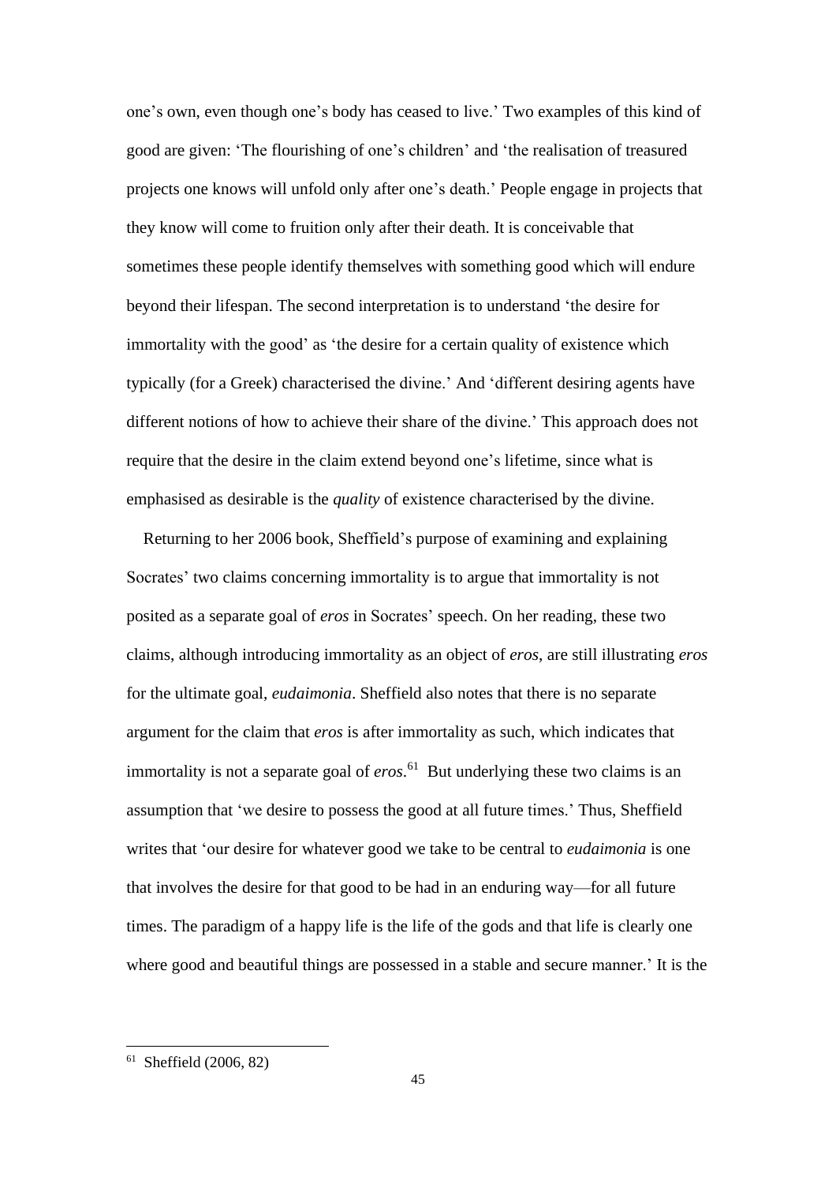one's own, even though one's body has ceased to live.' Two examples of this kind of good are given: 'The flourishing of one's children' and 'the realisation of treasured projects one knows will unfold only after one's death.' People engage in projects that they know will come to fruition only after their death. It is conceivable that sometimes these people identify themselves with something good which will endure beyond their lifespan. The second interpretation is to understand 'the desire for immortality with the good' as 'the desire for a certain quality of existence which typically (for a Greek) characterised the divine.' And 'different desiring agents have different notions of how to achieve their share of the divine.' This approach does not require that the desire in the claim extend beyond one's lifetime, since what is emphasised as desirable is the *quality* of existence characterised by the divine.

Returning to her 2006 book, Sheffield's purpose of examining and explaining Socrates' two claims concerning immortality is to argue that immortality is not posited as a separate goal of *eros* in Socrates' speech. On her reading, these two claims, although introducing immortality as an object of *eros*, are still illustrating *eros* for the ultimate goal, *eudaimonia*. Sheffield also notes that there is no separate argument for the claim that *eros* is after immortality as such, which indicates that immortality is not a separate goal of *eros*.[61] But underlying these two claims is an assumption that 'we desire to possess the good at all future times.' Thus, Sheffield writes that 'our desire for whatever good we take to be central to *eudaimonia* is one that involves the desire for that good to be had in an enduring way—for all future times. The paradigm of a happy life is the life of the gods and that life is clearly one where good and beautiful things are possessed in a stable and secure manner.' It is the

[61] Sheffield (2006, 82)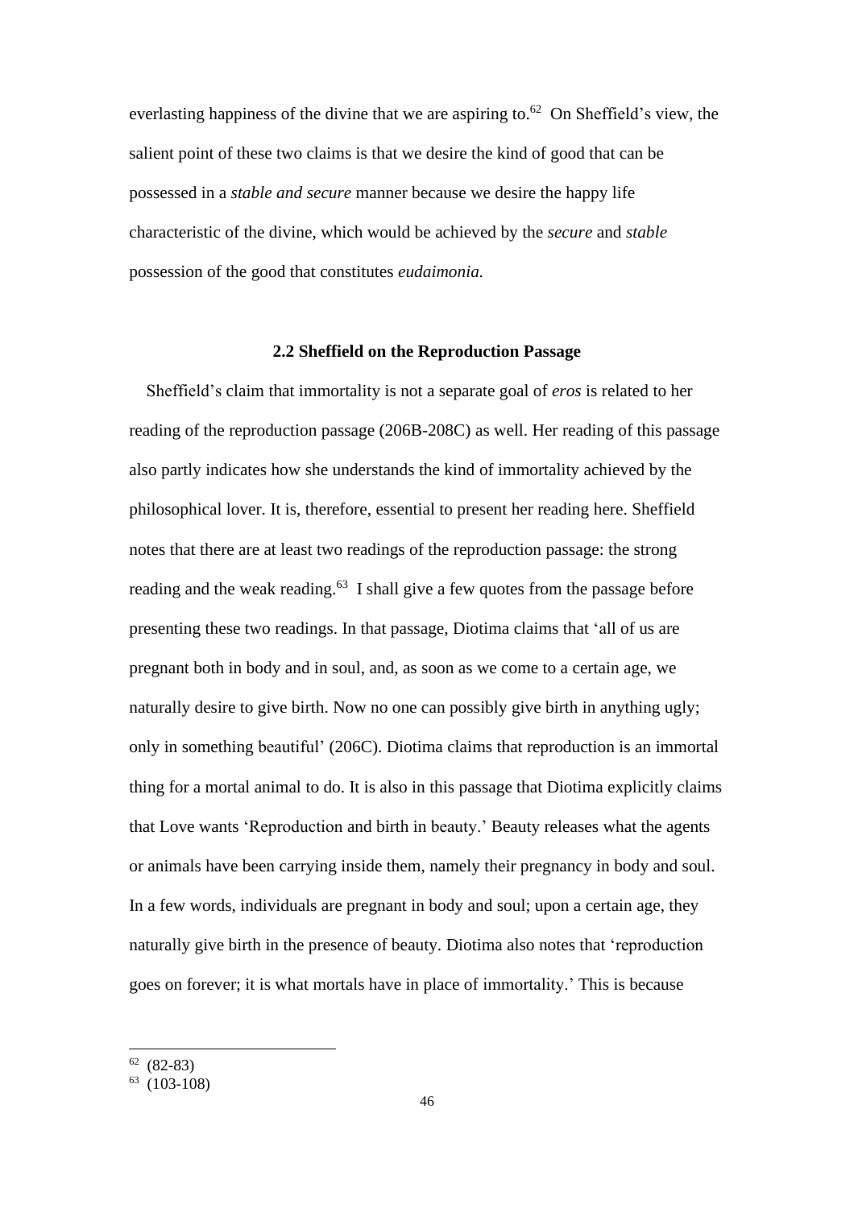everlasting happiness of the divine that we are aspiring to.[62] On Sheffield's view, the salient point of these two claims is that we desire the kind of good that can be possessed in a *stable and secure* manner because we desire the happy life characteristic of the divine, which would be achieved by the *secure* and *stable* possession of the good that constitutes *eudaimonia.*

### 2.2 Sheffield on the Reproduction Passage

Sheffield's claim that immortality is not a separate goal of *eros* is related to her reading of the reproduction passage (206B-208C) as well. Her reading of this passage also partly indicates how she understands the kind of immortality achieved by the philosophical lover. It is, therefore, essential to present her reading here. Sheffield notes that there are at least two readings of the reproduction passage: the strong reading and the weak reading.[63] I shall give a few quotes from the passage before presenting these two readings. In that passage, Diotima claims that 'all of us are pregnant both in body and in soul, and, as soon as we come to a certain age, we naturally desire to give birth. Now no one can possibly give birth in anything ugly; only in something beautiful' (206C). Diotima claims that reproduction is an immortal thing for a mortal animal to do. It is also in this passage that Diotima explicitly claims that Love wants 'Reproduction and birth in beauty.' Beauty releases what the agents or animals have been carrying inside them, namely their pregnancy in body and soul. In a few words, individuals are pregnant in body and soul; upon a certain age, they naturally give birth in the presence of beauty. Diotima also notes that 'reproduction goes on forever; it is what mortals have in place of immortality.' This is because

[62] (82-83)

[63] (103-108)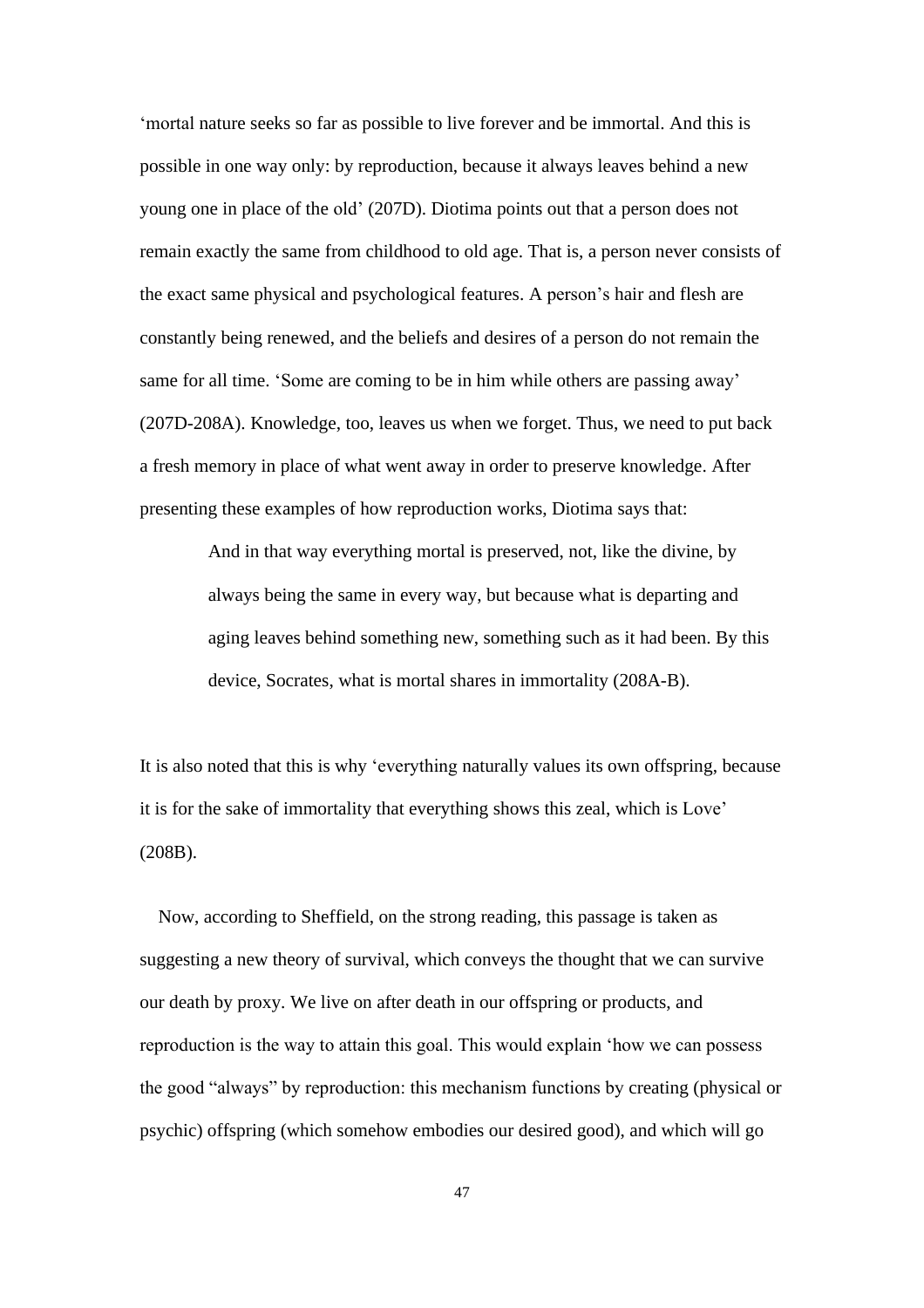'mortal nature seeks so far as possible to live forever and be immortal. And this is possible in one way only: by reproduction, because it always leaves behind a new young one in place of the old' (207D). Diotima points out that a person does not remain exactly the same from childhood to old age. That is, a person never consists of the exact same physical and psychological features. A person's hair and flesh are constantly being renewed, and the beliefs and desires of a person do not remain the same for all time. 'Some are coming to be in him while others are passing away' (207D-208A). Knowledge, too, leaves us when we forget. Thus, we need to put back a fresh memory in place of what went away in order to preserve knowledge. After presenting these examples of how reproduction works, Diotima says that:

> And in that way everything mortal is preserved, not, like the divine, by always being the same in every way, but because what is departing and aging leaves behind something new, something such as it had been. By this device, Socrates, what is mortal shares in immortality (208A-B).

It is also noted that this is why 'everything naturally values its own offspring, because it is for the sake of immortality that everything shows this zeal, which is Love' (208B).

Now, according to Sheffield, on the strong reading, this passage is taken as suggesting a new theory of survival, which conveys the thought that we can survive our death by proxy. We live on after death in our offspring or products, and reproduction is the way to attain this goal. This would explain 'how we can possess the good "always" by reproduction: this mechanism functions by creating (physical or psychic) offspring (which somehow embodies our desired good), and which will go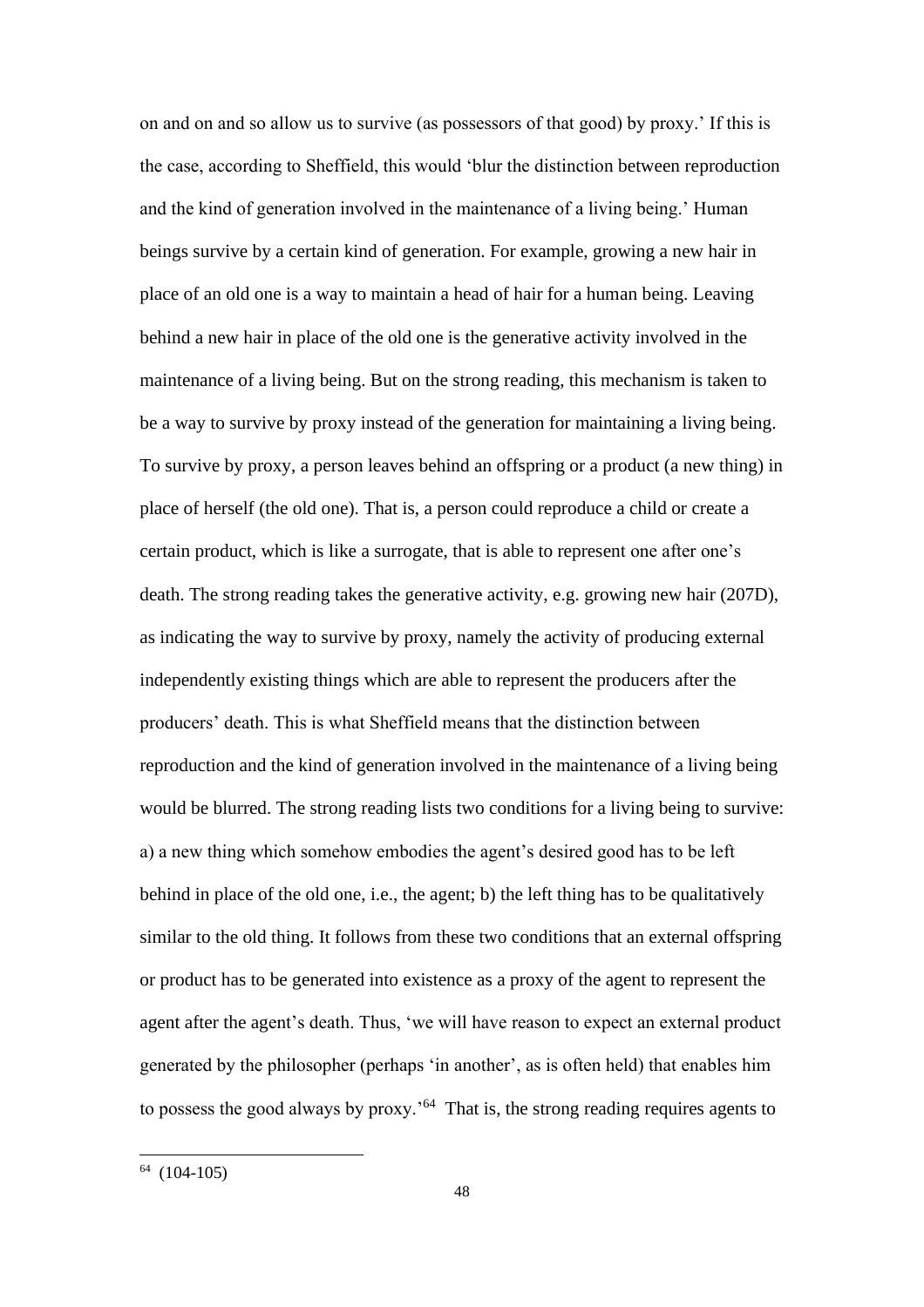on and on and so allow us to survive (as possessors of that good) by proxy.' If this is the case, according to Sheffield, this would 'blur the distinction between reproduction and the kind of generation involved in the maintenance of a living being.' Human beings survive by a certain kind of generation. For example, growing a new hair in place of an old one is a way to maintain a head of hair for a human being. Leaving behind a new hair in place of the old one is the generative activity involved in the maintenance of a living being. But on the strong reading, this mechanism is taken to be a way to survive by proxy instead of the generation for maintaining a living being. To survive by proxy, a person leaves behind an offspring or a product (a new thing) in place of herself (the old one). That is, a person could reproduce a child or create a certain product, which is like a surrogate, that is able to represent one after one's death. The strong reading takes the generative activity, e.g. growing new hair (207D), as indicating the way to survive by proxy, namely the activity of producing external independently existing things which are able to represent the producers after the producers' death. This is what Sheffield means that the distinction between reproduction and the kind of generation involved in the maintenance of a living being would be blurred. The strong reading lists two conditions for a living being to survive: a) a new thing which somehow embodies the agent's desired good has to be left behind in place of the old one, i.e., the agent; b) the left thing has to be qualitatively similar to the old thing. It follows from these two conditions that an external offspring or product has to be generated into existence as a proxy of the agent to represent the agent after the agent's death. Thus, 'we will have reason to expect an external product generated by the philosopher (perhaps 'in another', as is often held) that enables him to possess the good always by proxy.'[64] That is, the strong reading requires agents to

[64] (104-105)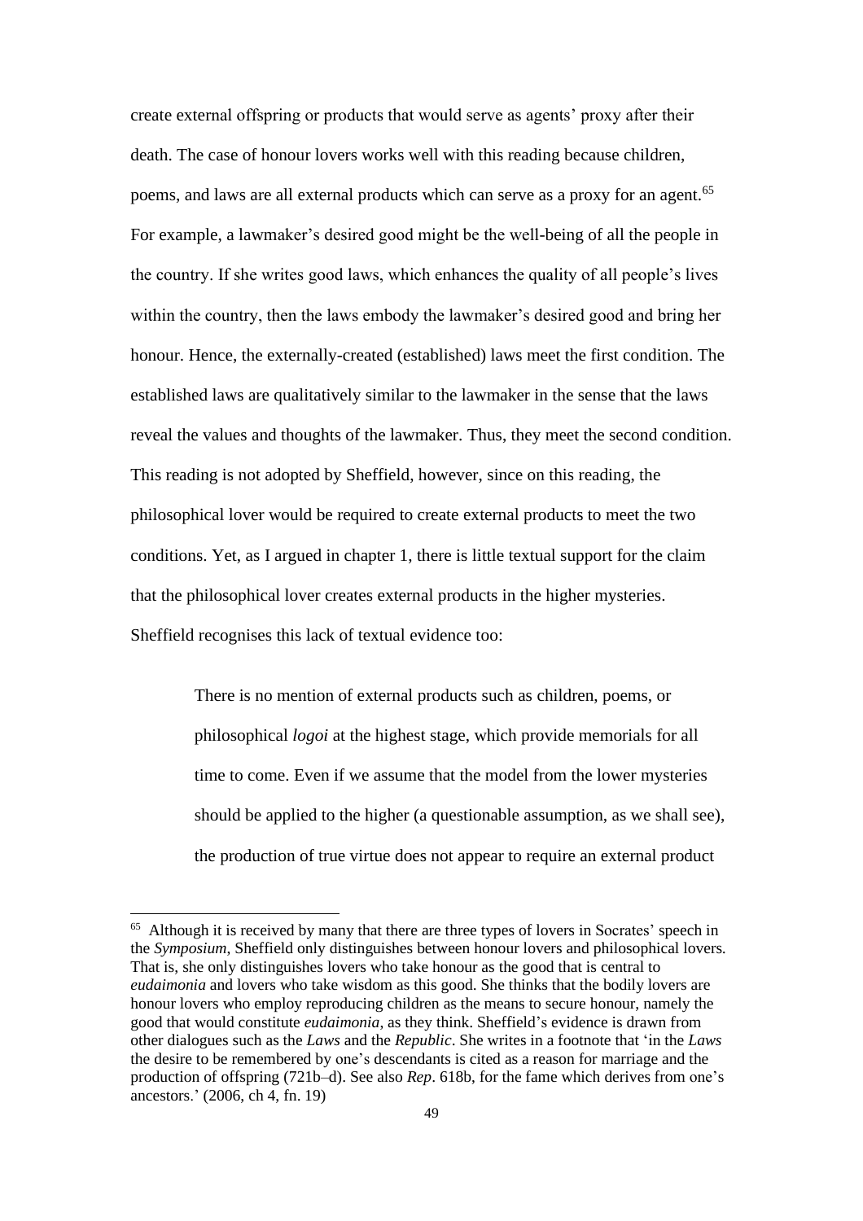create external offspring or products that would serve as agents' proxy after their death. The case of honour lovers works well with this reading because children, poems, and laws are all external products which can serve as a proxy for an agent.[65] For example, a lawmaker's desired good might be the well-being of all the people in the country. If she writes good laws, which enhances the quality of all people's lives within the country, then the laws embody the lawmaker's desired good and bring her honour. Hence, the externally-created (established) laws meet the first condition. The established laws are qualitatively similar to the lawmaker in the sense that the laws reveal the values and thoughts of the lawmaker. Thus, they meet the second condition. This reading is not adopted by Sheffield, however, since on this reading, the philosophical lover would be required to create external products to meet the two conditions. Yet, as I argued in chapter 1, there is little textual support for the claim that the philosophical lover creates external products in the higher mysteries. Sheffield recognises this lack of textual evidence too:

> There is no mention of external products such as children, poems, or philosophical *logoi* at the highest stage, which provide memorials for all time to come. Even if we assume that the model from the lower mysteries should be applied to the higher (a questionable assumption, as we shall see), the production of true virtue does not appear to require an external product

---

[65] Although it is received by many that there are three types of lovers in Socrates' speech in the *Symposium*, Sheffield only distinguishes between honour lovers and philosophical lovers. That is, she only distinguishes lovers who take honour as the good that is central to *eudaimonia* and lovers who take wisdom as this good. She thinks that the bodily lovers are honour lovers who employ reproducing children as the means to secure honour, namely the good that would constitute *eudaimonia*, as they think. Sheffield's evidence is drawn from other dialogues such as the *Laws* and the *Republic*. She writes in a footnote that 'in the *Laws* the desire to be remembered by one's descendants is cited as a reason for marriage and the production of offspring (721b–d). See also *Rep*. 618b, for the fame which derives from one's ancestors.' (2006, ch 4, fn. 19)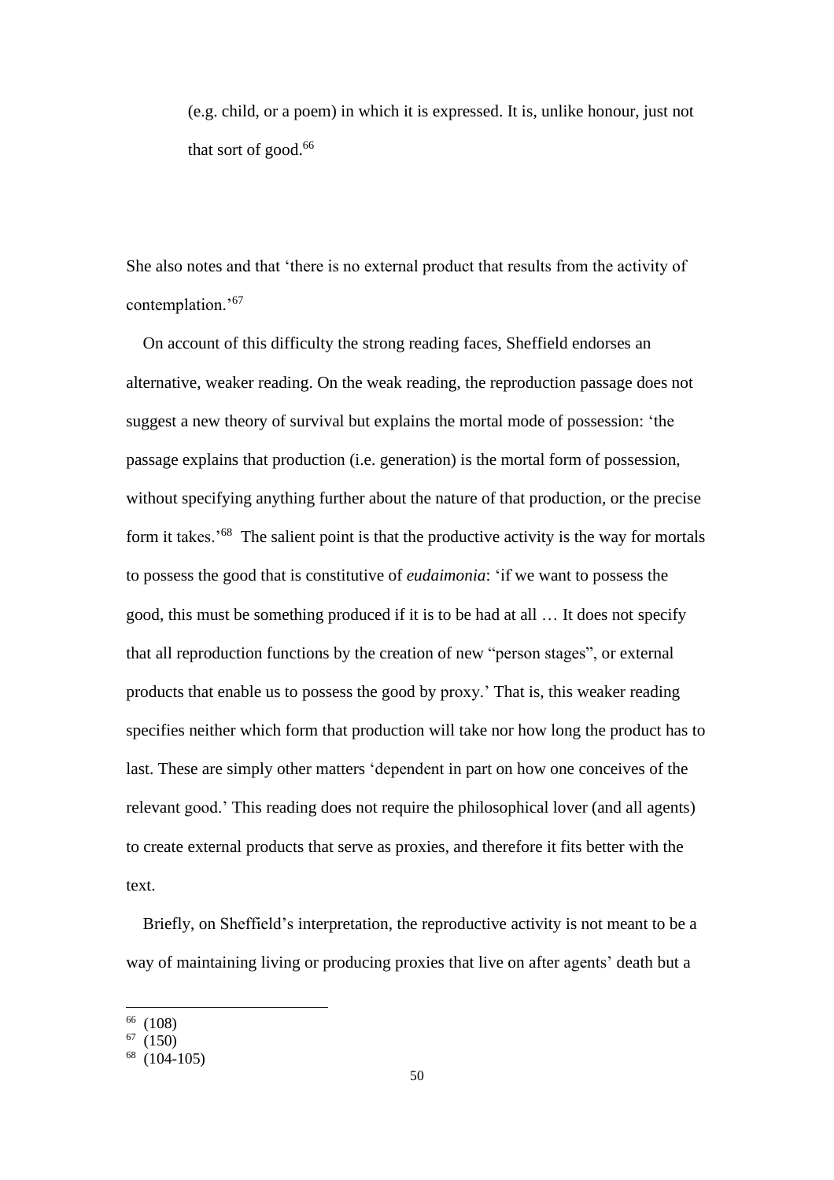> (e.g. child, or a poem) in which it is expressed. It is, unlike honour, just not that sort of good.[66]

She also notes and that 'there is no external product that results from the activity of contemplation.'[67]

On account of this difficulty the strong reading faces, Sheffield endorses an alternative, weaker reading. On the weak reading, the reproduction passage does not suggest a new theory of survival but explains the mortal mode of possession: 'the passage explains that production (i.e. generation) is the mortal form of possession, without specifying anything further about the nature of that production, or the precise form it takes.'[68] The salient point is that the productive activity is the way for mortals to possess the good that is constitutive of *eudaimonia*: 'if we want to possess the good, this must be something produced if it is to be had at all … It does not specify that all reproduction functions by the creation of new "person stages", or external products that enable us to possess the good by proxy.' That is, this weaker reading specifies neither which form that production will take nor how long the product has to last. These are simply other matters 'dependent in part on how one conceives of the relevant good.' This reading does not require the philosophical lover (and all agents) to create external products that serve as proxies, and therefore it fits better with the text.

Briefly, on Sheffield's interpretation, the reproductive activity is not meant to be a way of maintaining living or producing proxies that live on after agents' death but a

---

[66] (108)

[67] (150)

[68] (104-105)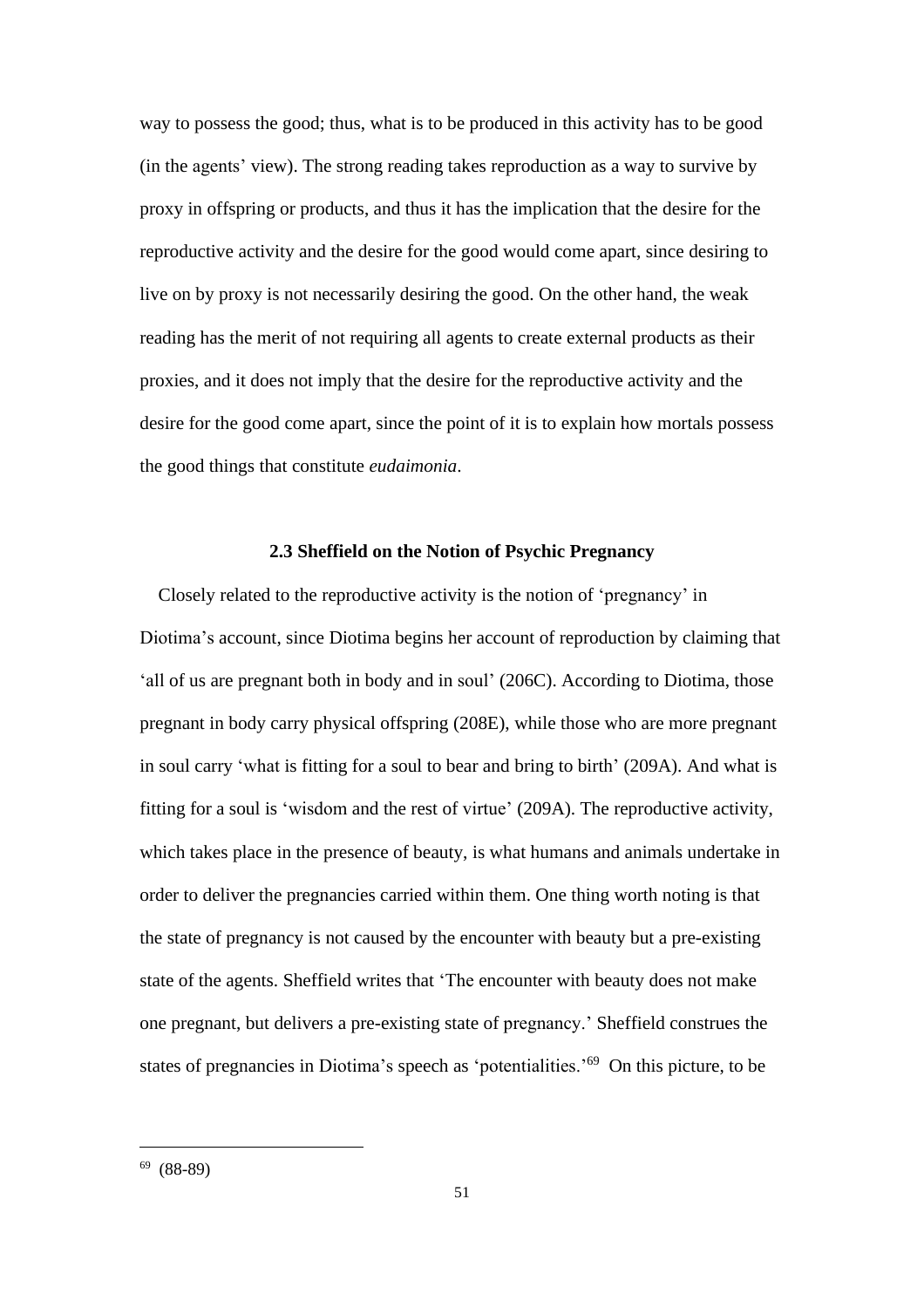way to possess the good; thus, what is to be produced in this activity has to be good (in the agents' view). The strong reading takes reproduction as a way to survive by proxy in offspring or products, and thus it has the implication that the desire for the reproductive activity and the desire for the good would come apart, since desiring to live on by proxy is not necessarily desiring the good. On the other hand, the weak reading has the merit of not requiring all agents to create external products as their proxies, and it does not imply that the desire for the reproductive activity and the desire for the good come apart, since the point of it is to explain how mortals possess the good things that constitute *eudaimonia*.

### 2.3 Sheffield on the Notion of Psychic Pregnancy

Closely related to the reproductive activity is the notion of 'pregnancy' in Diotima's account, since Diotima begins her account of reproduction by claiming that 'all of us are pregnant both in body and in soul' (206C). According to Diotima, those pregnant in body carry physical offspring (208E), while those who are more pregnant in soul carry 'what is fitting for a soul to bear and bring to birth' (209A). And what is fitting for a soul is 'wisdom and the rest of virtue' (209A). The reproductive activity, which takes place in the presence of beauty, is what humans and animals undertake in order to deliver the pregnancies carried within them. One thing worth noting is that the state of pregnancy is not caused by the encounter with beauty but a pre-existing state of the agents. Sheffield writes that 'The encounter with beauty does not make one pregnant, but delivers a pre-existing state of pregnancy.' Sheffield construes the states of pregnancies in Diotima's speech as 'potentialities.'[69] On this picture, to be

[69] (88-89)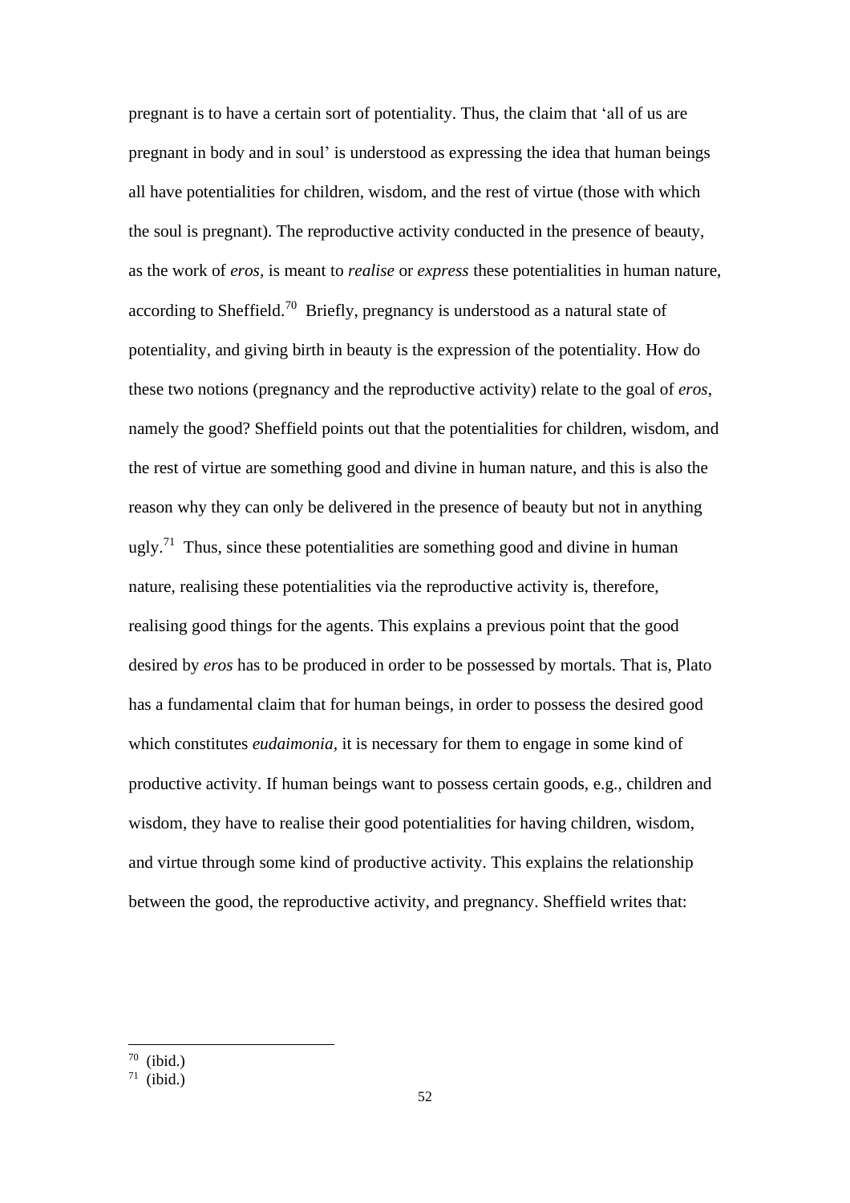pregnant is to have a certain sort of potentiality. Thus, the claim that 'all of us are pregnant in body and in soul' is understood as expressing the idea that human beings all have potentialities for children, wisdom, and the rest of virtue (those with which the soul is pregnant). The reproductive activity conducted in the presence of beauty, as the work of *eros*, is meant to *realise* or *express* these potentialities in human nature, according to Sheffield.[70] Briefly, pregnancy is understood as a natural state of potentiality, and giving birth in beauty is the expression of the potentiality. How do these two notions (pregnancy and the reproductive activity) relate to the goal of *eros*, namely the good? Sheffield points out that the potentialities for children, wisdom, and the rest of virtue are something good and divine in human nature, and this is also the reason why they can only be delivered in the presence of beauty but not in anything ugly.[71] Thus, since these potentialities are something good and divine in human nature, realising these potentialities via the reproductive activity is, therefore, realising good things for the agents. This explains a previous point that the good desired by *eros* has to be produced in order to be possessed by mortals. That is, Plato has a fundamental claim that for human beings, in order to possess the desired good which constitutes *eudaimonia*, it is necessary for them to engage in some kind of productive activity. If human beings want to possess certain goods, e.g., children and wisdom, they have to realise their good potentialities for having children, wisdom, and virtue through some kind of productive activity. This explains the relationship between the good, the reproductive activity, and pregnancy. Sheffield writes that:

---

[70] (ibid.)

[71] (ibid.)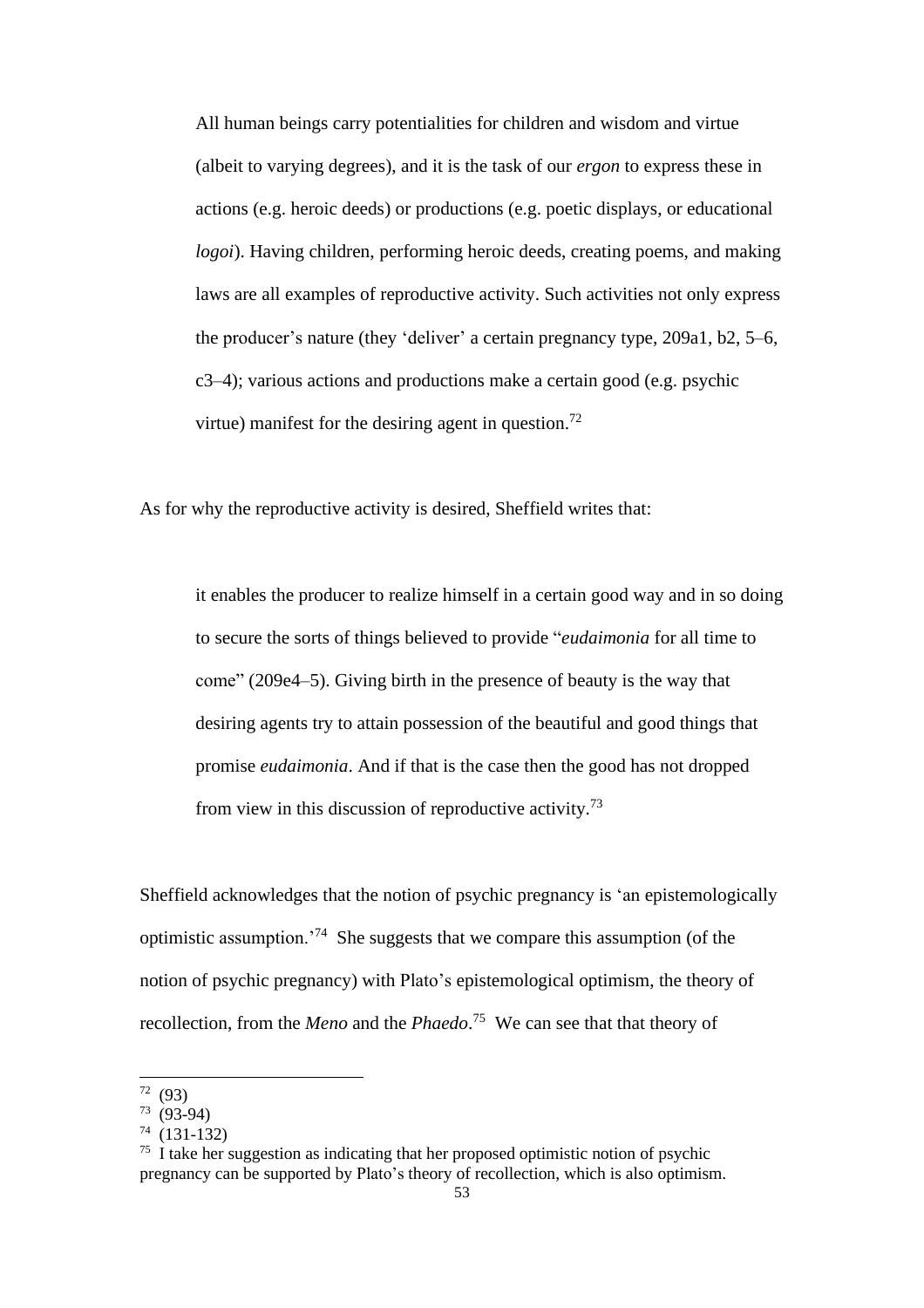> All human beings carry potentialities for children and wisdom and virtue (albeit to varying degrees), and it is the task of our *ergon* to express these in actions (e.g. heroic deeds) or productions (e.g. poetic displays, or educational *logoi*). Having children, performing heroic deeds, creating poems, and making laws are all examples of reproductive activity. Such activities not only express the producer's nature (they 'deliver' a certain pregnancy type, 209a1, b2, 5–6, c3–4); various actions and productions make a certain good (e.g. psychic virtue) manifest for the desiring agent in question.[72]

As for why the reproductive activity is desired, Sheffield writes that:

> it enables the producer to realize himself in a certain good way and in so doing to secure the sorts of things believed to provide "*eudaimonia* for all time to come" (209e4–5). Giving birth in the presence of beauty is the way that desiring agents try to attain possession of the beautiful and good things that promise *eudaimonia*. And if that is the case then the good has not dropped from view in this discussion of reproductive activity.[73]

Sheffield acknowledges that the notion of psychic pregnancy is 'an epistemologically optimistic assumption.'[74] She suggests that we compare this assumption (of the notion of psychic pregnancy) with Plato's epistemological optimism, the theory of recollection, from the *Meno* and the *Phaedo*.[75] We can see that that theory of

---

[72] (93)

[73] (93-94)

[74] (131-132)

[75] I take her suggestion as indicating that her proposed optimistic notion of psychic pregnancy can be supported by Plato's theory of recollection, which is also optimism.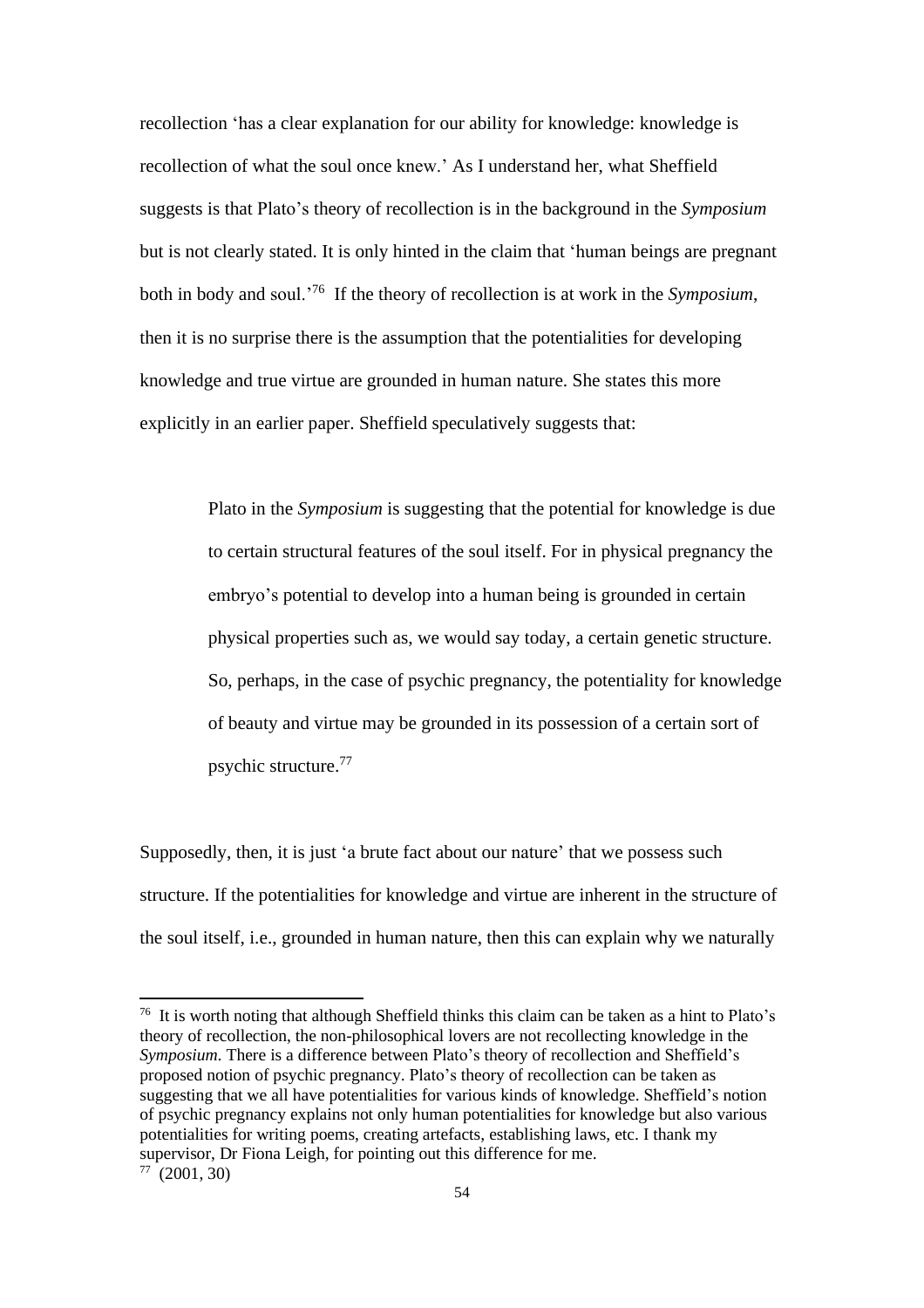recollection 'has a clear explanation for our ability for knowledge: knowledge is recollection of what the soul once knew.' As I understand her, what Sheffield suggests is that Plato's theory of recollection is in the background in the *Symposium* but is not clearly stated. It is only hinted in the claim that 'human beings are pregnant both in body and soul.'[76] If the theory of recollection is at work in the *Symposium*, then it is no surprise there is the assumption that the potentialities for developing knowledge and true virtue are grounded in human nature. She states this more explicitly in an earlier paper. Sheffield speculatively suggests that:

> Plato in the *Symposium* is suggesting that the potential for knowledge is due to certain structural features of the soul itself. For in physical pregnancy the embryo's potential to develop into a human being is grounded in certain physical properties such as, we would say today, a certain genetic structure. So, perhaps, in the case of psychic pregnancy, the potentiality for knowledge of beauty and virtue may be grounded in its possession of a certain sort of psychic structure.[77]

Supposedly, then, it is just 'a brute fact about our nature' that we possess such structure. If the potentialities for knowledge and virtue are inherent in the structure of the soul itself, i.e., grounded in human nature, then this can explain why we naturally

---

[76] It is worth noting that although Sheffield thinks this claim can be taken as a hint to Plato's theory of recollection, the non-philosophical lovers are not recollecting knowledge in the *Symposium*. There is a difference between Plato's theory of recollection and Sheffield's proposed notion of psychic pregnancy. Plato's theory of recollection can be taken as suggesting that we all have potentialities for various kinds of knowledge. Sheffield's notion of psychic pregnancy explains not only human potentialities for knowledge but also various potentialities for writing poems, creating artefacts, establishing laws, etc. I thank my supervisor, Dr Fiona Leigh, for pointing out this difference for me.

[77] (2001, 30)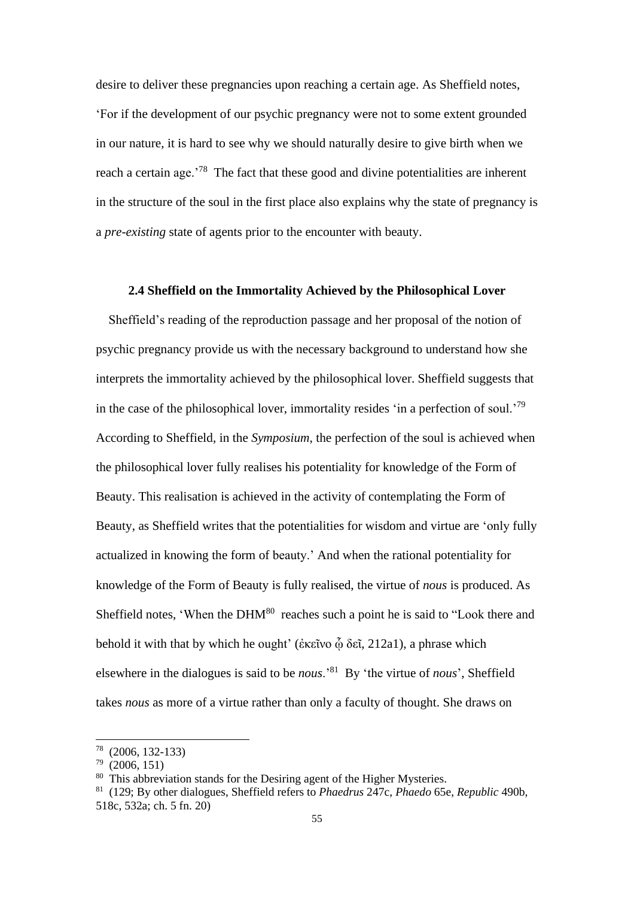desire to deliver these pregnancies upon reaching a certain age. As Sheffield notes, 'For if the development of our psychic pregnancy were not to some extent grounded in our nature, it is hard to see why we should naturally desire to give birth when we reach a certain age.'[78] The fact that these good and divine potentialities are inherent in the structure of the soul in the first place also explains why the state of pregnancy is a *pre-existing* state of agents prior to the encounter with beauty.

### 2.4 Sheffield on the Immortality Achieved by the Philosophical Lover

Sheffield's reading of the reproduction passage and her proposal of the notion of psychic pregnancy provide us with the necessary background to understand how she interprets the immortality achieved by the philosophical lover. Sheffield suggests that in the case of the philosophical lover, immortality resides 'in a perfection of soul.'[79] According to Sheffield, in the *Symposium*, the perfection of the soul is achieved when the philosophical lover fully realises his potentiality for knowledge of the Form of Beauty. This realisation is achieved in the activity of contemplating the Form of Beauty, as Sheffield writes that the potentialities for wisdom and virtue are 'only fully actualized in knowing the form of beauty.' And when the rational potentiality for knowledge of the Form of Beauty is fully realised, the virtue of *nous* is produced. As Sheffield notes, 'When the DHM[80] reaches such a point he is said to "Look there and behold it with that by which he ought' (ἐκεῖνο ᾧ δεῖ, 212a1), a phrase which elsewhere in the dialogues is said to be *nous*.'[81] By 'the virtue of *nous*', Sheffield takes *nous* as more of a virtue rather than only a faculty of thought. She draws on

---

[78] (2006, 132-133)

[79] (2006, 151)

[80] This abbreviation stands for the Desiring agent of the Higher Mysteries.

[81] (129; By other dialogues, Sheffield refers to *Phaedrus* 247c, *Phaedo* 65e, *Republic* 490b, 518c, 532a; ch. 5 fn. 20)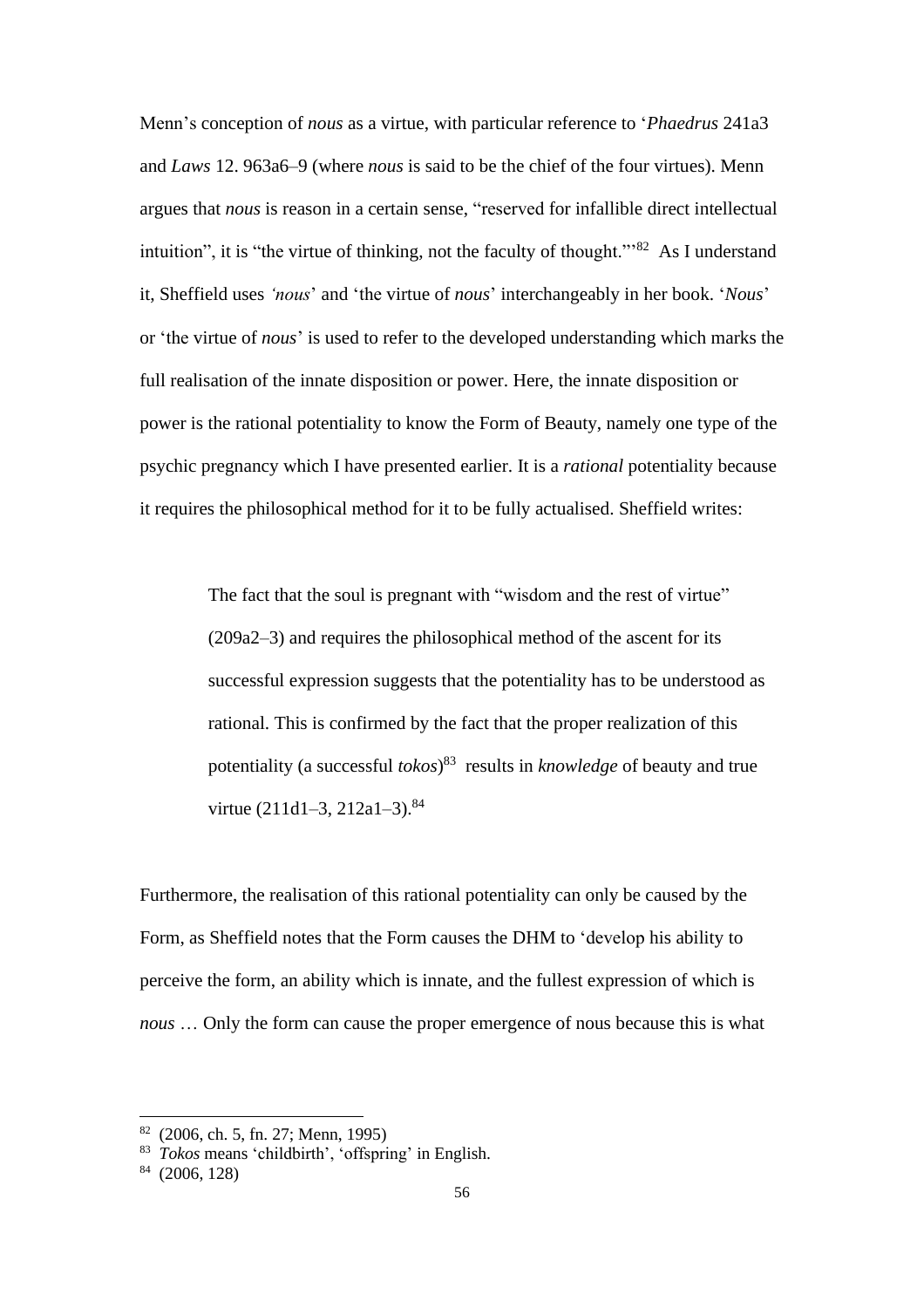Menn's conception of *nous* as a virtue, with particular reference to '*Phaedrus* 241a3 and *Laws* 12. 963a6–9 (where *nous* is said to be the chief of the four virtues). Menn argues that *nous* is reason in a certain sense, "reserved for infallible direct intellectual intuition", it is "the virtue of thinking, not the faculty of thought."'[82] As I understand it, Sheffield uses *'nous'* and 'the virtue of *nous*' interchangeably in her book. '*Nous*' or 'the virtue of *nous*' is used to refer to the developed understanding which marks the full realisation of the innate disposition or power. Here, the innate disposition or power is the rational potentiality to know the Form of Beauty, namely one type of the psychic pregnancy which I have presented earlier. It is a *rational* potentiality because it requires the philosophical method for it to be fully actualised. Sheffield writes:

> The fact that the soul is pregnant with "wisdom and the rest of virtue" (209a2–3) and requires the philosophical method of the ascent for its successful expression suggests that the potentiality has to be understood as rational. This is confirmed by the fact that the proper realization of this potentiality (a successful *tokos*)[83] results in *knowledge* of beauty and true virtue (211d1–3, 212a1–3).[84]

Furthermore, the realisation of this rational potentiality can only be caused by the Form, as Sheffield notes that the Form causes the DHM to 'develop his ability to perceive the form, an ability which is innate, and the fullest expression of which is *nous* … Only the form can cause the proper emergence of nous because this is what

---

[82] (2006, ch. 5, fn. 27; Menn, 1995)

[83] *Tokos* means 'childbirth', 'offspring' in English.

[84] (2006, 128)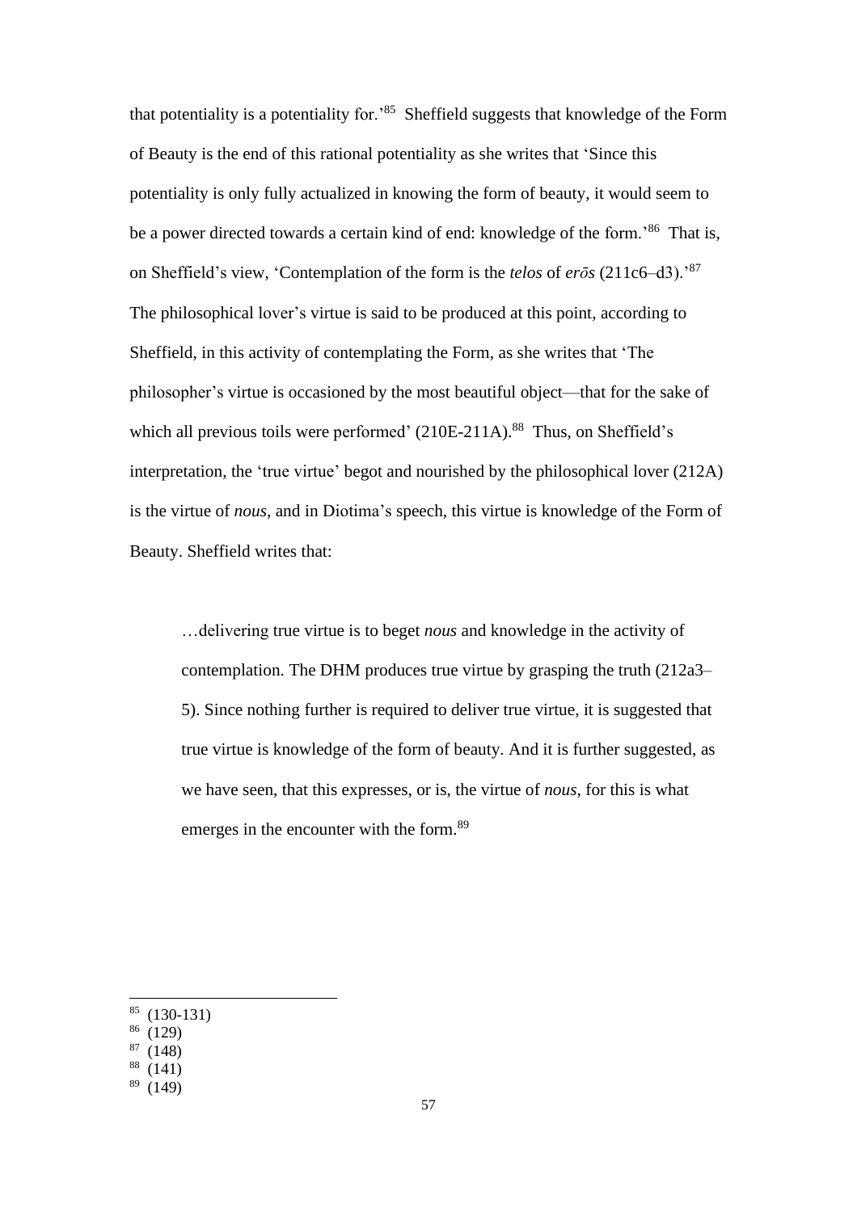that potentiality is a potentiality for.'[85] Sheffield suggests that knowledge of the Form of Beauty is the end of this rational potentiality as she writes that 'Since this potentiality is only fully actualized in knowing the form of beauty, it would seem to be a power directed towards a certain kind of end: knowledge of the form.'[86] That is, on Sheffield's view, 'Contemplation of the form is the *telos* of *erōs* (211c6–d3).'[87] The philosophical lover's virtue is said to be produced at this point, according to Sheffield, in this activity of contemplating the Form, as she writes that 'The philosopher's virtue is occasioned by the most beautiful object—that for the sake of which all previous toils were performed' (210E-211A).[88] Thus, on Sheffield's interpretation, the 'true virtue' begot and nourished by the philosophical lover (212A) is the virtue of *nous*, and in Diotima's speech, this virtue is knowledge of the Form of Beauty. Sheffield writes that:

> …delivering true virtue is to beget *nous* and knowledge in the activity of contemplation. The DHM produces true virtue by grasping the truth (212a3–5). Since nothing further is required to deliver true virtue, it is suggested that true virtue is knowledge of the form of beauty. And it is further suggested, as we have seen, that this expresses, or is, the virtue of *nous*, for this is what emerges in the encounter with the form.[89]

---

[85] (130-131)

[86] (129)

[87] (148)

[88] (141)

[89] (149)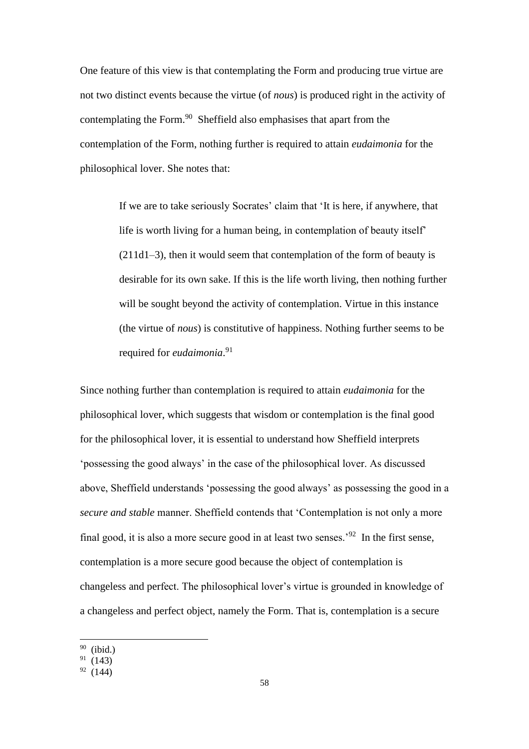One feature of this view is that contemplating the Form and producing true virtue are not two distinct events because the virtue (of *nous*) is produced right in the activity of contemplating the Form.[90] Sheffield also emphasises that apart from the contemplation of the Form, nothing further is required to attain *eudaimonia* for the philosophical lover. She notes that:

> If we are to take seriously Socrates' claim that 'It is here, if anywhere, that life is worth living for a human being, in contemplation of beauty itself' (211d1–3), then it would seem that contemplation of the form of beauty is desirable for its own sake. If this is the life worth living, then nothing further will be sought beyond the activity of contemplation. Virtue in this instance (the virtue of *nous*) is constitutive of happiness. Nothing further seems to be required for *eudaimonia*.[91]

Since nothing further than contemplation is required to attain *eudaimonia* for the philosophical lover, which suggests that wisdom or contemplation is the final good for the philosophical lover, it is essential to understand how Sheffield interprets 'possessing the good always' in the case of the philosophical lover. As discussed above, Sheffield understands 'possessing the good always' as possessing the good in a *secure and stable* manner. Sheffield contends that 'Contemplation is not only a more final good, it is also a more secure good in at least two senses.'[92] In the first sense, contemplation is a more secure good because the object of contemplation is changeless and perfect. The philosophical lover's virtue is grounded in knowledge of a changeless and perfect object, namely the Form. That is, contemplation is a secure

---

[90] (ibid.)

[91] (143)

[92] (144)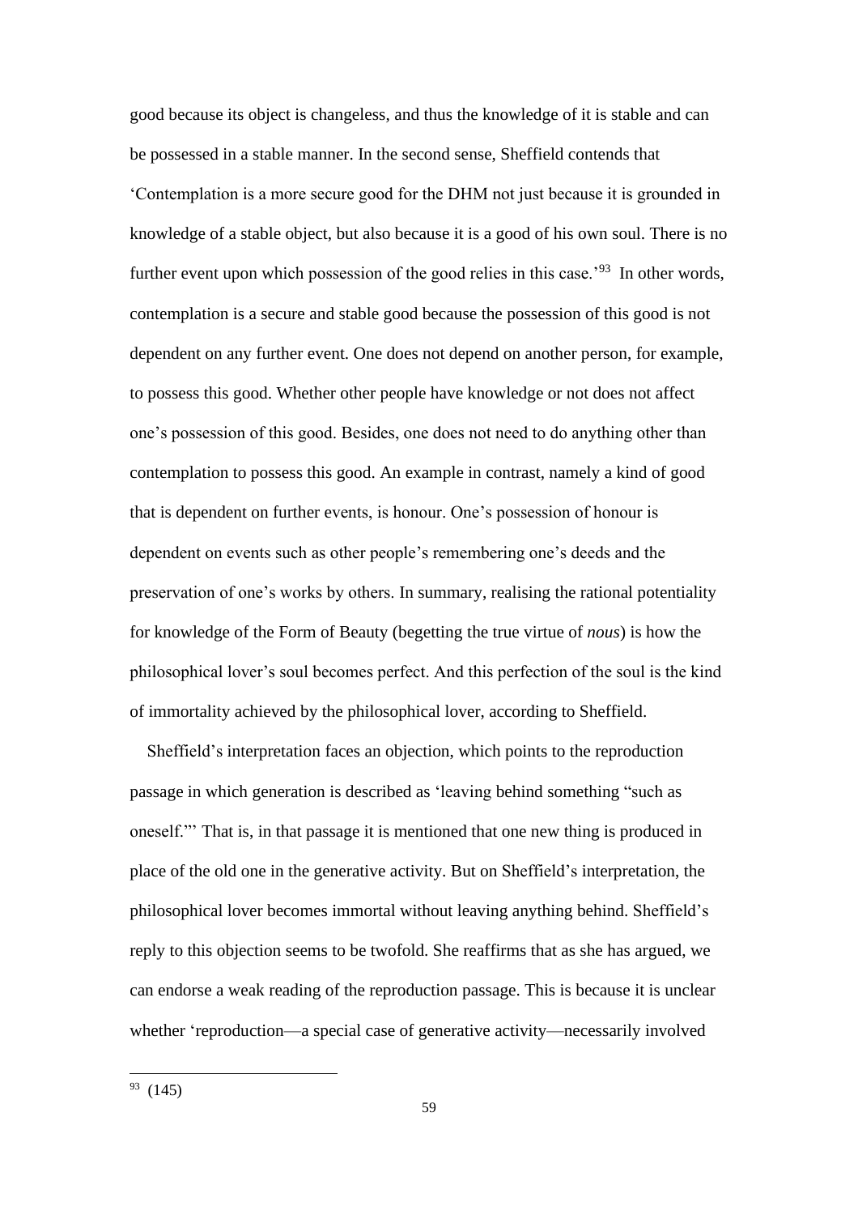good because its object is changeless, and thus the knowledge of it is stable and can be possessed in a stable manner. In the second sense, Sheffield contends that 'Contemplation is a more secure good for the DHM not just because it is grounded in knowledge of a stable object, but also because it is a good of his own soul. There is no further event upon which possession of the good relies in this case.'[93] In other words, contemplation is a secure and stable good because the possession of this good is not dependent on any further event. One does not depend on another person, for example, to possess this good. Whether other people have knowledge or not does not affect one's possession of this good. Besides, one does not need to do anything other than contemplation to possess this good. An example in contrast, namely a kind of good that is dependent on further events, is honour. One's possession of honour is dependent on events such as other people's remembering one's deeds and the preservation of one's works by others. In summary, realising the rational potentiality for knowledge of the Form of Beauty (begetting the true virtue of *nous*) is how the philosophical lover's soul becomes perfect. And this perfection of the soul is the kind of immortality achieved by the philosophical lover, according to Sheffield.

Sheffield's interpretation faces an objection, which points to the reproduction passage in which generation is described as 'leaving behind something "such as oneself."' That is, in that passage it is mentioned that one new thing is produced in place of the old one in the generative activity. But on Sheffield's interpretation, the philosophical lover becomes immortal without leaving anything behind. Sheffield's reply to this objection seems to be twofold. She reaffirms that as she has argued, we can endorse a weak reading of the reproduction passage. This is because it is unclear whether 'reproduction—a special case of generative activity—necessarily involved

[93] (145)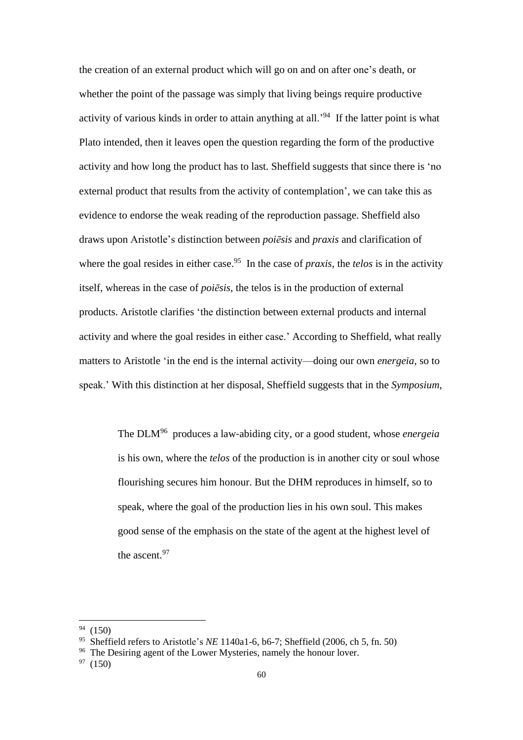the creation of an external product which will go on and on after one's death, or whether the point of the passage was simply that living beings require productive activity of various kinds in order to attain anything at all.'[94] If the latter point is what Plato intended, then it leaves open the question regarding the form of the productive activity and how long the product has to last. Sheffield suggests that since there is 'no external product that results from the activity of contemplation', we can take this as evidence to endorse the weak reading of the reproduction passage. Sheffield also draws upon Aristotle's distinction between *poiēsis* and *praxis* and clarification of where the goal resides in either case.[95] In the case of *praxis*, the *telos* is in the activity itself, whereas in the case of *poiēsis,* the telos is in the production of external products. Aristotle clarifies 'the distinction between external products and internal activity and where the goal resides in either case.' According to Sheffield, what really matters to Aristotle 'in the end is the internal activity—doing our own *energeia*, so to speak.' With this distinction at her disposal, Sheffield suggests that in the *Symposium*,

> The DLM[96] produces a law-abiding city, or a good student, whose *energeia* is his own, where the *telos* of the production is in another city or soul whose flourishing secures him honour. But the DHM reproduces in himself, so to speak, where the goal of the production lies in his own soul. This makes good sense of the emphasis on the state of the agent at the highest level of the ascent.[97]

---

[94] (150)

[95] Sheffield refers to Aristotle's *NE* 1140a1-6, b6-7; Sheffield (2006, ch 5, fn. 50)

[96] The Desiring agent of the Lower Mysteries, namely the honour lover.

[97] (150)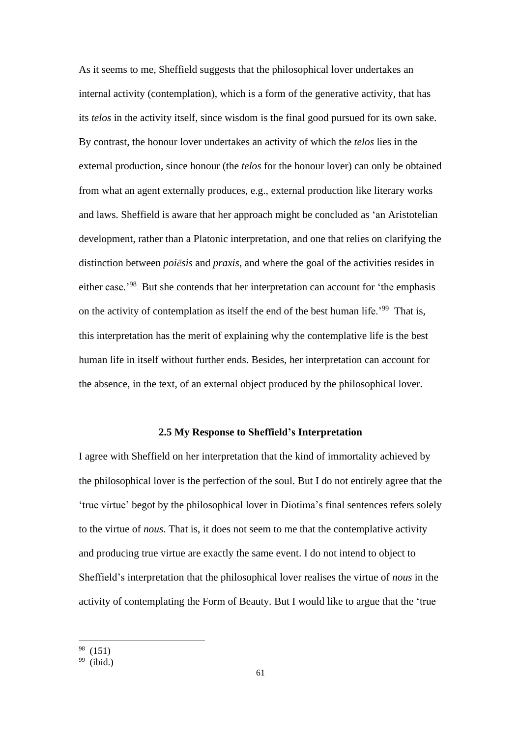As it seems to me, Sheffield suggests that the philosophical lover undertakes an internal activity (contemplation), which is a form of the generative activity, that has its *telos* in the activity itself, since wisdom is the final good pursued for its own sake. By contrast, the honour lover undertakes an activity of which the *telos* lies in the external production, since honour (the *telos* for the honour lover) can only be obtained from what an agent externally produces, e.g., external production like literary works and laws. Sheffield is aware that her approach might be concluded as 'an Aristotelian development, rather than a Platonic interpretation, and one that relies on clarifying the distinction between *poiēsis* and *praxis*, and where the goal of the activities resides in either case.'[98] But she contends that her interpretation can account for 'the emphasis on the activity of contemplation as itself the end of the best human life.'[99] That is, this interpretation has the merit of explaining why the contemplative life is the best human life in itself without further ends. Besides, her interpretation can account for the absence, in the text, of an external object produced by the philosophical lover.

### 2.5 My Response to Sheffield's Interpretation

I agree with Sheffield on her interpretation that the kind of immortality achieved by the philosophical lover is the perfection of the soul. But I do not entirely agree that the 'true virtue' begot by the philosophical lover in Diotima's final sentences refers solely to the virtue of *nous*. That is, it does not seem to me that the contemplative activity and producing true virtue are exactly the same event. I do not intend to object to Sheffield's interpretation that the philosophical lover realises the virtue of *nous* in the activity of contemplating the Form of Beauty. But I would like to argue that the 'true

[98] (151)

[99] (ibid.)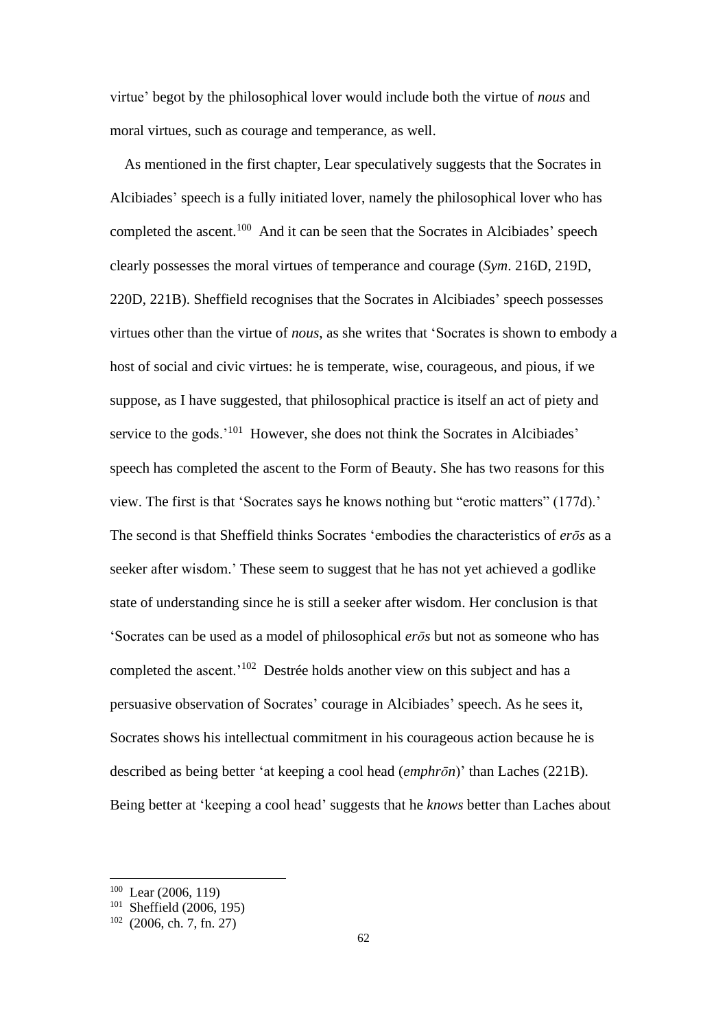virtue' begot by the philosophical lover would include both the virtue of *nous* and moral virtues, such as courage and temperance, as well.

As mentioned in the first chapter, Lear speculatively suggests that the Socrates in Alcibiades' speech is a fully initiated lover, namely the philosophical lover who has completed the ascent.[100] And it can be seen that the Socrates in Alcibiades' speech clearly possesses the moral virtues of temperance and courage (*Sym*. 216D, 219D, 220D, 221B). Sheffield recognises that the Socrates in Alcibiades' speech possesses virtues other than the virtue of *nous,* as she writes that 'Socrates is shown to embody a host of social and civic virtues: he is temperate, wise, courageous, and pious, if we suppose, as I have suggested, that philosophical practice is itself an act of piety and service to the gods.'[101] However, she does not think the Socrates in Alcibiades' speech has completed the ascent to the Form of Beauty. She has two reasons for this view. The first is that 'Socrates says he knows nothing but "erotic matters" (177d).' The second is that Sheffield thinks Socrates 'embodies the characteristics of *erōs* as a seeker after wisdom.' These seem to suggest that he has not yet achieved a godlike state of understanding since he is still a seeker after wisdom. Her conclusion is that 'Socrates can be used as a model of philosophical *erōs* but not as someone who has completed the ascent.'[102] Destrée holds another view on this subject and has a persuasive observation of Socrates' courage in Alcibiades' speech. As he sees it, Socrates shows his intellectual commitment in his courageous action because he is described as being better 'at keeping a cool head (*emphrōn*)' than Laches (221B). Being better at 'keeping a cool head' suggests that he *knows* better than Laches about

---

[100] Lear (2006, 119)

[101] Sheffield (2006, 195)

[102] (2006, ch. 7, fn. 27)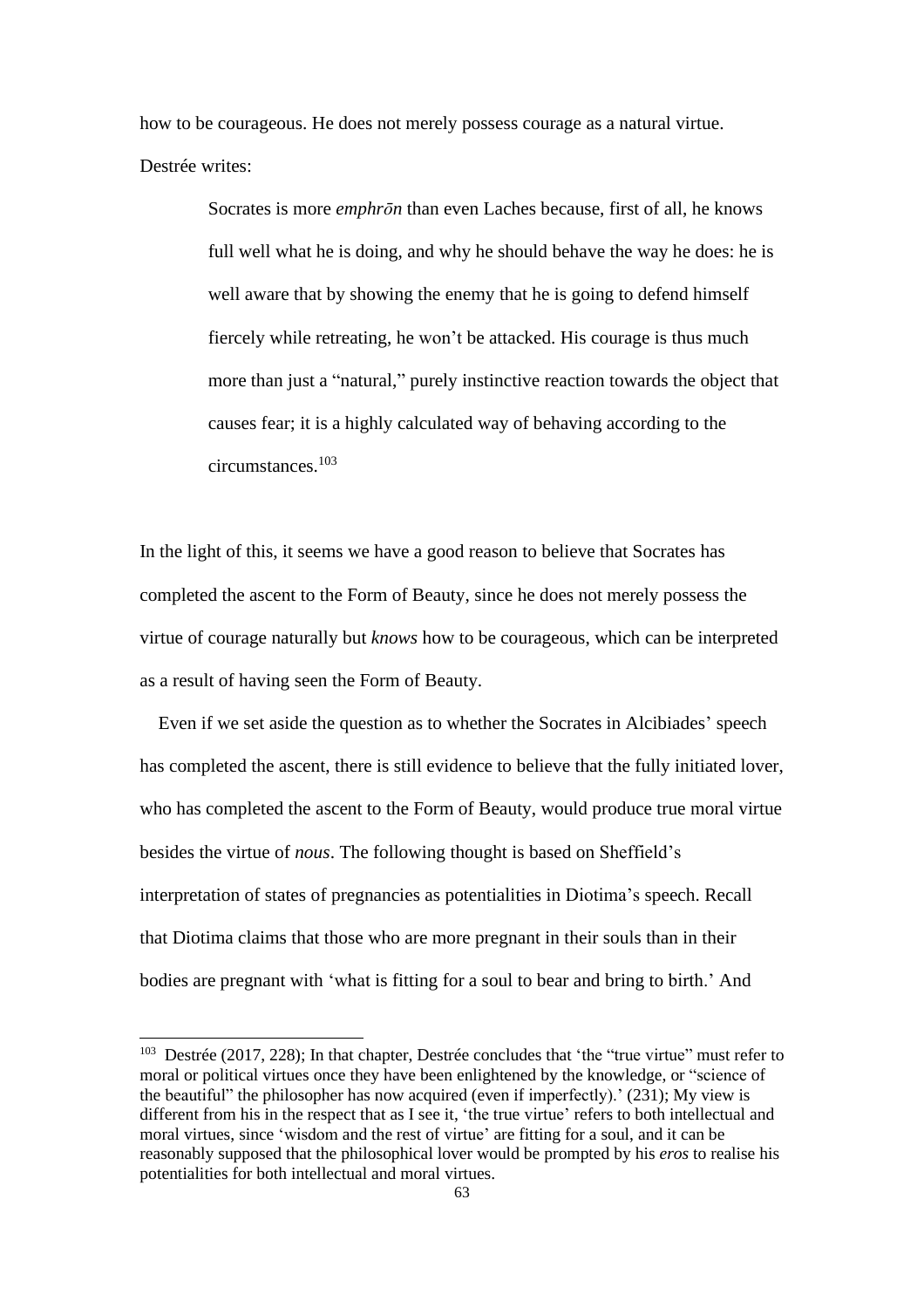how to be courageous. He does not merely possess courage as a natural virtue. Destrée writes:

> Socrates is more *emphrōn* than even Laches because, first of all, he knows full well what he is doing, and why he should behave the way he does: he is well aware that by showing the enemy that he is going to defend himself fiercely while retreating, he won't be attacked. His courage is thus much more than just a "natural," purely instinctive reaction towards the object that causes fear; it is a highly calculated way of behaving according to the circumstances.[103]

In the light of this, it seems we have a good reason to believe that Socrates has completed the ascent to the Form of Beauty, since he does not merely possess the virtue of courage naturally but *knows* how to be courageous, which can be interpreted as a result of having seen the Form of Beauty.

Even if we set aside the question as to whether the Socrates in Alcibiades' speech has completed the ascent, there is still evidence to believe that the fully initiated lover, who has completed the ascent to the Form of Beauty, would produce true moral virtue besides the virtue of *nous*. The following thought is based on Sheffield's interpretation of states of pregnancies as potentialities in Diotima's speech. Recall that Diotima claims that those who are more pregnant in their souls than in their bodies are pregnant with 'what is fitting for a soul to bear and bring to birth.' And

---

[103] Destrée (2017, 228); In that chapter, Destrée concludes that 'the "true virtue" must refer to moral or political virtues once they have been enlightened by the knowledge, or "science of the beautiful" the philosopher has now acquired (even if imperfectly).' (231); My view is different from his in the respect that as I see it, 'the true virtue' refers to both intellectual and moral virtues, since 'wisdom and the rest of virtue' are fitting for a soul, and it can be reasonably supposed that the philosophical lover would be prompted by his *eros* to realise his potentialities for both intellectual and moral virtues.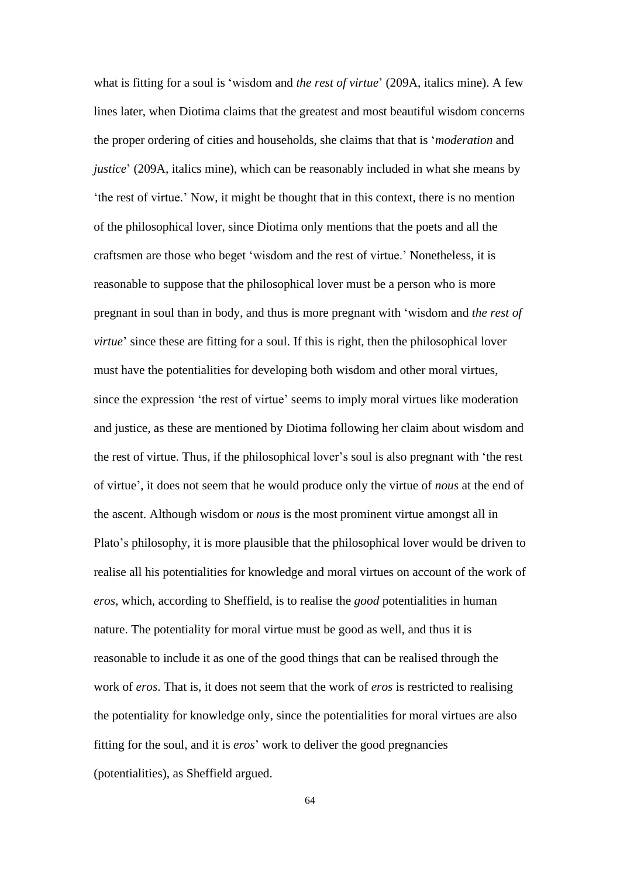what is fitting for a soul is ‘wisdom and *the rest of virtue*’ (209A, italics mine). A few lines later, when Diotima claims that the greatest and most beautiful wisdom concerns the proper ordering of cities and households, she claims that that is ‘*moderation* and *justice*’ (209A, italics mine), which can be reasonably included in what she means by ‘the rest of virtue.’ Now, it might be thought that in this context, there is no mention of the philosophical lover, since Diotima only mentions that the poets and all the craftsmen are those who beget ‘wisdom and the rest of virtue.’ Nonetheless, it is reasonable to suppose that the philosophical lover must be a person who is more pregnant in soul than in body, and thus is more pregnant with ‘wisdom and *the rest of virtue*’ since these are fitting for a soul. If this is right, then the philosophical lover must have the potentialities for developing both wisdom and other moral virtues, since the expression ‘the rest of virtue’ seems to imply moral virtues like moderation and justice, as these are mentioned by Diotima following her claim about wisdom and the rest of virtue. Thus, if the philosophical lover’s soul is also pregnant with ‘the rest of virtue’, it does not seem that he would produce only the virtue of *nous* at the end of the ascent. Although wisdom or *nous* is the most prominent virtue amongst all in Plato’s philosophy, it is more plausible that the philosophical lover would be driven to realise all his potentialities for knowledge and moral virtues on account of the work of *eros*, which, according to Sheffield, is to realise the *good* potentialities in human nature. The potentiality for moral virtue must be good as well, and thus it is reasonable to include it as one of the good things that can be realised through the work of *eros*. That is, it does not seem that the work of *eros* is restricted to realising the potentiality for knowledge only, since the potentialities for moral virtues are also fitting for the soul, and it is *eros*’ work to deliver the good pregnancies (potentialities), as Sheffield argued.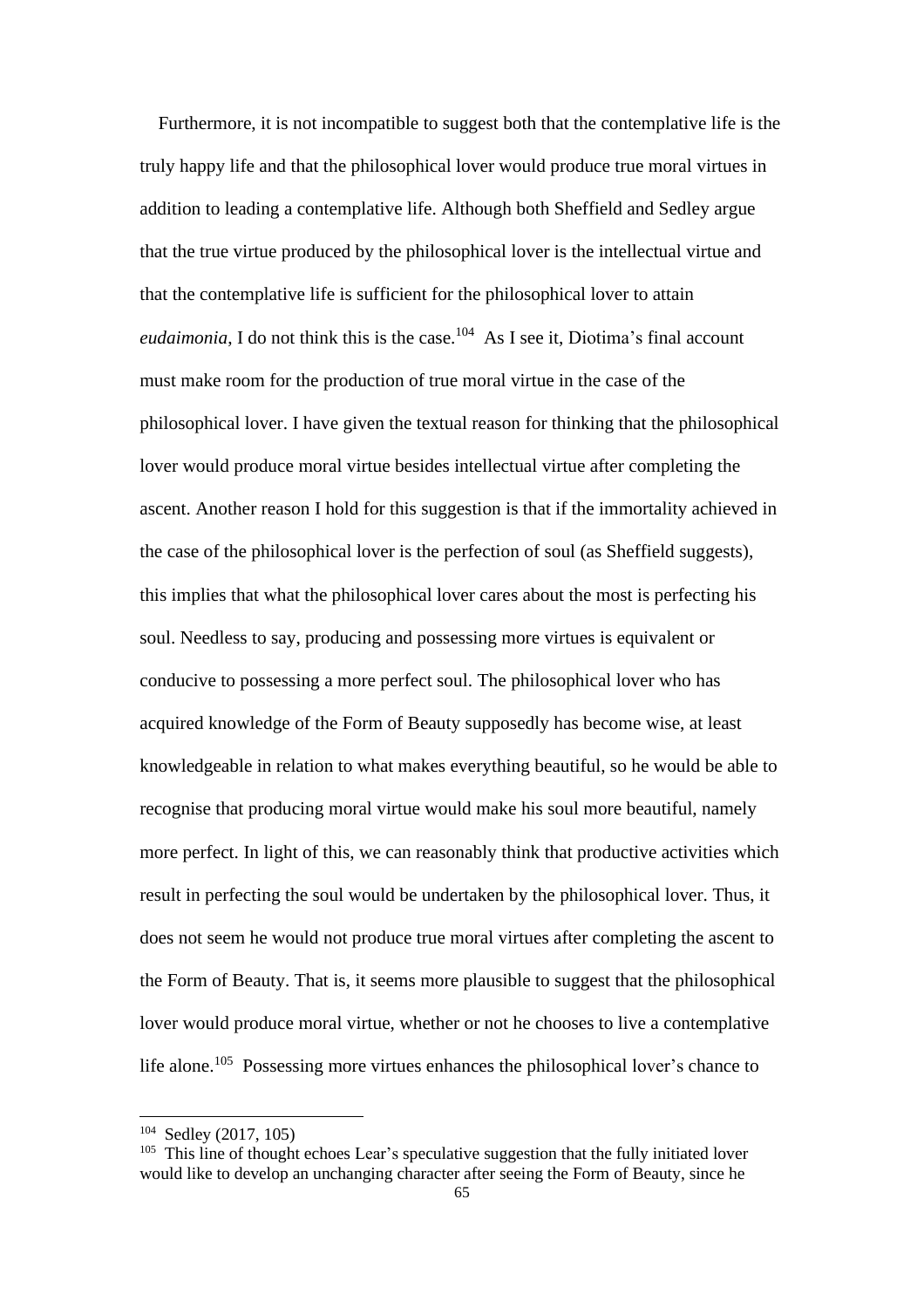Furthermore, it is not incompatible to suggest both that the contemplative life is the truly happy life and that the philosophical lover would produce true moral virtues in addition to leading a contemplative life. Although both Sheffield and Sedley argue that the true virtue produced by the philosophical lover is the intellectual virtue and that the contemplative life is sufficient for the philosophical lover to attain *eudaimonia*, I do not think this is the case.[104] As I see it, Diotima's final account must make room for the production of true moral virtue in the case of the philosophical lover. I have given the textual reason for thinking that the philosophical lover would produce moral virtue besides intellectual virtue after completing the ascent. Another reason I hold for this suggestion is that if the immortality achieved in the case of the philosophical lover is the perfection of soul (as Sheffield suggests), this implies that what the philosophical lover cares about the most is perfecting his soul. Needless to say, producing and possessing more virtues is equivalent or conducive to possessing a more perfect soul. The philosophical lover who has acquired knowledge of the Form of Beauty supposedly has become wise, at least knowledgeable in relation to what makes everything beautiful, so he would be able to recognise that producing moral virtue would make his soul more beautiful, namely more perfect. In light of this, we can reasonably think that productive activities which result in perfecting the soul would be undertaken by the philosophical lover. Thus, it does not seem he would not produce true moral virtues after completing the ascent to the Form of Beauty. That is, it seems more plausible to suggest that the philosophical lover would produce moral virtue, whether or not he chooses to live a contemplative life alone.[105] Possessing more virtues enhances the philosophical lover's chance to

---

[104] Sedley (2017, 105)

[105] This line of thought echoes Lear's speculative suggestion that the fully initiated lover would like to develop an unchanging character after seeing the Form of Beauty, since he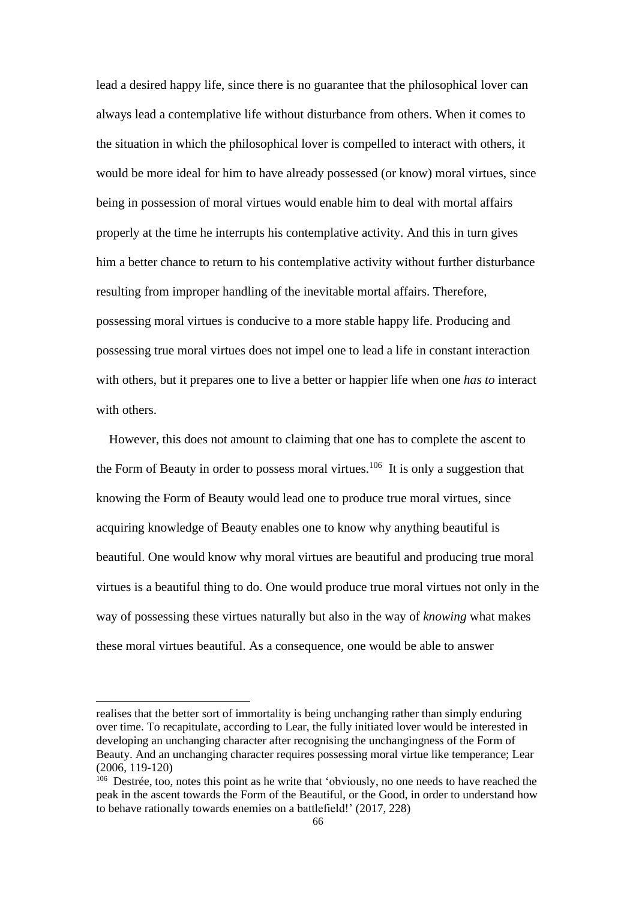lead a desired happy life, since there is no guarantee that the philosophical lover can always lead a contemplative life without disturbance from others. When it comes to the situation in which the philosophical lover is compelled to interact with others, it would be more ideal for him to have already possessed (or know) moral virtues, since being in possession of moral virtues would enable him to deal with mortal affairs properly at the time he interrupts his contemplative activity. And this in turn gives him a better chance to return to his contemplative activity without further disturbance resulting from improper handling of the inevitable mortal affairs. Therefore, possessing moral virtues is conducive to a more stable happy life. Producing and possessing true moral virtues does not impel one to lead a life in constant interaction with others, but it prepares one to live a better or happier life when one *has to* interact with others.

However, this does not amount to claiming that one has to complete the ascent to the Form of Beauty in order to possess moral virtues.[106] It is only a suggestion that knowing the Form of Beauty would lead one to produce true moral virtues, since acquiring knowledge of Beauty enables one to know why anything beautiful is beautiful. One would know why moral virtues are beautiful and producing true moral virtues is a beautiful thing to do. One would produce true moral virtues not only in the way of possessing these virtues naturally but also in the way of *knowing* what makes these moral virtues beautiful. As a consequence, one would be able to answer

---

realises that the better sort of immortality is being unchanging rather than simply enduring over time. To recapitulate, according to Lear, the fully initiated lover would be interested in developing an unchanging character after recognising the unchangingness of the Form of Beauty. And an unchanging character requires possessing moral virtue like temperance; Lear (2006, 119-120)

[106] Destrée, too, notes this point as he write that 'obviously, no one needs to have reached the peak in the ascent towards the Form of the Beautiful, or the Good, in order to understand how to behave rationally towards enemies on a battlefield!' (2017, 228)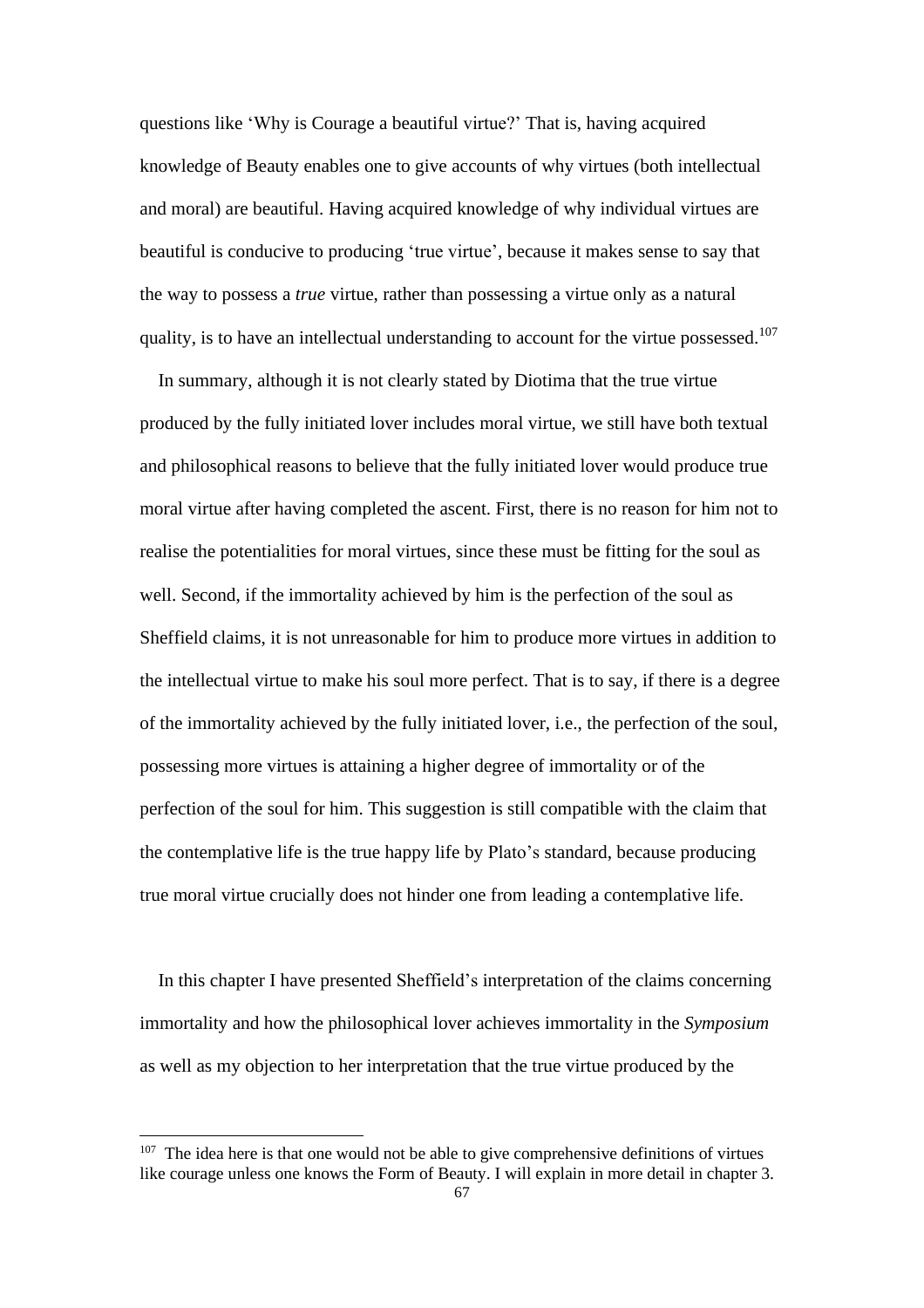questions like 'Why is Courage a beautiful virtue?' That is, having acquired knowledge of Beauty enables one to give accounts of why virtues (both intellectual and moral) are beautiful. Having acquired knowledge of why individual virtues are beautiful is conducive to producing 'true virtue', because it makes sense to say that the way to possess a *true* virtue, rather than possessing a virtue only as a natural quality, is to have an intellectual understanding to account for the virtue possessed.[107]

In summary, although it is not clearly stated by Diotima that the true virtue produced by the fully initiated lover includes moral virtue, we still have both textual and philosophical reasons to believe that the fully initiated lover would produce true moral virtue after having completed the ascent. First, there is no reason for him not to realise the potentialities for moral virtues, since these must be fitting for the soul as well. Second, if the immortality achieved by him is the perfection of the soul as Sheffield claims, it is not unreasonable for him to produce more virtues in addition to the intellectual virtue to make his soul more perfect. That is to say, if there is a degree of the immortality achieved by the fully initiated lover, i.e., the perfection of the soul, possessing more virtues is attaining a higher degree of immortality or of the perfection of the soul for him. This suggestion is still compatible with the claim that the contemplative life is the true happy life by Plato's standard, because producing true moral virtue crucially does not hinder one from leading a contemplative life.

In this chapter I have presented Sheffield's interpretation of the claims concerning immortality and how the philosophical lover achieves immortality in the *Symposium* as well as my objection to her interpretation that the true virtue produced by the

---

[107] The idea here is that one would not be able to give comprehensive definitions of virtues like courage unless one knows the Form of Beauty. I will explain in more detail in chapter 3.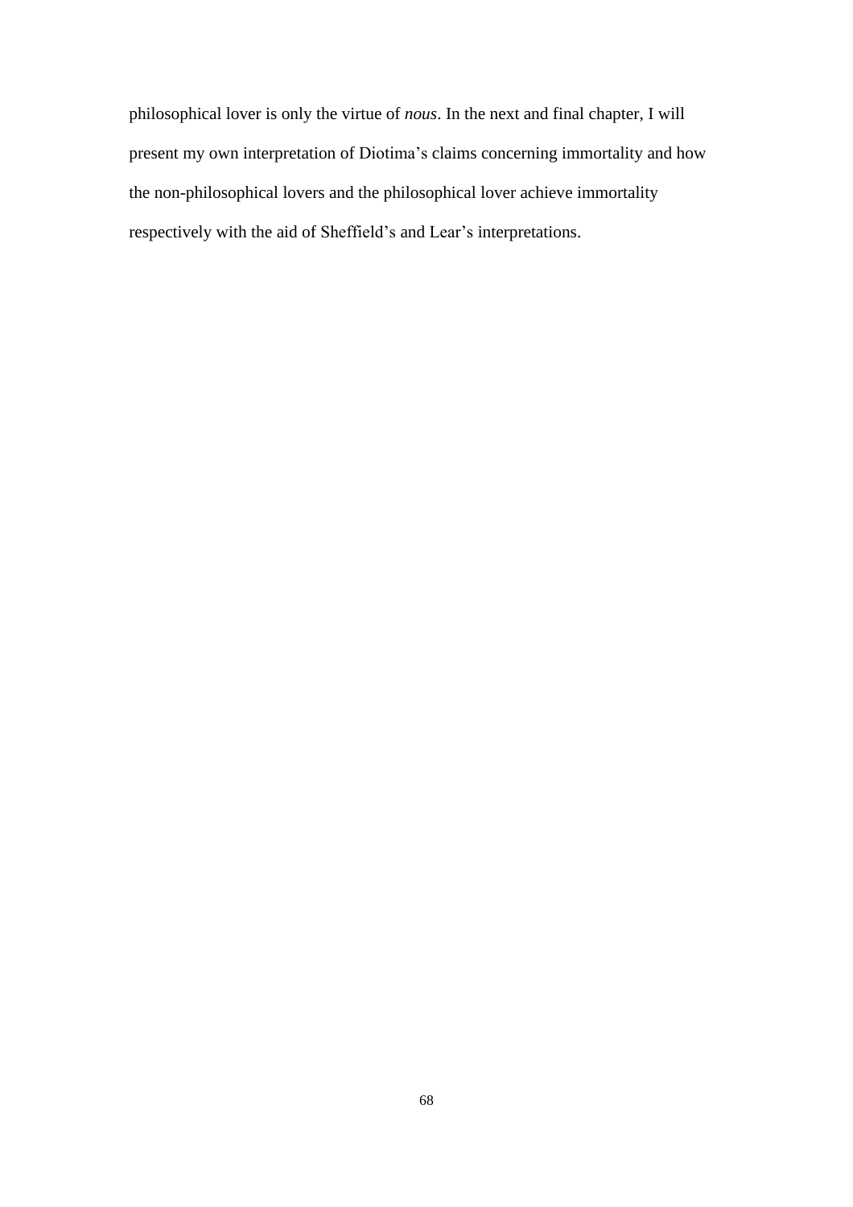philosophical lover is only the virtue of *nous*. In the next and final chapter, I will present my own interpretation of Diotima's claims concerning immortality and how the non-philosophical lovers and the philosophical lover achieve immortality respectively with the aid of Sheffield's and Lear's interpretations.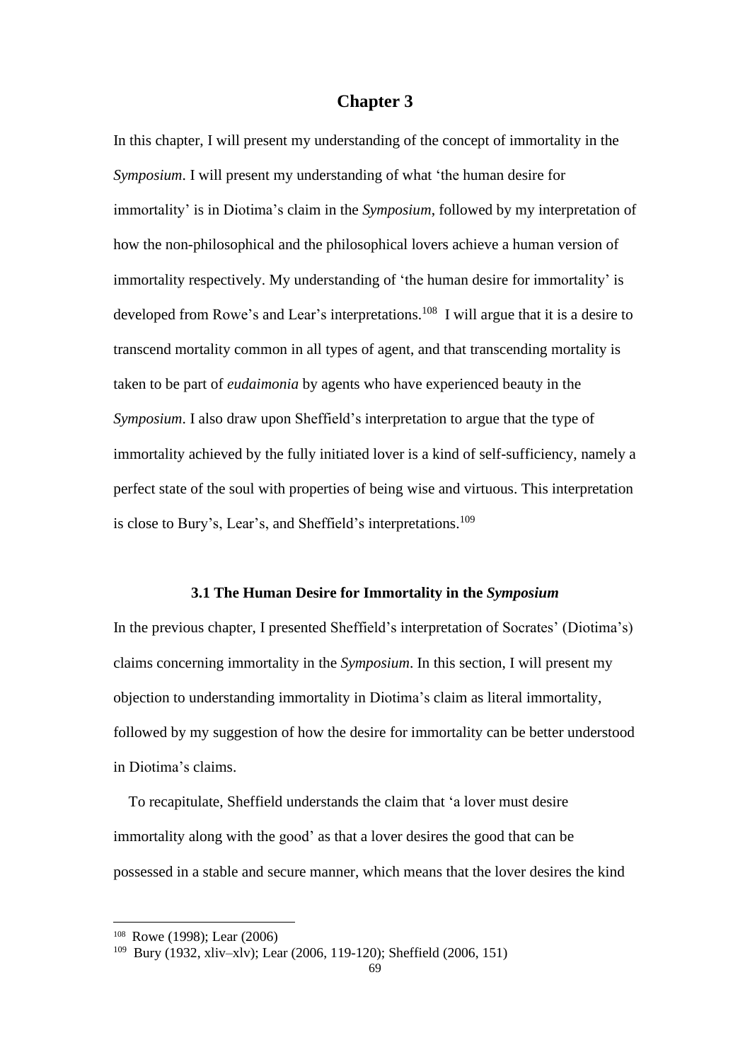# Chapter 3

In this chapter, I will present my understanding of the concept of immortality in the *Symposium*. I will present my understanding of what 'the human desire for immortality' is in Diotima's claim in the *Symposium*, followed by my interpretation of how the non-philosophical and the philosophical lovers achieve a human version of immortality respectively. My understanding of 'the human desire for immortality' is developed from Rowe's and Lear's interpretations.[108] I will argue that it is a desire to transcend mortality common in all types of agent, and that transcending mortality is taken to be part of *eudaimonia* by agents who have experienced beauty in the *Symposium*. I also draw upon Sheffield's interpretation to argue that the type of immortality achieved by the fully initiated lover is a kind of self-sufficiency, namely a perfect state of the soul with properties of being wise and virtuous. This interpretation is close to Bury's, Lear's, and Sheffield's interpretations.[109]

### 3.1 The Human Desire for Immortality in the *Symposium*

In the previous chapter, I presented Sheffield's interpretation of Socrates' (Diotima's) claims concerning immortality in the *Symposium*. In this section, I will present my objection to understanding immortality in Diotima's claim as literal immortality, followed by my suggestion of how the desire for immortality can be better understood in Diotima's claims.

To recapitulate, Sheffield understands the claim that 'a lover must desire immortality along with the good' as that a lover desires the good that can be possessed in a stable and secure manner, which means that the lover desires the kind

---

[108] Rowe (1998); Lear (2006)

[109] Bury (1932, xliv–xlv); Lear (2006, 119-120); Sheffield (2006, 151)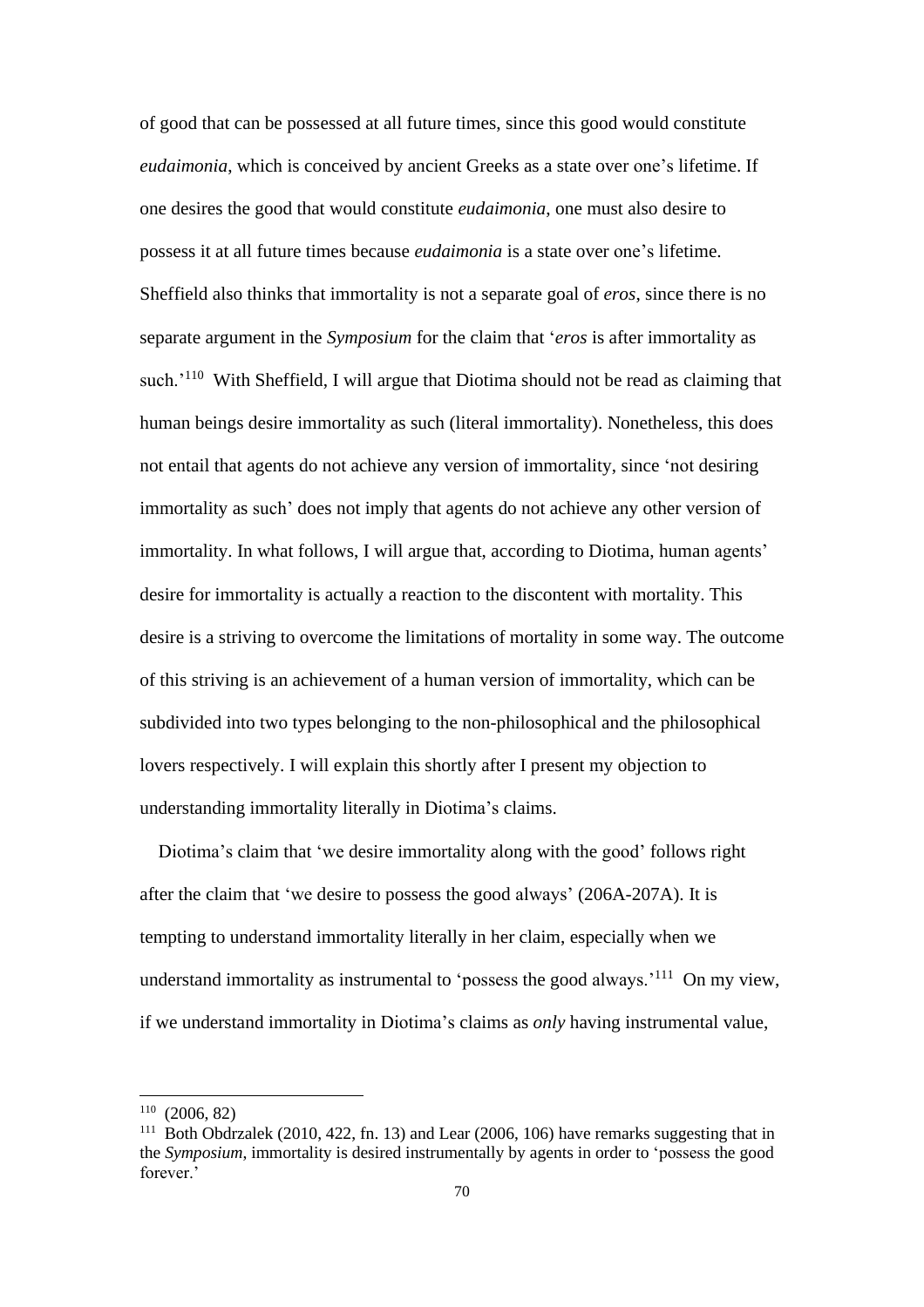of good that can be possessed at all future times, since this good would constitute *eudaimonia*, which is conceived by ancient Greeks as a state over one's lifetime. If one desires the good that would constitute *eudaimonia*, one must also desire to possess it at all future times because *eudaimonia* is a state over one's lifetime. Sheffield also thinks that immortality is not a separate goal of *eros*, since there is no separate argument in the *Symposium* for the claim that '*eros* is after immortality as such.'[110] With Sheffield, I will argue that Diotima should not be read as claiming that human beings desire immortality as such (literal immortality). Nonetheless, this does not entail that agents do not achieve any version of immortality, since 'not desiring immortality as such' does not imply that agents do not achieve any other version of immortality. In what follows, I will argue that, according to Diotima, human agents' desire for immortality is actually a reaction to the discontent with mortality. This desire is a striving to overcome the limitations of mortality in some way. The outcome of this striving is an achievement of a human version of immortality, which can be subdivided into two types belonging to the non-philosophical and the philosophical lovers respectively. I will explain this shortly after I present my objection to understanding immortality literally in Diotima's claims.

Diotima's claim that 'we desire immortality along with the good' follows right after the claim that 'we desire to possess the good always' (206A-207A). It is tempting to understand immortality literally in her claim, especially when we understand immortality as instrumental to 'possess the good always.'[111] On my view, if we understand immortality in Diotima's claims as *only* having instrumental value,

---

[110] (2006, 82)

[111] Both Obdrzalek (2010, 422, fn. 13) and Lear (2006, 106) have remarks suggesting that in the *Symposium*, immortality is desired instrumentally by agents in order to 'possess the good forever.'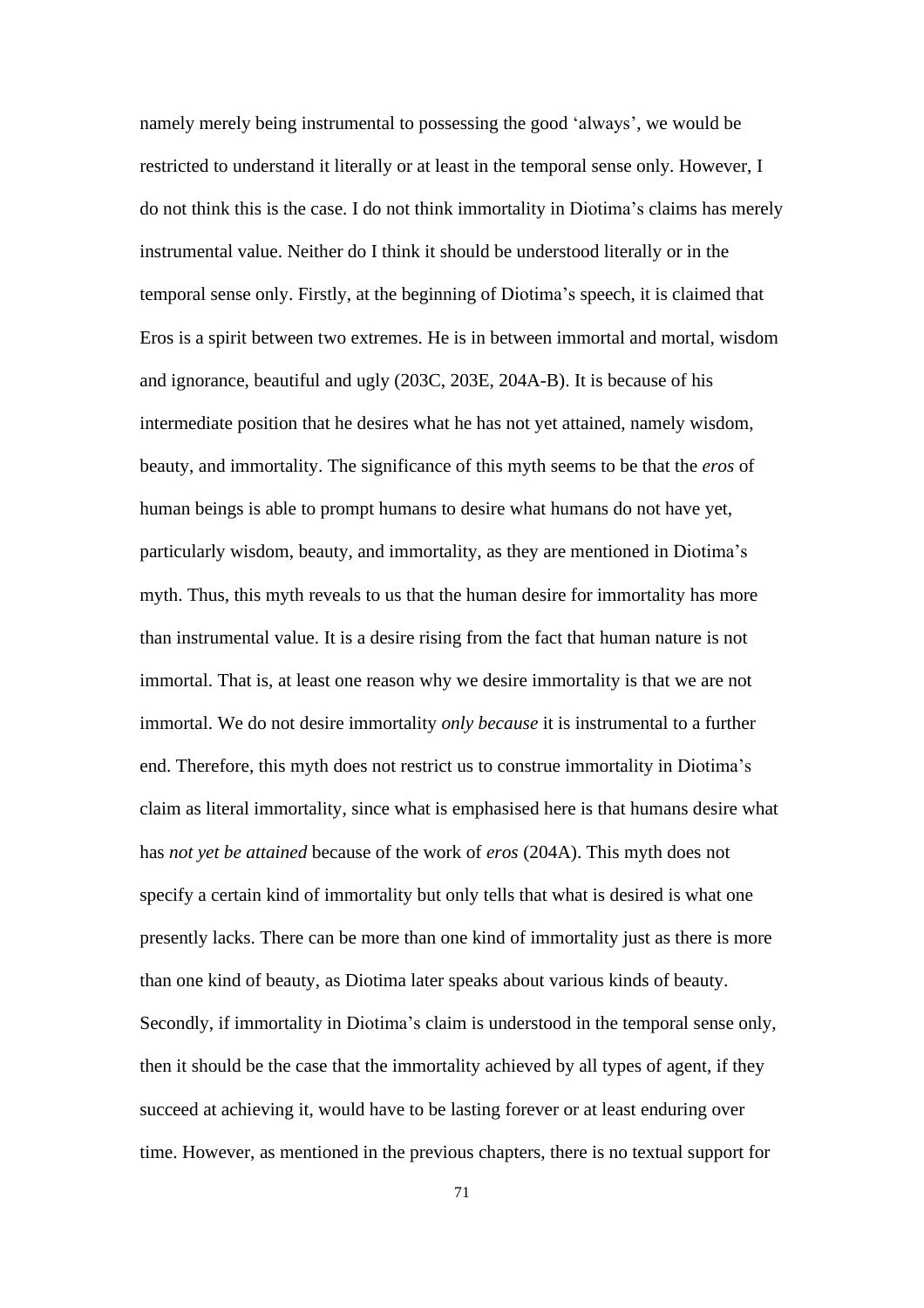namely merely being instrumental to possessing the good 'always', we would be restricted to understand it literally or at least in the temporal sense only. However, I do not think this is the case. I do not think immortality in Diotima's claims has merely instrumental value. Neither do I think it should be understood literally or in the temporal sense only. Firstly, at the beginning of Diotima's speech, it is claimed that Eros is a spirit between two extremes. He is in between immortal and mortal, wisdom and ignorance, beautiful and ugly (203C, 203E, 204A-B). It is because of his intermediate position that he desires what he has not yet attained, namely wisdom, beauty, and immortality. The significance of this myth seems to be that the *eros* of human beings is able to prompt humans to desire what humans do not have yet, particularly wisdom, beauty, and immortality, as they are mentioned in Diotima's myth. Thus, this myth reveals to us that the human desire for immortality has more than instrumental value. It is a desire rising from the fact that human nature is not immortal. That is, at least one reason why we desire immortality is that we are not immortal. We do not desire immortality *only because* it is instrumental to a further end. Therefore, this myth does not restrict us to construe immortality in Diotima's claim as literal immortality, since what is emphasised here is that humans desire what has *not yet be attained* because of the work of *eros* (204A). This myth does not specify a certain kind of immortality but only tells that what is desired is what one presently lacks. There can be more than one kind of immortality just as there is more than one kind of beauty, as Diotima later speaks about various kinds of beauty. Secondly, if immortality in Diotima's claim is understood in the temporal sense only, then it should be the case that the immortality achieved by all types of agent, if they succeed at achieving it, would have to be lasting forever or at least enduring over time. However, as mentioned in the previous chapters, there is no textual support for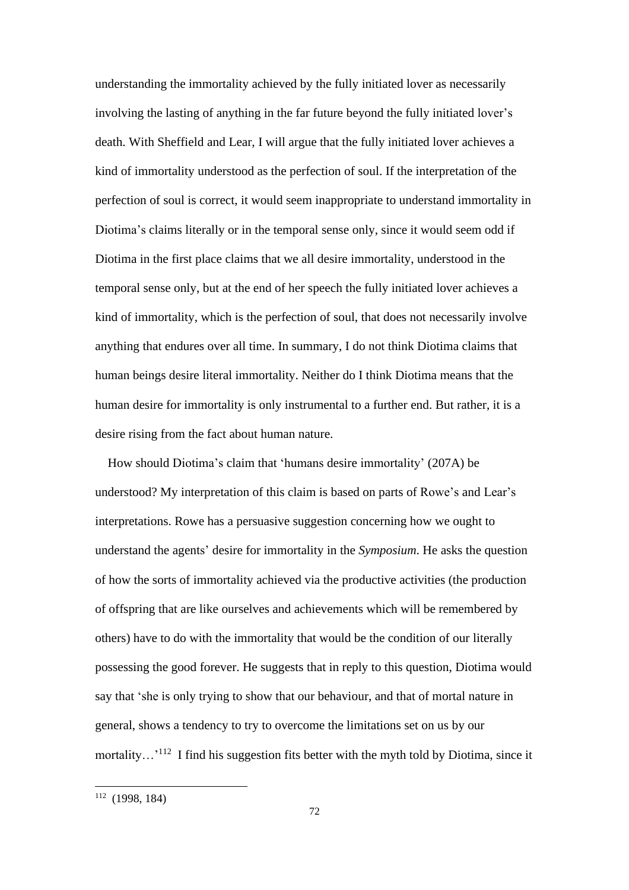understanding the immortality achieved by the fully initiated lover as necessarily involving the lasting of anything in the far future beyond the fully initiated lover's death. With Sheffield and Lear, I will argue that the fully initiated lover achieves a kind of immortality understood as the perfection of soul. If the interpretation of the perfection of soul is correct, it would seem inappropriate to understand immortality in Diotima's claims literally or in the temporal sense only, since it would seem odd if Diotima in the first place claims that we all desire immortality, understood in the temporal sense only, but at the end of her speech the fully initiated lover achieves a kind of immortality, which is the perfection of soul, that does not necessarily involve anything that endures over all time. In summary, I do not think Diotima claims that human beings desire literal immortality. Neither do I think Diotima means that the human desire for immortality is only instrumental to a further end. But rather, it is a desire rising from the fact about human nature.

How should Diotima's claim that 'humans desire immortality' (207A) be understood? My interpretation of this claim is based on parts of Rowe's and Lear's interpretations. Rowe has a persuasive suggestion concerning how we ought to understand the agents' desire for immortality in the *Symposium*. He asks the question of how the sorts of immortality achieved via the productive activities (the production of offspring that are like ourselves and achievements which will be remembered by others) have to do with the immortality that would be the condition of our literally possessing the good forever. He suggests that in reply to this question, Diotima would say that 'she is only trying to show that our behaviour, and that of mortal nature in general, shows a tendency to try to overcome the limitations set on us by our mortality…'[112] I find his suggestion fits better with the myth told by Diotima, since it

[112] (1998, 184)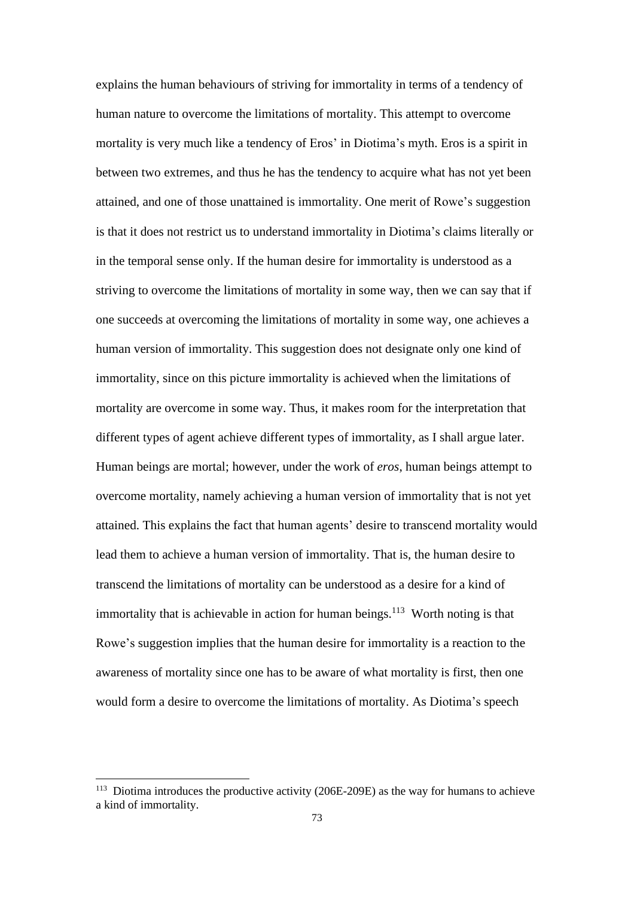explains the human behaviours of striving for immortality in terms of a tendency of human nature to overcome the limitations of mortality. This attempt to overcome mortality is very much like a tendency of Eros' in Diotima's myth. Eros is a spirit in between two extremes, and thus he has the tendency to acquire what has not yet been attained, and one of those unattained is immortality. One merit of Rowe's suggestion is that it does not restrict us to understand immortality in Diotima's claims literally or in the temporal sense only. If the human desire for immortality is understood as a striving to overcome the limitations of mortality in some way, then we can say that if one succeeds at overcoming the limitations of mortality in some way, one achieves a human version of immortality. This suggestion does not designate only one kind of immortality, since on this picture immortality is achieved when the limitations of mortality are overcome in some way. Thus, it makes room for the interpretation that different types of agent achieve different types of immortality, as I shall argue later. Human beings are mortal; however, under the work of *eros*, human beings attempt to overcome mortality, namely achieving a human version of immortality that is not yet attained. This explains the fact that human agents' desire to transcend mortality would lead them to achieve a human version of immortality. That is, the human desire to transcend the limitations of mortality can be understood as a desire for a kind of immortality that is achievable in action for human beings.[113] Worth noting is that Rowe's suggestion implies that the human desire for immortality is a reaction to the awareness of mortality since one has to be aware of what mortality is first, then one would form a desire to overcome the limitations of mortality. As Diotima's speech

[113] Diotima introduces the productive activity (206E-209E) as the way for humans to achieve a kind of immortality.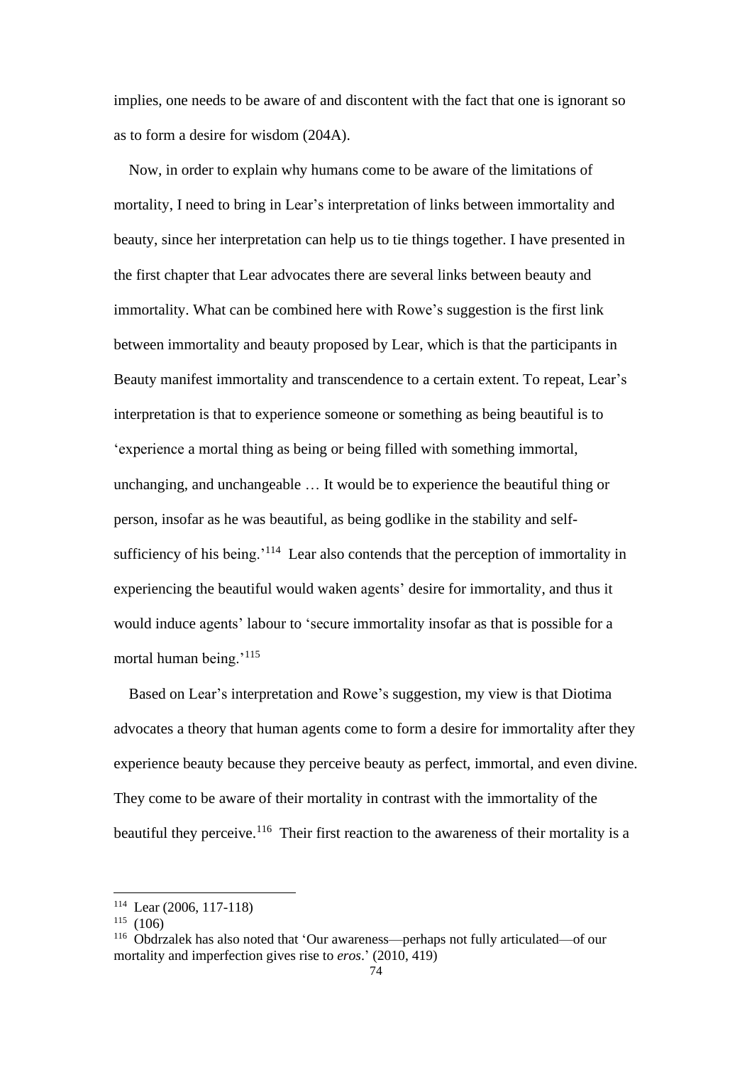implies, one needs to be aware of and discontent with the fact that one is ignorant so as to form a desire for wisdom (204A).

Now, in order to explain why humans come to be aware of the limitations of mortality, I need to bring in Lear's interpretation of links between immortality and beauty, since her interpretation can help us to tie things together. I have presented in the first chapter that Lear advocates there are several links between beauty and immortality. What can be combined here with Rowe's suggestion is the first link between immortality and beauty proposed by Lear, which is that the participants in Beauty manifest immortality and transcendence to a certain extent. To repeat, Lear's interpretation is that to experience someone or something as being beautiful is to 'experience a mortal thing as being or being filled with something immortal, unchanging, and unchangeable … It would be to experience the beautiful thing or person, insofar as he was beautiful, as being godlike in the stability and self-sufficiency of his being.'[114] Lear also contends that the perception of immortality in experiencing the beautiful would waken agents' desire for immortality, and thus it would induce agents' labour to 'secure immortality insofar as that is possible for a mortal human being.'[115]

Based on Lear's interpretation and Rowe's suggestion, my view is that Diotima advocates a theory that human agents come to form a desire for immortality after they experience beauty because they perceive beauty as perfect, immortal, and even divine. They come to be aware of their mortality in contrast with the immortality of the beautiful they perceive.[116] Their first reaction to the awareness of their mortality is a

---

[114] Lear (2006, 117-118)

[115] (106)

[116] Obdrzalek has also noted that 'Our awareness—perhaps not fully articulated—of our mortality and imperfection gives rise to *eros*.' (2010, 419)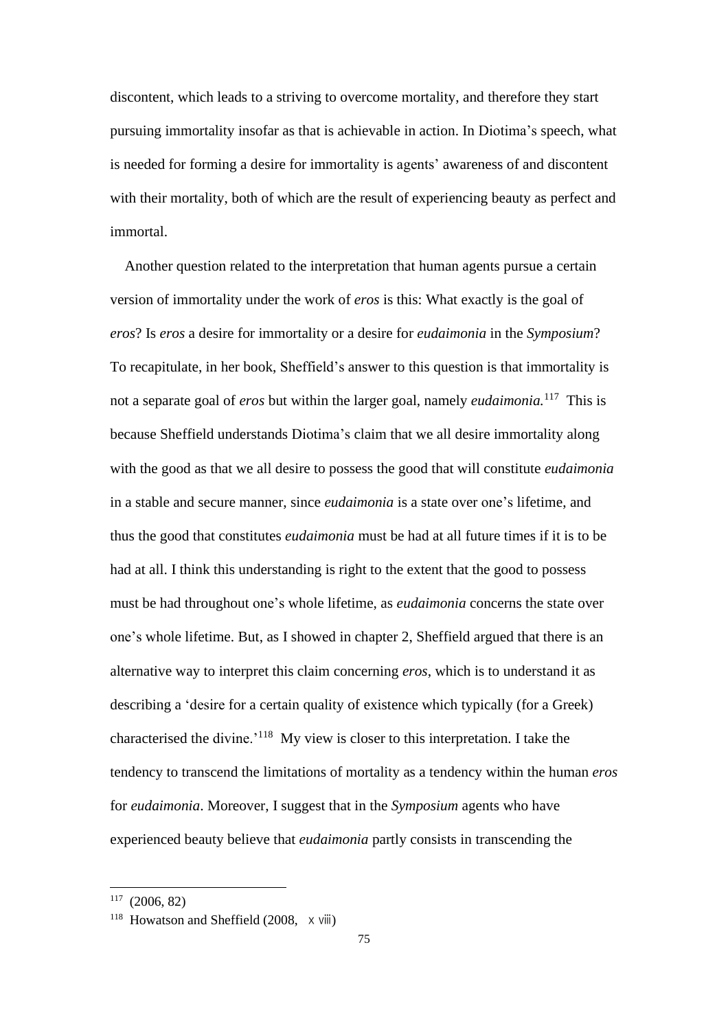discontent, which leads to a striving to overcome mortality, and therefore they start pursuing immortality insofar as that is achievable in action. In Diotima's speech, what is needed for forming a desire for immortality is agents' awareness of and discontent with their mortality, both of which are the result of experiencing beauty as perfect and immortal.

Another question related to the interpretation that human agents pursue a certain version of immortality under the work of *eros* is this: What exactly is the goal of *eros*? Is *eros* a desire for immortality or a desire for *eudaimonia* in the *Symposium*? To recapitulate, in her book, Sheffield's answer to this question is that immortality is not a separate goal of *eros* but within the larger goal, namely *eudaimonia.*[117] This is because Sheffield understands Diotima's claim that we all desire immortality along with the good as that we all desire to possess the good that will constitute *eudaimonia* in a stable and secure manner, since *eudaimonia* is a state over one's lifetime, and thus the good that constitutes *eudaimonia* must be had at all future times if it is to be had at all. I think this understanding is right to the extent that the good to possess must be had throughout one's whole lifetime, as *eudaimonia* concerns the state over one's whole lifetime. But, as I showed in chapter 2, Sheffield argued that there is an alternative way to interpret this claim concerning *eros*, which is to understand it as describing a 'desire for a certain quality of existence which typically (for a Greek) characterised the divine.'[118] My view is closer to this interpretation. I take the tendency to transcend the limitations of mortality as a tendency within the human *eros* for *eudaimonia*. Moreover, I suggest that in the *Symposium* agents who have experienced beauty believe that *eudaimonia* partly consists in transcending the

---

[117] (2006, 82)

[118] Howatson and Sheffield (2008, xviii)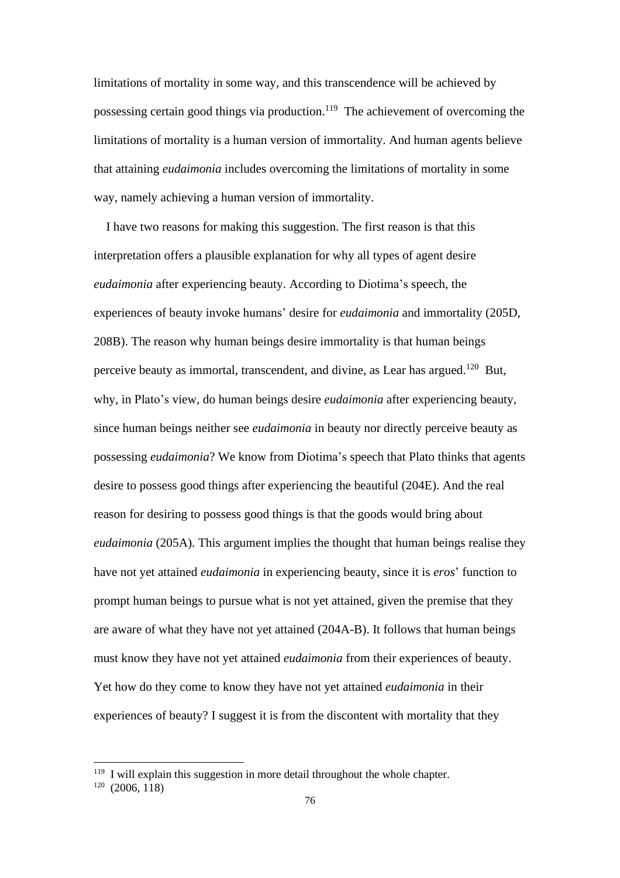limitations of mortality in some way, and this transcendence will be achieved by possessing certain good things via production.[119] The achievement of overcoming the limitations of mortality is a human version of immortality. And human agents believe that attaining *eudaimonia* includes overcoming the limitations of mortality in some way, namely achieving a human version of immortality.

I have two reasons for making this suggestion. The first reason is that this interpretation offers a plausible explanation for why all types of agent desire *eudaimonia* after experiencing beauty. According to Diotima's speech, the experiences of beauty invoke humans' desire for *eudaimonia* and immortality (205D, 208B). The reason why human beings desire immortality is that human beings perceive beauty as immortal, transcendent, and divine, as Lear has argued.[120] But, why, in Plato's view, do human beings desire *eudaimonia* after experiencing beauty, since human beings neither see *eudaimonia* in beauty nor directly perceive beauty as possessing *eudaimonia*? We know from Diotima's speech that Plato thinks that agents desire to possess good things after experiencing the beautiful (204E). And the real reason for desiring to possess good things is that the goods would bring about *eudaimonia* (205A). This argument implies the thought that human beings realise they have not yet attained *eudaimonia* in experiencing beauty, since it is *eros*' function to prompt human beings to pursue what is not yet attained, given the premise that they are aware of what they have not yet attained (204A-B). It follows that human beings must know they have not yet attained *eudaimonia* from their experiences of beauty. Yet how do they come to know they have not yet attained *eudaimonia* in their experiences of beauty? I suggest it is from the discontent with mortality that they

---

[119] I will explain this suggestion in more detail throughout the whole chapter.

[120] (2006, 118)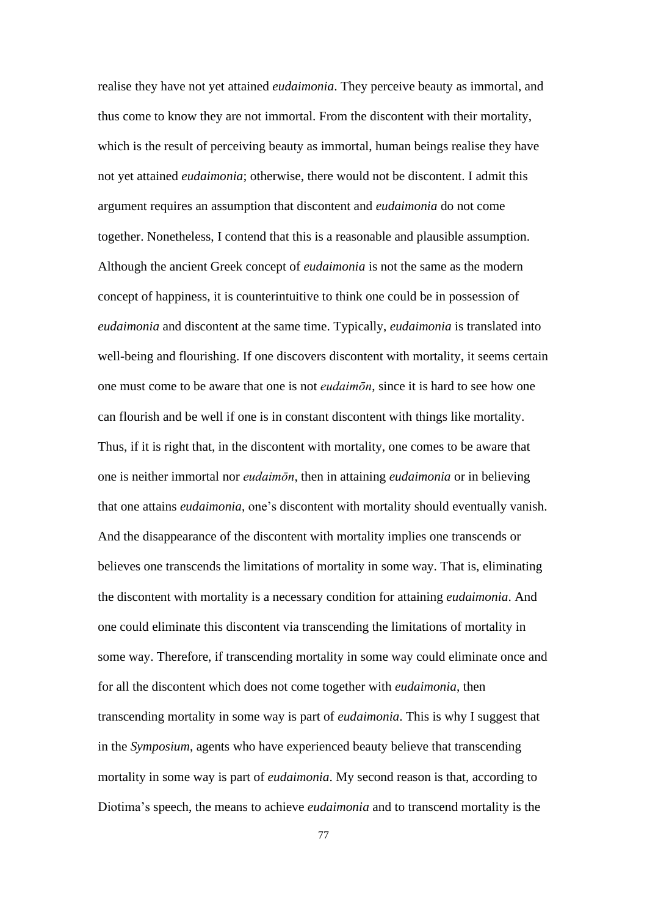realise they have not yet attained *eudaimonia*. They perceive beauty as immortal, and thus come to know they are not immortal. From the discontent with their mortality, which is the result of perceiving beauty as immortal, human beings realise they have not yet attained *eudaimonia*; otherwise, there would not be discontent. I admit this argument requires an assumption that discontent and *eudaimonia* do not come together. Nonetheless, I contend that this is a reasonable and plausible assumption. Although the ancient Greek concept of *eudaimonia* is not the same as the modern concept of happiness, it is counterintuitive to think one could be in possession of *eudaimonia* and discontent at the same time. Typically, *eudaimonia* is translated into well-being and flourishing. If one discovers discontent with mortality, it seems certain one must come to be aware that one is not *eudaimōn*, since it is hard to see how one can flourish and be well if one is in constant discontent with things like mortality. Thus, if it is right that, in the discontent with mortality, one comes to be aware that one is neither immortal nor *eudaimōn*, then in attaining *eudaimonia* or in believing that one attains *eudaimonia*, one's discontent with mortality should eventually vanish. And the disappearance of the discontent with mortality implies one transcends or believes one transcends the limitations of mortality in some way. That is, eliminating the discontent with mortality is a necessary condition for attaining *eudaimonia*. And one could eliminate this discontent via transcending the limitations of mortality in some way. Therefore, if transcending mortality in some way could eliminate once and for all the discontent which does not come together with *eudaimonia*, then transcending mortality in some way is part of *eudaimonia*. This is why I suggest that in the *Symposium*, agents who have experienced beauty believe that transcending mortality in some way is part of *eudaimonia*. My second reason is that, according to Diotima's speech, the means to achieve *eudaimonia* and to transcend mortality is the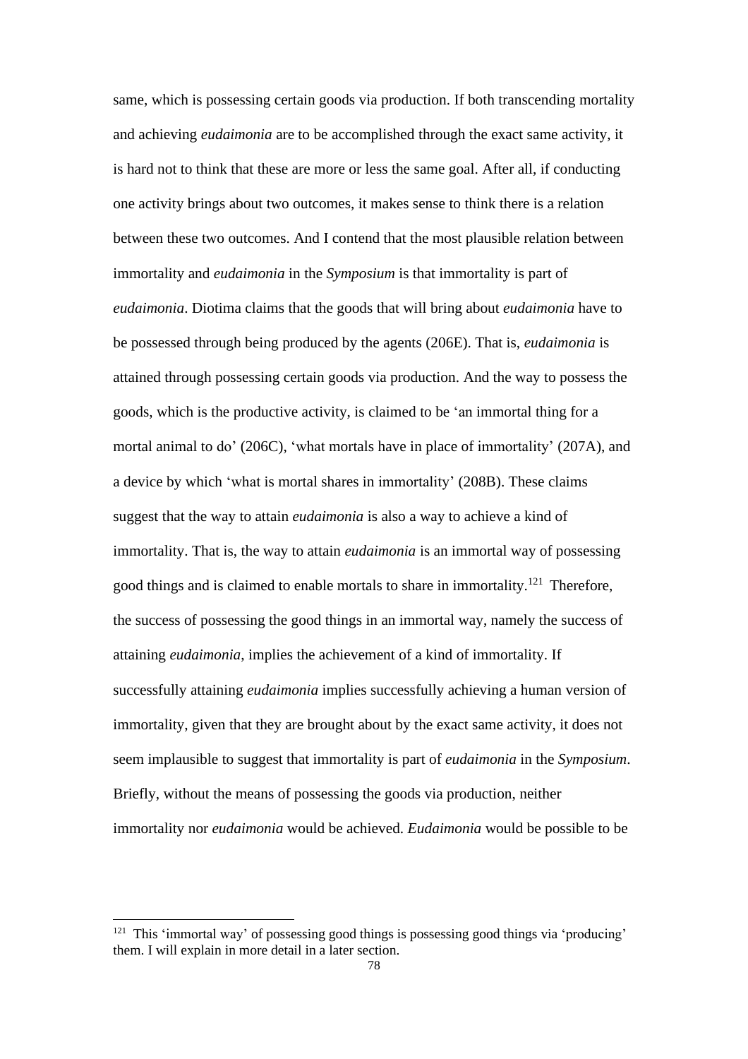same, which is possessing certain goods via production. If both transcending mortality and achieving *eudaimonia* are to be accomplished through the exact same activity, it is hard not to think that these are more or less the same goal. After all, if conducting one activity brings about two outcomes, it makes sense to think there is a relation between these two outcomes. And I contend that the most plausible relation between immortality and *eudaimonia* in the *Symposium* is that immortality is part of *eudaimonia*. Diotima claims that the goods that will bring about *eudaimonia* have to be possessed through being produced by the agents (206E). That is, *eudaimonia* is attained through possessing certain goods via production. And the way to possess the goods, which is the productive activity, is claimed to be 'an immortal thing for a mortal animal to do' (206C), 'what mortals have in place of immortality' (207A), and a device by which 'what is mortal shares in immortality' (208B). These claims suggest that the way to attain *eudaimonia* is also a way to achieve a kind of immortality. That is, the way to attain *eudaimonia* is an immortal way of possessing good things and is claimed to enable mortals to share in immortality.[121] Therefore, the success of possessing the good things in an immortal way, namely the success of attaining *eudaimonia,* implies the achievement of a kind of immortality. If successfully attaining *eudaimonia* implies successfully achieving a human version of immortality, given that they are brought about by the exact same activity, it does not seem implausible to suggest that immortality is part of *eudaimonia* in the *Symposium*. Briefly, without the means of possessing the goods via production, neither immortality nor *eudaimonia* would be achieved. *Eudaimonia* would be possible to be

---

[121] This 'immortal way' of possessing good things is possessing good things via 'producing' them. I will explain in more detail in a later section.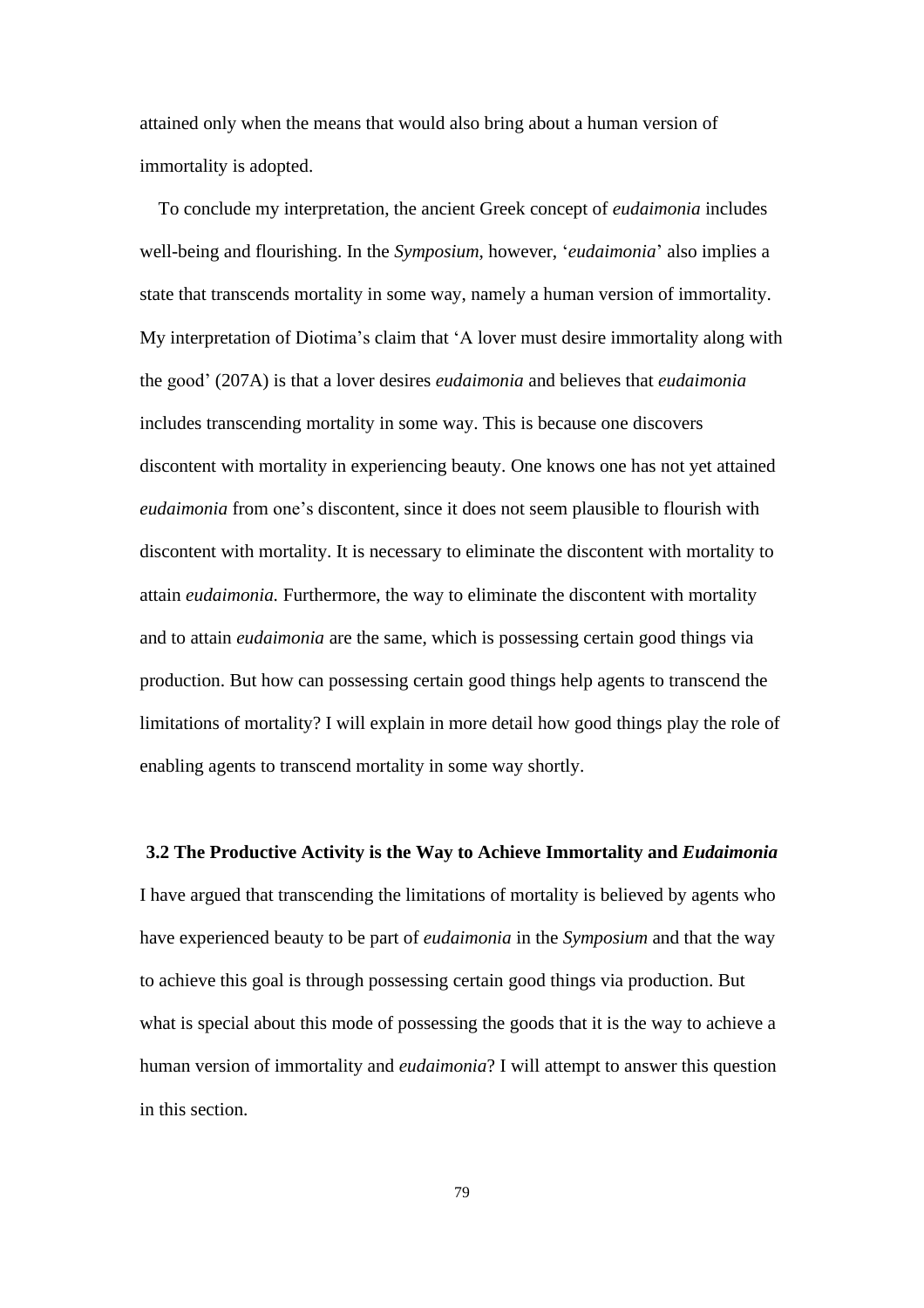attained only when the means that would also bring about a human version of immortality is adopted.

To conclude my interpretation, the ancient Greek concept of *eudaimonia* includes well-being and flourishing. In the *Symposium*, however, '*eudaimonia*' also implies a state that transcends mortality in some way, namely a human version of immortality. My interpretation of Diotima's claim that 'A lover must desire immortality along with the good' (207A) is that a lover desires *eudaimonia* and believes that *eudaimonia* includes transcending mortality in some way. This is because one discovers discontent with mortality in experiencing beauty. One knows one has not yet attained *eudaimonia* from one's discontent, since it does not seem plausible to flourish with discontent with mortality. It is necessary to eliminate the discontent with mortality to attain *eudaimonia.* Furthermore, the way to eliminate the discontent with mortality and to attain *eudaimonia* are the same, which is possessing certain good things via production. But how can possessing certain good things help agents to transcend the limitations of mortality? I will explain in more detail how good things play the role of enabling agents to transcend mortality in some way shortly.

### 3.2 The Productive Activity is the Way to Achieve Immortality and *Eudaimonia*

I have argued that transcending the limitations of mortality is believed by agents who have experienced beauty to be part of *eudaimonia* in the *Symposium* and that the way to achieve this goal is through possessing certain good things via production. But what is special about this mode of possessing the goods that it is the way to achieve a human version of immortality and *eudaimonia*? I will attempt to answer this question in this section.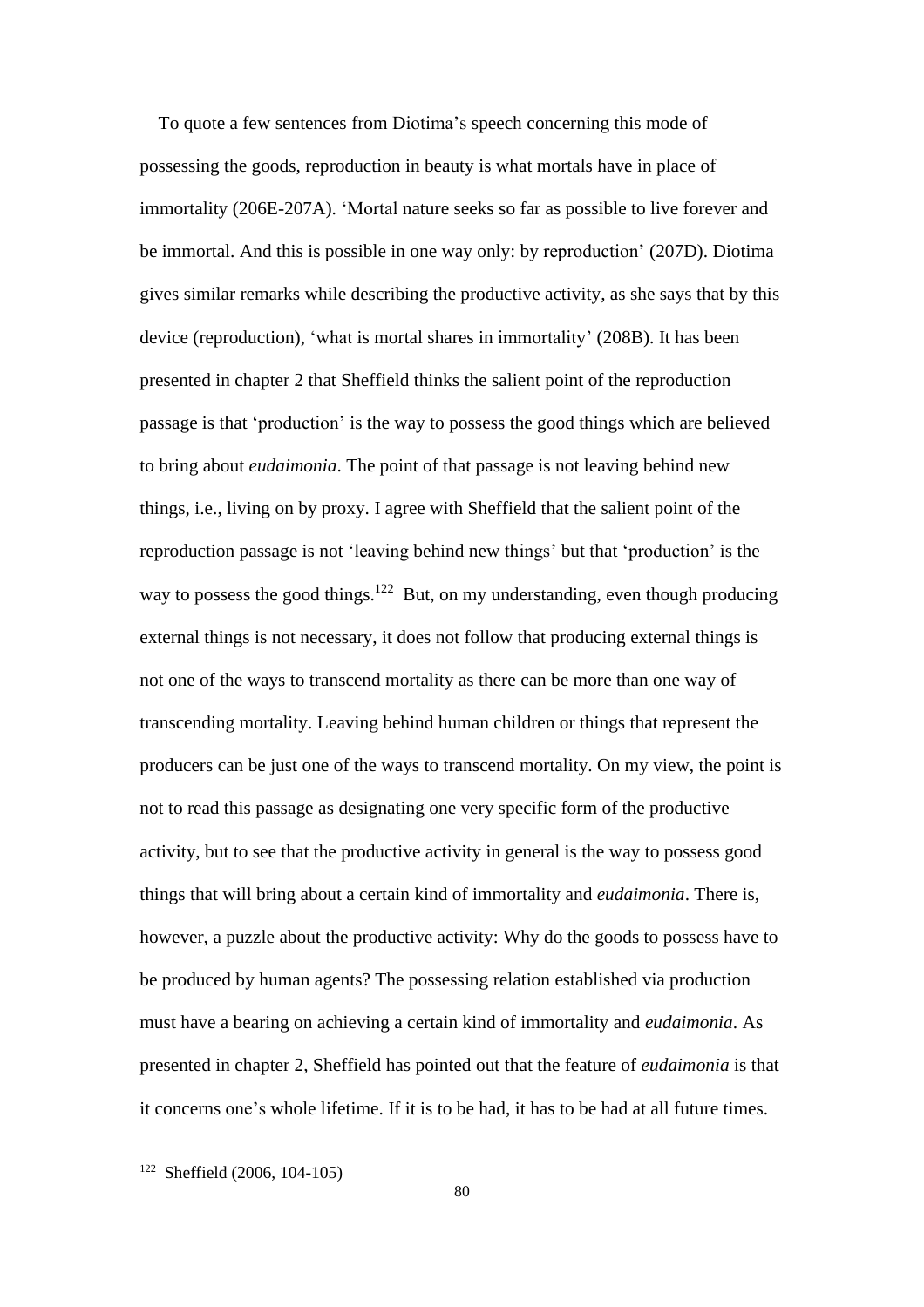To quote a few sentences from Diotima's speech concerning this mode of possessing the goods, reproduction in beauty is what mortals have in place of immortality (206E-207A). 'Mortal nature seeks so far as possible to live forever and be immortal. And this is possible in one way only: by reproduction' (207D). Diotima gives similar remarks while describing the productive activity, as she says that by this device (reproduction), 'what is mortal shares in immortality' (208B). It has been presented in chapter 2 that Sheffield thinks the salient point of the reproduction passage is that 'production' is the way to possess the good things which are believed to bring about *eudaimonia*. The point of that passage is not leaving behind new things, i.e., living on by proxy. I agree with Sheffield that the salient point of the reproduction passage is not 'leaving behind new things' but that 'production' is the way to possess the good things.[122] But, on my understanding, even though producing external things is not necessary, it does not follow that producing external things is not one of the ways to transcend mortality as there can be more than one way of transcending mortality. Leaving behind human children or things that represent the producers can be just one of the ways to transcend mortality. On my view, the point is not to read this passage as designating one very specific form of the productive activity, but to see that the productive activity in general is the way to possess good things that will bring about a certain kind of immortality and *eudaimonia*. There is, however, a puzzle about the productive activity: Why do the goods to possess have to be produced by human agents? The possessing relation established via production must have a bearing on achieving a certain kind of immortality and *eudaimonia*. As presented in chapter 2, Sheffield has pointed out that the feature of *eudaimonia* is that it concerns one's whole lifetime. If it is to be had, it has to be had at all future times.

[122] Sheffield (2006, 104-105)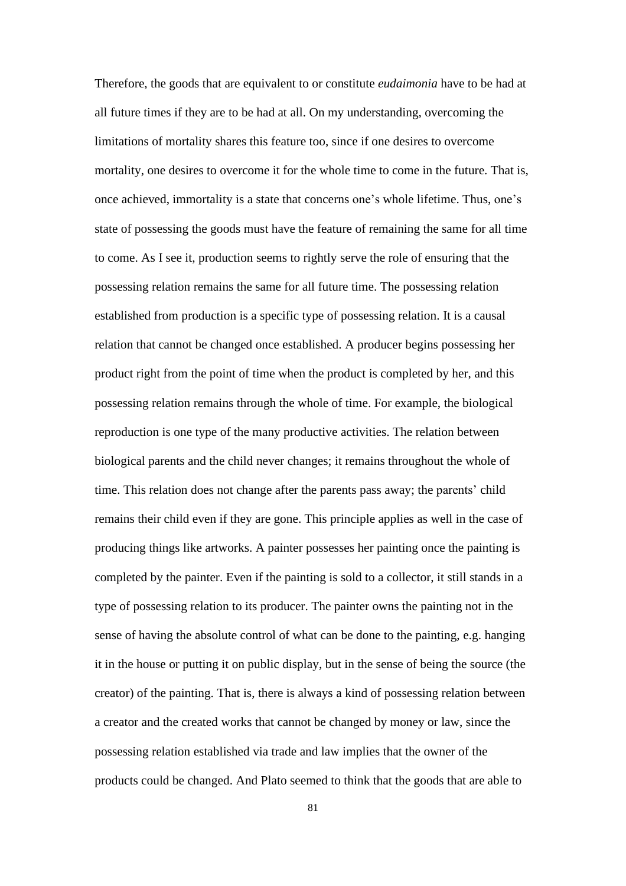Therefore, the goods that are equivalent to or constitute *eudaimonia* have to be had at all future times if they are to be had at all. On my understanding, overcoming the limitations of mortality shares this feature too, since if one desires to overcome mortality, one desires to overcome it for the whole time to come in the future. That is, once achieved, immortality is a state that concerns one's whole lifetime. Thus, one's state of possessing the goods must have the feature of remaining the same for all time to come. As I see it, production seems to rightly serve the role of ensuring that the possessing relation remains the same for all future time. The possessing relation established from production is a specific type of possessing relation. It is a causal relation that cannot be changed once established. A producer begins possessing her product right from the point of time when the product is completed by her, and this possessing relation remains through the whole of time. For example, the biological reproduction is one type of the many productive activities. The relation between biological parents and the child never changes; it remains throughout the whole of time. This relation does not change after the parents pass away; the parents' child remains their child even if they are gone. This principle applies as well in the case of producing things like artworks. A painter possesses her painting once the painting is completed by the painter. Even if the painting is sold to a collector, it still stands in a type of possessing relation to its producer. The painter owns the painting not in the sense of having the absolute control of what can be done to the painting, e.g. hanging it in the house or putting it on public display, but in the sense of being the source (the creator) of the painting. That is, there is always a kind of possessing relation between a creator and the created works that cannot be changed by money or law, since the possessing relation established via trade and law implies that the owner of the products could be changed. And Plato seemed to think that the goods that are able to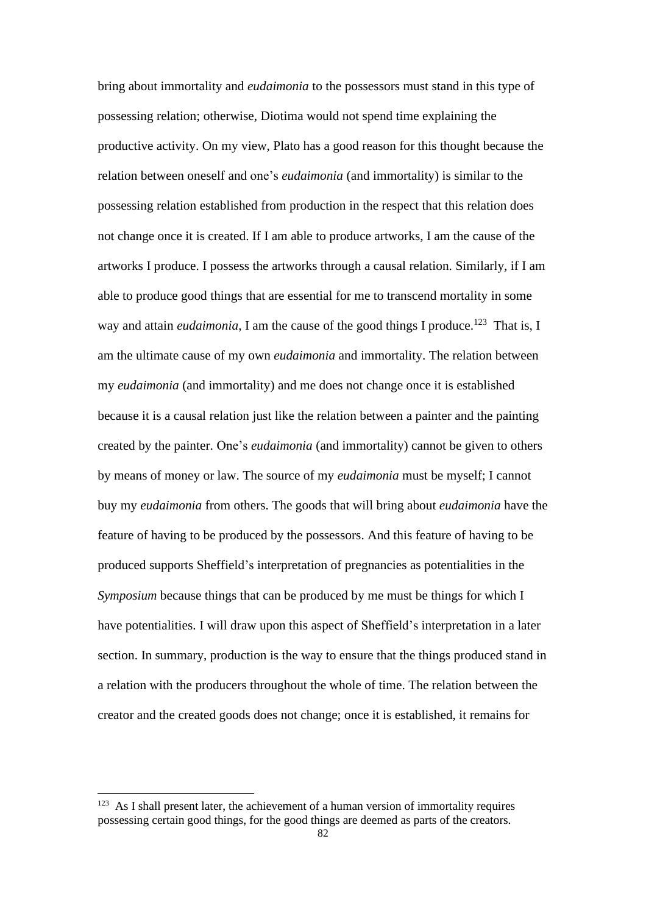bring about immortality and *eudaimonia* to the possessors must stand in this type of possessing relation; otherwise, Diotima would not spend time explaining the productive activity. On my view, Plato has a good reason for this thought because the relation between oneself and one's *eudaimonia* (and immortality) is similar to the possessing relation established from production in the respect that this relation does not change once it is created. If I am able to produce artworks, I am the cause of the artworks I produce. I possess the artworks through a causal relation. Similarly, if I am able to produce good things that are essential for me to transcend mortality in some way and attain *eudaimonia*, I am the cause of the good things I produce.[123] That is, I am the ultimate cause of my own *eudaimonia* and immortality. The relation between my *eudaimonia* (and immortality) and me does not change once it is established because it is a causal relation just like the relation between a painter and the painting created by the painter. One's *eudaimonia* (and immortality) cannot be given to others by means of money or law. The source of my *eudaimonia* must be myself; I cannot buy my *eudaimonia* from others. The goods that will bring about *eudaimonia* have the feature of having to be produced by the possessors. And this feature of having to be produced supports Sheffield's interpretation of pregnancies as potentialities in the *Symposium* because things that can be produced by me must be things for which I have potentialities. I will draw upon this aspect of Sheffield's interpretation in a later section. In summary, production is the way to ensure that the things produced stand in a relation with the producers throughout the whole of time. The relation between the creator and the created goods does not change; once it is established, it remains for

[123] As I shall present later, the achievement of a human version of immortality requires possessing certain good things, for the good things are deemed as parts of the creators.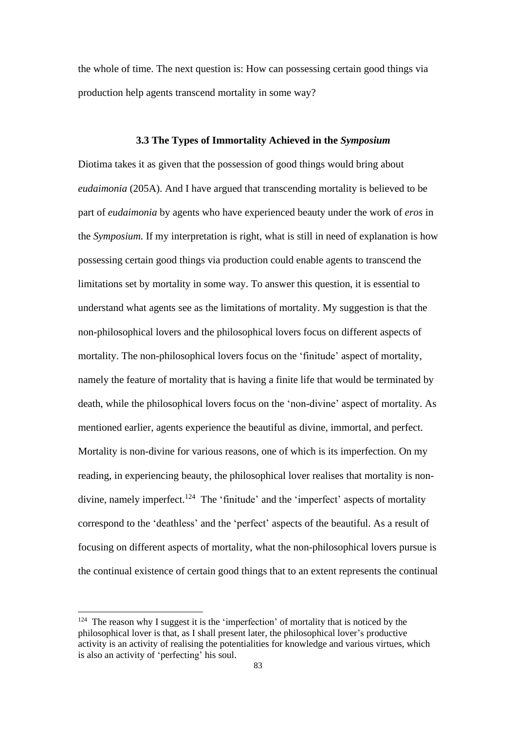the whole of time. The next question is: How can possessing certain good things via production help agents transcend mortality in some way?

### 3.3 The Types of Immortality Achieved in the *Symposium*

Diotima takes it as given that the possession of good things would bring about *eudaimonia* (205A). And I have argued that transcending mortality is believed to be part of *eudaimonia* by agents who have experienced beauty under the work of *eros* in the *Symposium.* If my interpretation is right, what is still in need of explanation is how possessing certain good things via production could enable agents to transcend the limitations set by mortality in some way. To answer this question, it is essential to understand what agents see as the limitations of mortality. My suggestion is that the non-philosophical lovers and the philosophical lovers focus on different aspects of mortality. The non-philosophical lovers focus on the 'finitude' aspect of mortality, namely the feature of mortality that is having a finite life that would be terminated by death, while the philosophical lovers focus on the 'non-divine' aspect of mortality. As mentioned earlier, agents experience the beautiful as divine, immortal, and perfect. Mortality is non-divine for various reasons, one of which is its imperfection. On my reading, in experiencing beauty, the philosophical lover realises that mortality is non-divine, namely imperfect.[124] The 'finitude' and the 'imperfect' aspects of mortality correspond to the 'deathless' and the 'perfect' aspects of the beautiful. As a result of focusing on different aspects of mortality, what the non-philosophical lovers pursue is the continual existence of certain good things that to an extent represents the continual

[124] The reason why I suggest it is the 'imperfection' of mortality that is noticed by the philosophical lover is that, as I shall present later, the philosophical lover's productive activity is an activity of realising the potentialities for knowledge and various virtues, which is also an activity of 'perfecting' his soul.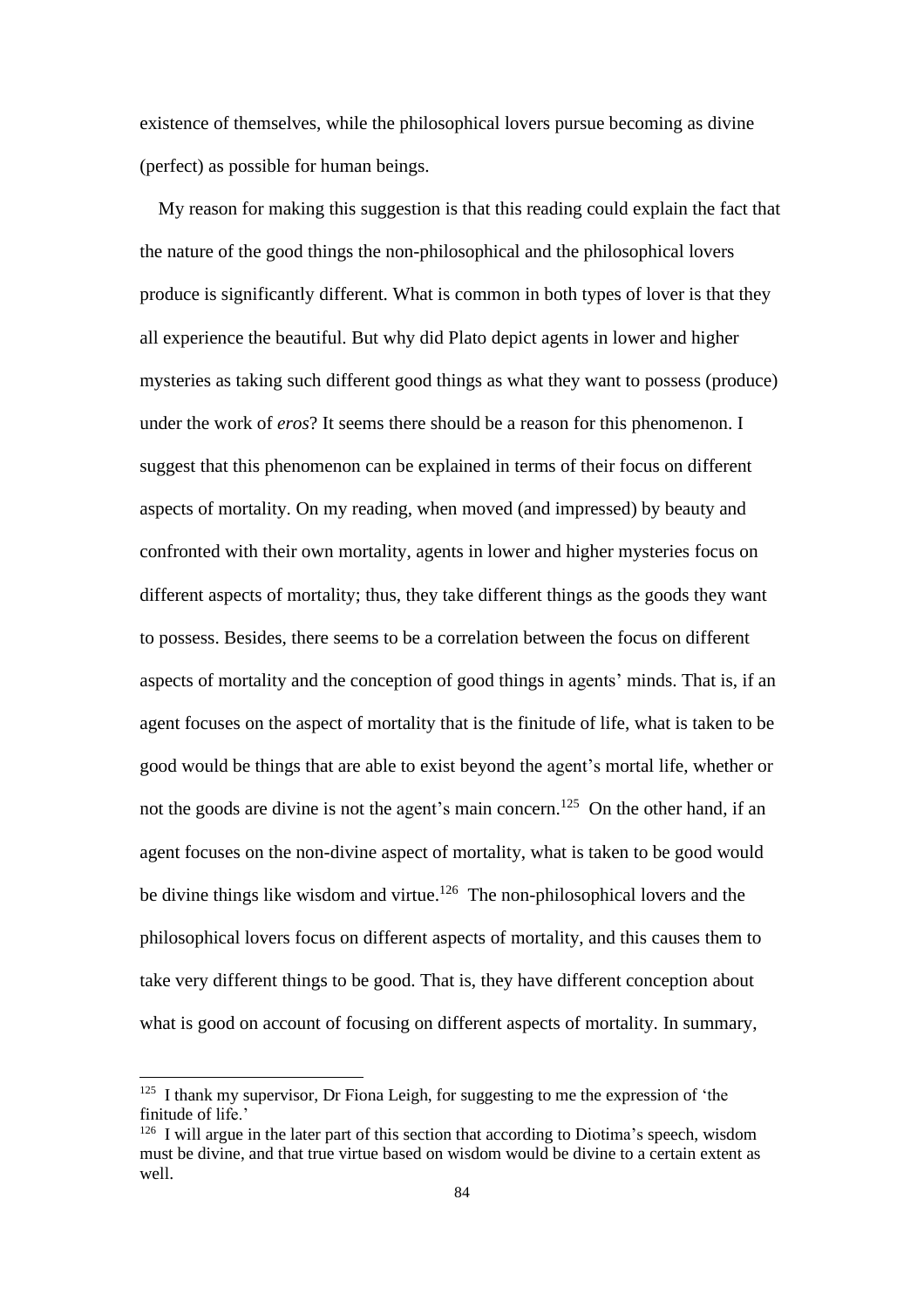existence of themselves, while the philosophical lovers pursue becoming as divine (perfect) as possible for human beings.

My reason for making this suggestion is that this reading could explain the fact that the nature of the good things the non-philosophical and the philosophical lovers produce is significantly different. What is common in both types of lover is that they all experience the beautiful. But why did Plato depict agents in lower and higher mysteries as taking such different good things as what they want to possess (produce) under the work of *eros*? It seems there should be a reason for this phenomenon. I suggest that this phenomenon can be explained in terms of their focus on different aspects of mortality. On my reading, when moved (and impressed) by beauty and confronted with their own mortality, agents in lower and higher mysteries focus on different aspects of mortality; thus, they take different things as the goods they want to possess. Besides, there seems to be a correlation between the focus on different aspects of mortality and the conception of good things in agents' minds. That is, if an agent focuses on the aspect of mortality that is the finitude of life, what is taken to be good would be things that are able to exist beyond the agent's mortal life, whether or not the goods are divine is not the agent's main concern.[125] On the other hand, if an agent focuses on the non-divine aspect of mortality, what is taken to be good would be divine things like wisdom and virtue.[126] The non-philosophical lovers and the philosophical lovers focus on different aspects of mortality, and this causes them to take very different things to be good. That is, they have different conception about what is good on account of focusing on different aspects of mortality. In summary,

---

[125] I thank my supervisor, Dr Fiona Leigh, for suggesting to me the expression of 'the finitude of life.'

[126] I will argue in the later part of this section that according to Diotima's speech, wisdom must be divine, and that true virtue based on wisdom would be divine to a certain extent as well.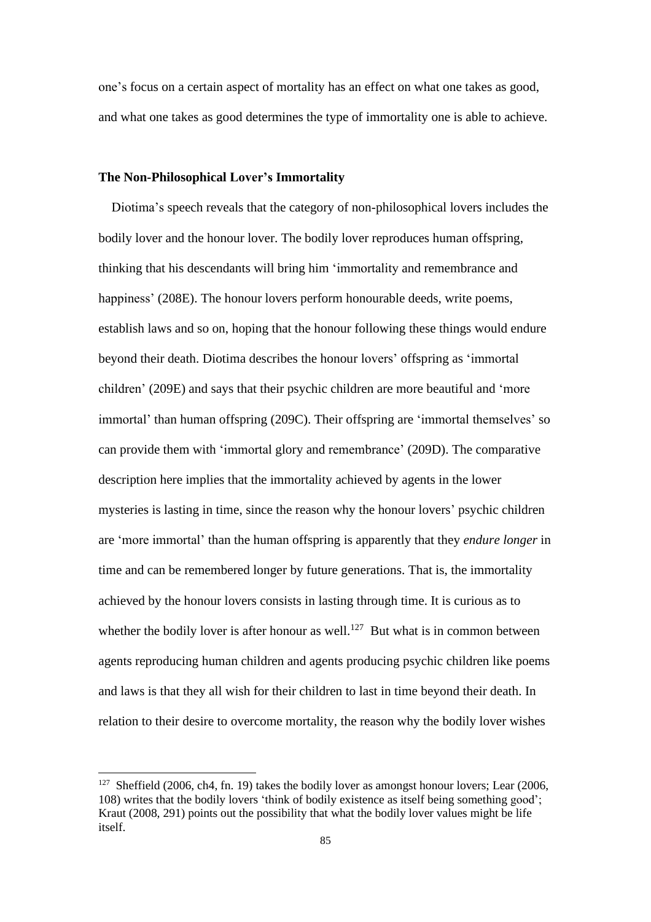one's focus on a certain aspect of mortality has an effect on what one takes as good, and what one takes as good determines the type of immortality one is able to achieve.

### The Non-Philosophical Lover's Immortality

Diotima's speech reveals that the category of non-philosophical lovers includes the bodily lover and the honour lover. The bodily lover reproduces human offspring, thinking that his descendants will bring him 'immortality and remembrance and happiness' (208E). The honour lovers perform honourable deeds, write poems, establish laws and so on, hoping that the honour following these things would endure beyond their death. Diotima describes the honour lovers' offspring as 'immortal children' (209E) and says that their psychic children are more beautiful and 'more immortal' than human offspring (209C). Their offspring are 'immortal themselves' so can provide them with 'immortal glory and remembrance' (209D). The comparative description here implies that the immortality achieved by agents in the lower mysteries is lasting in time, since the reason why the honour lovers' psychic children are 'more immortal' than the human offspring is apparently that they *endure longer* in time and can be remembered longer by future generations. That is, the immortality achieved by the honour lovers consists in lasting through time. It is curious as to whether the bodily lover is after honour as well.[127] But what is in common between agents reproducing human children and agents producing psychic children like poems and laws is that they all wish for their children to last in time beyond their death. In relation to their desire to overcome mortality, the reason why the bodily lover wishes

---

[127] Sheffield (2006, ch4, fn. 19) takes the bodily lover as amongst honour lovers; Lear (2006, 108) writes that the bodily lovers 'think of bodily existence as itself being something good'; Kraut (2008, 291) points out the possibility that what the bodily lover values might be life itself.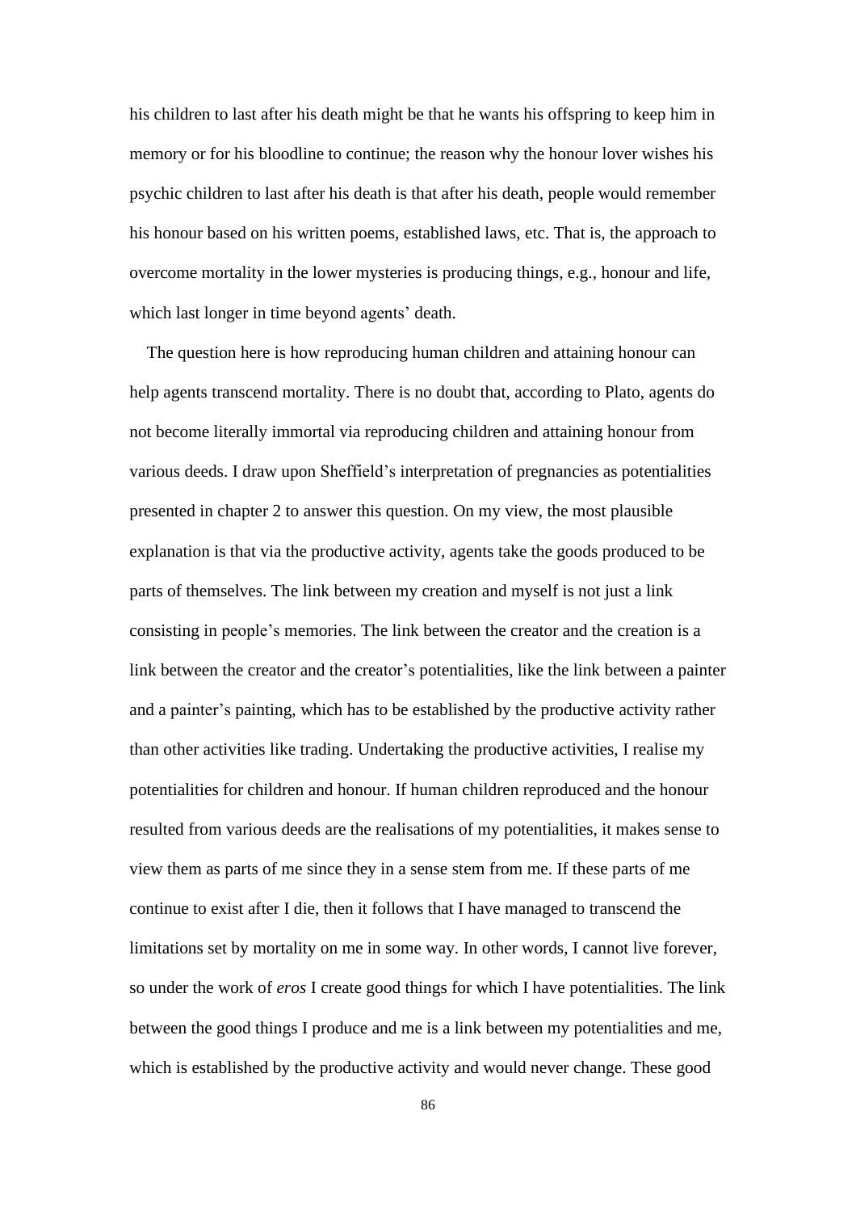his children to last after his death might be that he wants his offspring to keep him in memory or for his bloodline to continue; the reason why the honour lover wishes his psychic children to last after his death is that after his death, people would remember his honour based on his written poems, established laws, etc. That is, the approach to overcome mortality in the lower mysteries is producing things, e.g., honour and life, which last longer in time beyond agents' death.

The question here is how reproducing human children and attaining honour can help agents transcend mortality. There is no doubt that, according to Plato, agents do not become literally immortal via reproducing children and attaining honour from various deeds. I draw upon Sheffield's interpretation of pregnancies as potentialities presented in chapter 2 to answer this question. On my view, the most plausible explanation is that via the productive activity, agents take the goods produced to be parts of themselves. The link between my creation and myself is not just a link consisting in people's memories. The link between the creator and the creation is a link between the creator and the creator's potentialities, like the link between a painter and a painter's painting, which has to be established by the productive activity rather than other activities like trading. Undertaking the productive activities, I realise my potentialities for children and honour. If human children reproduced and the honour resulted from various deeds are the realisations of my potentialities, it makes sense to view them as parts of me since they in a sense stem from me. If these parts of me continue to exist after I die, then it follows that I have managed to transcend the limitations set by mortality on me in some way. In other words, I cannot live forever, so under the work of *eros* I create good things for which I have potentialities. The link between the good things I produce and me is a link between my potentialities and me, which is established by the productive activity and would never change. These good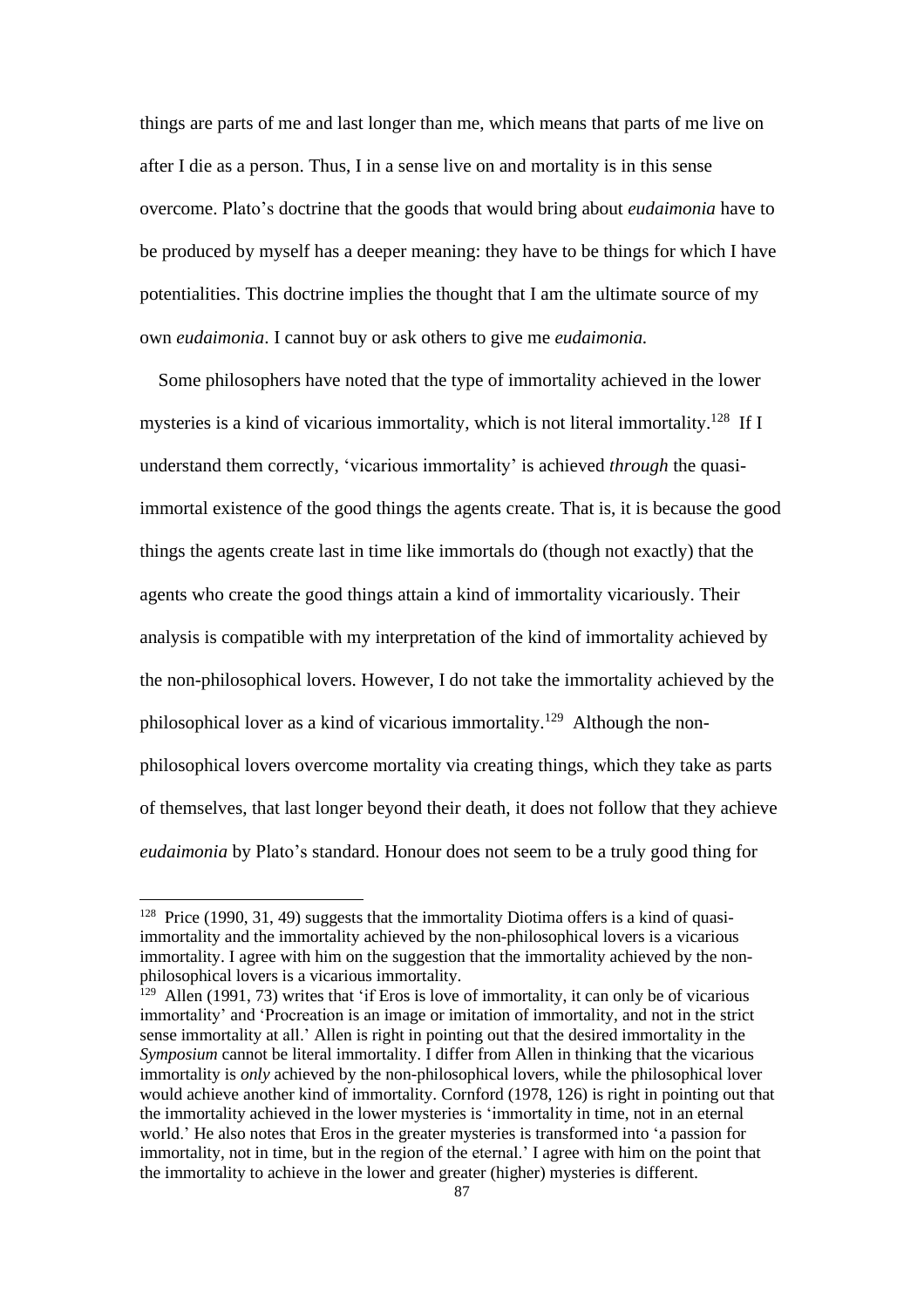things are parts of me and last longer than me, which means that parts of me live on after I die as a person. Thus, I in a sense live on and mortality is in this sense overcome. Plato's doctrine that the goods that would bring about *eudaimonia* have to be produced by myself has a deeper meaning: they have to be things for which I have potentialities. This doctrine implies the thought that I am the ultimate source of my own *eudaimonia*. I cannot buy or ask others to give me *eudaimonia.*

Some philosophers have noted that the type of immortality achieved in the lower mysteries is a kind of vicarious immortality, which is not literal immortality.[128] If I understand them correctly, 'vicarious immortality' is achieved *through* the quasi-immortal existence of the good things the agents create. That is, it is because the good things the agents create last in time like immortals do (though not exactly) that the agents who create the good things attain a kind of immortality vicariously. Their analysis is compatible with my interpretation of the kind of immortality achieved by the non-philosophical lovers. However, I do not take the immortality achieved by the philosophical lover as a kind of vicarious immortality.[129] Although the non-philosophical lovers overcome mortality via creating things, which they take as parts of themselves, that last longer beyond their death, it does not follow that they achieve *eudaimonia* by Plato's standard. Honour does not seem to be a truly good thing for

---

[128] Price (1990, 31, 49) suggests that the immortality Diotima offers is a kind of quasi-immortality and the immortality achieved by the non-philosophical lovers is a vicarious immortality. I agree with him on the suggestion that the immortality achieved by the non-philosophical lovers is a vicarious immortality.

[129] Allen (1991, 73) writes that 'if Eros is love of immortality, it can only be of vicarious immortality' and 'Procreation is an image or imitation of immortality, and not in the strict sense immortality at all.' Allen is right in pointing out that the desired immortality in the *Symposium* cannot be literal immortality. I differ from Allen in thinking that the vicarious immortality is *only* achieved by the non-philosophical lovers, while the philosophical lover would achieve another kind of immortality. Cornford (1978, 126) is right in pointing out that the immortality achieved in the lower mysteries is 'immortality in time, not in an eternal world.' He also notes that Eros in the greater mysteries is transformed into 'a passion for immortality, not in time, but in the region of the eternal.' I agree with him on the point that the immortality to achieve in the lower and greater (higher) mysteries is different.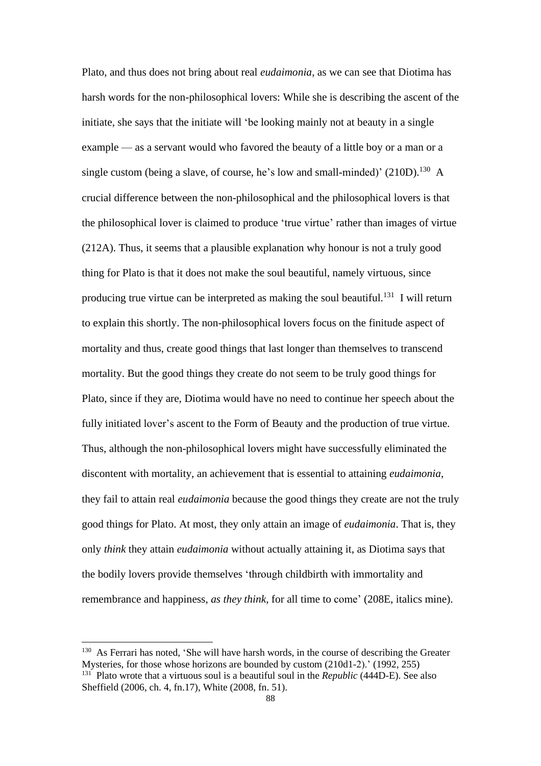Plato, and thus does not bring about real *eudaimonia*, as we can see that Diotima has harsh words for the non-philosophical lovers: While she is describing the ascent of the initiate, she says that the initiate will 'be looking mainly not at beauty in a single example — as a servant would who favored the beauty of a little boy or a man or a single custom (being a slave, of course, he's low and small-minded)' (210D).[130] A crucial difference between the non-philosophical and the philosophical lovers is that the philosophical lover is claimed to produce 'true virtue' rather than images of virtue (212A). Thus, it seems that a plausible explanation why honour is not a truly good thing for Plato is that it does not make the soul beautiful, namely virtuous, since producing true virtue can be interpreted as making the soul beautiful.[131] I will return to explain this shortly. The non-philosophical lovers focus on the finitude aspect of mortality and thus, create good things that last longer than themselves to transcend mortality. But the good things they create do not seem to be truly good things for Plato, since if they are, Diotima would have no need to continue her speech about the fully initiated lover's ascent to the Form of Beauty and the production of true virtue. Thus, although the non-philosophical lovers might have successfully eliminated the discontent with mortality, an achievement that is essential to attaining *eudaimonia*, they fail to attain real *eudaimonia* because the good things they create are not the truly good things for Plato. At most, they only attain an image of *eudaimonia*. That is, they only *think* they attain *eudaimonia* without actually attaining it, as Diotima says that the bodily lovers provide themselves 'through childbirth with immortality and remembrance and happiness, *as they think*, for all time to come' (208E, italics mine).

---

[130] As Ferrari has noted, 'She will have harsh words, in the course of describing the Greater Mysteries, for those whose horizons are bounded by custom (210d1-2).' (1992, 255)

[131] Plato wrote that a virtuous soul is a beautiful soul in the *Republic* (444D-E). See also Sheffield (2006, ch. 4, fn.17), White (2008, fn. 51).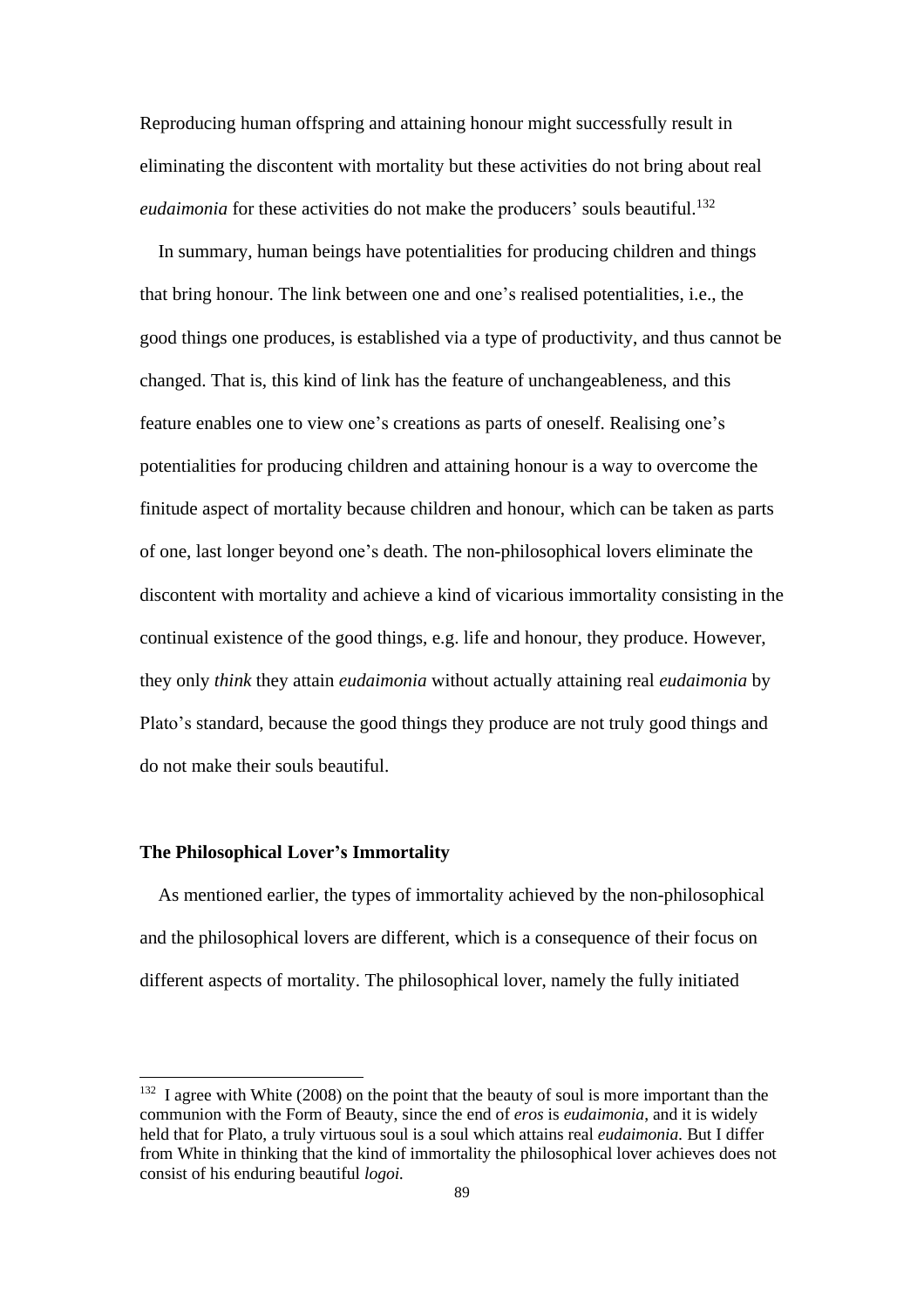Reproducing human offspring and attaining honour might successfully result in eliminating the discontent with mortality but these activities do not bring about real *eudaimonia* for these activities do not make the producers' souls beautiful.[132]

In summary, human beings have potentialities for producing children and things that bring honour. The link between one and one's realised potentialities, i.e., the good things one produces, is established via a type of productivity, and thus cannot be changed. That is, this kind of link has the feature of unchangeableness, and this feature enables one to view one's creations as parts of oneself. Realising one's potentialities for producing children and attaining honour is a way to overcome the finitude aspect of mortality because children and honour, which can be taken as parts of one, last longer beyond one's death. The non-philosophical lovers eliminate the discontent with mortality and achieve a kind of vicarious immortality consisting in the continual existence of the good things, e.g. life and honour, they produce. However, they only *think* they attain *eudaimonia* without actually attaining real *eudaimonia* by Plato's standard, because the good things they produce are not truly good things and do not make their souls beautiful.

### The Philosophical Lover's Immortality

As mentioned earlier, the types of immortality achieved by the non-philosophical and the philosophical lovers are different, which is a consequence of their focus on different aspects of mortality. The philosophical lover, namely the fully initiated

---

[132] I agree with White (2008) on the point that the beauty of soul is more important than the communion with the Form of Beauty, since the end of *eros* is *eudaimonia*, and it is widely held that for Plato, a truly virtuous soul is a soul which attains real *eudaimonia.* But I differ from White in thinking that the kind of immortality the philosophical lover achieves does not consist of his enduring beautiful *logoi.*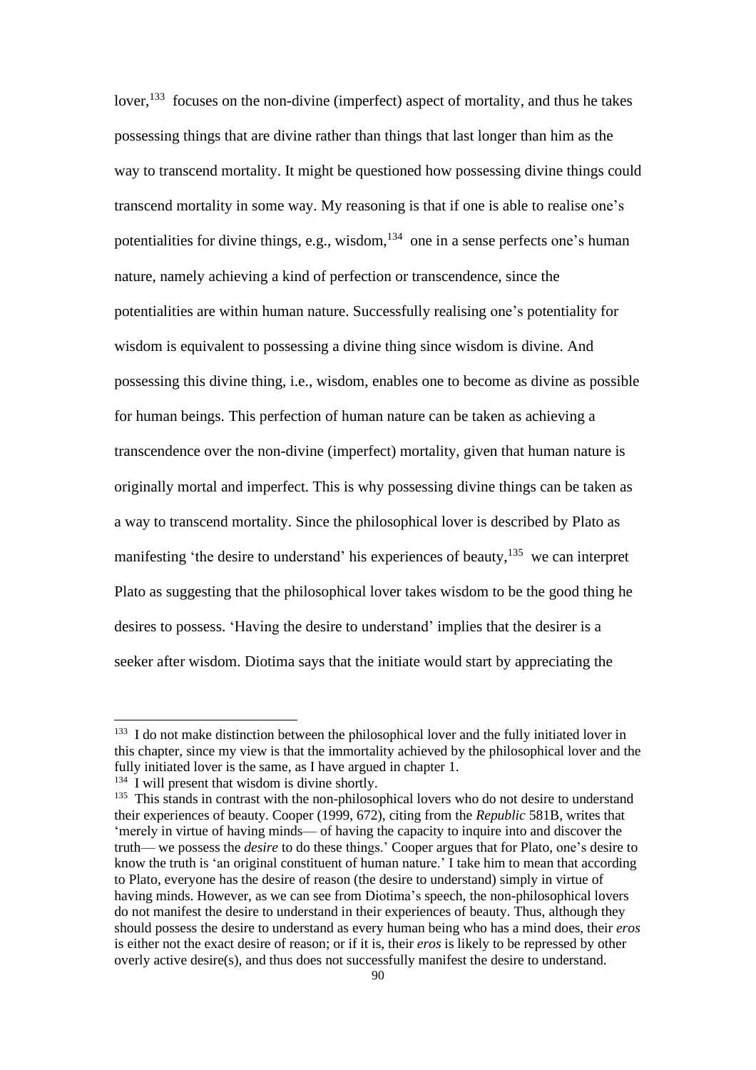lover,[133] focuses on the non-divine (imperfect) aspect of mortality, and thus he takes possessing things that are divine rather than things that last longer than him as the way to transcend mortality. It might be questioned how possessing divine things could transcend mortality in some way. My reasoning is that if one is able to realise one's potentialities for divine things, e.g., wisdom,[134] one in a sense perfects one's human nature, namely achieving a kind of perfection or transcendence, since the potentialities are within human nature. Successfully realising one's potentiality for wisdom is equivalent to possessing a divine thing since wisdom is divine. And possessing this divine thing, i.e., wisdom, enables one to become as divine as possible for human beings. This perfection of human nature can be taken as achieving a transcendence over the non-divine (imperfect) mortality, given that human nature is originally mortal and imperfect. This is why possessing divine things can be taken as a way to transcend mortality. Since the philosophical lover is described by Plato as manifesting 'the desire to understand' his experiences of beauty,[135] we can interpret Plato as suggesting that the philosophical lover takes wisdom to be the good thing he desires to possess. 'Having the desire to understand' implies that the desirer is a seeker after wisdom. Diotima says that the initiate would start by appreciating the

---

[133] I do not make distinction between the philosophical lover and the fully initiated lover in this chapter, since my view is that the immortality achieved by the philosophical lover and the fully initiated lover is the same, as I have argued in chapter 1.

[134] I will present that wisdom is divine shortly.

[135] This stands in contrast with the non-philosophical lovers who do not desire to understand their experiences of beauty. Cooper (1999, 672), citing from the *Republic* 581B, writes that 'merely in virtue of having minds— of having the capacity to inquire into and discover the truth— we possess the *desire* to do these things.' Cooper argues that for Plato, one's desire to know the truth is 'an original constituent of human nature.' I take him to mean that according to Plato, everyone has the desire of reason (the desire to understand) simply in virtue of having minds. However, as we can see from Diotima's speech, the non-philosophical lovers do not manifest the desire to understand in their experiences of beauty. Thus, although they should possess the desire to understand as every human being who has a mind does, their *eros* is either not the exact desire of reason; or if it is, their *eros* is likely to be repressed by other overly active desire(s), and thus does not successfully manifest the desire to understand.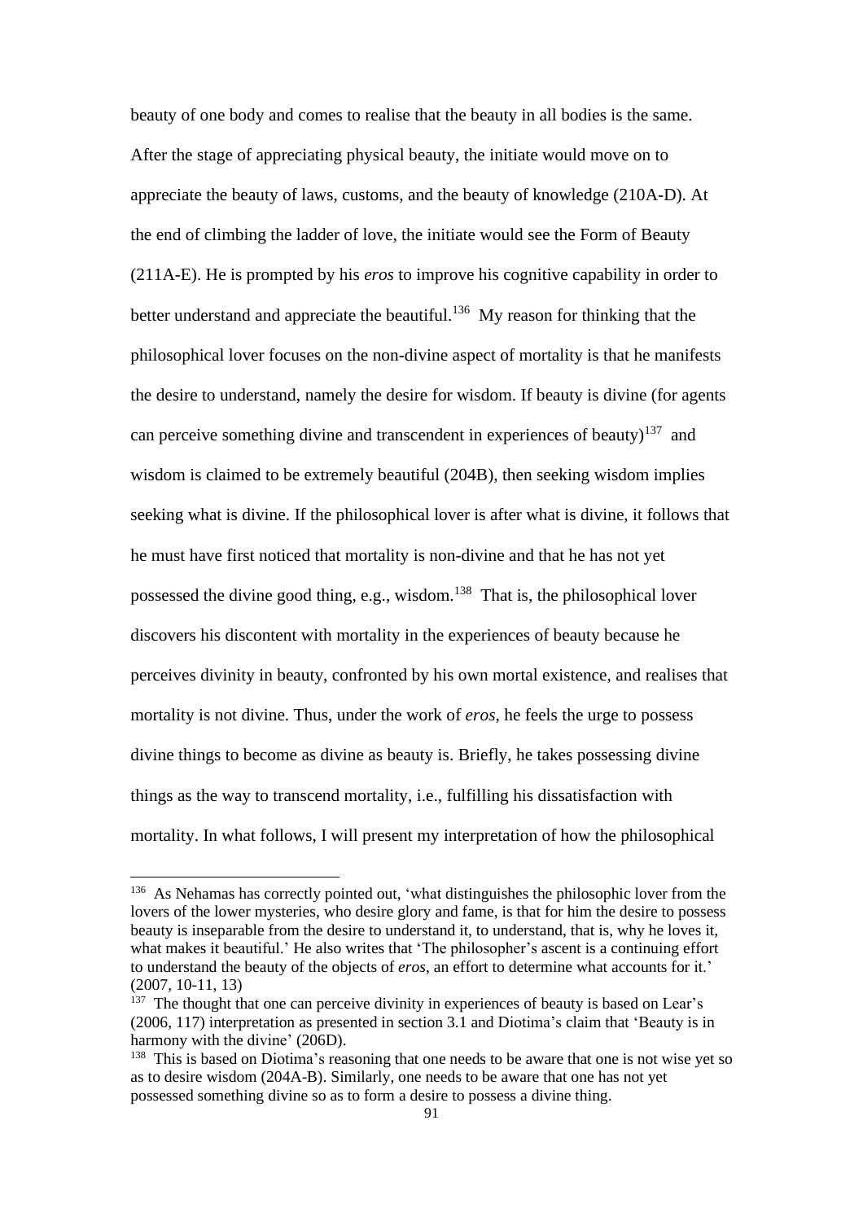beauty of one body and comes to realise that the beauty in all bodies is the same. After the stage of appreciating physical beauty, the initiate would move on to appreciate the beauty of laws, customs, and the beauty of knowledge (210A-D). At the end of climbing the ladder of love, the initiate would see the Form of Beauty (211A-E). He is prompted by his *eros* to improve his cognitive capability in order to better understand and appreciate the beautiful.[136] My reason for thinking that the philosophical lover focuses on the non-divine aspect of mortality is that he manifests the desire to understand, namely the desire for wisdom. If beauty is divine (for agents can perceive something divine and transcendent in experiences of beauty)[137] and wisdom is claimed to be extremely beautiful (204B), then seeking wisdom implies seeking what is divine. If the philosophical lover is after what is divine, it follows that he must have first noticed that mortality is non-divine and that he has not yet possessed the divine good thing, e.g., wisdom.[138] That is, the philosophical lover discovers his discontent with mortality in the experiences of beauty because he perceives divinity in beauty, confronted by his own mortal existence, and realises that mortality is not divine. Thus, under the work of *eros*, he feels the urge to possess divine things to become as divine as beauty is. Briefly, he takes possessing divine things as the way to transcend mortality, i.e., fulfilling his dissatisfaction with mortality. In what follows, I will present my interpretation of how the philosophical

---

[136] As Nehamas has correctly pointed out, 'what distinguishes the philosophic lover from the lovers of the lower mysteries, who desire glory and fame, is that for him the desire to possess beauty is inseparable from the desire to understand it, to understand, that is, why he loves it, what makes it beautiful.' He also writes that 'The philosopher's ascent is a continuing effort to understand the beauty of the objects of *eros*, an effort to determine what accounts for it.' (2007, 10-11, 13)

[137] The thought that one can perceive divinity in experiences of beauty is based on Lear's (2006, 117) interpretation as presented in section 3.1 and Diotima's claim that 'Beauty is in harmony with the divine' (206D).

[138] This is based on Diotima's reasoning that one needs to be aware that one is not wise yet so as to desire wisdom (204A-B). Similarly, one needs to be aware that one has not yet possessed something divine so as to form a desire to possess a divine thing.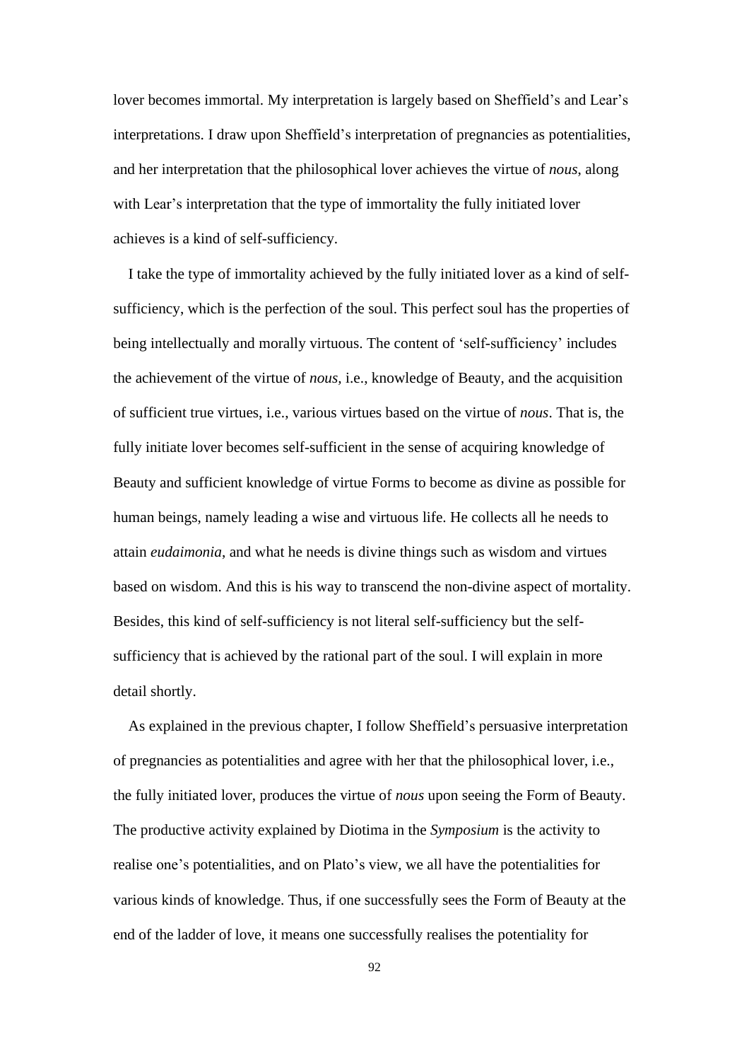lover becomes immortal. My interpretation is largely based on Sheffield's and Lear's interpretations. I draw upon Sheffield's interpretation of pregnancies as potentialities, and her interpretation that the philosophical lover achieves the virtue of *nous*, along with Lear's interpretation that the type of immortality the fully initiated lover achieves is a kind of self-sufficiency.

I take the type of immortality achieved by the fully initiated lover as a kind of self-sufficiency, which is the perfection of the soul. This perfect soul has the properties of being intellectually and morally virtuous. The content of 'self-sufficiency' includes the achievement of the virtue of *nous*, i.e., knowledge of Beauty, and the acquisition of sufficient true virtues, i.e., various virtues based on the virtue of *nous*. That is, the fully initiate lover becomes self-sufficient in the sense of acquiring knowledge of Beauty and sufficient knowledge of virtue Forms to become as divine as possible for human beings, namely leading a wise and virtuous life. He collects all he needs to attain *eudaimonia*, and what he needs is divine things such as wisdom and virtues based on wisdom. And this is his way to transcend the non-divine aspect of mortality. Besides, this kind of self-sufficiency is not literal self-sufficiency but the self-sufficiency that is achieved by the rational part of the soul. I will explain in more detail shortly.

As explained in the previous chapter, I follow Sheffield's persuasive interpretation of pregnancies as potentialities and agree with her that the philosophical lover, i.e., the fully initiated lover, produces the virtue of *nous* upon seeing the Form of Beauty. The productive activity explained by Diotima in the *Symposium* is the activity to realise one's potentialities, and on Plato's view, we all have the potentialities for various kinds of knowledge. Thus, if one successfully sees the Form of Beauty at the end of the ladder of love, it means one successfully realises the potentiality for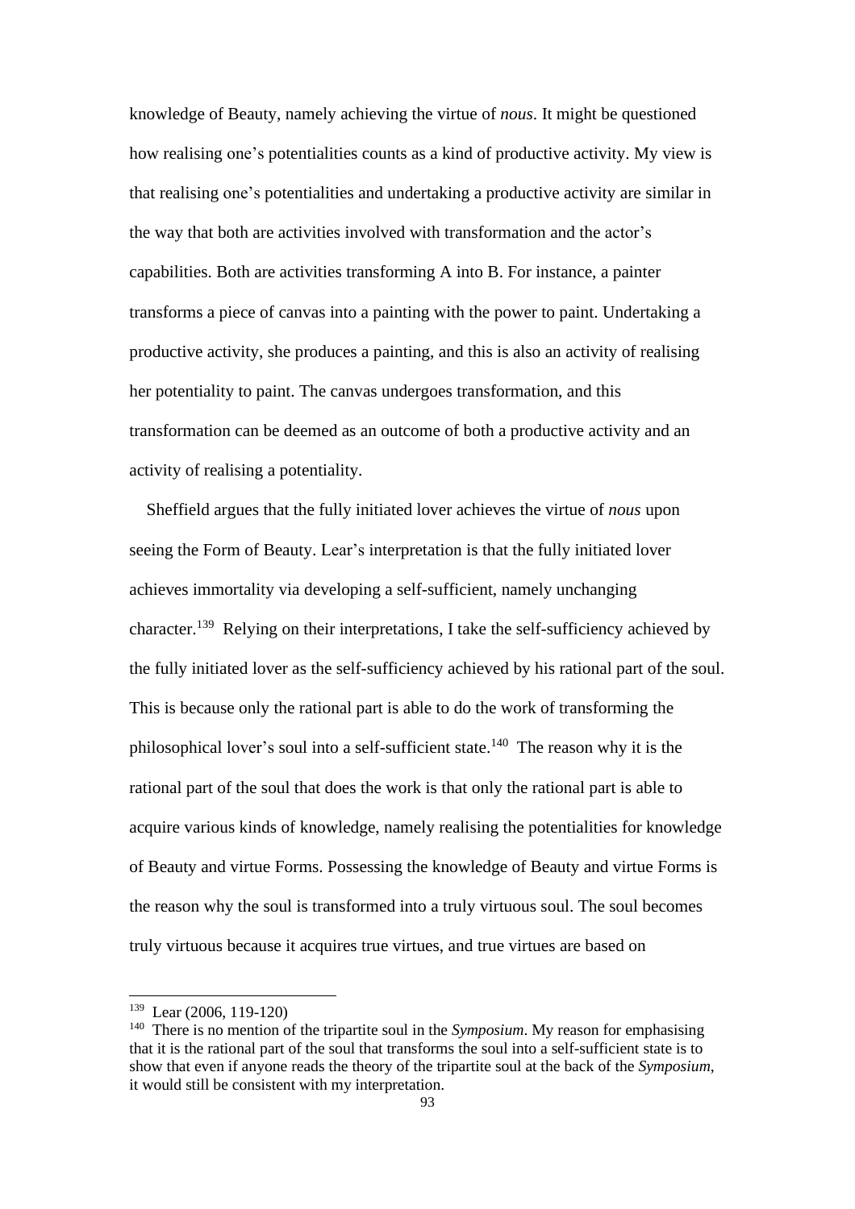knowledge of Beauty, namely achieving the virtue of *nous*. It might be questioned how realising one's potentialities counts as a kind of productive activity. My view is that realising one's potentialities and undertaking a productive activity are similar in the way that both are activities involved with transformation and the actor's capabilities. Both are activities transforming A into B. For instance, a painter transforms a piece of canvas into a painting with the power to paint. Undertaking a productive activity, she produces a painting, and this is also an activity of realising her potentiality to paint. The canvas undergoes transformation, and this transformation can be deemed as an outcome of both a productive activity and an activity of realising a potentiality.

Sheffield argues that the fully initiated lover achieves the virtue of *nous* upon seeing the Form of Beauty. Lear's interpretation is that the fully initiated lover achieves immortality via developing a self-sufficient, namely unchanging character.[139] Relying on their interpretations, I take the self-sufficiency achieved by the fully initiated lover as the self-sufficiency achieved by his rational part of the soul. This is because only the rational part is able to do the work of transforming the philosophical lover's soul into a self-sufficient state.[140] The reason why it is the rational part of the soul that does the work is that only the rational part is able to acquire various kinds of knowledge, namely realising the potentialities for knowledge of Beauty and virtue Forms. Possessing the knowledge of Beauty and virtue Forms is the reason why the soul is transformed into a truly virtuous soul. The soul becomes truly virtuous because it acquires true virtues, and true virtues are based on

---

[139] Lear (2006, 119-120)

[140] There is no mention of the tripartite soul in the *Symposium*. My reason for emphasising that it is the rational part of the soul that transforms the soul into a self-sufficient state is to show that even if anyone reads the theory of the tripartite soul at the back of the *Symposium*, it would still be consistent with my interpretation.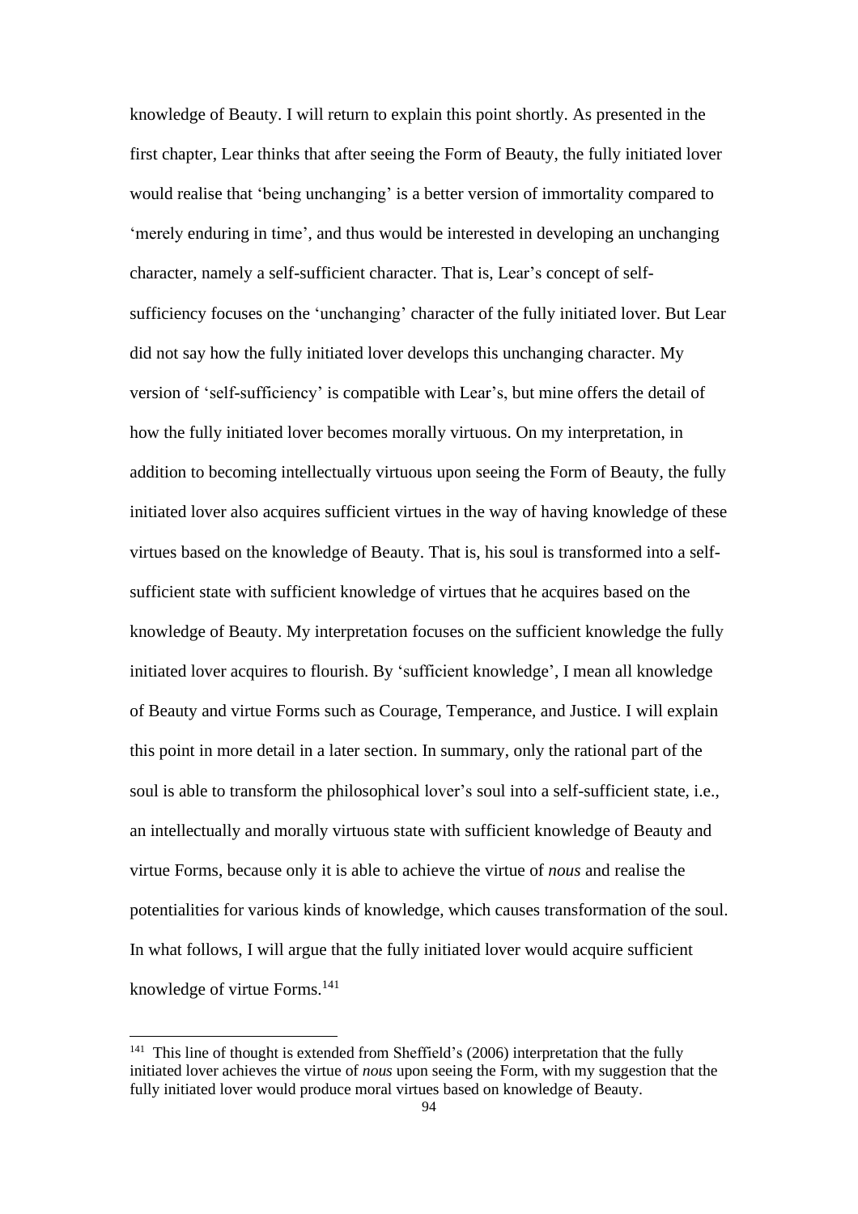knowledge of Beauty. I will return to explain this point shortly. As presented in the first chapter, Lear thinks that after seeing the Form of Beauty, the fully initiated lover would realise that 'being unchanging' is a better version of immortality compared to 'merely enduring in time', and thus would be interested in developing an unchanging character, namely a self-sufficient character. That is, Lear's concept of self-sufficiency focuses on the 'unchanging' character of the fully initiated lover. But Lear did not say how the fully initiated lover develops this unchanging character. My version of 'self-sufficiency' is compatible with Lear's, but mine offers the detail of how the fully initiated lover becomes morally virtuous. On my interpretation, in addition to becoming intellectually virtuous upon seeing the Form of Beauty, the fully initiated lover also acquires sufficient virtues in the way of having knowledge of these virtues based on the knowledge of Beauty. That is, his soul is transformed into a self-sufficient state with sufficient knowledge of virtues that he acquires based on the knowledge of Beauty. My interpretation focuses on the sufficient knowledge the fully initiated lover acquires to flourish. By 'sufficient knowledge', I mean all knowledge of Beauty and virtue Forms such as Courage, Temperance, and Justice. I will explain this point in more detail in a later section. In summary, only the rational part of the soul is able to transform the philosophical lover's soul into a self-sufficient state, i.e., an intellectually and morally virtuous state with sufficient knowledge of Beauty and virtue Forms, because only it is able to achieve the virtue of *nous* and realise the potentialities for various kinds of knowledge, which causes transformation of the soul. In what follows, I will argue that the fully initiated lover would acquire sufficient knowledge of virtue Forms.[141]

[141] This line of thought is extended from Sheffield's (2006) interpretation that the fully initiated lover achieves the virtue of *nous* upon seeing the Form, with my suggestion that the fully initiated lover would produce moral virtues based on knowledge of Beauty.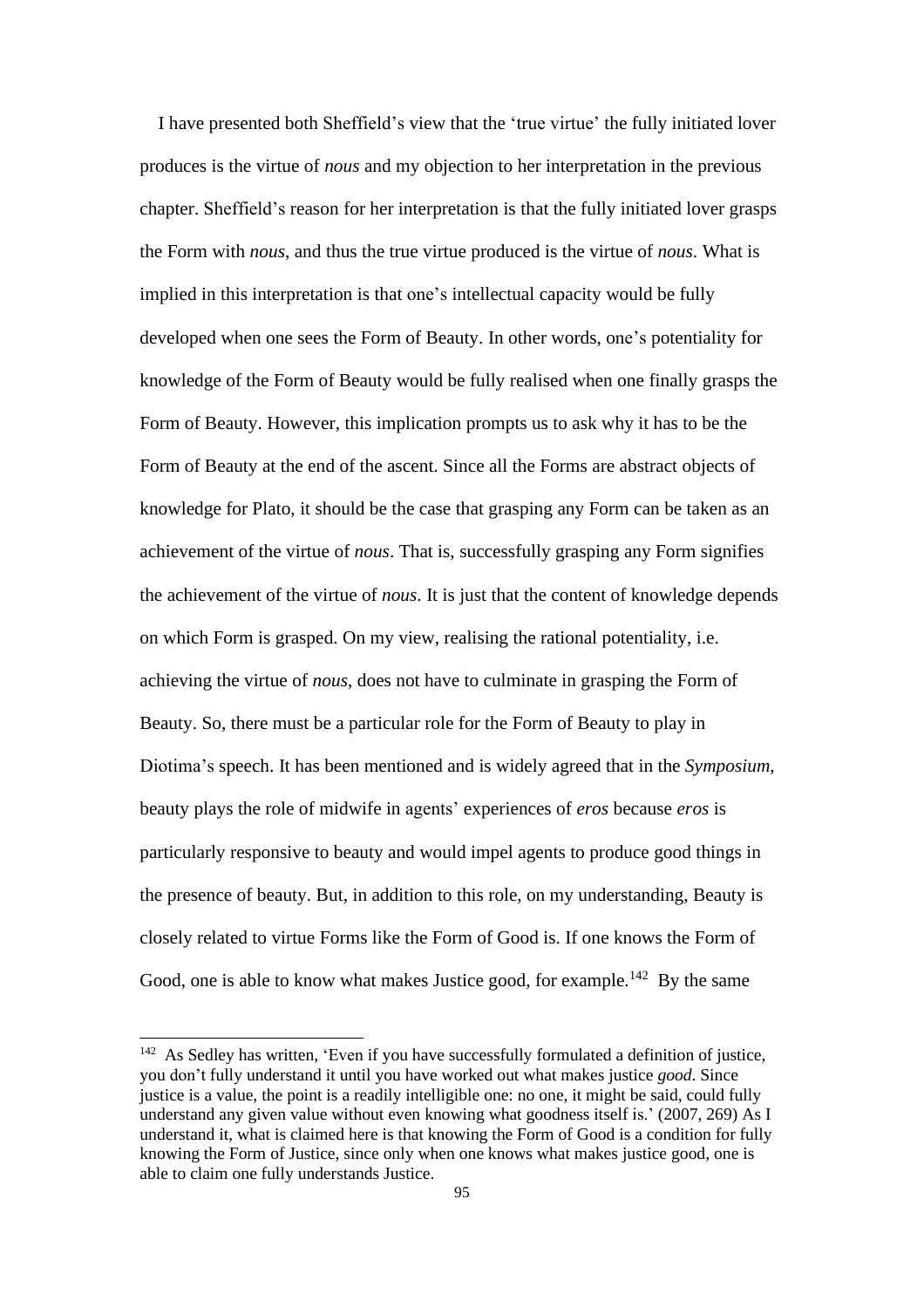I have presented both Sheffield's view that the 'true virtue' the fully initiated lover produces is the virtue of *nous* and my objection to her interpretation in the previous chapter. Sheffield's reason for her interpretation is that the fully initiated lover grasps the Form with *nous*, and thus the true virtue produced is the virtue of *nous*. What is implied in this interpretation is that one's intellectual capacity would be fully developed when one sees the Form of Beauty. In other words, one's potentiality for knowledge of the Form of Beauty would be fully realised when one finally grasps the Form of Beauty. However, this implication prompts us to ask why it has to be the Form of Beauty at the end of the ascent. Since all the Forms are abstract objects of knowledge for Plato, it should be the case that grasping any Form can be taken as an achievement of the virtue of *nous*. That is, successfully grasping any Form signifies the achievement of the virtue of *nous*. It is just that the content of knowledge depends on which Form is grasped. On my view, realising the rational potentiality, i.e. achieving the virtue of *nous*, does not have to culminate in grasping the Form of Beauty. So, there must be a particular role for the Form of Beauty to play in Diotima's speech. It has been mentioned and is widely agreed that in the *Symposium*, beauty plays the role of midwife in agents' experiences of *eros* because *eros* is particularly responsive to beauty and would impel agents to produce good things in the presence of beauty. But, in addition to this role, on my understanding, Beauty is closely related to virtue Forms like the Form of Good is. If one knows the Form of Good, one is able to know what makes Justice good, for example.[142] By the same

[142] As Sedley has written, 'Even if you have successfully formulated a definition of justice, you don't fully understand it until you have worked out what makes justice *good*. Since justice is a value, the point is a readily intelligible one: no one, it might be said, could fully understand any given value without even knowing what goodness itself is.' (2007, 269) As I understand it, what is claimed here is that knowing the Form of Good is a condition for fully knowing the Form of Justice, since only when one knows what makes justice good, one is able to claim one fully understands Justice.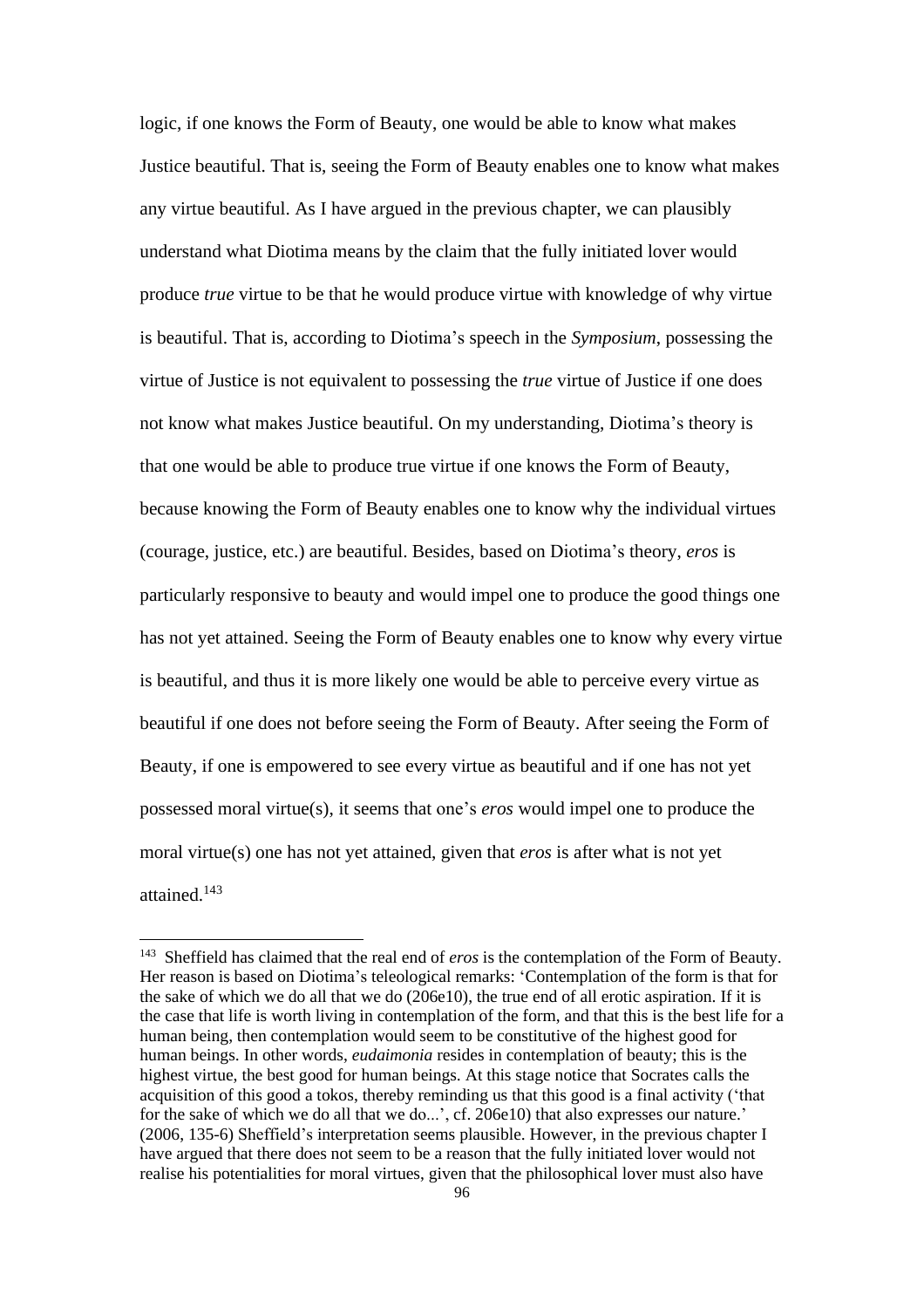logic, if one knows the Form of Beauty, one would be able to know what makes Justice beautiful. That is, seeing the Form of Beauty enables one to know what makes any virtue beautiful. As I have argued in the previous chapter, we can plausibly understand what Diotima means by the claim that the fully initiated lover would produce *true* virtue to be that he would produce virtue with knowledge of why virtue is beautiful. That is, according to Diotima's speech in the *Symposium*, possessing the virtue of Justice is not equivalent to possessing the *true* virtue of Justice if one does not know what makes Justice beautiful. On my understanding, Diotima's theory is that one would be able to produce true virtue if one knows the Form of Beauty, because knowing the Form of Beauty enables one to know why the individual virtues (courage, justice, etc.) are beautiful. Besides, based on Diotima's theory, *eros* is particularly responsive to beauty and would impel one to produce the good things one has not yet attained. Seeing the Form of Beauty enables one to know why every virtue is beautiful, and thus it is more likely one would be able to perceive every virtue as beautiful if one does not before seeing the Form of Beauty. After seeing the Form of Beauty, if one is empowered to see every virtue as beautiful and if one has not yet possessed moral virtue(s), it seems that one's *eros* would impel one to produce the moral virtue(s) one has not yet attained, given that *eros* is after what is not yet attained.[143]

---

[143] Sheffield has claimed that the real end of *eros* is the contemplation of the Form of Beauty. Her reason is based on Diotima's teleological remarks: 'Contemplation of the form is that for the sake of which we do all that we do (206e10), the true end of all erotic aspiration. If it is the case that life is worth living in contemplation of the form, and that this is the best life for a human being, then contemplation would seem to be constitutive of the highest good for human beings. In other words, *eudaimonia* resides in contemplation of beauty; this is the highest virtue, the best good for human beings. At this stage notice that Socrates calls the acquisition of this good a tokos, thereby reminding us that this good is a final activity ('that for the sake of which we do all that we do...', cf. 206e10) that also expresses our nature.' (2006, 135-6) Sheffield's interpretation seems plausible. However, in the previous chapter I have argued that there does not seem to be a reason that the fully initiated lover would not realise his potentialities for moral virtues, given that the philosophical lover must also have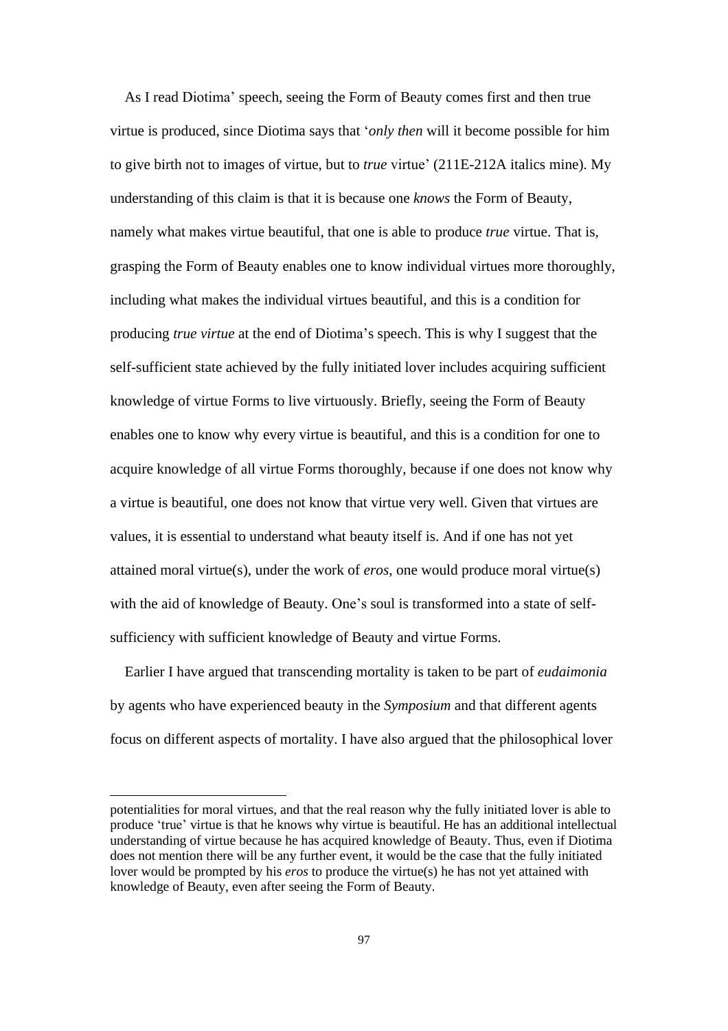As I read Diotima' speech, seeing the Form of Beauty comes first and then true virtue is produced, since Diotima says that '*only then* will it become possible for him to give birth not to images of virtue, but to *true* virtue' (211E-212A italics mine). My understanding of this claim is that it is because one *knows* the Form of Beauty, namely what makes virtue beautiful, that one is able to produce *true* virtue. That is, grasping the Form of Beauty enables one to know individual virtues more thoroughly, including what makes the individual virtues beautiful, and this is a condition for producing *true virtue* at the end of Diotima's speech. This is why I suggest that the self-sufficient state achieved by the fully initiated lover includes acquiring sufficient knowledge of virtue Forms to live virtuously. Briefly, seeing the Form of Beauty enables one to know why every virtue is beautiful, and this is a condition for one to acquire knowledge of all virtue Forms thoroughly, because if one does not know why a virtue is beautiful, one does not know that virtue very well. Given that virtues are values, it is essential to understand what beauty itself is. And if one has not yet attained moral virtue(s), under the work of *eros*, one would produce moral virtue(s) with the aid of knowledge of Beauty. One's soul is transformed into a state of self-sufficiency with sufficient knowledge of Beauty and virtue Forms.

Earlier I have argued that transcending mortality is taken to be part of *eudaimonia* by agents who have experienced beauty in the *Symposium* and that different agents focus on different aspects of mortality. I have also argued that the philosophical lover

---

potentialities for moral virtues, and that the real reason why the fully initiated lover is able to produce 'true' virtue is that he knows why virtue is beautiful. He has an additional intellectual understanding of virtue because he has acquired knowledge of Beauty. Thus, even if Diotima does not mention there will be any further event, it would be the case that the fully initiated lover would be prompted by his *eros* to produce the virtue(s) he has not yet attained with knowledge of Beauty, even after seeing the Form of Beauty.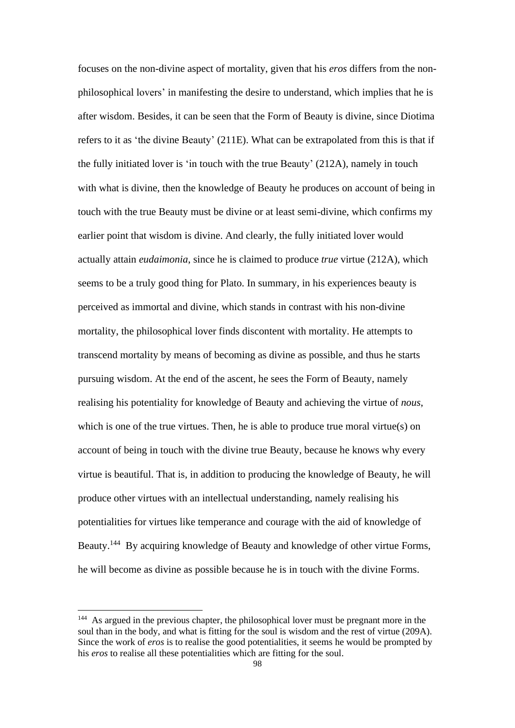focuses on the non-divine aspect of mortality, given that his *eros* differs from the non-philosophical lovers' in manifesting the desire to understand, which implies that he is after wisdom. Besides, it can be seen that the Form of Beauty is divine, since Diotima refers to it as 'the divine Beauty' (211E). What can be extrapolated from this is that if the fully initiated lover is 'in touch with the true Beauty' (212A), namely in touch with what is divine, then the knowledge of Beauty he produces on account of being in touch with the true Beauty must be divine or at least semi-divine, which confirms my earlier point that wisdom is divine. And clearly, the fully initiated lover would actually attain *eudaimonia*, since he is claimed to produce *true* virtue (212A), which seems to be a truly good thing for Plato. In summary, in his experiences beauty is perceived as immortal and divine, which stands in contrast with his non-divine mortality, the philosophical lover finds discontent with mortality. He attempts to transcend mortality by means of becoming as divine as possible, and thus he starts pursuing wisdom. At the end of the ascent, he sees the Form of Beauty, namely realising his potentiality for knowledge of Beauty and achieving the virtue of *nous*, which is one of the true virtues. Then, he is able to produce true moral virtue(s) on account of being in touch with the divine true Beauty, because he knows why every virtue is beautiful. That is, in addition to producing the knowledge of Beauty, he will produce other virtues with an intellectual understanding, namely realising his potentialities for virtues like temperance and courage with the aid of knowledge of Beauty.[144] By acquiring knowledge of Beauty and knowledge of other virtue Forms, he will become as divine as possible because he is in touch with the divine Forms.

[144] As argued in the previous chapter, the philosophical lover must be pregnant more in the soul than in the body, and what is fitting for the soul is wisdom and the rest of virtue (209A). Since the work of *eros* is to realise the good potentialities, it seems he would be prompted by his *eros* to realise all these potentialities which are fitting for the soul.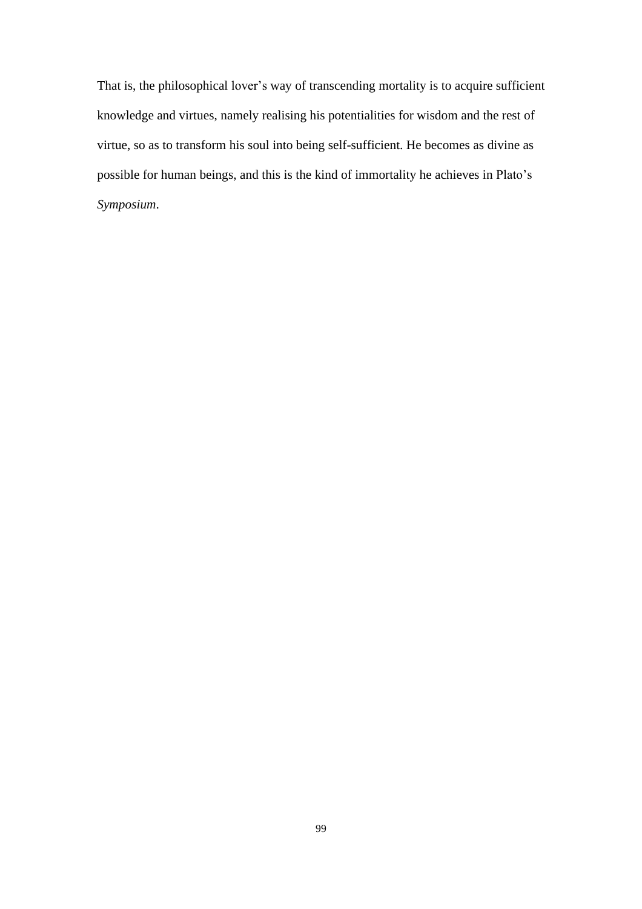That is, the philosophical lover's way of transcending mortality is to acquire sufficient knowledge and virtues, namely realising his potentialities for wisdom and the rest of virtue, so as to transform his soul into being self-sufficient. He becomes as divine as possible for human beings, and this is the kind of immortality he achieves in Plato's *Symposium*.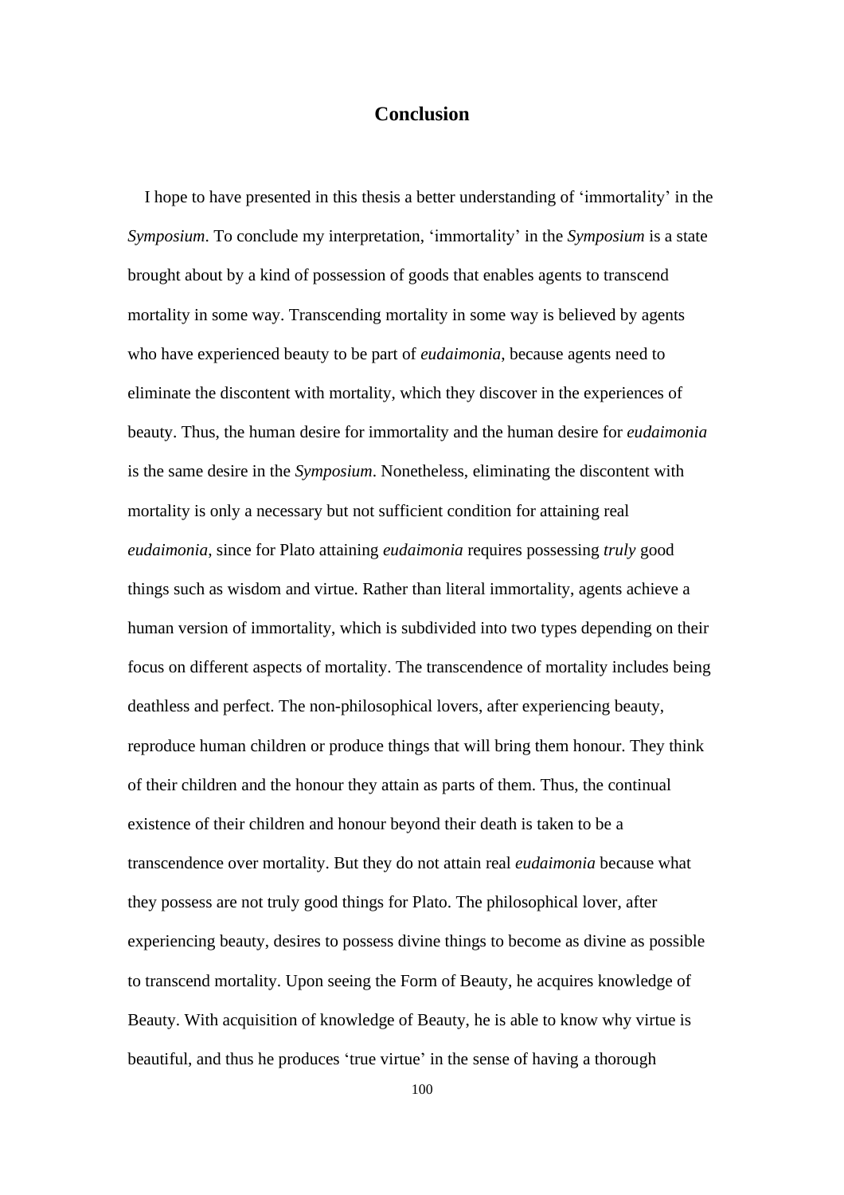# Conclusion

I hope to have presented in this thesis a better understanding of 'immortality' in the *Symposium*. To conclude my interpretation, 'immortality' in the *Symposium* is a state brought about by a kind of possession of goods that enables agents to transcend mortality in some way. Transcending mortality in some way is believed by agents who have experienced beauty to be part of *eudaimonia*, because agents need to eliminate the discontent with mortality, which they discover in the experiences of beauty. Thus, the human desire for immortality and the human desire for *eudaimonia* is the same desire in the *Symposium*. Nonetheless, eliminating the discontent with mortality is only a necessary but not sufficient condition for attaining real *eudaimonia*, since for Plato attaining *eudaimonia* requires possessing *truly* good things such as wisdom and virtue. Rather than literal immortality, agents achieve a human version of immortality, which is subdivided into two types depending on their focus on different aspects of mortality. The transcendence of mortality includes being deathless and perfect. The non-philosophical lovers, after experiencing beauty, reproduce human children or produce things that will bring them honour. They think of their children and the honour they attain as parts of them. Thus, the continual existence of their children and honour beyond their death is taken to be a transcendence over mortality. But they do not attain real *eudaimonia* because what they possess are not truly good things for Plato. The philosophical lover, after experiencing beauty, desires to possess divine things to become as divine as possible to transcend mortality. Upon seeing the Form of Beauty, he acquires knowledge of Beauty. With acquisition of knowledge of Beauty, he is able to know why virtue is beautiful, and thus he produces 'true virtue' in the sense of having a thorough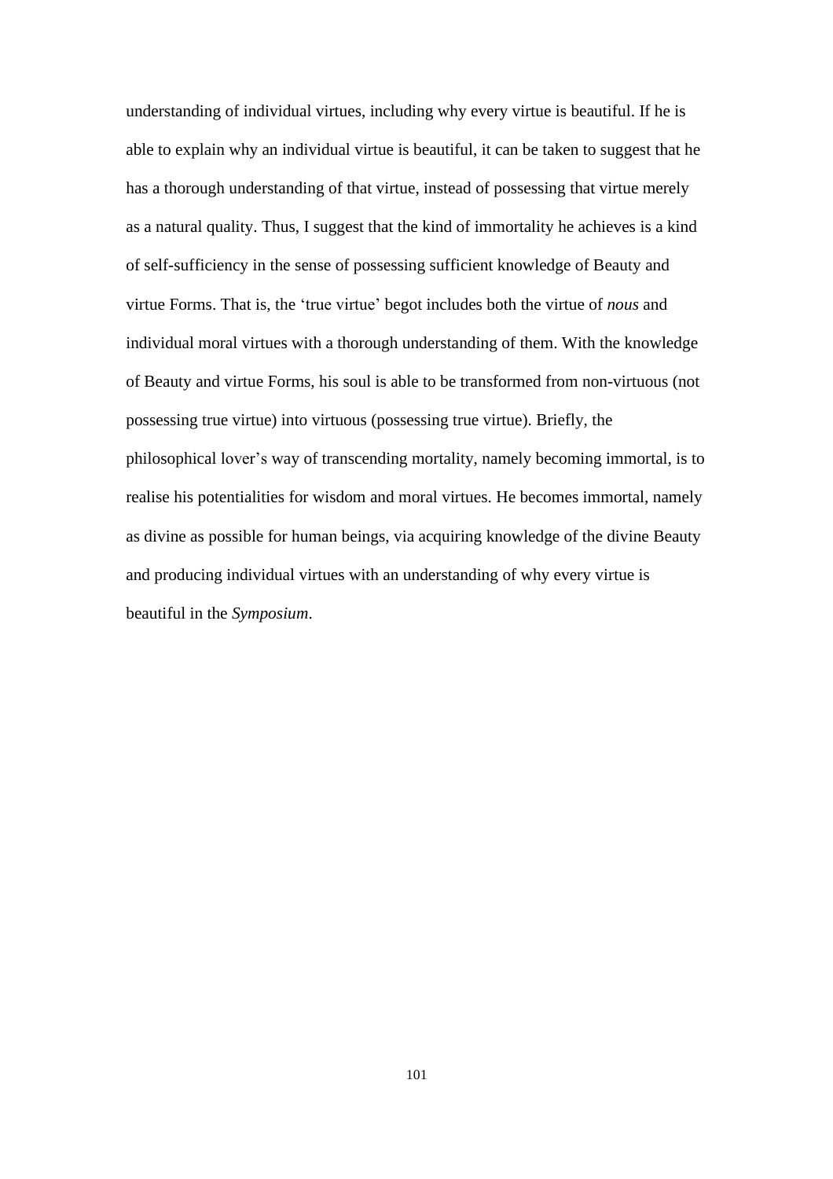understanding of individual virtues, including why every virtue is beautiful. If he is able to explain why an individual virtue is beautiful, it can be taken to suggest that he has a thorough understanding of that virtue, instead of possessing that virtue merely as a natural quality. Thus, I suggest that the kind of immortality he achieves is a kind of self-sufficiency in the sense of possessing sufficient knowledge of Beauty and virtue Forms. That is, the 'true virtue' begot includes both the virtue of *nous* and individual moral virtues with a thorough understanding of them. With the knowledge of Beauty and virtue Forms, his soul is able to be transformed from non-virtuous (not possessing true virtue) into virtuous (possessing true virtue). Briefly, the philosophical lover's way of transcending mortality, namely becoming immortal, is to realise his potentialities for wisdom and moral virtues. He becomes immortal, namely as divine as possible for human beings, via acquiring knowledge of the divine Beauty and producing individual virtues with an understanding of why every virtue is beautiful in the *Symposium*.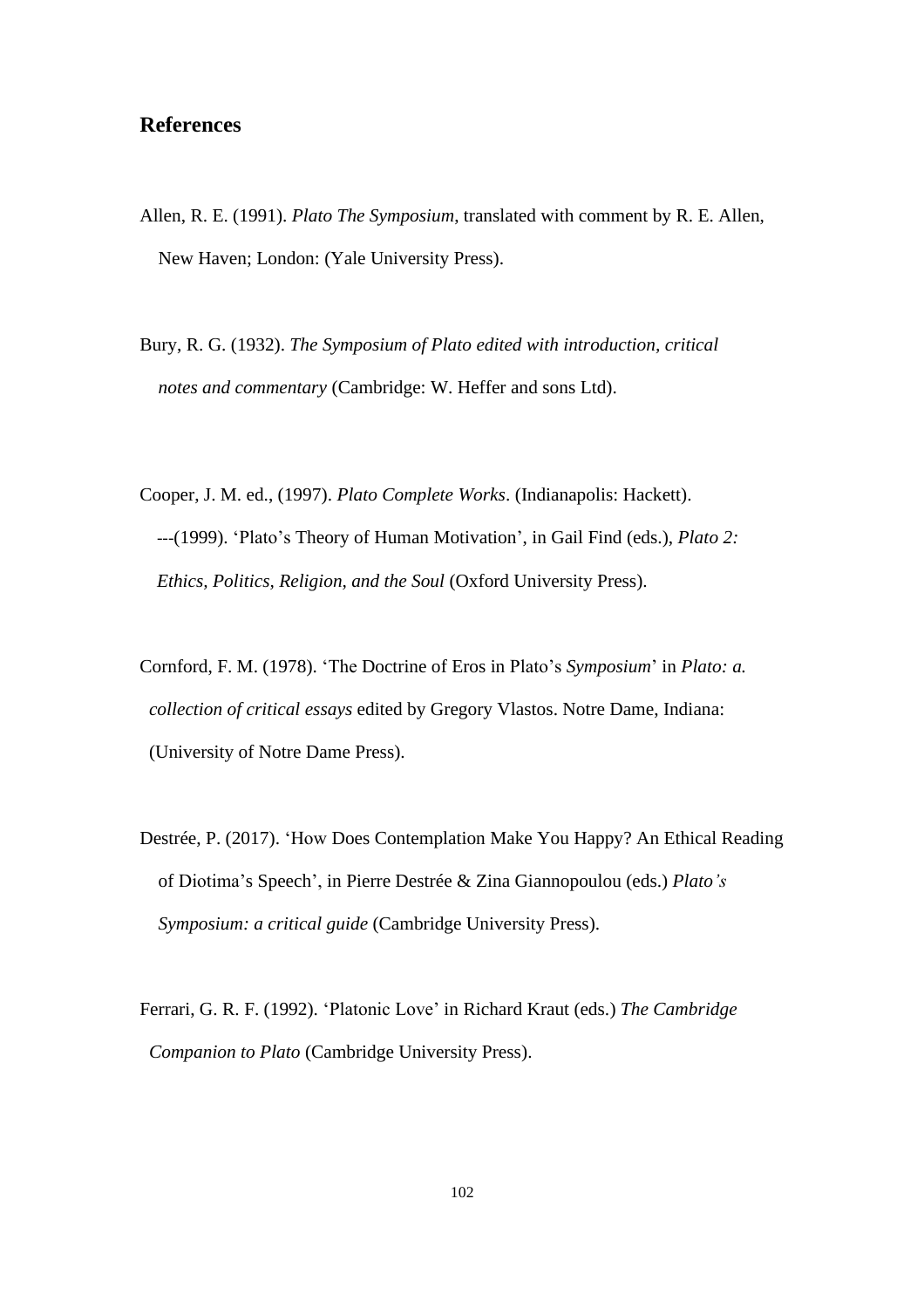## References

Allen, R. E. (1991). *Plato The Symposium*, translated with comment by R. E. Allen, New Haven; London: (Yale University Press).

Bury, R. G. (1932). *The Symposium of Plato edited with introduction, critical notes and commentary* (Cambridge: W. Heffer and sons Ltd).

Cooper, J. M. ed., (1997). *Plato Complete Works*. (Indianapolis: Hackett).

---(1999). 'Plato's Theory of Human Motivation', in Gail Find (eds.), *Plato 2: Ethics, Politics, Religion, and the Soul* (Oxford University Press).

Cornford, F. M. (1978). 'The Doctrine of Eros in Plato's *Symposium*' in *Plato: a. collection of critical essays* edited by Gregory Vlastos. Notre Dame, Indiana: (University of Notre Dame Press).

Destrée, P. (2017). 'How Does Contemplation Make You Happy? An Ethical Reading of Diotima's Speech', in Pierre Destrée & Zina Giannopoulou (eds.) *Plato's Symposium: a critical guide* (Cambridge University Press).

Ferrari, G. R. F. (1992). 'Platonic Love' in Richard Kraut (eds.) *The Cambridge Companion to Plato* (Cambridge University Press).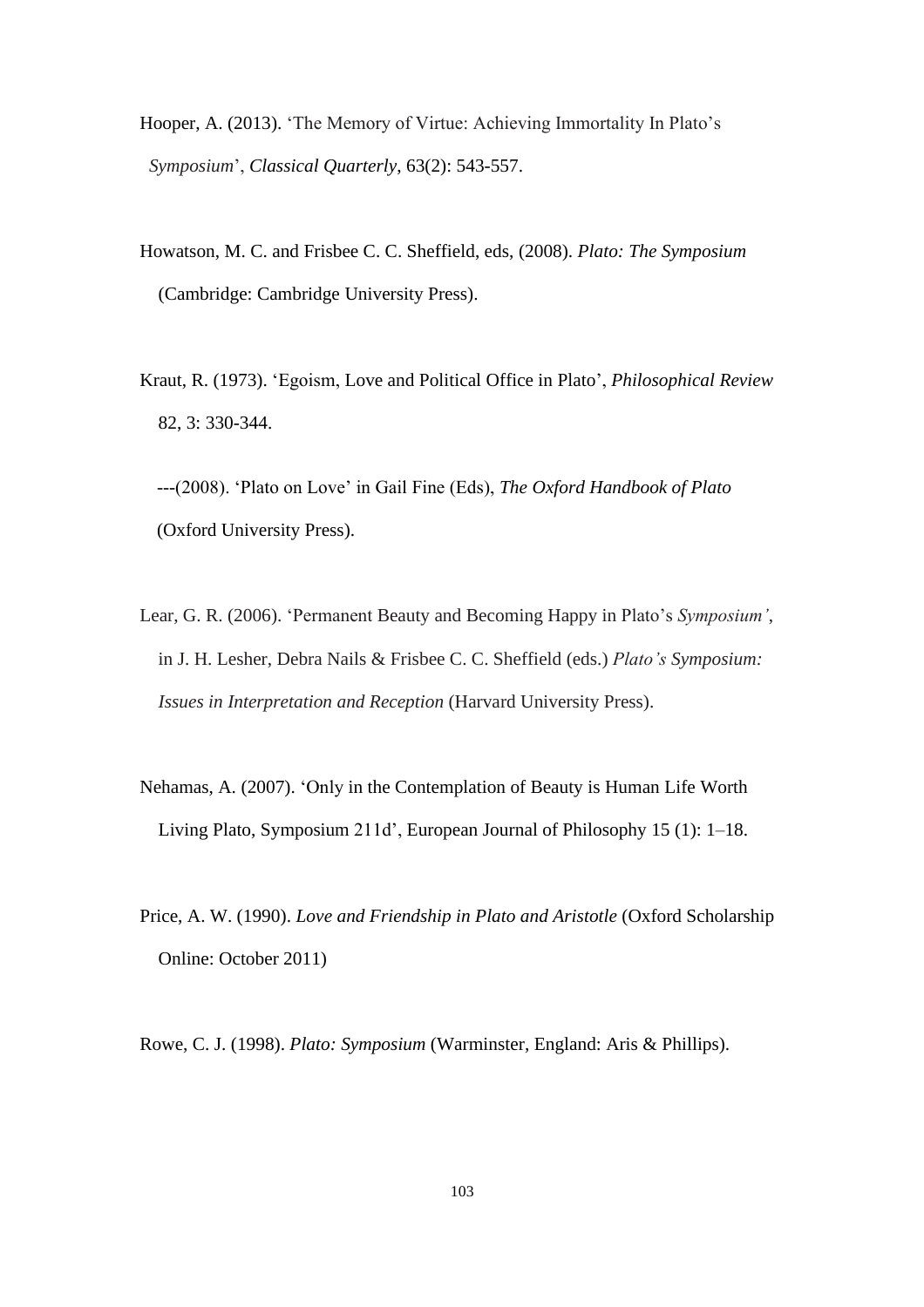Hooper, A. (2013). 'The Memory of Virtue: Achieving Immortality In Plato's *Symposium*', *Classical Quarterly*, 63(2): 543-557.

Howatson, M. C. and Frisbee C. C. Sheffield, eds, (2008). *Plato: The Symposium* (Cambridge: Cambridge University Press).

Kraut, R. (1973). 'Egoism, Love and Political Office in Plato', *Philosophical Review* 82, 3: 330-344.

---(2008). 'Plato on Love' in Gail Fine (Eds), *The Oxford Handbook of Plato* (Oxford University Press).

Lear, G. R. (2006). 'Permanent Beauty and Becoming Happy in Plato's *Symposium'*, in J. H. Lesher, Debra Nails & Frisbee C. C. Sheffield (eds.) *Plato's Symposium: Issues in Interpretation and Reception* (Harvard University Press).

Nehamas, A. (2007). 'Only in the Contemplation of Beauty is Human Life Worth Living Plato, Symposium 211d', European Journal of Philosophy 15 (1): 1–18.

Price, A. W. (1990). *Love and Friendship in Plato and Aristotle* (Oxford Scholarship Online: October 2011)

Rowe, C. J. (1998). *Plato: Symposium* (Warminster, England: Aris & Phillips).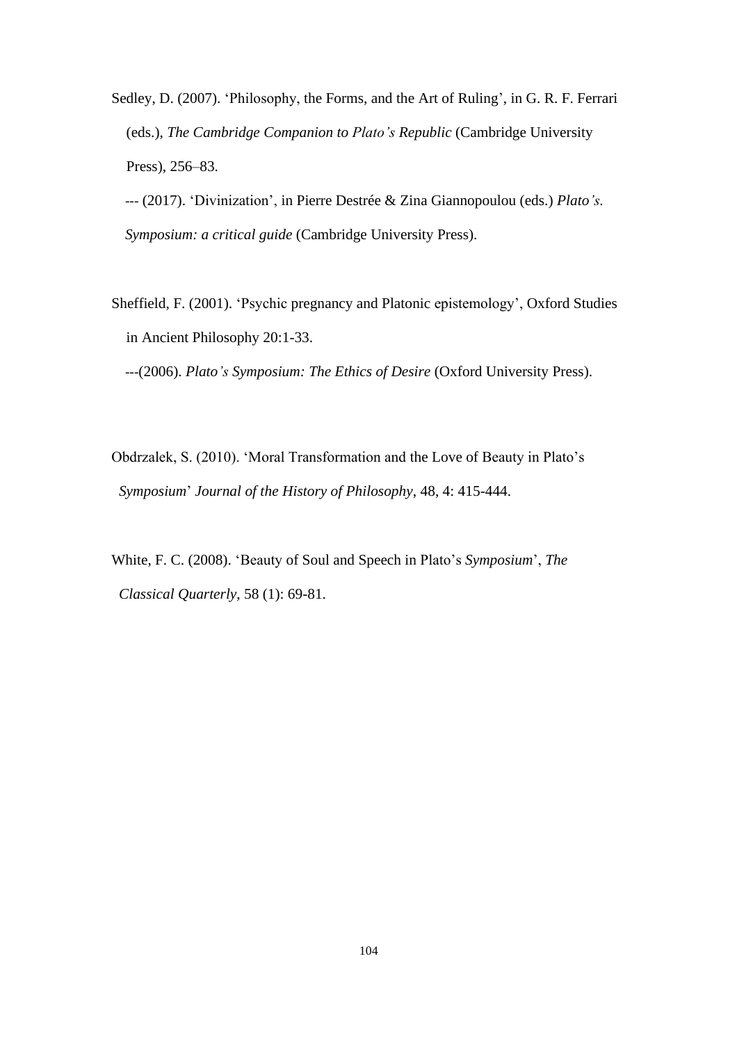Sedley, D. (2007). 'Philosophy, the Forms, and the Art of Ruling', in G. R. F. Ferrari (eds.), *The Cambridge Companion to Plato's Republic* (Cambridge University Press), 256–83.

--- (2017). 'Divinization', in Pierre Destrée & Zina Giannopoulou (eds.) *Plato's. Symposium: a critical guide* (Cambridge University Press).

Sheffield, F. (2001). 'Psychic pregnancy and Platonic epistemology', Oxford Studies in Ancient Philosophy 20:1-33.

---(2006). *Plato's Symposium: The Ethics of Desire* (Oxford University Press).

Obdrzalek, S. (2010). 'Moral Transformation and the Love of Beauty in Plato's *Symposium*' *Journal of the History of Philosophy*, 48, 4: 415-444.

White, F. C. (2008). 'Beauty of Soul and Speech in Plato's *Symposium*', *The Classical Quarterly*, 58 (1): 69-81.